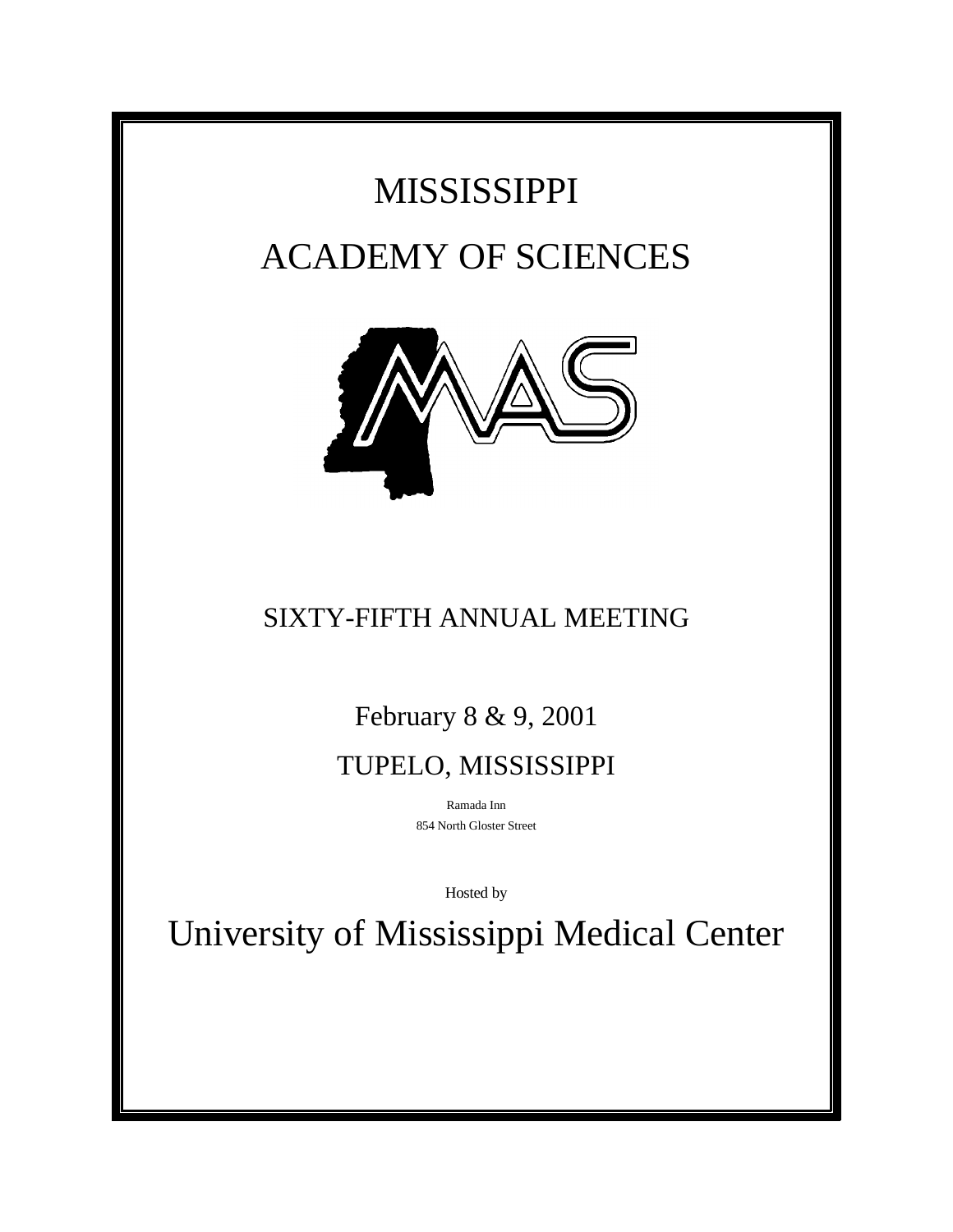# MISSISSIPPI

# ACADEMY OF SCIENCES

## SIXTY-FIFTH ANNUAL MEETING

February 8 & 9, 2001

TUPELO, MISSISSIPPI

Ramada Inn

854 North Gloster Street

Hosted by

# University of Mississippi Medical Center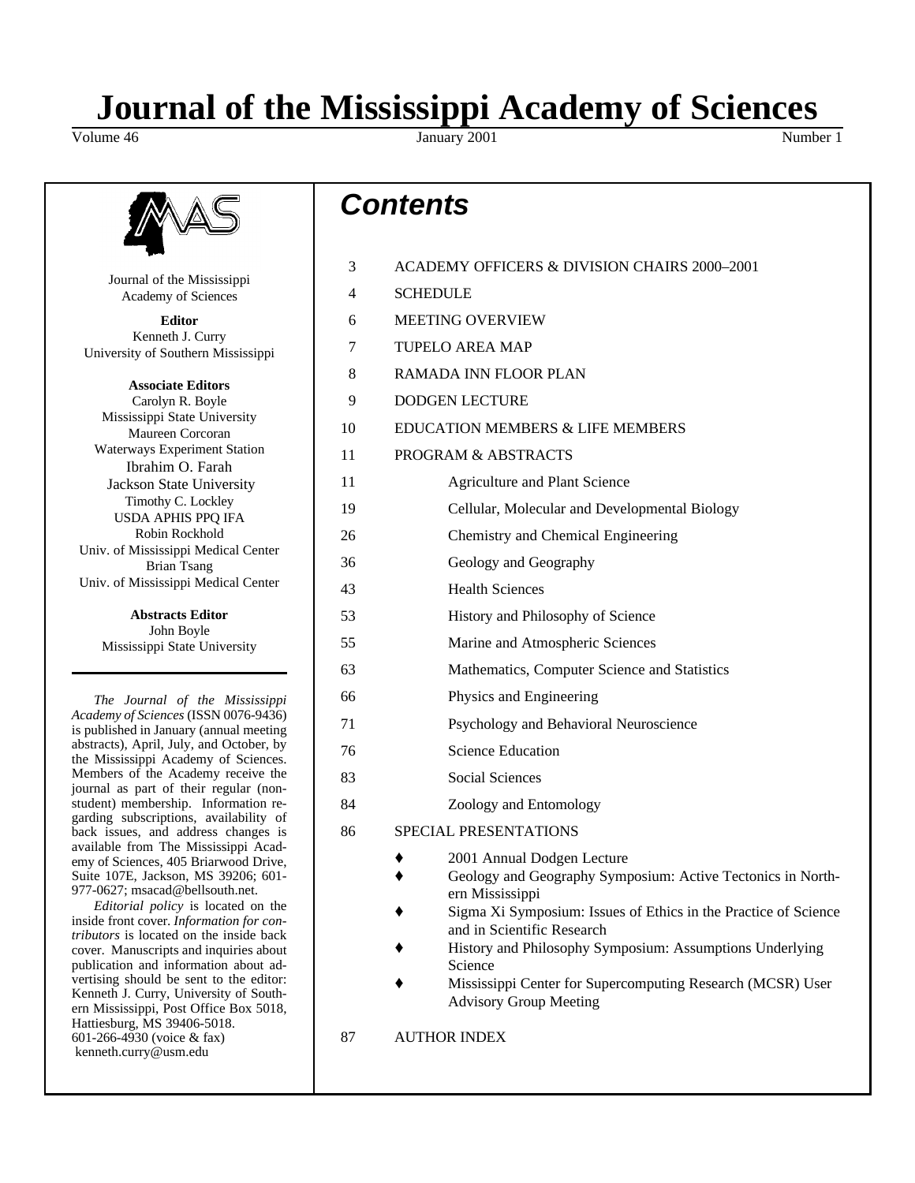# Journal of the Mississippi Academy of Sciences

Volume 46 January 2001 Number 1

Journal of the Mississippi Academy of Sciences

**Editor**
Kenneth J. Curry
University of Southern Mississippi

**Associate Editors**
Carolyn R. Boyle
Mississippi State University
Maureen Corcoran
Waterways Experiment Station
Ibrahim O. Farah
Jackson State University
Timothy C. Lockley
USDA APHIS PPQ IFA
Robin Rockhold
Univ. of Mississippi Medical Center
Brian Tsang
Univ. of Mississippi Medical Center

**Abstracts Editor**
John Boyle
Mississippi State University

---

*The Journal of the Mississippi Academy of Sciences* (ISSN 0076-9436) is published in January (annual meeting abstracts), April, July, and October, by the Mississippi Academy of Sciences. Members of the Academy receive the journal as part of their regular (non-student) membership. Information regarding subscriptions, availability of back issues, and address changes is available from The Mississippi Academy of Sciences, 405 Briarwood Drive, Suite 107E, Jackson, MS 39206; 601-977-0627; msacad@bellsouth.net.

*Editorial policy* is located on the inside front cover. *Information for contributors* is located on the inside back cover. Manuscripts and inquiries about publication and information about advertising should be sent to the editor: Kenneth J. Curry, University of Southern Mississippi, Post Office Box 5018, Hattiesburg, MS 39406-5018. 601-266-4930 (voice & fax) kenneth.curry@usm.edu

## Contents

| | |
|---|---|
| 3 | ACADEMY OFFICERS & DIVISION CHAIRS 2000–2001 |
| 4 | SCHEDULE |
| 6 | MEETING OVERVIEW |
| 7 | TUPELO AREA MAP |
| 8 | RAMADA INN FLOOR PLAN |
| 9 | DODGEN LECTURE |
| 10 | EDUCATION MEMBERS & LIFE MEMBERS |
| 11 | PROGRAM & ABSTRACTS |
| 11 | Agriculture and Plant Science |
| 19 | Cellular, Molecular and Developmental Biology |
| 26 | Chemistry and Chemical Engineering |
| 36 | Geology and Geography |
| 43 | Health Sciences |
| 53 | History and Philosophy of Science |
| 55 | Marine and Atmospheric Sciences |
| 63 | Mathematics, Computer Science and Statistics |
| 66 | Physics and Engineering |
| 71 | Psychology and Behavioral Neuroscience |
| 76 | Science Education |
| 83 | Social Sciences |
| 84 | Zoology and Entomology |
| 86 | SPECIAL PRESENTATIONS |
| 87 | AUTHOR INDEX |

Special presentations (p. 86):

- 2001 Annual Dodgen Lecture
- Geology and Geography Symposium: Active Tectonics in Northern Mississippi
- Sigma Xi Symposium: Issues of Ethics in the Practice of Science and in Scientific Research
- History and Philosophy Symposium: Assumptions Underlying Science
- Mississippi Center for Supercomputing Research (MCSR) User Advisory Group Meeting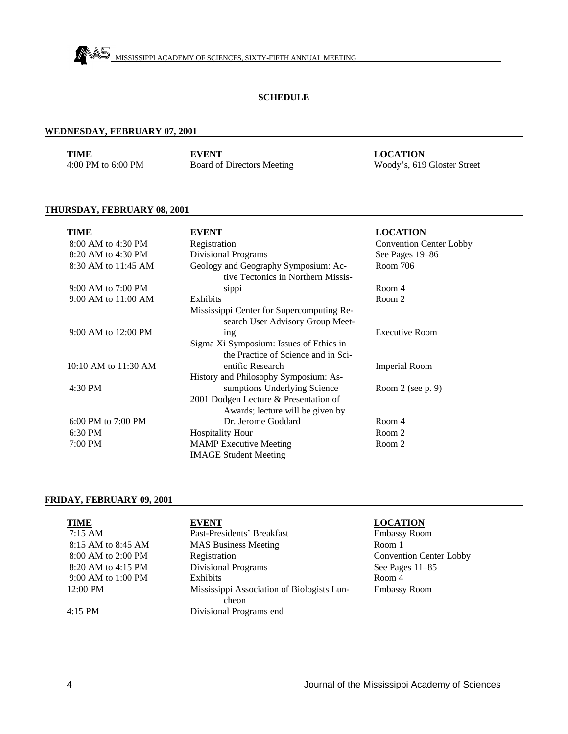## SCHEDULE

### WEDNESDAY, FEBRUARY 07, 2001

| TIME | EVENT | LOCATION |
|---|---|---|
| 4:00 PM to 6:00 PM | Board of Directors Meeting | Woody's, 619 Gloster Street |

### THURSDAY, FEBRUARY 08, 2001

| TIME | EVENT | LOCATION |
|---|---|---|
| 8:00 AM to 4:30 PM | Registration | Convention Center Lobby |
| 8:20 AM to 4:30 PM | Divisional Programs | See Pages 19–86 |
| 8:30 AM to 11:45 AM | Geology and Geography Symposium: Active Tectonics in Northern Mississippi | Room 706 |
| 9:00 AM to 7:00 PM | Exhibits | Room 4 |
| 9:00 AM to 11:00 AM | Mississippi Center for Supercomputing Research User Advisory Group Meeting | Room 2 |
| 9:00 AM to 12:00 PM | Sigma Xi Symposium: Issues of Ethics in the Practice of Science and in Scientific Research | Executive Room |
| 10:10 AM to 11:30 AM | History and Philosophy Symposium: Assumptions Underlying Science | Imperial Room |
| 4:30 PM | 2001 Dodgen Lecture & Presentation of Awards; lecture will be given by Dr. Jerome Goddard | Room 2 (see p. 9) |
| 6:00 PM to 7:00 PM | Hospitality Hour | Room 4 |
| 6:30 PM | MAMP Executive Meeting | Room 2 |
| 7:00 PM | IMAGE Student Meeting | Room 2 |

### FRIDAY, FEBRUARY 09, 2001

| TIME | EVENT | LOCATION |
|---|---|---|
| 7:15 AM | Past-Presidents' Breakfast | Embassy Room |
| 8:15 AM to 8:45 AM | MAS Business Meeting | Room 1 |
| 8:00 AM to 2:00 PM | Registration | Convention Center Lobby |
| 8:20 AM to 4:15 PM | Divisional Programs | See Pages 11–85 |
| 9:00 AM to 1:00 PM | Exhibits | Room 4 |
| 12:00 PM | Mississippi Association of Biologists Luncheon | Embassy Room |
| 4:15 PM | Divisional Programs end | |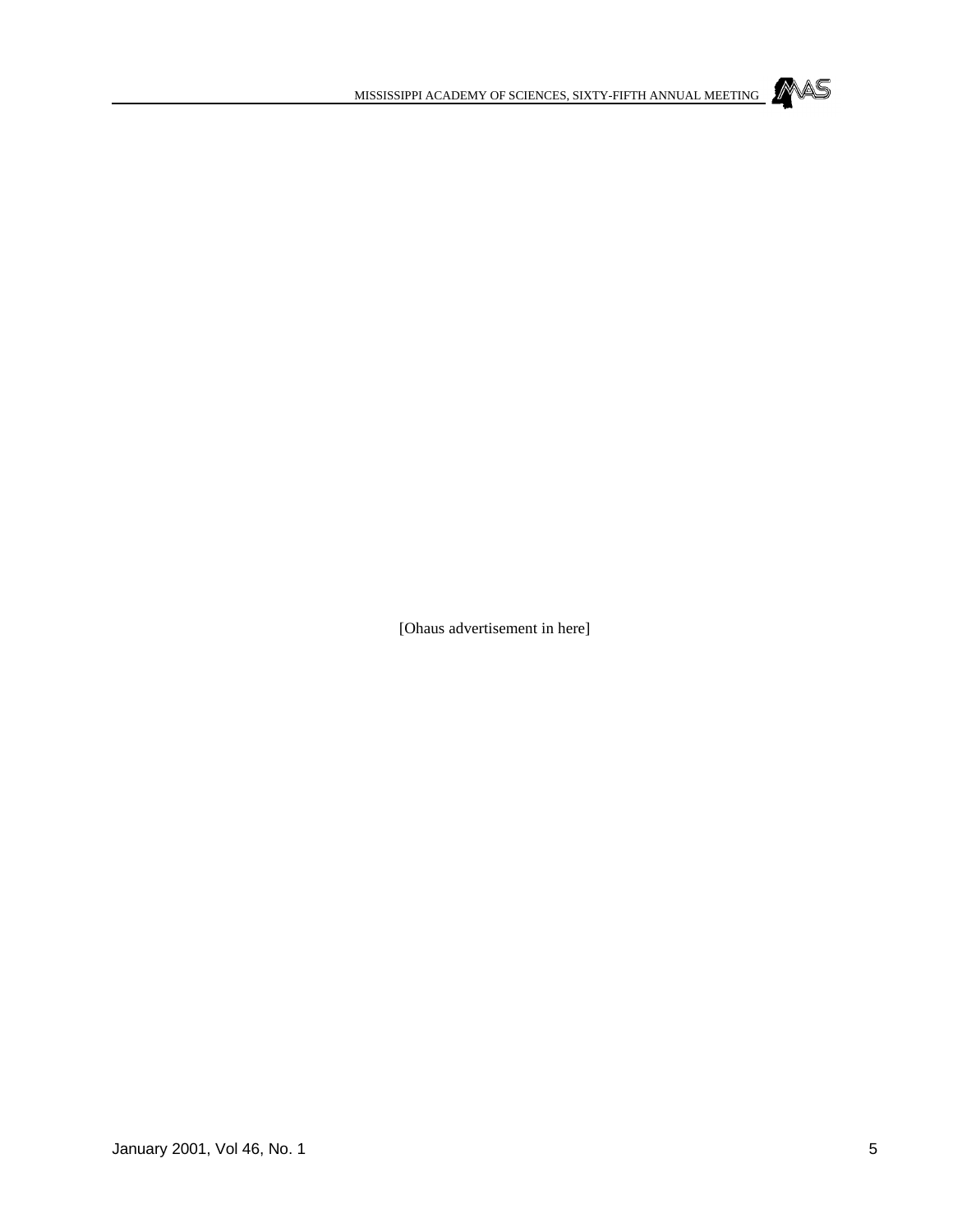[Ohaus advertisement in here]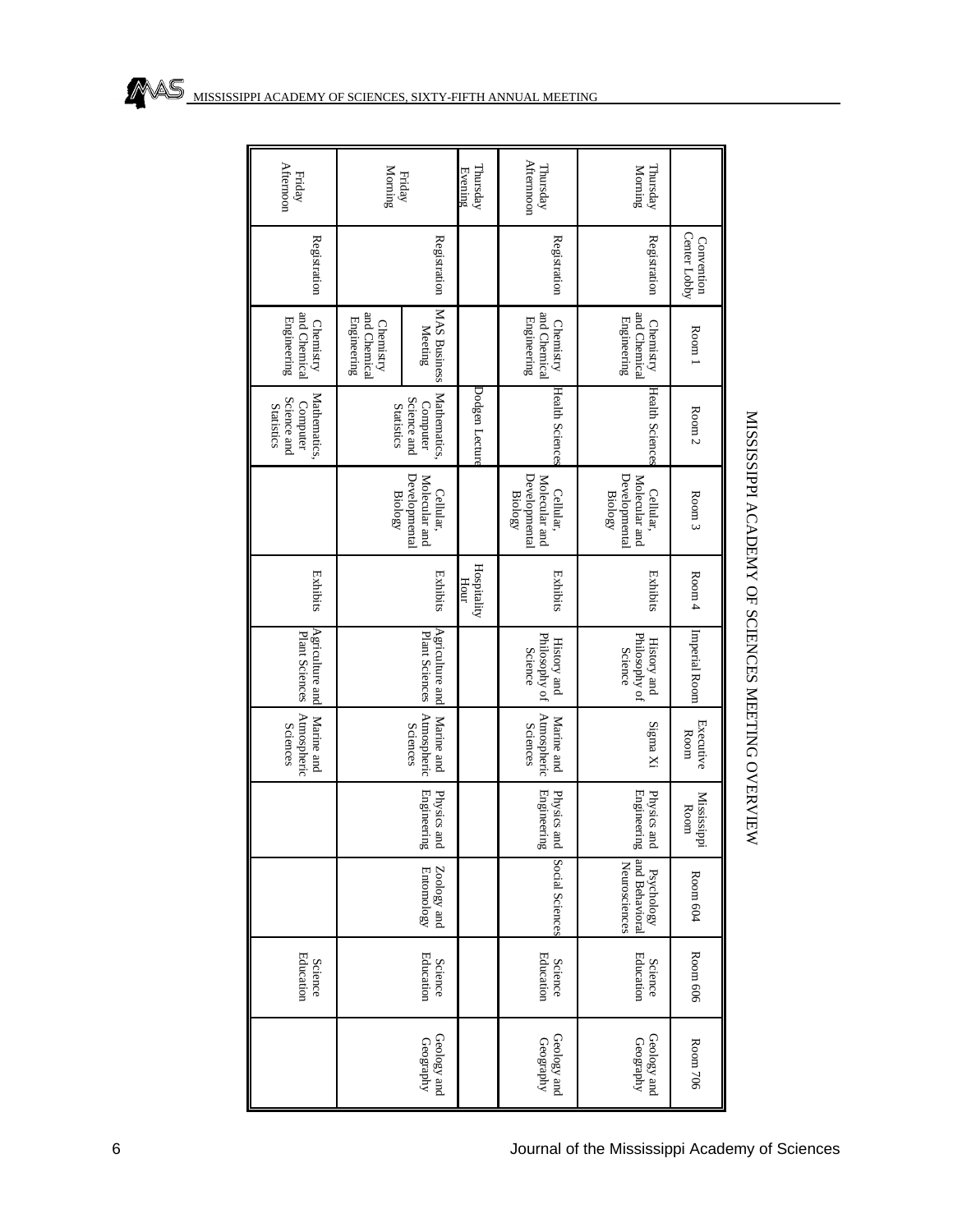# MISSISSIPPI ACADEMY OF SCIENCES MEETING OVERVIEW

| | Convention Center Lobby | Room 1 | Room 2 | Room 3 | Room 4 | Imperial Room | Executive Room | Mississippi Room | Room 604 | Room 606 | Room 706 |
|---|---|---|---|---|---|---|---|---|---|---|---|
| Thursday Morning | Registration | Chemistry and Chemical Engineering | Health Sciences | Cellular, Molecular and Developmental Biology | Exhibits | History and Philosophy of Science | Sigma Xi | Physics and Engineering | Psychology and Behavioral Neurosciences | Science Education | Geology and Geography |
| Thursday Afternoon | Registration | Chemistry and Chemical Engineering | Health Sciences | Cellular, Molecular and Developmental Biology | Exhibits | History and Philosophy of Science | Marine and Atmospheric Sciences | Physics and Engineering | Social Sciences | Science Education | Geology and Geography |
| Thursday Evening | | | Dodgen Lecture | | Hospitality Hour | | | | | | |
| Friday Morning | Registration | MAS Business Meeting; Chemistry and Chemical Engineering | Mathematics, Computer Science and Statistics | Cellular, Molecular and Developmental Biology | Exhibits | Agriculture and Plant Sciences | Marine and Atmospheric Sciences | Physics and Engineering | Zoology and Entomology | Science Education | Geology and Geography |
| Friday Afternoon | Registration | Chemistry and Chemical Engineering | Mathematics, Computer Science and Statistics | | Exhibits | Agriculture and Plant Sciences | Marine and Atmospheric Sciences | | | Science Education | |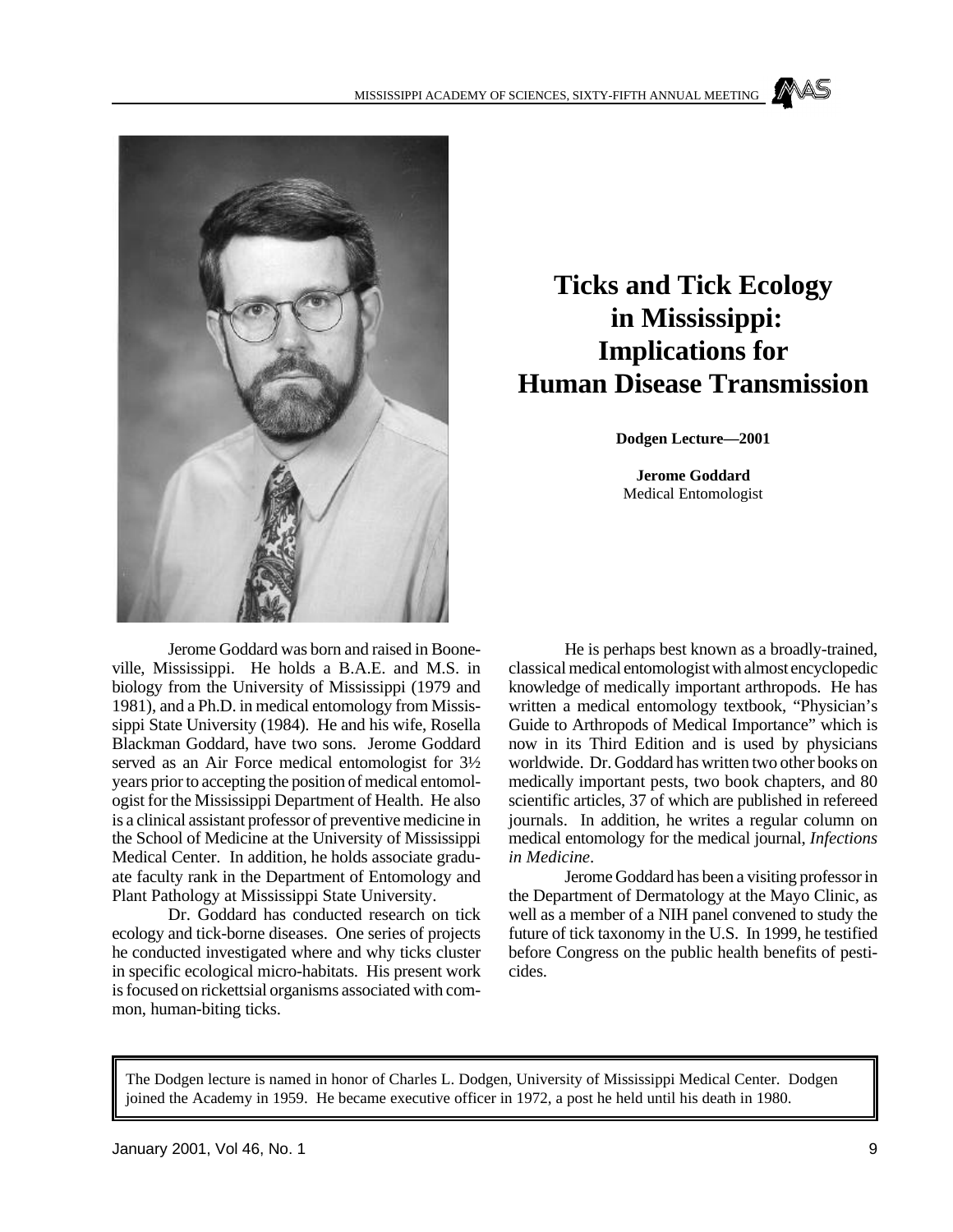# Ticks and Tick Ecology in Mississippi: Implications for Human Disease Transmission

**Dodgen Lecture—2001**

**Jerome Goddard**
Medical Entomologist

Jerome Goddard was born and raised in Booneville, Mississippi. He holds a B.A.E. and M.S. in biology from the University of Mississippi (1979 and 1981), and a Ph.D. in medical entomology from Mississippi State University (1984). He and his wife, Rosella Blackman Goddard, have two sons. Jerome Goddard served as an Air Force medical entomologist for 3½ years prior to accepting the position of medical entomologist for the Mississippi Department of Health. He also is a clinical assistant professor of preventive medicine in the School of Medicine at the University of Mississippi Medical Center. In addition, he holds associate graduate faculty rank in the Department of Entomology and Plant Pathology at Mississippi State University.

Dr. Goddard has conducted research on tick ecology and tick-borne diseases. One series of projects he conducted investigated where and why ticks cluster in specific ecological micro-habitats. His present work is focused on rickettsial organisms associated with common, human-biting ticks.

He is perhaps best known as a broadly-trained, classical medical entomologist with almost encyclopedic knowledge of medically important arthropods. He has written a medical entomology textbook, "Physician's Guide to Arthropods of Medical Importance" which is now in its Third Edition and is used by physicians worldwide. Dr. Goddard has written two other books on medically important pests, two book chapters, and 80 scientific articles, 37 of which are published in refereed journals. In addition, he writes a regular column on medical entomology for the medical journal, *Infections in Medicine*.

Jerome Goddard has been a visiting professor in the Department of Dermatology at the Mayo Clinic, as well as a member of a NIH panel convened to study the future of tick taxonomy in the U.S. In 1999, he testified before Congress on the public health benefits of pesticides.

The Dodgen lecture is named in honor of Charles L. Dodgen, University of Mississippi Medical Center. Dodgen joined the Academy in 1959. He became executive officer in 1972, a post he held until his death in 1980.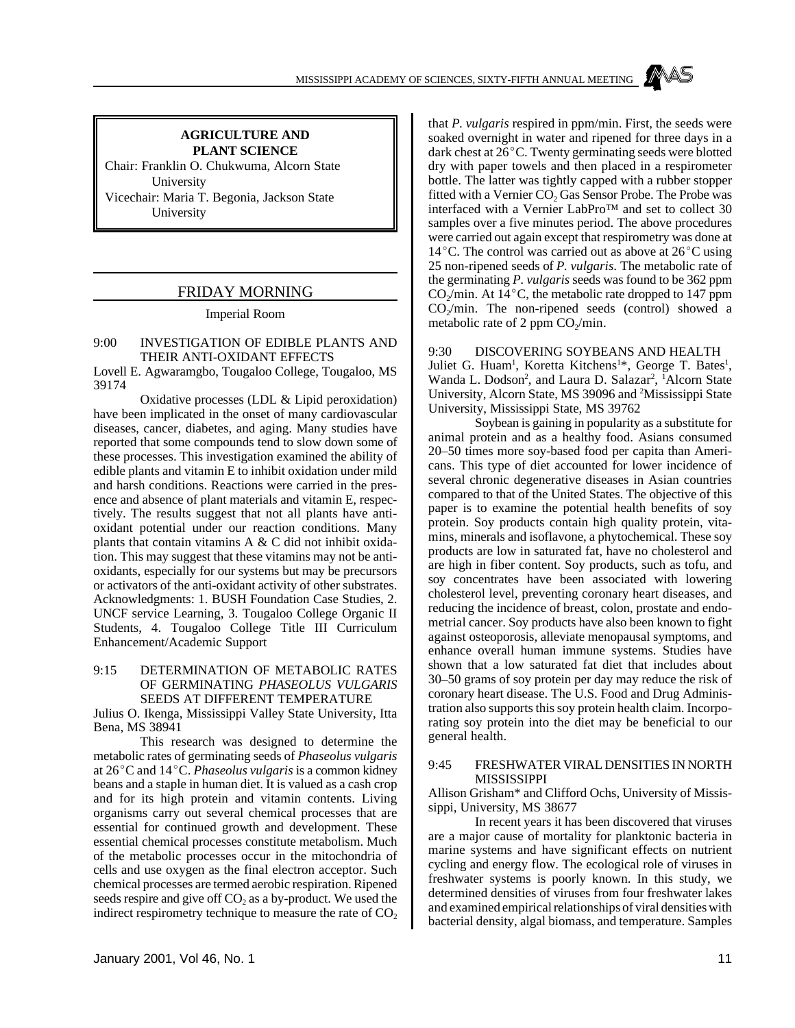## AGRICULTURE AND PLANT SCIENCE

Chair: Franklin O. Chukwuma, Alcorn State University

Vicechair: Maria T. Begonia, Jackson State University

### FRIDAY MORNING

Imperial Room

**9:00 INVESTIGATION OF EDIBLE PLANTS AND THEIR ANTI-OXIDANT EFFECTS**

Lovell E. Agwaramgbo, Tougaloo College, Tougaloo, MS 39174

Oxidative processes (LDL & Lipid peroxidation) have been implicated in the onset of many cardiovascular diseases, cancer, diabetes, and aging. Many studies have reported that some compounds tend to slow down some of these processes. This investigation examined the ability of edible plants and vitamin E to inhibit oxidation under mild and harsh conditions. Reactions were carried in the presence and absence of plant materials and vitamin E, respectively. The results suggest that not all plants have antioxidant potential under our reaction conditions. Many plants that contain vitamins A & C did not inhibit oxidation. This may suggest that these vitamins may not be antioxidants, especially for our systems but may be precursors or activators of the anti-oxidant activity of other substrates. Acknowledgments: 1. BUSH Foundation Case Studies, 2. UNCF service Learning, 3. Tougaloo College Organic II Students, 4. Tougaloo College Title III Curriculum Enhancement/Academic Support

**9:15 DETERMINATION OF METABOLIC RATES OF GERMINATING *PHASEOLUS VULGARIS* SEEDS AT DIFFERENT TEMPERATURE**

Julius O. Ikenga, Mississippi Valley State University, Itta Bena, MS 38941

This research was designed to determine the metabolic rates of germinating seeds of *Phaseolus vulgaris* at 26°C and 14°C. *Phaseolus vulgaris* is a common kidney beans and a staple in human diet. It is valued as a cash crop and for its high protein and vitamin contents. Living organisms carry out several chemical processes that are essential for continued growth and development. These essential chemical processes constitute metabolism. Much of the metabolic processes occur in the mitochondria of cells and use oxygen as the final electron acceptor. Such chemical processes are termed aerobic respiration. Ripened seeds respire and give off $CO_2$ as a by-product. We used the indirect respirometry technique to measure the rate of $CO_2$ that *P. vulgaris* respired in ppm/min. First, the seeds were soaked overnight in water and ripened for three days in a dark chest at 26°C. Twenty germinating seeds were blotted dry with paper towels and then placed in a respirometer bottle. The latter was tightly capped with a rubber stopper fitted with a Vernier $CO_2$ Gas Sensor Probe. The Probe was interfaced with a Vernier LabPro™ and set to collect 30 samples over a five minutes period. The above procedures were carried out again except that respirometry was done at 14°C. The control was carried out as above at 26°C using 25 non-ripened seeds of *P. vulgaris*. The metabolic rate of the germinating *P. vulgaris* seeds was found to be 362 ppm $CO_2$/min. At 14°C, the metabolic rate dropped to 147 ppm $CO_2$/min. The non-ripened seeds (control) showed a metabolic rate of 2 ppm $CO_2$/min.

**9:30 DISCOVERING SOYBEANS AND HEALTH**

Juliet G. Huam[1], Koretta Kitchens[1]*, George T. Bates[1], Wanda L. Dodson[2], and Laura D. Salazar[2], [1]Alcorn State University, Alcorn State, MS 39096 and [2]Mississippi State University, Mississippi State, MS 39762

Soybean is gaining in popularity as a substitute for animal protein and as a healthy food. Asians consumed 20–50 times more soy-based food per capita than Americans. This type of diet accounted for lower incidence of several chronic degenerative diseases in Asian countries compared to that of the United States. The objective of this paper is to examine the potential health benefits of soy protein. Soy products contain high quality protein, vitamins, minerals and isoflavone, a phytochemical. These soy products are low in saturated fat, have no cholesterol and are high in fiber content. Soy products, such as tofu, and soy concentrates have been associated with lowering cholesterol level, preventing coronary heart diseases, and reducing the incidence of breast, colon, prostate and endometrial cancer. Soy products have also been known to fight against osteoporosis, alleviate menopausal symptoms, and enhance overall human immune systems. Studies have shown that a low saturated fat diet that includes about 30–50 grams of soy protein per day may reduce the risk of coronary heart disease. The U.S. Food and Drug Administration also supports this soy protein health claim. Incorporating soy protein into the diet may be beneficial to our general health.

**9:45 FRESHWATER VIRAL DENSITIES IN NORTH MISSISSIPPI**

Allison Grisham* and Clifford Ochs, University of Mississippi, University, MS 38677

In recent years it has been discovered that viruses are a major cause of mortality for planktonic bacteria in marine systems and have significant effects on nutrient cycling and energy flow. The ecological role of viruses in freshwater systems is poorly known. In this study, we determined densities of viruses from four freshwater lakes and examined empirical relationships of viral densities with bacterial density, algal biomass, and temperature. Samples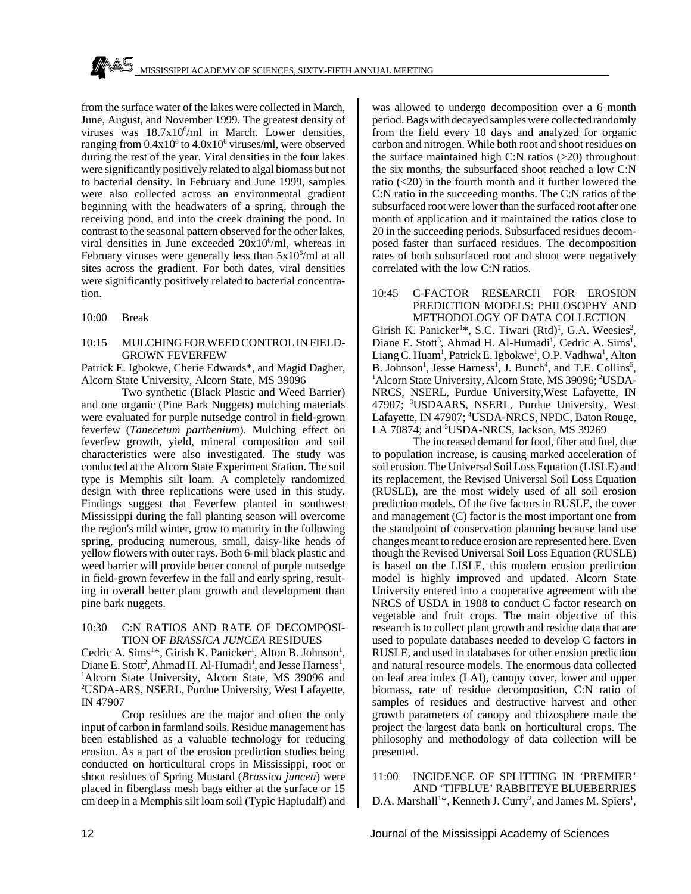from the surface water of the lakes were collected in March, June, August, and November 1999. The greatest density of viruses was $18.7 \times 10^6$/ml in March. Lower densities, ranging from $0.4 \times 10^6$ to $4.0 \times 10^6$ viruses/ml, were observed during the rest of the year. Viral densities in the four lakes were significantly positively related to algal biomass but not to bacterial density. In February and June 1999, samples were also collected across an environmental gradient beginning with the headwaters of a spring, through the receiving pond, and into the creek draining the pond. In contrast to the seasonal pattern observed for the other lakes, viral densities in June exceeded $20 \times 10^6$/ml, whereas in February viruses were generally less than $5 \times 10^6$/ml at all sites across the gradient. For both dates, viral densities were significantly positively related to bacterial concentration.

10:00 Break

### 10:15 MULCHING FOR WEED CONTROL IN FIELD-GROWN FEVERFEW

Patrick E. Igbokwe, Cherie Edwards*, and Magid Dagher, Alcorn State University, Alcorn State, MS 39096

Two synthetic (Black Plastic and Weed Barrier) and one organic (Pine Bark Nuggets) mulching materials were evaluated for purple nutsedge control in field-grown feverfew (*Tanecetum parthenium*). Mulching effect on feverfew growth, yield, mineral composition and soil characteristics were also investigated. The study was conducted at the Alcorn State Experiment Station. The soil type is Memphis silt loam. A completely randomized design with three replications were used in this study. Findings suggest that Feverfew planted in southwest Mississippi during the fall planting season will overcome the region's mild winter, grow to maturity in the following spring, producing numerous, small, daisy-like heads of yellow flowers with outer rays. Both 6-mil black plastic and weed barrier will provide better control of purple nutsedge in field-grown feverfew in the fall and early spring, resulting in overall better plant growth and development than pine bark nuggets.

### 10:30 C:N RATIOS AND RATE OF DECOMPOSITION OF *BRASSICA JUNCEA* RESIDUES

Cedric A. Sims[1]*, Girish K. Panicker[1], Alton B. Johnson[1], Diane E. Stott[2], Ahmad H. Al-Humadi[1], and Jesse Harness[1], [1]Alcorn State University, Alcorn State, MS 39096 and [2]USDA-ARS, NSERL, Purdue University, West Lafayette, IN 47907

Crop residues are the major and often the only input of carbon in farmland soils. Residue management has been established as a valuable technology for reducing erosion. As a part of the erosion prediction studies being conducted on horticultural crops in Mississippi, root or shoot residues of Spring Mustard (*Brassica juncea*) were placed in fiberglass mesh bags either at the surface or 15 cm deep in a Memphis silt loam soil (Typic Hapludalf) and was allowed to undergo decomposition over a 6 month period. Bags with decayed samples were collected randomly from the field every 10 days and analyzed for organic carbon and nitrogen. While both root and shoot residues on the surface maintained high C:N ratios (>20) throughout the six months, the subsurfaced shoot reached a low C:N ratio (<20) in the fourth month and it further lowered the C:N ratio in the succeeding months. The C:N ratios of the subsurfaced root were lower than the surfaced root after one month of application and it maintained the ratios close to 20 in the succeeding periods. Subsurfaced residues decomposed faster than surfaced residues. The decomposition rates of both subsurfaced root and shoot were negatively correlated with the low C:N ratios.

### 10:45 C-FACTOR RESEARCH FOR EROSION PREDICTION MODELS: PHILOSOPHY AND METHODOLOGY OF DATA COLLECTION

Girish K. Panicker[1]*, S.C. Tiwari (Rtd)[1], G.A. Weesies[2], Diane E. Stott[3], Ahmad H. Al-Humadi[1], Cedric A. Sims[1], Liang C. Huam[1], Patrick E. Igbokwe[1], O.P. Vadhwa[1], Alton B. Johnson[1], Jesse Harness[1], J. Bunch[4], and T.E. Collins[5], [1]Alcorn State University, Alcorn State, MS 39096; [2]USDA-NRCS, NSERL, Purdue University,West Lafayette, IN 47907; [3]USDAARS, NSERL, Purdue University, West Lafayette, IN 47907; [4]USDA-NRCS, NPDC, Baton Rouge, LA 70874; and [5]USDA-NRCS, Jackson, MS 39269

The increased demand for food, fiber and fuel, due to population increase, is causing marked acceleration of soil erosion. The Universal Soil Loss Equation (LISLE) and its replacement, the Revised Universal Soil Loss Equation (RUSLE), are the most widely used of all soil erosion prediction models. Of the five factors in RUSLE, the cover and management (C) factor is the most important one from the standpoint of conservation planning because land use changes meant to reduce erosion are represented here. Even though the Revised Universal Soil Loss Equation (RUSLE) is based on the LISLE, this modern erosion prediction model is highly improved and updated. Alcorn State University entered into a cooperative agreement with the NRCS of USDA in 1988 to conduct C factor research on vegetable and fruit crops. The main objective of this research is to collect plant growth and residue data that are used to populate databases needed to develop C factors in RUSLE, and used in databases for other erosion prediction and natural resource models. The enormous data collected on leaf area index (LAI), canopy cover, lower and upper biomass, rate of residue decomposition, C:N ratio of samples of residues and destructive harvest and other growth parameters of canopy and rhizosphere made the project the largest data bank on horticultural crops. The philosophy and methodology of data collection will be presented.

### 11:00 INCIDENCE OF SPLITTING IN 'PREMIER' AND 'TIFBLUE' RABBITEYE BLUEBERRIES

D.A. Marshall[1]*, Kenneth J. Curry[2], and James M. Spiers[1],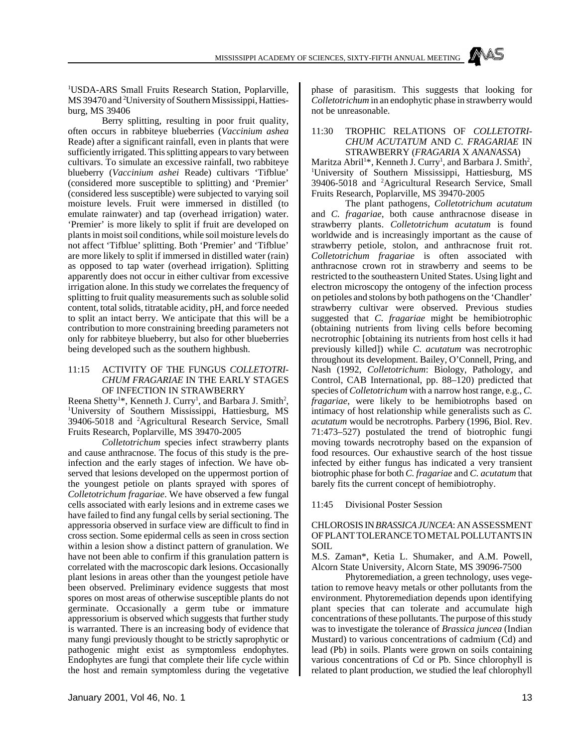[1]USDA-ARS Small Fruits Research Station, Poplarville, MS 39470 and [2]University of Southern Mississippi, Hattiesburg, MS 39406

Berry splitting, resulting in poor fruit quality, often occurs in rabbiteye blueberries (*Vaccinium ashea* Reade) after a significant rainfall, even in plants that were sufficiently irrigated. This splitting appears to vary between cultivars. To simulate an excessive rainfall, two rabbiteye blueberry (*Vaccinium ashei* Reade) cultivars 'Tifblue' (considered more susceptible to splitting) and 'Premier' (considered less susceptible) were subjected to varying soil moisture levels. Fruit were immersed in distilled (to emulate rainwater) and tap (overhead irrigation) water. 'Premier' is more likely to split if fruit are developed on plants in moist soil conditions, while soil moisture levels do not affect 'Tifblue' splitting. Both 'Premier' and 'Tifblue' are more likely to split if immersed in distilled water (rain) as opposed to tap water (overhead irrigation). Splitting apparently does not occur in either cultivar from excessive irrigation alone. In this study we correlates the frequency of splitting to fruit quality measurements such as soluble solid content, total solids, titratable acidity, pH, and force needed to split an intact berry. We anticipate that this will be a contribution to more constraining breeding parameters not only for rabbiteye blueberry, but also for other blueberries being developed such as the southern highbush.

### 11:15 ACTIVITY OF THE FUNGUS *COLLETOTRICHUM FRAGARIAE* IN THE EARLY STAGES OF INFECTION IN STRAWBERRY

Reena Shetty[1]*, Kenneth J. Curry[1], and Barbara J. Smith[2], [1]University of Southern Mississippi, Hattiesburg, MS 39406-5018 and [2]Agricultural Research Service, Small Fruits Research, Poplarville, MS 39470-2005

*Colletotrichum* species infect strawberry plants and cause anthracnose. The focus of this study is the pre-infection and the early stages of infection. We have observed that lesions developed on the uppermost portion of the youngest petiole on plants sprayed with spores of *Colletotrichum fragariae*. We have observed a few fungal cells associated with early lesions and in extreme cases we have failed to find any fungal cells by serial sectioning. The appressoria observed in surface view are difficult to find in cross section. Some epidermal cells as seen in cross section within a lesion show a distinct pattern of granulation. We have not been able to confirm if this granulation pattern is correlated with the macroscopic dark lesions. Occasionally plant lesions in areas other than the youngest petiole have been observed. Preliminary evidence suggests that most spores on most areas of otherwise susceptible plants do not germinate. Occasionally a germ tube or immature appressorium is observed which suggests that further study is warranted. There is an increasing body of evidence that many fungi previously thought to be strictly saprophytic or pathogenic might exist as symptomless endophytes. Endophytes are fungi that complete their life cycle within the host and remain symptomless during the vegetative phase of parasitism. This suggests that looking for *Colletotrichum* in an endophytic phase in strawberry would not be unreasonable.

### 11:30 TROPHIC RELATIONS OF *COLLETOTRICHUM ACUTATUM* AND *C. FRAGARIAE* IN STRAWBERRY (*FRAGARIA* X *ANANASSA*)

Maritza Abril[1]*, Kenneth J. Curry[1], and Barbara J. Smith[2], [1]University of Southern Mississippi, Hattiesburg, MS 39406-5018 and [2]Agricultural Research Service, Small Fruits Research, Poplarville, MS 39470-2005

The plant pathogens, *Colletotrichum acutatum* and *C. fragariae*, both cause anthracnose disease in strawberry plants. *Colletotrichum acutatum* is found worldwide and is increasingly important as the cause of strawberry petiole, stolon, and anthracnose fruit rot. *Colletotrichum fragariae* is often associated with anthracnose crown rot in strawberry and seems to be restricted to the southeastern United States. Using light and electron microscopy the ontogeny of the infection process on petioles and stolons by both pathogens on the 'Chandler' strawberry cultivar were observed. Previous studies suggested that *C. fragariae* might be hemibiotrophic (obtaining nutrients from living cells before becoming necrotrophic [obtaining its nutrients from host cells it had previously killed]) while *C. acutatum* was necrotrophic throughout its development. Bailey, O'Connell, Pring, and Nash (1992, *Colletotrichum*: Biology, Pathology, and Control, CAB International, pp. 88–120) predicted that species of *Colletotrichum* with a narrow host range, e.g., *C. fragariae*, were likely to be hemibiotrophs based on intimacy of host relationship while generalists such as *C. acutatum* would be necrotrophs. Parbery (1996, Biol. Rev. 71:473–527) postulated the trend of biotrophic fungi moving towards necrotrophy based on the expansion of food resources. Our exhaustive search of the host tissue infected by either fungus has indicated a very transient biotrophic phase for both *C. fragariae* and *C. acutatum* that barely fits the current concept of hemibiotrophy.

### 11:45 Divisional Poster Session

### CHLOROSIS IN *BRASSICA JUNCEA*: AN ASSESSMENT OF PLANT TOLERANCE TO METAL POLLUTANTS IN SOIL

M.S. Zaman*, Ketia L. Shumaker, and A.M. Powell, Alcorn State University, Alcorn State, MS 39096-7500

Phytoremediation, a green technology, uses vegetation to remove heavy metals or other pollutants from the environment. Phytoremediation depends upon identifying plant species that can tolerate and accumulate high concentrations of these pollutants. The purpose of this study was to investigate the tolerance of *Brassica juncea* (Indian Mustard) to various concentrations of cadmium (Cd) and lead (Pb) in soils. Plants were grown on soils containing various concentrations of Cd or Pb. Since chlorophyll is related to plant production, we studied the leaf chlorophyll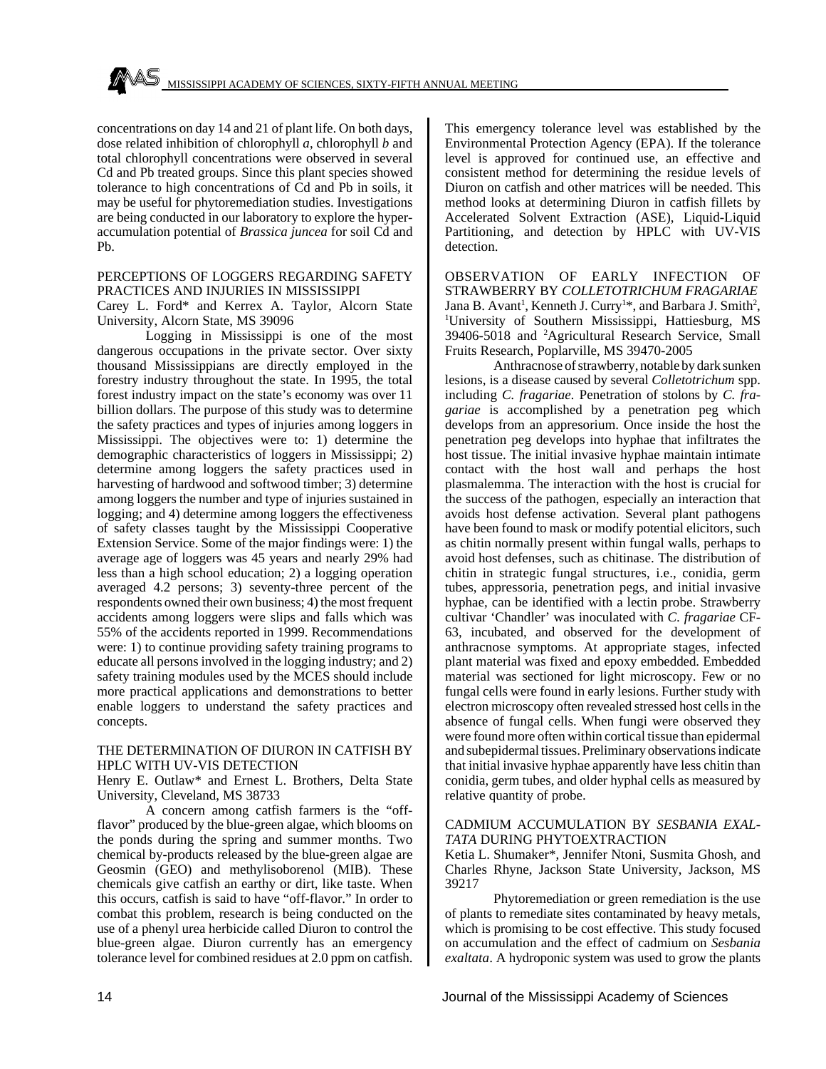concentrations on day 14 and 21 of plant life. On both days, dose related inhibition of chlorophyll *a*, chlorophyll *b* and total chlorophyll concentrations were observed in several Cd and Pb treated groups. Since this plant species showed tolerance to high concentrations of Cd and Pb in soils, it may be useful for phytoremediation studies. Investigations are being conducted in our laboratory to explore the hyper-accumulation potential of *Brassica juncea* for soil Cd and Pb.

PERCEPTIONS OF LOGGERS REGARDING SAFETY PRACTICES AND INJURIES IN MISSISSIPPI

Carey L. Ford* and Kerrex A. Taylor, Alcorn State University, Alcorn State, MS 39096

Logging in Mississippi is one of the most dangerous occupations in the private sector. Over sixty thousand Mississippians are directly employed in the forestry industry throughout the state. In 1995, the total forest industry impact on the state's economy was over 11 billion dollars. The purpose of this study was to determine the safety practices and types of injuries among loggers in Mississippi. The objectives were to: 1) determine the demographic characteristics of loggers in Mississippi; 2) determine among loggers the safety practices used in harvesting of hardwood and softwood timber; 3) determine among loggers the number and type of injuries sustained in logging; and 4) determine among loggers the effectiveness of safety classes taught by the Mississippi Cooperative Extension Service. Some of the major findings were: 1) the average age of loggers was 45 years and nearly 29% had less than a high school education; 2) a logging operation averaged 4.2 persons; 3) seventy-three percent of the respondents owned their own business; 4) the most frequent accidents among loggers were slips and falls which was 55% of the accidents reported in 1999. Recommendations were: 1) to continue providing safety training programs to educate all persons involved in the logging industry; and 2) safety training modules used by the MCES should include more practical applications and demonstrations to better enable loggers to understand the safety practices and concepts.

THE DETERMINATION OF DIURON IN CATFISH BY HPLC WITH UV-VIS DETECTION

Henry E. Outlaw* and Ernest L. Brothers, Delta State University, Cleveland, MS 38733

A concern among catfish farmers is the "off-flavor" produced by the blue-green algae, which blooms on the ponds during the spring and summer months. Two chemical by-products released by the blue-green algae are Geosmin (GEO) and methylisoborenol (MIB). These chemicals give catfish an earthy or dirt, like taste. When this occurs, catfish is said to have "off-flavor." In order to combat this problem, research is being conducted on the use of a phenyl urea herbicide called Diuron to control the blue-green algae. Diuron currently has an emergency tolerance level for combined residues at 2.0 ppm on catfish. This emergency tolerance level was established by the Environmental Protection Agency (EPA). If the tolerance level is approved for continued use, an effective and consistent method for determining the residue levels of Diuron on catfish and other matrices will be needed. This method looks at determining Diuron in catfish fillets by Accelerated Solvent Extraction (ASE), Liquid-Liquid Partitioning, and detection by HPLC with UV-VIS detection.

OBSERVATION OF EARLY INFECTION OF STRAWBERRY BY *COLLETOTRICHUM FRAGARIAE*

Jana B. Avant[1], Kenneth J. Curry[1]*, and Barbara J. Smith[2], [1]University of Southern Mississippi, Hattiesburg, MS 39406-5018 and [2]Agricultural Research Service, Small Fruits Research, Poplarville, MS 39470-2005

Anthracnose of strawberry, notable by dark sunken lesions, is a disease caused by several *Colletotrichum* spp. including *C. fragariae*. Penetration of stolons by *C. fragariae* is accomplished by a penetration peg which develops from an appresorium. Once inside the host the penetration peg develops into hyphae that infiltrates the host tissue. The initial invasive hyphae maintain intimate contact with the host wall and perhaps the host plasmalemma. The interaction with the host is crucial for the success of the pathogen, especially an interaction that avoids host defense activation. Several plant pathogens have been found to mask or modify potential elicitors, such as chitin normally present within fungal walls, perhaps to avoid host defenses, such as chitinase. The distribution of chitin in strategic fungal structures, i.e., conidia, germ tubes, appressoria, penetration pegs, and initial invasive hyphae, can be identified with a lectin probe. Strawberry cultivar 'Chandler' was inoculated with *C. fragariae* CF-63, incubated, and observed for the development of anthracnose symptoms. At appropriate stages, infected plant material was fixed and epoxy embedded. Embedded material was sectioned for light microscopy. Few or no fungal cells were found in early lesions. Further study with electron microscopy often revealed stressed host cells in the absence of fungal cells. When fungi were observed they were found more often within cortical tissue than epidermal and subepidermal tissues. Preliminary observations indicate that initial invasive hyphae apparently have less chitin than conidia, germ tubes, and older hyphal cells as measured by relative quantity of probe.

CADMIUM ACCUMULATION BY *SESBANIA EXALTATA* DURING PHYTOEXTRACTION

Ketia L. Shumaker*, Jennifer Ntoni, Susmita Ghosh, and Charles Rhyne, Jackson State University, Jackson, MS 39217

Phytoremediation or green remediation is the use of plants to remediate sites contaminated by heavy metals, which is promising to be cost effective. This study focused on accumulation and the effect of cadmium on *Sesbania exaltata*. A hydroponic system was used to grow the plants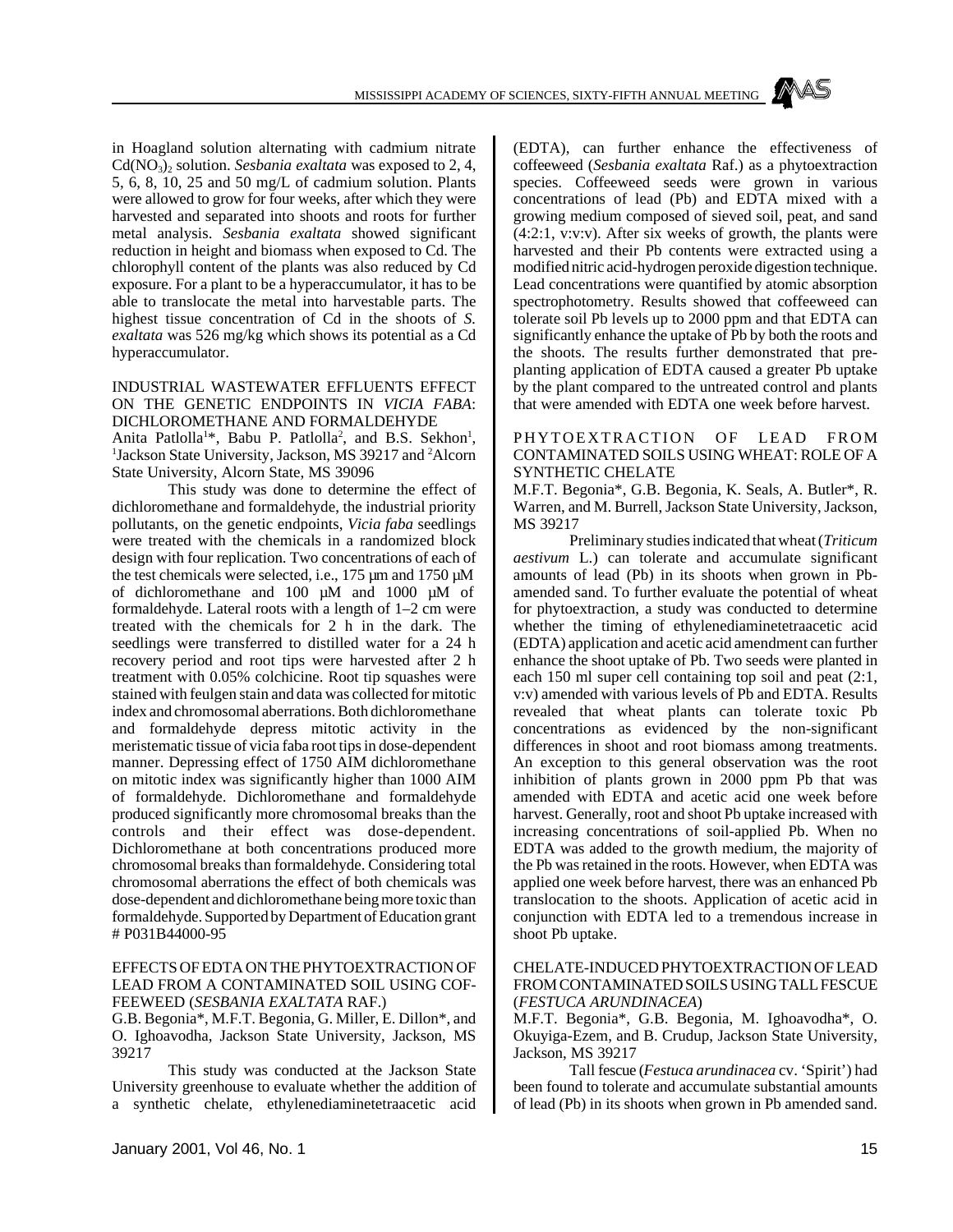in Hoagland solution alternating with cadmium nitrate $Cd(NO_3)_2$ solution. *Sesbania exaltata* was exposed to 2, 4, 5, 6, 8, 10, 25 and 50 mg/L of cadmium solution. Plants were allowed to grow for four weeks, after which they were harvested and separated into shoots and roots for further metal analysis. *Sesbania exaltata* showed significant reduction in height and biomass when exposed to Cd. The chlorophyll content of the plants was also reduced by Cd exposure. For a plant to be a hyperaccumulator, it has to be able to translocate the metal into harvestable parts. The highest tissue concentration of Cd in the shoots of *S. exaltata* was 526 mg/kg which shows its potential as a Cd hyperaccumulator.

INDUSTRIAL WASTEWATER EFFLUENTS EFFECT ON THE GENETIC ENDPOINTS IN *VICIA FABA*: DICHLOROMETHANE AND FORMALDEHYDE

Anita Patlolla[1]*, Babu P. Patlolla[2], and B.S. Sekhon[1], [1]Jackson State University, Jackson, MS 39217 and [2]Alcorn State University, Alcorn State, MS 39096

This study was done to determine the effect of dichloromethane and formaldehyde, the industrial priority pollutants, on the genetic endpoints, *Vicia faba* seedlings were treated with the chemicals in a randomized block design with four replication. Two concentrations of each of the test chemicals were selected, i.e., 175 µm and 1750 µM of dichloromethane and 100 µM and 1000 µM of formaldehyde. Lateral roots with a length of 1–2 cm were treated with the chemicals for 2 h in the dark. The seedlings were transferred to distilled water for a 24 h recovery period and root tips were harvested after 2 h treatment with 0.05% colchicine. Root tip squashes were stained with feulgen stain and data was collected for mitotic index and chromosomal aberrations. Both dichloromethane and formaldehyde depress mitotic activity in the meristematic tissue of vicia faba root tips in dose-dependent manner. Depressing effect of 1750 AIM dichloromethane on mitotic index was significantly higher than 1000 AIM of formaldehyde. Dichloromethane and formaldehyde produced significantly more chromosomal breaks than the controls and their effect was dose-dependent. Dichloromethane at both concentrations produced more chromosomal breaks than formaldehyde. Considering total chromosomal aberrations the effect of both chemicals was dose-dependent and dichloromethane being more toxic than formaldehyde. Supported by Department of Education grant # P031B44000-95

EFFECTS OF EDTA ON THE PHYTOEXTRACTION OF LEAD FROM A CONTAMINATED SOIL USING COFFEEWEED (*SESBANIA EXALTATA* RAF.)

G.B. Begonia*, M.F.T. Begonia, G. Miller, E. Dillon*, and O. Ighoavodha, Jackson State University, Jackson, MS 39217

This study was conducted at the Jackson State University greenhouse to evaluate whether the addition of a synthetic chelate, ethylenediaminetetraacetic acid (EDTA), can further enhance the effectiveness of coffeeweed (*Sesbania exaltata* Raf.) as a phytoextraction species. Coffeeweed seeds were grown in various concentrations of lead (Pb) and EDTA mixed with a growing medium composed of sieved soil, peat, and sand (4:2:1, v:v:v). After six weeks of growth, the plants were harvested and their Pb contents were extracted using a modified nitric acid-hydrogen peroxide digestion technique. Lead concentrations were quantified by atomic absorption spectrophotometry. Results showed that coffeeweed can tolerate soil Pb levels up to 2000 ppm and that EDTA can significantly enhance the uptake of Pb by both the roots and the shoots. The results further demonstrated that pre-planting application of EDTA caused a greater Pb uptake by the plant compared to the untreated control and plants that were amended with EDTA one week before harvest.

PHYTOEXTRACTION OF LEAD FROM CONTAMINATED SOILS USING WHEAT: ROLE OF A SYNTHETIC CHELATE

M.F.T. Begonia*, G.B. Begonia, K. Seals, A. Butler*, R. Warren, and M. Burrell, Jackson State University, Jackson, MS 39217

Preliminary studies indicated that wheat (*Triticum aestivum* L.) can tolerate and accumulate significant amounts of lead (Pb) in its shoots when grown in Pb-amended sand. To further evaluate the potential of wheat for phytoextraction, a study was conducted to determine whether the timing of ethylenediaminetetraacetic acid (EDTA) application and acetic acid amendment can further enhance the shoot uptake of Pb. Two seeds were planted in each 150 ml super cell containing top soil and peat (2:1, v:v) amended with various levels of Pb and EDTA. Results revealed that wheat plants can tolerate toxic Pb concentrations as evidenced by the non-significant differences in shoot and root biomass among treatments. An exception to this general observation was the root inhibition of plants grown in 2000 ppm Pb that was amended with EDTA and acetic acid one week before harvest. Generally, root and shoot Pb uptake increased with increasing concentrations of soil-applied Pb. When no EDTA was added to the growth medium, the majority of the Pb was retained in the roots. However, when EDTA was applied one week before harvest, there was an enhanced Pb translocation to the shoots. Application of acetic acid in conjunction with EDTA led to a tremendous increase in shoot Pb uptake.

CHELATE-INDUCED PHYTOEXTRACTION OF LEAD FROM CONTAMINATED SOILS USING TALL FESCUE (*FESTUCA ARUNDINACEA*)

M.F.T. Begonia*, G.B. Begonia, M. Ighoavodha*, O. Okuyiga-Ezem, and B. Crudup, Jackson State University, Jackson, MS 39217

Tall fescue (*Festuca arundinacea* cv. 'Spirit') had been found to tolerate and accumulate substantial amounts of lead (Pb) in its shoots when grown in Pb amended sand.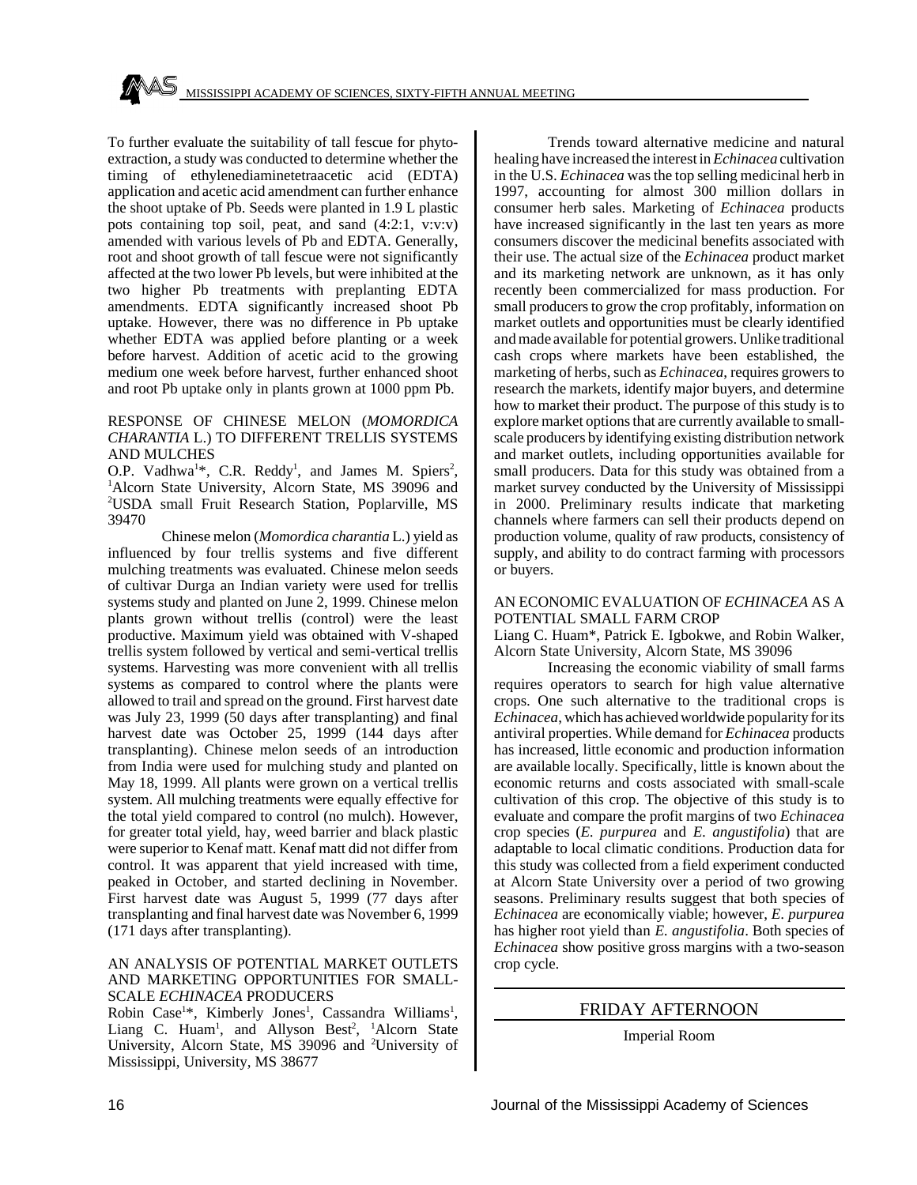To further evaluate the suitability of tall fescue for phytoextraction, a study was conducted to determine whether the timing of ethylenediaminetetraacetic acid (EDTA) application and acetic acid amendment can further enhance the shoot uptake of Pb. Seeds were planted in 1.9 L plastic pots containing top soil, peat, and sand (4:2:1, v:v:v) amended with various levels of Pb and EDTA. Generally, root and shoot growth of tall fescue were not significantly affected at the two lower Pb levels, but were inhibited at the two higher Pb treatments with preplanting EDTA amendments. EDTA significantly increased shoot Pb uptake. However, there was no difference in Pb uptake whether EDTA was applied before planting or a week before harvest. Addition of acetic acid to the growing medium one week before harvest, further enhanced shoot and root Pb uptake only in plants grown at 1000 ppm Pb.

RESPONSE OF CHINESE MELON (*MOMORDICA CHARANTIA* L.) TO DIFFERENT TRELLIS SYSTEMS AND MULCHES

O.P. Vadhwa[1]*, C.R. Reddy[1], and James M. Spiers[2], [1]Alcorn State University, Alcorn State, MS 39096 and [2]USDA small Fruit Research Station, Poplarville, MS 39470

Chinese melon (*Momordica charantia* L.) yield as influenced by four trellis systems and five different mulching treatments was evaluated. Chinese melon seeds of cultivar Durga an Indian variety were used for trellis systems study and planted on June 2, 1999. Chinese melon plants grown without trellis (control) were the least productive. Maximum yield was obtained with V-shaped trellis system followed by vertical and semi-vertical trellis systems. Harvesting was more convenient with all trellis systems as compared to control where the plants were allowed to trail and spread on the ground. First harvest date was July 23, 1999 (50 days after transplanting) and final harvest date was October 25, 1999 (144 days after transplanting). Chinese melon seeds of an introduction from India were used for mulching study and planted on May 18, 1999. All plants were grown on a vertical trellis system. All mulching treatments were equally effective for the total yield compared to control (no mulch). However, for greater total yield, hay, weed barrier and black plastic were superior to Kenaf matt. Kenaf matt did not differ from control. It was apparent that yield increased with time, peaked in October, and started declining in November. First harvest date was August 5, 1999 (77 days after transplanting and final harvest date was November 6, 1999 (171 days after transplanting).

AN ANALYSIS OF POTENTIAL MARKET OUTLETS AND MARKETING OPPORTUNITIES FOR SMALL-SCALE *ECHINACEA* PRODUCERS

Robin Case[1]*, Kimberly Jones[1], Cassandra Williams[1], Liang C. Huam[1], and Allyson Best[2], [1]Alcorn State University, Alcorn State, MS 39096 and [2]University of Mississippi, University, MS 38677

Trends toward alternative medicine and natural healing have increased the interest in *Echinacea* cultivation in the U.S. *Echinacea* was the top selling medicinal herb in 1997, accounting for almost 300 million dollars in consumer herb sales. Marketing of *Echinacea* products have increased significantly in the last ten years as more consumers discover the medicinal benefits associated with their use. The actual size of the *Echinacea* product market and its marketing network are unknown, as it has only recently been commercialized for mass production. For small producers to grow the crop profitably, information on market outlets and opportunities must be clearly identified and made available for potential growers. Unlike traditional cash crops where markets have been established, the marketing of herbs, such as *Echinacea*, requires growers to research the markets, identify major buyers, and determine how to market their product. The purpose of this study is to explore market options that are currently available to small-scale producers by identifying existing distribution network and market outlets, including opportunities available for small producers. Data for this study was obtained from a market survey conducted by the University of Mississippi in 2000. Preliminary results indicate that marketing channels where farmers can sell their products depend on production volume, quality of raw products, consistency of supply, and ability to do contract farming with processors or buyers.

AN ECONOMIC EVALUATION OF *ECHINACEA* AS A POTENTIAL SMALL FARM CROP

Liang C. Huam*, Patrick E. Igbokwe, and Robin Walker, Alcorn State University, Alcorn State, MS 39096

Increasing the economic viability of small farms requires operators to search for high value alternative crops. One such alternative to the traditional crops is *Echinacea*, which has achieved worldwide popularity for its antiviral properties. While demand for *Echinacea* products has increased, little economic and production information are available locally. Specifically, little is known about the economic returns and costs associated with small-scale cultivation of this crop. The objective of this study is to evaluate and compare the profit margins of two *Echinacea* crop species (*E. purpurea* and *E. angustifolia*) that are adaptable to local climatic conditions. Production data for this study was collected from a field experiment conducted at Alcorn State University over a period of two growing seasons. Preliminary results suggest that both species of *Echinacea* are economically viable; however, *E. purpurea* has higher root yield than *E. angustifolia*. Both species of *Echinacea* show positive gross margins with a two-season crop cycle.

## FRIDAY AFTERNOON

Imperial Room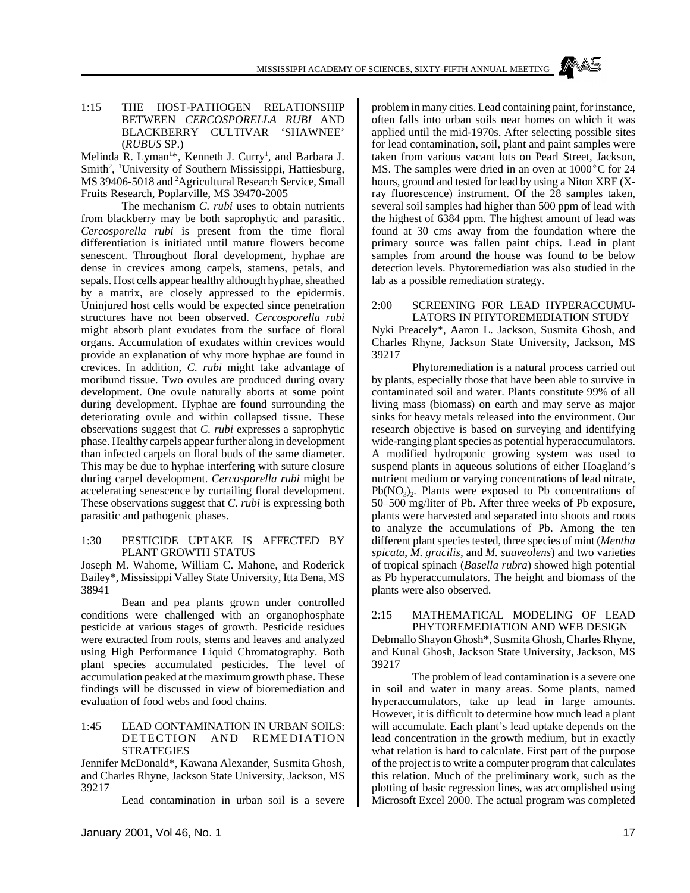### 1:15 THE HOST-PATHOGEN RELATIONSHIP BETWEEN *CERCOSPORELLA RUBI* AND BLACKBERRY CULTIVAR 'SHAWNEE' (*RUBUS* SP.)

Melinda R. Lyman[1]*, Kenneth J. Curry[1], and Barbara J. Smith[2], [1]University of Southern Mississippi, Hattiesburg, MS 39406-5018 and [2]Agricultural Research Service, Small Fruits Research, Poplarville, MS 39470-2005

The mechanism *C. rubi* uses to obtain nutrients from blackberry may be both saprophytic and parasitic. *Cercosporella rubi* is present from the time floral differentiation is initiated until mature flowers become senescent. Throughout floral development, hyphae are dense in crevices among carpels, stamens, petals, and sepals. Host cells appear healthy although hyphae, sheathed by a matrix, are closely appressed to the epidermis. Uninjured host cells would be expected since penetration structures have not been observed. *Cercosporella rubi* might absorb plant exudates from the surface of floral organs. Accumulation of exudates within crevices would provide an explanation of why more hyphae are found in crevices. In addition, *C. rubi* might take advantage of moribund tissue. Two ovules are produced during ovary development. One ovule naturally aborts at some point during development. Hyphae are found surrounding the deteriorating ovule and within collapsed tissue. These observations suggest that *C. rubi* expresses a saprophytic phase. Healthy carpels appear further along in development than infected carpels on floral buds of the same diameter. This may be due to hyphae interfering with suture closure during carpel development. *Cercosporella rubi* might be accelerating senescence by curtailing floral development. These observations suggest that *C. rubi* is expressing both parasitic and pathogenic phases.

### 1:30 PESTICIDE UPTAKE IS AFFECTED BY PLANT GROWTH STATUS

Joseph M. Wahome, William C. Mahone, and Roderick Bailey*, Mississippi Valley State University, Itta Bena, MS 38941

Bean and pea plants grown under controlled conditions were challenged with an organophosphate pesticide at various stages of growth. Pesticide residues were extracted from roots, stems and leaves and analyzed using High Performance Liquid Chromatography. Both plant species accumulated pesticides. The level of accumulation peaked at the maximum growth phase. These findings will be discussed in view of bioremediation and evaluation of food webs and food chains.

### 1:45 LEAD CONTAMINATION IN URBAN SOILS: DETECTION AND REMEDIATION STRATEGIES

Jennifer McDonald*, Kawana Alexander, Susmita Ghosh, and Charles Rhyne, Jackson State University, Jackson, MS 39217

Lead contamination in urban soil is a severe problem in many cities. Lead containing paint, for instance, often falls into urban soils near homes on which it was applied until the mid-1970s. After selecting possible sites for lead contamination, soil, plant and paint samples were taken from various vacant lots on Pearl Street, Jackson, MS. The samples were dried in an oven at 1000°C for 24 hours, ground and tested for lead by using a Niton XRF (X-ray fluorescence) instrument. Of the 28 samples taken, several soil samples had higher than 500 ppm of lead with the highest of 6384 ppm. The highest amount of lead was found at 30 cms away from the foundation where the primary source was fallen paint chips. Lead in plant samples from around the house was found to be below detection levels. Phytoremediation was also studied in the lab as a possible remediation strategy.

### 2:00 SCREENING FOR LEAD HYPERACCUMULATORS IN PHYTOREMEDIATION STUDY

Nyki Preacely*, Aaron L. Jackson, Susmita Ghosh, and Charles Rhyne, Jackson State University, Jackson, MS 39217

Phytoremediation is a natural process carried out by plants, especially those that have been able to survive in contaminated soil and water. Plants constitute 99% of all living mass (biomass) on earth and may serve as major sinks for heavy metals released into the environment. Our research objective is based on surveying and identifying wide-ranging plant species as potential hyperaccumulators. A modified hydroponic growing system was used to suspend plants in aqueous solutions of either Hoagland's nutrient medium or varying concentrations of lead nitrate, $Pb(NO_3)_2$. Plants were exposed to Pb concentrations of 50–500 mg/liter of Pb. After three weeks of Pb exposure, plants were harvested and separated into shoots and roots to analyze the accumulations of Pb. Among the ten different plant species tested, three species of mint (*Mentha spicata*, *M. gracilis*, and *M. suaveolens*) and two varieties of tropical spinach (*Basella rubra*) showed high potential as Pb hyperaccumulators. The height and biomass of the plants were also observed.

### 2:15 MATHEMATICAL MODELING OF LEAD PHYTOREMEDIATION AND WEB DESIGN

Debmallo Shayon Ghosh*, Susmita Ghosh, Charles Rhyne, and Kunal Ghosh, Jackson State University, Jackson, MS 39217

The problem of lead contamination is a severe one in soil and water in many areas. Some plants, named hyperaccumulators, take up lead in large amounts. However, it is difficult to determine how much lead a plant will accumulate. Each plant's lead uptake depends on the lead concentration in the growth medium, but in exactly what relation is hard to calculate. First part of the purpose of the project is to write a computer program that calculates this relation. Much of the preliminary work, such as the plotting of basic regression lines, was accomplished using Microsoft Excel 2000. The actual program was completed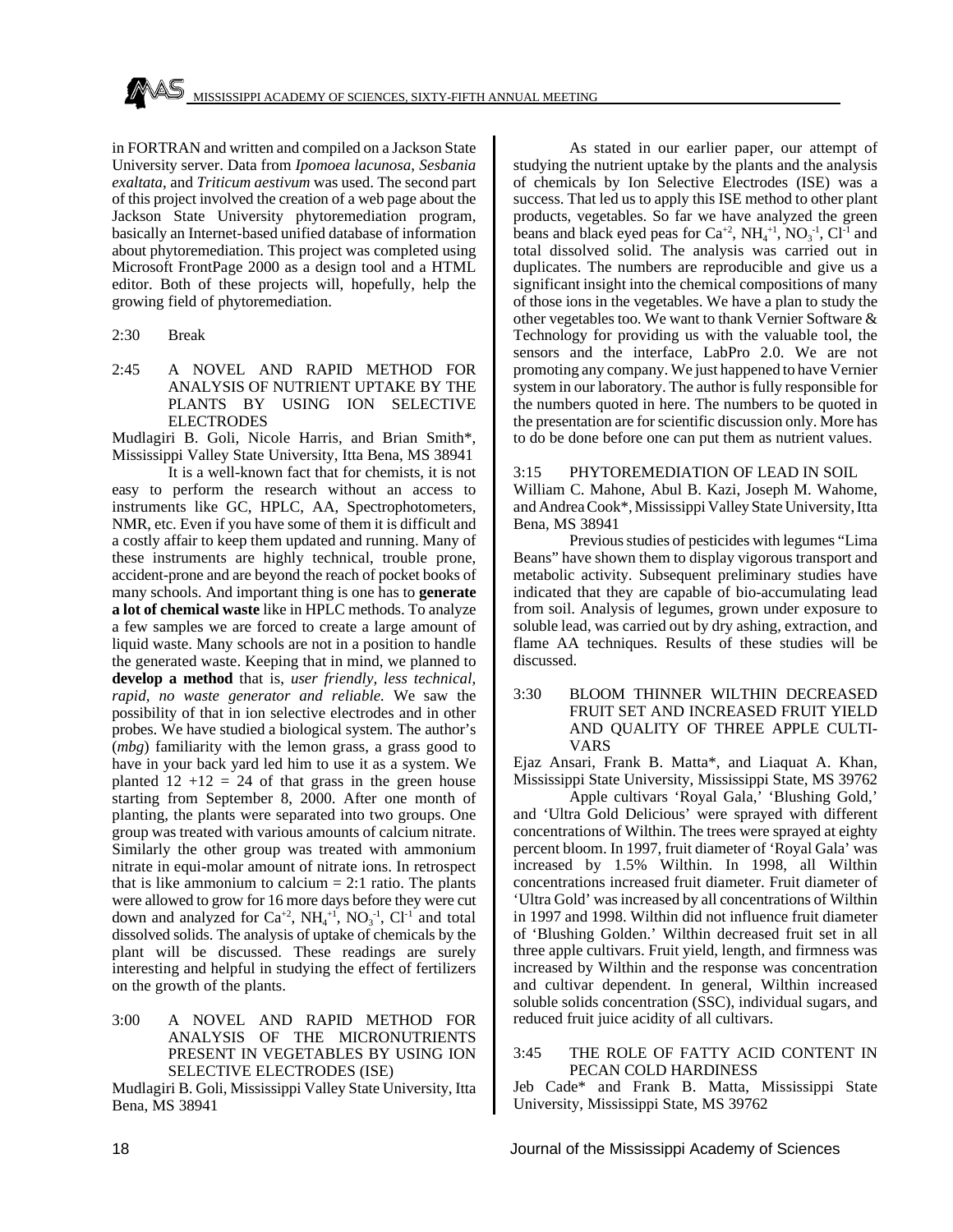in FORTRAN and written and compiled on a Jackson State University server. Data from *Ipomoea lacunosa*, *Sesbania exaltata*, and *Triticum aestivum* was used. The second part of this project involved the creation of a web page about the Jackson State University phytoremediation program, basically an Internet-based unified database of information about phytoremediation. This project was completed using Microsoft FrontPage 2000 as a design tool and a HTML editor. Both of these projects will, hopefully, help the growing field of phytoremediation.

2:30 Break

2:45 A NOVEL AND RAPID METHOD FOR ANALYSIS OF NUTRIENT UPTAKE BY THE PLANTS BY USING ION SELECTIVE ELECTRODES

Mudlagiri B. Goli, Nicole Harris, and Brian Smith*, Mississippi Valley State University, Itta Bena, MS 38941

It is a well-known fact that for chemists, it is not easy to perform the research without an access to instruments like GC, HPLC, AA, Spectrophotometers, NMR, etc. Even if you have some of them it is difficult and a costly affair to keep them updated and running. Many of these instruments are highly technical, trouble prone, accident-prone and are beyond the reach of pocket books of many schools. And important thing is one has to **generate a lot of chemical waste** like in HPLC methods. To analyze a few samples we are forced to create a large amount of liquid waste. Many schools are not in a position to handle the generated waste. Keeping that in mind, we planned to **develop a method** that is, *user friendly, less technical, rapid, no waste generator and reliable.* We saw the possibility of that in ion selective electrodes and in other probes. We have studied a biological system. The author's (*mbg*) familiarity with the lemon grass, a grass good to have in your back yard led him to use it as a system. We planted 12 +12 = 24 of that grass in the green house starting from September 8, 2000. After one month of planting, the plants were separated into two groups. One group was treated with various amounts of calcium nitrate. Similarly the other group was treated with ammonium nitrate in equi-molar amount of nitrate ions. In retrospect that is like ammonium to calcium = 2:1 ratio. The plants were allowed to grow for 16 more days before they were cut down and analyzed for $Ca^{+2}$, $NH_4^{+1}$, $NO_3^{-1}$, $Cl^{-1}$ and total dissolved solids. The analysis of uptake of chemicals by the plant will be discussed. These readings are surely interesting and helpful in studying the effect of fertilizers on the growth of the plants.

3:00 A NOVEL AND RAPID METHOD FOR ANALYSIS OF THE MICRONUTRIENTS PRESENT IN VEGETABLES BY USING ION SELECTIVE ELECTRODES (ISE)

Mudlagiri B. Goli, Mississippi Valley State University, Itta Bena, MS 38941

As stated in our earlier paper, our attempt of studying the nutrient uptake by the plants and the analysis of chemicals by Ion Selective Electrodes (ISE) was a success. That led us to apply this ISE method to other plant products, vegetables. So far we have analyzed the green beans and black eyed peas for $Ca^{+2}$, $NH_4^{+1}$, $NO_3^{-1}$, $Cl^{-1}$ and total dissolved solid. The analysis was carried out in duplicates. The numbers are reproducible and give us a significant insight into the chemical compositions of many of those ions in the vegetables. We have a plan to study the other vegetables too. We want to thank Vernier Software & Technology for providing us with the valuable tool, the sensors and the interface, LabPro 2.0. We are not promoting any company. We just happened to have Vernier system in our laboratory. The author is fully responsible for the numbers quoted in here. The numbers to be quoted in the presentation are for scientific discussion only. More has to do be done before one can put them as nutrient values.

3:15 PHYTOREMEDIATION OF LEAD IN SOIL

William C. Mahone, Abul B. Kazi, Joseph M. Wahome, and Andrea Cook*, Mississippi Valley State University, Itta Bena, MS 38941

Previous studies of pesticides with legumes "Lima Beans" have shown them to display vigorous transport and metabolic activity. Subsequent preliminary studies have indicated that they are capable of bio-accumulating lead from soil. Analysis of legumes, grown under exposure to soluble lead, was carried out by dry ashing, extraction, and flame AA techniques. Results of these studies will be discussed.

3:30 BLOOM THINNER WILTHIN DECREASED FRUIT SET AND INCREASED FRUIT YIELD AND QUALITY OF THREE APPLE CULTIVARS

Ejaz Ansari, Frank B. Matta*, and Liaquat A. Khan, Mississippi State University, Mississippi State, MS 39762

Apple cultivars 'Royal Gala,' 'Blushing Gold,' and 'Ultra Gold Delicious' were sprayed with different concentrations of Wilthin. The trees were sprayed at eighty percent bloom. In 1997, fruit diameter of 'Royal Gala' was increased by 1.5% Wilthin. In 1998, all Wilthin concentrations increased fruit diameter. Fruit diameter of 'Ultra Gold' was increased by all concentrations of Wilthin in 1997 and 1998. Wilthin did not influence fruit diameter of 'Blushing Golden.' Wilthin decreased fruit set in all three apple cultivars. Fruit yield, length, and firmness was increased by Wilthin and the response was concentration and cultivar dependent. In general, Wilthin increased soluble solids concentration (SSC), individual sugars, and reduced fruit juice acidity of all cultivars.

3:45 THE ROLE OF FATTY ACID CONTENT IN PECAN COLD HARDINESS

Jeb Cade* and Frank B. Matta, Mississippi State University, Mississippi State, MS 39762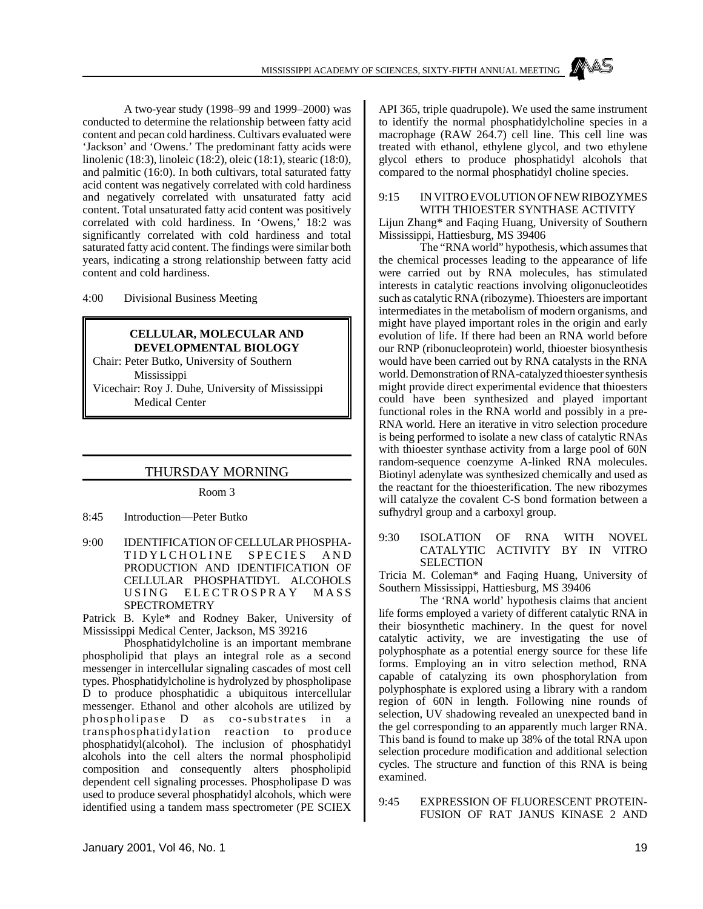A two-year study (1998–99 and 1999–2000) was conducted to determine the relationship between fatty acid content and pecan cold hardiness. Cultivars evaluated were 'Jackson' and 'Owens.' The predominant fatty acids were linolenic (18:3), linoleic (18:2), oleic (18:1), stearic (18:0), and palmitic (16:0). In both cultivars, total saturated fatty acid content was negatively correlated with cold hardiness and negatively correlated with unsaturated fatty acid content. Total unsaturated fatty acid content was positively correlated with cold hardiness. In 'Owens,' 18:2 was significantly correlated with cold hardiness and total saturated fatty acid content. The findings were similar both years, indicating a strong relationship between fatty acid content and cold hardiness.

4:00 Divisional Business Meeting

## CELLULAR, MOLECULAR AND DEVELOPMENTAL BIOLOGY

Chair: Peter Butko, University of Southern Mississippi

Vicechair: Roy J. Duhe, University of Mississippi Medical Center

## THURSDAY MORNING

Room 3

8:45 Introduction—Peter Butko

9:00 IDENTIFICATION OF CELLULAR PHOSPHATIDYLCHOLINE SPECIES AND PRODUCTION AND IDENTIFICATION OF CELLULAR PHOSPHATIDYL ALCOHOLS USING ELECTROSPRAY MASS SPECTROMETRY

Patrick B. Kyle* and Rodney Baker, University of Mississippi Medical Center, Jackson, MS 39216

Phosphatidylcholine is an important membrane phospholipid that plays an integral role as a second messenger in intercellular signaling cascades of most cell types. Phosphatidylcholine is hydrolyzed by phospholipase D to produce phosphatidic a ubiquitous intercellular messenger. Ethanol and other alcohols are utilized by phospholipase D as co-substrates in a transphosphatidylation reaction to produce phosphatidyl(alcohol). The inclusion of phosphatidyl alcohols into the cell alters the normal phospholipid composition and consequently alters phospholipid dependent cell signaling processes. Phospholipase D was used to produce several phosphatidyl alcohols, which were identified using a tandem mass spectrometer (PE SCIEX API 365, triple quadrupole). We used the same instrument to identify the normal phosphatidylcholine species in a macrophage (RAW 264.7) cell line. This cell line was treated with ethanol, ethylene glycol, and two ethylene glycol ethers to produce phosphatidyl alcohols that compared to the normal phosphatidyl choline species.

9:15 IN VITRO EVOLUTION OF NEW RIBOZYMES WITH THIOESTER SYNTHASE ACTIVITY

Lijun Zhang* and Faqing Huang, University of Southern Mississippi, Hattiesburg, MS 39406

The "RNA world" hypothesis, which assumes that the chemical processes leading to the appearance of life were carried out by RNA molecules, has stimulated interests in catalytic reactions involving oligonucleotides such as catalytic RNA (ribozyme). Thioesters are important intermediates in the metabolism of modern organisms, and might have played important roles in the origin and early evolution of life. If there had been an RNA world before our RNP (ribonucleoprotein) world, thioester biosynthesis would have been carried out by RNA catalysts in the RNA world. Demonstration of RNA-catalyzed thioester synthesis might provide direct experimental evidence that thioesters could have been synthesized and played important functional roles in the RNA world and possibly in a pre-RNA world. Here an iterative in vitro selection procedure is being performed to isolate a new class of catalytic RNAs with thioester synthase activity from a large pool of 60N random-sequence coenzyme A-linked RNA molecules. Biotinyl adenylate was synthesized chemically and used as the reactant for the thioesterification. The new ribozymes will catalyze the covalent C-S bond formation between a sufhydryl group and a carboxyl group.

9:30 ISOLATION OF RNA WITH NOVEL CATALYTIC ACTIVITY BY IN VITRO SELECTION

Tricia M. Coleman* and Faqing Huang, University of Southern Mississippi, Hattiesburg, MS 39406

The 'RNA world' hypothesis claims that ancient life forms employed a variety of different catalytic RNA in their biosynthetic machinery. In the quest for novel catalytic activity, we are investigating the use of polyphosphate as a potential energy source for these life forms. Employing an in vitro selection method, RNA capable of catalyzing its own phosphorylation from polyphosphate is explored using a library with a random region of 60N in length. Following nine rounds of selection, UV shadowing revealed an unexpected band in the gel corresponding to an apparently much larger RNA. This band is found to make up 38% of the total RNA upon selection procedure modification and additional selection cycles. The structure and function of this RNA is being examined.

9:45 EXPRESSION OF FLUORESCENT PROTEIN-FUSION OF RAT JANUS KINASE 2 AND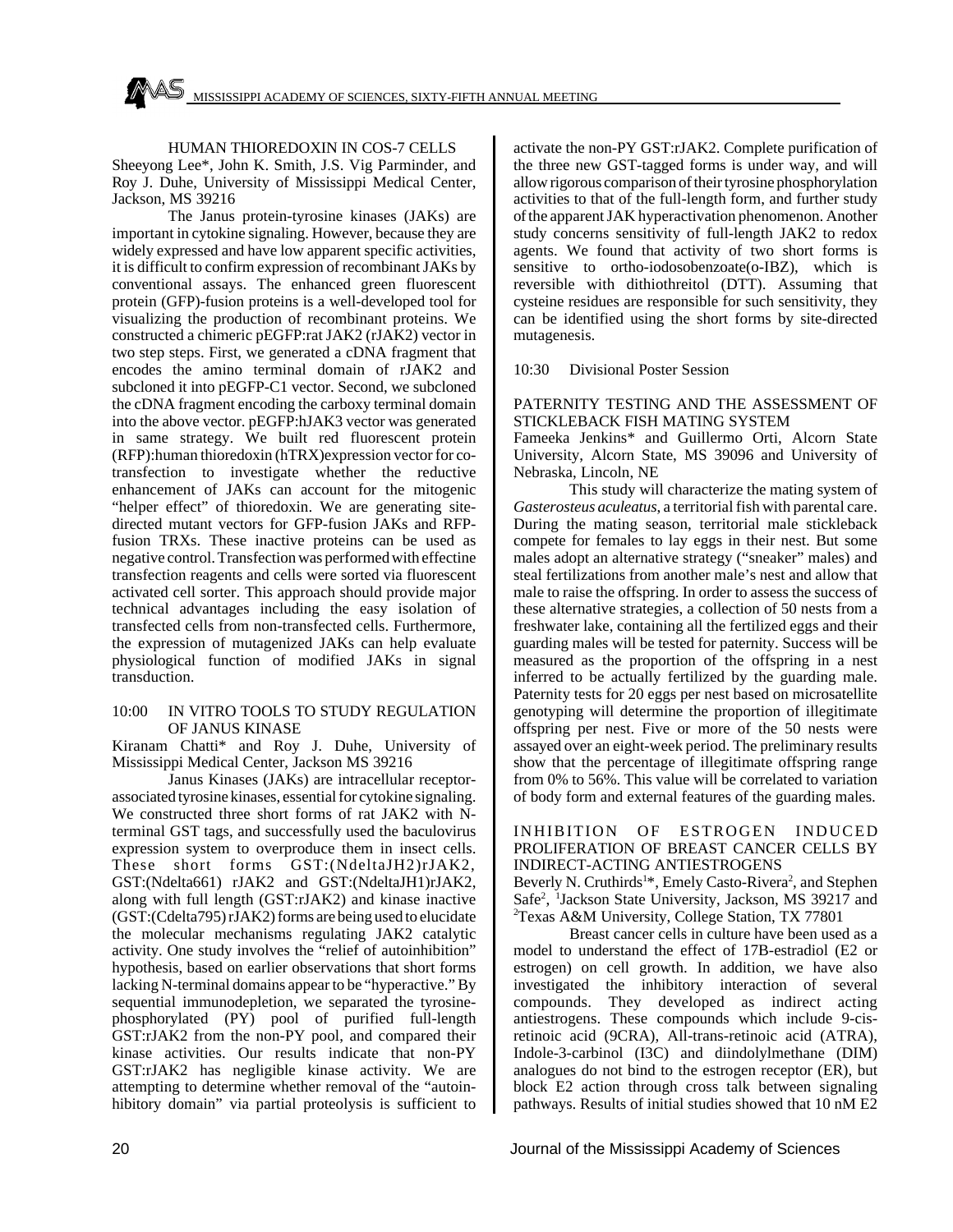HUMAN THIOREDOXIN IN COS-7 CELLS

Sheeyong Lee*, John K. Smith, J.S. Vig Parminder, and Roy J. Duhe, University of Mississippi Medical Center, Jackson, MS 39216

The Janus protein-tyrosine kinases (JAKs) are important in cytokine signaling. However, because they are widely expressed and have low apparent specific activities, it is difficult to confirm expression of recombinant JAKs by conventional assays. The enhanced green fluorescent protein (GFP)-fusion proteins is a well-developed tool for visualizing the production of recombinant proteins. We constructed a chimeric pEGFP:rat JAK2 (rJAK2) vector in two step steps. First, we generated a cDNA fragment that encodes the amino terminal domain of rJAK2 and subcloned it into pEGFP-C1 vector. Second, we subcloned the cDNA fragment encoding the carboxy terminal domain into the above vector. pEGFP:hJAK3 vector was generated in same strategy. We built red fluorescent protein (RFP):human thioredoxin (hTRX)expression vector for co-transfection to investigate whether the reductive enhancement of JAKs can account for the mitogenic "helper effect" of thioredoxin. We are generating site-directed mutant vectors for GFP-fusion JAKs and RFP-fusion TRXs. These inactive proteins can be used as negative control. Transfection was performed with effectine transfection reagents and cells were sorted via fluorescent activated cell sorter. This approach should provide major technical advantages including the easy isolation of transfected cells from non-transfected cells. Furthermore, the expression of mutagenized JAKs can help evaluate physiological function of modified JAKs in signal transduction.

10:00 IN VITRO TOOLS TO STUDY REGULATION OF JANUS KINASE

Kiranam Chatti* and Roy J. Duhe, University of Mississippi Medical Center, Jackson MS 39216

Janus Kinases (JAKs) are intracellular receptor-associated tyrosine kinases, essential for cytokine signaling. We constructed three short forms of rat JAK2 with N-terminal GST tags, and successfully used the baculovirus expression system to overproduce them in insect cells. These short forms GST:(NdeltaJH2)rJAK2, GST:(Ndelta661) rJAK2 and GST:(NdeltaJH1)rJAK2, along with full length (GST:rJAK2) and kinase inactive (GST:(Cdelta795) rJAK2) forms are being used to elucidate the molecular mechanisms regulating JAK2 catalytic activity. One study involves the "relief of autoinhibition" hypothesis, based on earlier observations that short forms lacking N-terminal domains appear to be "hyperactive." By sequential immunodepletion, we separated the tyrosine-phosphorylated (PY) pool of purified full-length GST:rJAK2 from the non-PY pool, and compared their kinase activities. Our results indicate that non-PY GST:rJAK2 has negligible kinase activity. We are attempting to determine whether removal of the "autoinhibitory domain" via partial proteolysis is sufficient to activate the non-PY GST:rJAK2. Complete purification of the three new GST-tagged forms is under way, and will allow rigorous comparison of their tyrosine phosphorylation activities to that of the full-length form, and further study of the apparent JAK hyperactivation phenomenon. Another study concerns sensitivity of full-length JAK2 to redox agents. We found that activity of two short forms is sensitive to ortho-iodosobenzoate(o-IBZ), which is reversible with dithiothreitol (DTT). Assuming that cysteine residues are responsible for such sensitivity, they can be identified using the short forms by site-directed mutagenesis.

10:30 Divisional Poster Session

PATERNITY TESTING AND THE ASSESSMENT OF STICKLEBACK FISH MATING SYSTEM

Fameeka Jenkins* and Guillermo Orti, Alcorn State University, Alcorn State, MS 39096 and University of Nebraska, Lincoln, NE

This study will characterize the mating system of *Gasterosteus aculeatus*, a territorial fish with parental care. During the mating season, territorial male stickleback compete for females to lay eggs in their nest. But some males adopt an alternative strategy ("sneaker" males) and steal fertilizations from another male's nest and allow that male to raise the offspring. In order to assess the success of these alternative strategies, a collection of 50 nests from a freshwater lake, containing all the fertilized eggs and their guarding males will be tested for paternity. Success will be measured as the proportion of the offspring in a nest inferred to be actually fertilized by the guarding male. Paternity tests for 20 eggs per nest based on microsatellite genotyping will determine the proportion of illegitimate offspring per nest. Five or more of the 50 nests were assayed over an eight-week period. The preliminary results show that the percentage of illegitimate offspring range from 0% to 56%. This value will be correlated to variation of body form and external features of the guarding males.

INHIBITION OF ESTROGEN INDUCED PROLIFERATION OF BREAST CANCER CELLS BY INDIRECT-ACTING ANTIESTROGENS

Beverly N. Cruthirds[1]*, Emely Casto-Rivera[2], and Stephen Safe[2], [1]Jackson State University, Jackson, MS 39217 and [2]Texas A&M University, College Station, TX 77801

Breast cancer cells in culture have been used as a model to understand the effect of 17B-estradiol (E2 or estrogen) on cell growth. In addition, we have also investigated the inhibitory interaction of several compounds. They developed as indirect acting antiestrogens. These compounds which include 9-cis-retinoic acid (9CRA), All-trans-retinoic acid (ATRA), Indole-3-carbinol (I3C) and diindolylmethane (DIM) analogues do not bind to the estrogen receptor (ER), but block E2 action through cross talk between signaling pathways. Results of initial studies showed that 10 nM E2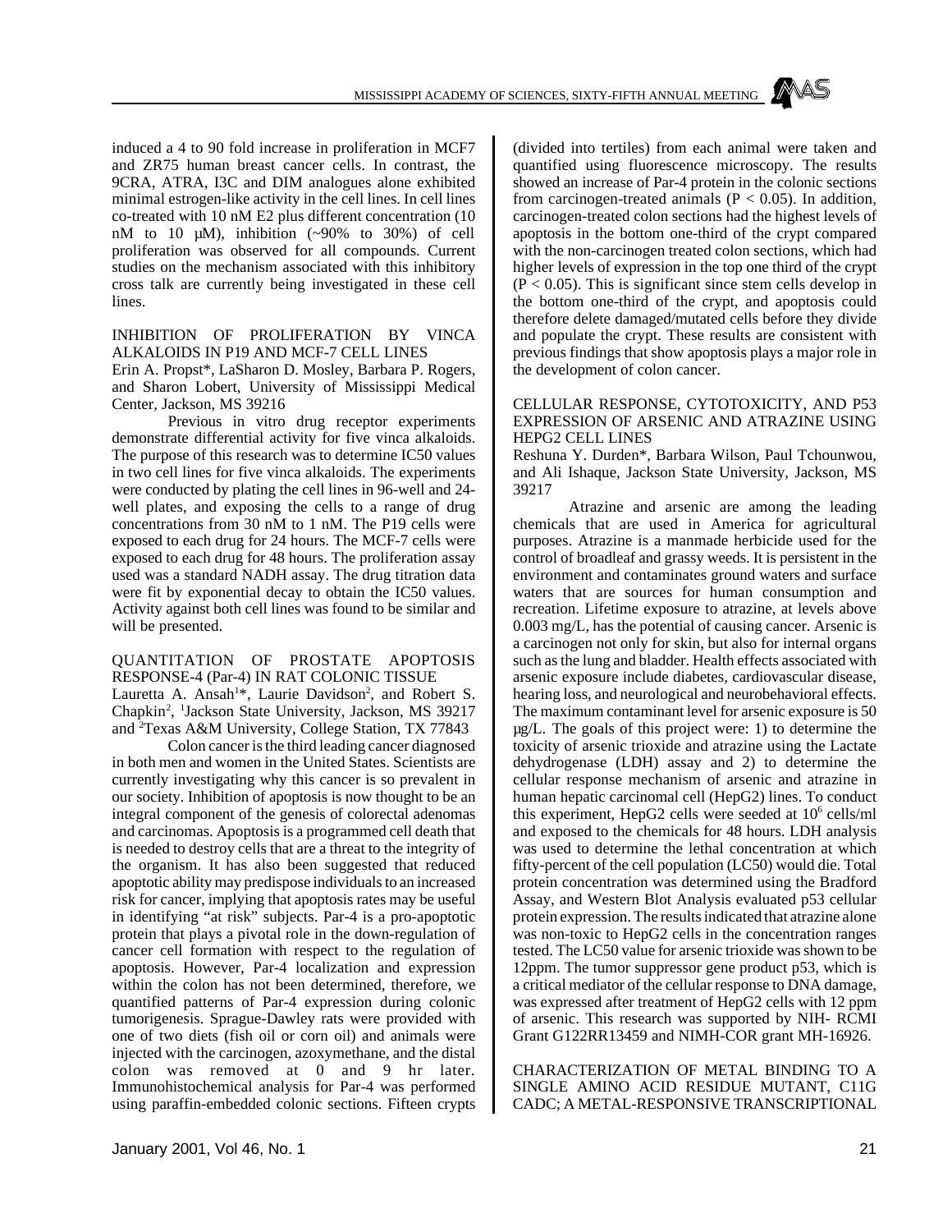induced a 4 to 90 fold increase in proliferation in MCF7 and ZR75 human breast cancer cells. In contrast, the 9CRA, ATRA, I3C and DIM analogues alone exhibited minimal estrogen-like activity in the cell lines. In cell lines co-treated with 10 nM E2 plus different concentration (10 nM to 10 µM), inhibition (~90% to 30%) of cell proliferation was observed for all compounds. Current studies on the mechanism associated with this inhibitory cross talk are currently being investigated in these cell lines.

INHIBITION OF PROLIFERATION BY VINCA ALKALOIDS IN P19 AND MCF-7 CELL LINES

Erin A. Propst*, LaSharon D. Mosley, Barbara P. Rogers, and Sharon Lobert, University of Mississippi Medical Center, Jackson, MS 39216

Previous in vitro drug receptor experiments demonstrate differential activity for five vinca alkaloids. The purpose of this research was to determine IC50 values in two cell lines for five vinca alkaloids. The experiments were conducted by plating the cell lines in 96-well and 24-well plates, and exposing the cells to a range of drug concentrations from 30 nM to 1 nM. The P19 cells were exposed to each drug for 24 hours. The MCF-7 cells were exposed to each drug for 48 hours. The proliferation assay used was a standard NADH assay. The drug titration data were fit by exponential decay to obtain the IC50 values. Activity against both cell lines was found to be similar and will be presented.

QUANTITATION OF PROSTATE APOPTOSIS RESPONSE-4 (Par-4) IN RAT COLONIC TISSUE

Lauretta A. Ansah[1]*, Laurie Davidson[2], and Robert S. Chapkin[2], [1]Jackson State University, Jackson, MS 39217 and [2]Texas A&M University, College Station, TX 77843

Colon cancer is the third leading cancer diagnosed in both men and women in the United States. Scientists are currently investigating why this cancer is so prevalent in our society. Inhibition of apoptosis is now thought to be an integral component of the genesis of colorectal adenomas and carcinomas. Apoptosis is a programmed cell death that is needed to destroy cells that are a threat to the integrity of the organism. It has also been suggested that reduced apoptotic ability may predispose individuals to an increased risk for cancer, implying that apoptosis rates may be useful in identifying "at risk" subjects. Par-4 is a pro-apoptotic protein that plays a pivotal role in the down-regulation of cancer cell formation with respect to the regulation of apoptosis. However, Par-4 localization and expression within the colon has not been determined, therefore, we quantified patterns of Par-4 expression during colonic tumorigenesis. Sprague-Dawley rats were provided with one of two diets (fish oil or corn oil) and animals were injected with the carcinogen, azoxymethane, and the distal colon was removed at 0 and 9 hr later. Immunohistochemical analysis for Par-4 was performed using paraffin-embedded colonic sections. Fifteen crypts (divided into tertiles) from each animal were taken and quantified using fluorescence microscopy. The results showed an increase of Par-4 protein in the colonic sections from carcinogen-treated animals ($P < 0.05$). In addition, carcinogen-treated colon sections had the highest levels of apoptosis in the bottom one-third of the crypt compared with the non-carcinogen treated colon sections, which had higher levels of expression in the top one third of the crypt ($P < 0.05$). This is significant since stem cells develop in the bottom one-third of the crypt, and apoptosis could therefore delete damaged/mutated cells before they divide and populate the crypt. These results are consistent with previous findings that show apoptosis plays a major role in the development of colon cancer.

CELLULAR RESPONSE, CYTOTOXICITY, AND P53 EXPRESSION OF ARSENIC AND ATRAZINE USING HEPG2 CELL LINES

Reshuna Y. Durden*, Barbara Wilson, Paul Tchounwou, and Ali Ishaque, Jackson State University, Jackson, MS 39217

Atrazine and arsenic are among the leading chemicals that are used in America for agricultural purposes. Atrazine is a manmade herbicide used for the control of broadleaf and grassy weeds. It is persistent in the environment and contaminates ground waters and surface waters that are sources for human consumption and recreation. Lifetime exposure to atrazine, at levels above 0.003 mg/L, has the potential of causing cancer. Arsenic is a carcinogen not only for skin, but also for internal organs such as the lung and bladder. Health effects associated with arsenic exposure include diabetes, cardiovascular disease, hearing loss, and neurological and neurobehavioral effects. The maximum contaminant level for arsenic exposure is 50 µg/L. The goals of this project were: 1) to determine the toxicity of arsenic trioxide and atrazine using the Lactate dehydrogenase (LDH) assay and 2) to determine the cellular response mechanism of arsenic and atrazine in human hepatic carcinomal cell (HepG2) lines. To conduct this experiment, HepG2 cells were seeded at $10^6$ cells/ml and exposed to the chemicals for 48 hours. LDH analysis was used to determine the lethal concentration at which fifty-percent of the cell population (LC50) would die. Total protein concentration was determined using the Bradford Assay, and Western Blot Analysis evaluated p53 cellular protein expression. The results indicated that atrazine alone was non-toxic to HepG2 cells in the concentration ranges tested. The LC50 value for arsenic trioxide was shown to be 12ppm. The tumor suppressor gene product p53, which is a critical mediator of the cellular response to DNA damage, was expressed after treatment of HepG2 cells with 12 ppm of arsenic. This research was supported by NIH- RCMI Grant G122RR13459 and NIMH-COR grant MH-16926.

CHARACTERIZATION OF METAL BINDING TO A SINGLE AMINO ACID RESIDUE MUTANT, C11G CADC; A METAL-RESPONSIVE TRANSCRIPTIONAL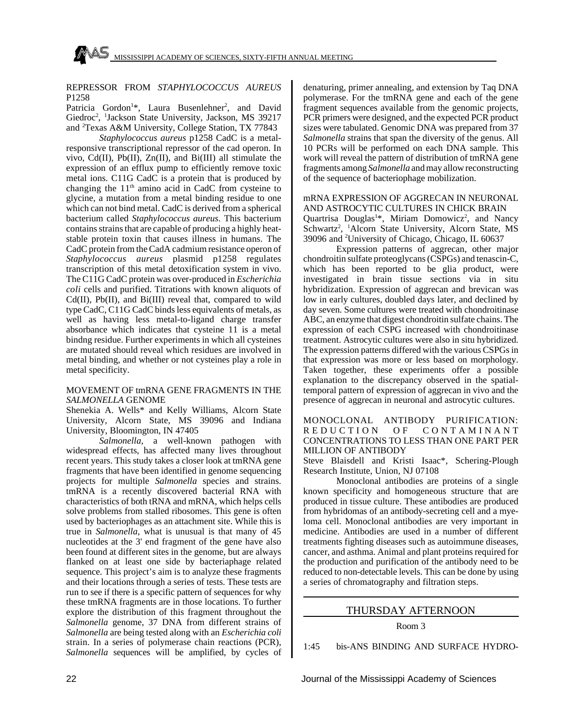REPRESSOR FROM *STAPHYLOCOCCUS AUREUS* P1258

Patricia Gordon[1]*, Laura Busenlehner[2], and David Giedroc[2], [1]Jackson State University, Jackson, MS 39217 and [2]Texas A&M University, College Station, TX 77843

*Staphylococcus aureus* p1258 CadC is a metal-responsive transcriptional repressor of the cad operon. In vivo, Cd(II), Pb(II), Zn(II), and Bi(III) all stimulate the expression of an efflux pump to efficiently remove toxic metal ions. C11G CadC is a protein that is produced by changing the 11[th] amino acid in CadC from cysteine to glycine, a mutation from a metal binding residue to one which can not bind metal. CadC is derived from a spherical bacterium called *Staphylococcus aureus*. This bacterium contains strains that are capable of producing a highly heat-stable protein toxin that causes illness in humans. The CadC protein from the CadA cadmium resistance operon of *Staphylococcus aureus* plasmid p1258 regulates transcription of this metal detoxification system in vivo. The C11G CadC protein was over-produced in *Escherichia coli* cells and purified. Titrations with known aliquots of Cd(II), Pb(II), and Bi(III) reveal that, compared to wild type CadC, C11G CadC binds less equivalents of metals, as well as having less metal-to-ligand charge transfer absorbance which indicates that cysteine 11 is a metal bindng residue. Further experiments in which all cysteines are mutated should reveal which residues are involved in metal binding, and whether or not cysteines play a role in metal specificity.

MOVEMENT OF tmRNA GENE FRAGMENTS IN THE *SALMONELLA* GENOME

Shenekia A. Wells* and Kelly Williams, Alcorn State University, Alcorn State, MS 39096 and Indiana University, Bloomington, IN 47405

*Salmonella*, a well-known pathogen with widespread effects, has affected many lives throughout recent years. This study takes a closer look at tmRNA gene fragments that have been identified in genome sequencing projects for multiple *Salmonella* species and strains. tmRNA is a recently discovered bacterial RNA with characteristics of both tRNA and mRNA, which helps cells solve problems from stalled ribosomes. This gene is often used by bacteriophages as an attachment site. While this is true in *Salmonella*, what is unusual is that many of 45 nucleotides at the 3' end fragment of the gene have also been found at different sites in the genome, but are always flanked on at least one side by bacteriaphage related sequence. This project's aim is to analyze these fragments and their locations through a series of tests. These tests are run to see if there is a specific pattern of sequences for why these tmRNA fragments are in those locations. To further explore the distribution of this fragment throughout the *Salmonella* genome, 37 DNA from different strains of *Salmonella* are being tested along with an *Escherichia coli* strain. In a series of polymerase chain reactions (PCR), *Salmonella* sequences will be amplified, by cycles of denaturing, primer annealing, and extension by Taq DNA polymerase. For the tmRNA gene and each of the gene fragment sequences available from the genomic projects, PCR primers were designed, and the expected PCR product sizes were tabulated. Genomic DNA was prepared from 37 *Salmonella* strains that span the diversity of the genus. All 10 PCRs will be performed on each DNA sample. This work will reveal the pattern of distribution of tmRNA gene fragments among *Salmonella* and may allow reconstructing of the sequence of bacteriophage mobilization.

mRNA EXPRESSION OF AGGRECAN IN NEURONAL AND ASTROCYTIC CULTURES IN CHICK BRAIN

Quartrisa Douglas[1]*, Miriam Domowicz[2], and Nancy Schwartz[2], [1]Alcorn State University, Alcorn State, MS 39096 and [2]University of Chicago, Chicago, IL 60637

Expression patterns of aggrecan, other major chondroitin sulfate proteoglycans (CSPGs) and tenascin-C, which has been reported to be glia product, were investigated in brain tissue sections via in situ hybridization. Expression of aggrecan and brevican was low in early cultures, doubled days later, and declined by day seven. Some cultures were treated with chondroitinase ABC, an enzyme that digest chondroitin sulfate chains. The expression of each CSPG increased with chondroitinase treatment. Astrocytic cultures were also in situ hybridized. The expression patterns differed with the various CSPGs in that expression was more or less based on morphology. Taken together, these experiments offer a possible explanation to the discrepancy observed in the spatial-temporal pattern of expression of aggrecan in vivo and the presence of aggrecan in neuronal and astrocytic cultures.

MONOCLONAL ANTIBODY PURIFICATION: REDUCTION OF CONTAMINANT CONCENTRATIONS TO LESS THAN ONE PART PER MILLION OF ANTIBODY

Steve Blaisdell and Kristi Isaac*, Schering-Plough Research Institute, Union, NJ 07108

Monoclonal antibodies are proteins of a single known specificity and homogeneous structure that are produced in tissue culture. These antibodies are produced from hybridomas of an antibody-secreting cell and a myeloma cell. Monoclonal antibodies are very important in medicine. Antibodies are used in a number of different treatments fighting diseases such as autoimmune diseases, cancer, and asthma. Animal and plant proteins required for the production and purification of the antibody need to be reduced to non-detectable levels. This can be done by using a series of chromatography and filtration steps.

## THURSDAY AFTERNOON

Room 3

1:45 bis-ANS BINDING AND SURFACE HYDRO-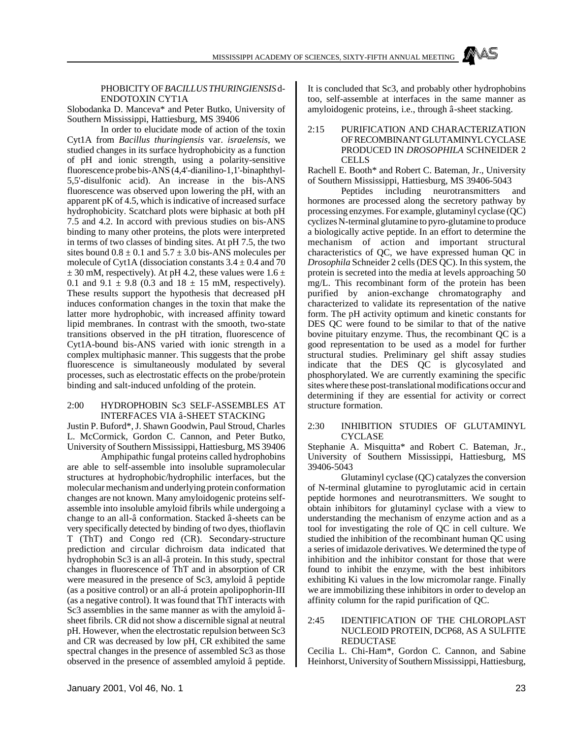PHOBICITY OF *BACILLUS THURINGIENSIS* d-ENDOTOXIN CYT1A

Slobodanka D. Manceva* and Peter Butko, University of Southern Mississippi, Hattiesburg, MS 39406

In order to elucidate mode of action of the toxin Cyt1A from *Bacillus thuringiensis* var. *israelensis*, we studied changes in its surface hydrophobicity as a function of pH and ionic strength, using a polarity-sensitive fluorescence probe bis-ANS (4,4'-dianilino-1,1'-binaphthyl-5,5'-disulfonic acid). An increase in the bis-ANS fluorescence was observed upon lowering the pH, with an apparent pK of 4.5, which is indicative of increased surface hydrophobicity. Scatchard plots were biphasic at both pH 7.5 and 4.2. In accord with previous studies on bis-ANS binding to many other proteins, the plots were interpreted in terms of two classes of binding sites. At pH 7.5, the two sites bound $0.8 \pm 0.1$ and $5.7 \pm 3.0$ bis-ANS molecules per molecule of Cyt1A (dissociation constants $3.4 \pm 0.4$ and 70 $\pm$ 30 mM, respectively). At pH 4.2, these values were $1.6 \pm 0.1$ and $9.1 \pm 9.8$ (0.3 and $18 \pm 15$ mM, respectively). These results support the hypothesis that decreased pH induces conformation changes in the toxin that make the latter more hydrophobic, with increased affinity toward lipid membranes. In contrast with the smooth, two-state transitions observed in the pH titration, fluorescence of Cyt1A-bound bis-ANS varied with ionic strength in a complex multiphasic manner. This suggests that the probe fluorescence is simultaneously modulated by several processes, such as electrostatic effects on the probe/protein binding and salt-induced unfolding of the protein.

2:00 HYDROPHOBIN Sc3 SELF-ASSEMBLES AT INTERFACES VIA â-SHEET STACKING

Justin P. Buford*, J. Shawn Goodwin, Paul Stroud, Charles L. McCormick, Gordon C. Cannon, and Peter Butko, University of Southern Mississippi, Hattiesburg, MS 39406

Amphipathic fungal proteins called hydrophobins are able to self-assemble into insoluble supramolecular structures at hydrophobic/hydrophilic interfaces, but the molecular mechanism and underlying protein conformation changes are not known. Many amyloidogenic proteins self-assemble into insoluble amyloid fibrils while undergoing a change to an all-â conformation. Stacked â-sheets can be very specifically detected by binding of two dyes, thioflavin T (ThT) and Congo red (CR). Secondary-structure prediction and circular dichroism data indicated that hydrophobin Sc3 is an all-â protein. In this study, spectral changes in fluorescence of ThT and in absorption of CR were measured in the presence of Sc3, amyloid â peptide (as a positive control) or an all-á protein apolipophorin-III (as a negative control). It was found that ThT interacts with Sc3 assemblies in the same manner as with the amyloid â-sheet fibrils. CR did not show a discernible signal at neutral pH. However, when the electrostatic repulsion between Sc3 and CR was decreased by low pH, CR exhibited the same spectral changes in the presence of assembled Sc3 as those observed in the presence of assembled amyloid â peptide. It is concluded that Sc3, and probably other hydrophobins too, self-assemble at interfaces in the same manner as amyloidogenic proteins, i.e., through â-sheet stacking.

2:15 PURIFICATION AND CHARACTERIZATION OF RECOMBINANT GLUTAMINYL CYCLASE PRODUCED IN *DROSOPHILA* SCHNEIDER 2 CELLS

Rachell E. Booth* and Robert C. Bateman, Jr., University of Southern Mississippi, Hattiesburg, MS 39406-5043

Peptides including neurotransmitters and hormones are processed along the secretory pathway by processing enzymes. For example, glutaminyl cyclase (QC) cyclizes N-terminal glutamine to pyro-glutamine to produce a biologically active peptide. In an effort to determine the mechanism of action and important structural characteristics of QC, we have expressed human QC in *Drosophila* Schneider 2 cells (DES QC). In this system, the protein is secreted into the media at levels approaching 50 mg/L. This recombinant form of the protein has been purified by anion-exchange chromatography and characterized to validate its representation of the native form. The pH activity optimum and kinetic constants for DES QC were found to be similar to that of the native bovine pituitary enzyme. Thus, the recombinant QC is a good representation to be used as a model for further structural studies. Preliminary gel shift assay studies indicate that the DES QC is glycosylated and phosphorylated. We are currently examining the specific sites where these post-translational modifications occur and determining if they are essential for activity or correct structure formation.

2:30 INHIBITION STUDIES OF GLUTAMINYL CYCLASE

Stephanie A. Misquitta* and Robert C. Bateman, Jr., University of Southern Mississippi, Hattiesburg, MS 39406-5043

Glutaminyl cyclase (QC) catalyzes the conversion of N-terminal glutamine to pyroglutamic acid in certain peptide hormones and neurotransmitters. We sought to obtain inhibitors for glutaminyl cyclase with a view to understanding the mechanism of enzyme action and as a tool for investigating the role of QC in cell culture. We studied the inhibition of the recombinant human QC using a series of imidazole derivatives. We determined the type of inhibition and the inhibitor constant for those that were found to inhibit the enzyme, with the best inhibitors exhibiting Ki values in the low micromolar range. Finally we are immobilizing these inhibitors in order to develop an affinity column for the rapid purification of QC.

2:45 IDENTIFICATION OF THE CHLOROPLAST NUCLEOID PROTEIN, DCP68, AS A SULFITE REDUCTASE

Cecilia L. Chi-Ham*, Gordon C. Cannon, and Sabine Heinhorst, University of Southern Mississippi, Hattiesburg,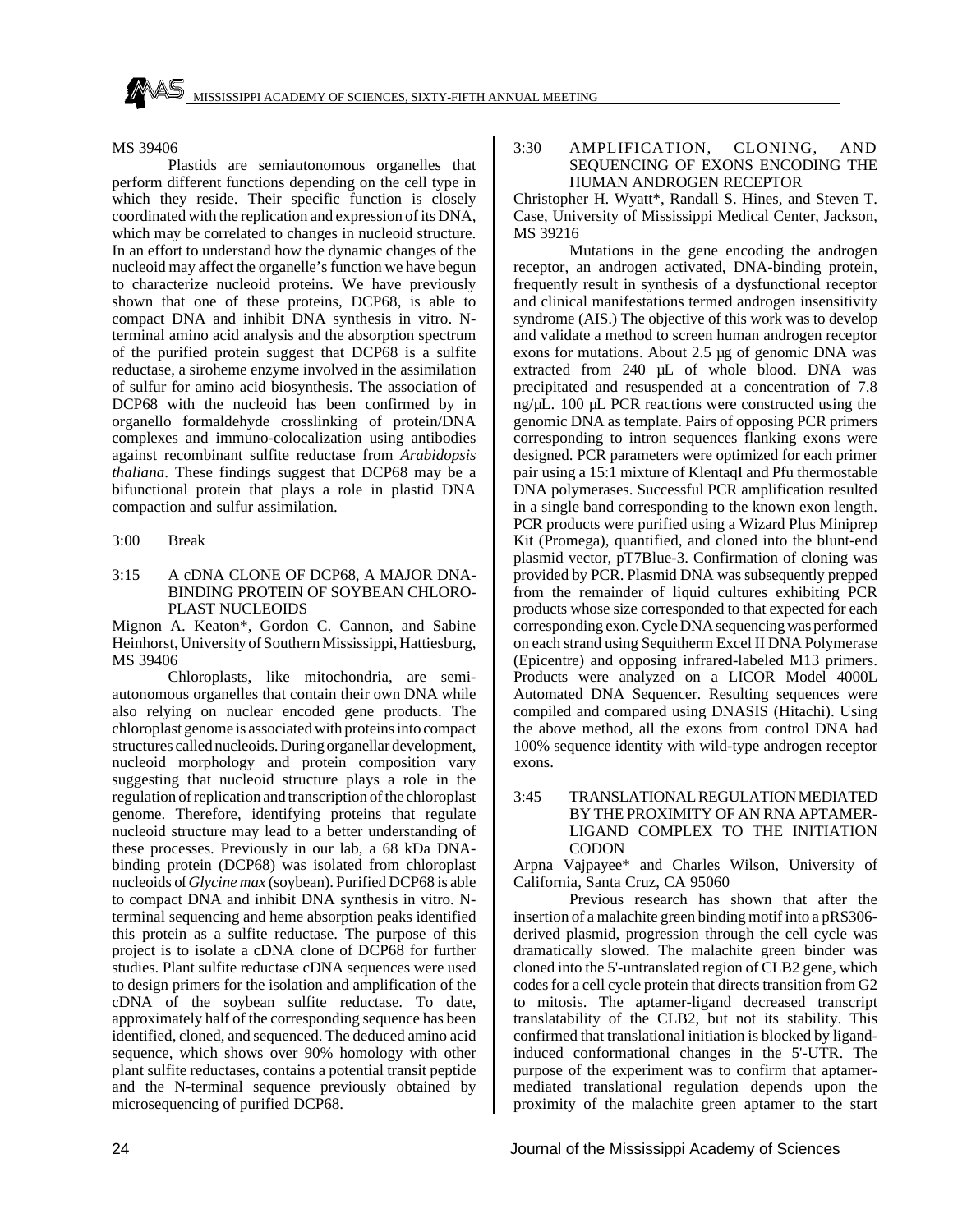MS 39406

Plastids are semiautonomous organelles that perform different functions depending on the cell type in which they reside. Their specific function is closely coordinated with the replication and expression of its DNA, which may be correlated to changes in nucleoid structure. In an effort to understand how the dynamic changes of the nucleoid may affect the organelle's function we have begun to characterize nucleoid proteins. We have previously shown that one of these proteins, DCP68, is able to compact DNA and inhibit DNA synthesis in vitro. N-terminal amino acid analysis and the absorption spectrum of the purified protein suggest that DCP68 is a sulfite reductase, a siroheme enzyme involved in the assimilation of sulfur for amino acid biosynthesis. The association of DCP68 with the nucleoid has been confirmed by in organello formaldehyde crosslinking of protein/DNA complexes and immuno-colocalization using antibodies against recombinant sulfite reductase from *Arabidopsis thaliana*. These findings suggest that DCP68 may be a bifunctional protein that plays a role in plastid DNA compaction and sulfur assimilation.

3:00 Break

3:15 A cDNA CLONE OF DCP68, A MAJOR DNA-BINDING PROTEIN OF SOYBEAN CHLOROPLAST NUCLEOIDS

Mignon A. Keaton*, Gordon C. Cannon, and Sabine Heinhorst, University of Southern Mississippi, Hattiesburg, MS 39406

Chloroplasts, like mitochondria, are semi-autonomous organelles that contain their own DNA while also relying on nuclear encoded gene products. The chloroplast genome is associated with proteins into compact structures called nucleoids. During organellar development, nucleoid morphology and protein composition vary suggesting that nucleoid structure plays a role in the regulation of replication and transcription of the chloroplast genome. Therefore, identifying proteins that regulate nucleoid structure may lead to a better understanding of these processes. Previously in our lab, a 68 kDa DNA-binding protein (DCP68) was isolated from chloroplast nucleoids of *Glycine max* (soybean). Purified DCP68 is able to compact DNA and inhibit DNA synthesis in vitro. N-terminal sequencing and heme absorption peaks identified this protein as a sulfite reductase. The purpose of this project is to isolate a cDNA clone of DCP68 for further studies. Plant sulfite reductase cDNA sequences were used to design primers for the isolation and amplification of the cDNA of the soybean sulfite reductase. To date, approximately half of the corresponding sequence has been identified, cloned, and sequenced. The deduced amino acid sequence, which shows over 90% homology with other plant sulfite reductases, contains a potential transit peptide and the N-terminal sequence previously obtained by microsequencing of purified DCP68.

3:30 AMPLIFICATION, CLONING, AND SEQUENCING OF EXONS ENCODING THE HUMAN ANDROGEN RECEPTOR

Christopher H. Wyatt*, Randall S. Hines, and Steven T. Case, University of Mississippi Medical Center, Jackson, MS 39216

Mutations in the gene encoding the androgen receptor, an androgen activated, DNA-binding protein, frequently result in synthesis of a dysfunctional receptor and clinical manifestations termed androgen insensitivity syndrome (AIS.) The objective of this work was to develop and validate a method to screen human androgen receptor exons for mutations. About 2.5 µg of genomic DNA was extracted from 240 µL of whole blood. DNA was precipitated and resuspended at a concentration of 7.8 ng/µL. 100 µL PCR reactions were constructed using the genomic DNA as template. Pairs of opposing PCR primers corresponding to intron sequences flanking exons were designed. PCR parameters were optimized for each primer pair using a 15:1 mixture of KlentaqI and Pfu thermostable DNA polymerases. Successful PCR amplification resulted in a single band corresponding to the known exon length. PCR products were purified using a Wizard Plus Miniprep Kit (Promega), quantified, and cloned into the blunt-end plasmid vector, pT7Blue-3. Confirmation of cloning was provided by PCR. Plasmid DNA was subsequently prepped from the remainder of liquid cultures exhibiting PCR products whose size corresponded to that expected for each corresponding exon. Cycle DNA sequencing was performed on each strand using Sequitherm Excel II DNA Polymerase (Epicentre) and opposing infrared-labeled M13 primers. Products were analyzed on a LICOR Model 4000L Automated DNA Sequencer. Resulting sequences were compiled and compared using DNASIS (Hitachi). Using the above method, all the exons from control DNA had 100% sequence identity with wild-type androgen receptor exons.

3:45 TRANSLATIONAL REGULATION MEDIATED BY THE PROXIMITY OF AN RNA APTAMER-LIGAND COMPLEX TO THE INITIATION CODON

Arpna Vajpayee* and Charles Wilson, University of California, Santa Cruz, CA 95060

Previous research has shown that after the insertion of a malachite green binding motif into a pRS306-derived plasmid, progression through the cell cycle was dramatically slowed. The malachite green binder was cloned into the 5'-untranslated region of CLB2 gene, which codes for a cell cycle protein that directs transition from G2 to mitosis. The aptamer-ligand decreased transcript translatability of the CLB2, but not its stability. This confirmed that translational initiation is blocked by ligand-induced conformational changes in the 5'-UTR. The purpose of the experiment was to confirm that aptamer-mediated translational regulation depends upon the proximity of the malachite green aptamer to the start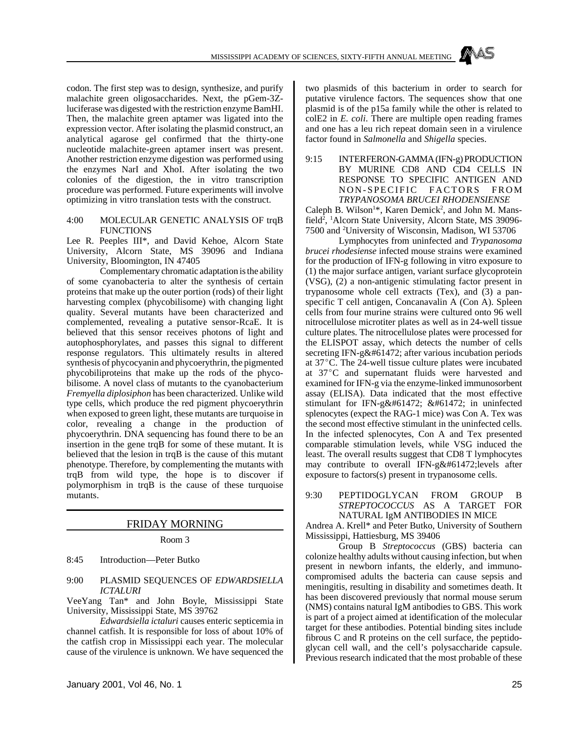codon. The first step was to design, synthesize, and purify malachite green oligosaccharides. Next, the pGem-3Z-luciferase was digested with the restriction enzyme BamHI. Then, the malachite green aptamer was ligated into the expression vector. After isolating the plasmid construct, an analytical agarose gel confirmed that the thirty-one nucleotide malachite-green aptamer insert was present. Another restriction enzyme digestion was performed using the enzymes NarI and XhoI. After isolating the two colonies of the digestion, the in vitro transcription procedure was performed. Future experiments will involve optimizing in vitro translation tests with the construct.

4:00 MOLECULAR GENETIC ANALYSIS OF trqB FUNCTIONS

Lee R. Peeples III*, and David Kehoe, Alcorn State University, Alcorn State, MS 39096 and Indiana University, Bloomington, IN 47405

Complementary chromatic adaptation is the ability of some cyanobacteria to alter the synthesis of certain proteins that make up the outer portion (rods) of their light harvesting complex (phycobilisome) with changing light quality. Several mutants have been characterized and complemented, revealing a putative sensor-RcaE. It is believed that this sensor receives photons of light and autophosphorylates, and passes this signal to different response regulators. This ultimately results in altered synthesis of phycocyanin and phycoerythrin, the pigmented phycobiliproteins that make up the rods of the phycobilisome. A novel class of mutants to the cyanobacterium *Fremyella diplosiphon* has been characterized. Unlike wild type cells, which produce the red pigment phycoerythrin when exposed to green light, these mutants are turquoise in color, revealing a change in the production of phycoerythrin. DNA sequencing has found there to be an insertion in the gene trqB for some of these mutant. It is believed that the lesion in trqB is the cause of this mutant phenotype. Therefore, by complementing the mutants with trqB from wild type, the hope is to discover if polymorphism in trqB is the cause of these turquoise mutants.

## FRIDAY MORNING

Room 3

8:45 Introduction—Peter Butko

9:00 PLASMID SEQUENCES OF *EDWARDSIELLA ICTALURI*

VeeYang Tan* and John Boyle, Mississippi State University, Mississippi State, MS 39762

*Edwardsiella ictaluri* causes enteric septicemia in channel catfish. It is responsible for loss of about 10% of the catfish crop in Mississippi each year. The molecular cause of the virulence is unknown. We have sequenced the two plasmids of this bacterium in order to search for putative virulence factors. The sequences show that one plasmid is of the p15a family while the other is related to colE2 in *E. coli*. There are multiple open reading frames and one has a leu rich repeat domain seen in a virulence factor found in *Salmonella* and *Shigella* species.

9:15 INTERFERON-GAMMA (IFN-g) PRODUCTION BY MURINE CD8 AND CD4 CELLS IN RESPONSE TO SPECIFIC ANTIGEN AND NON-SPECIFIC FACTORS FROM *TRYPANOSOMA BRUCEI RHODENSIENSE*

Caleb B. Wilson[1]*, Karen Demick[2], and John M. Mansfield[2], [1]Alcorn State University, Alcorn State, MS 39096-7500 and [2]University of Wisconsin, Madison, WI 53706

Lymphocytes from uninfected and *Trypanosoma brucei rhodesiense* infected mouse strains were examined for the production of IFN-g following in vitro exposure to (1) the major surface antigen, variant surface glycoprotein (VSG), (2) a non-antigenic stimulating factor present in trypanosome whole cell extracts (Tex), and (3) a pan-specific T cell antigen, Concanavalin A (Con A). Spleen cells from four murine strains were cultured onto 96 well nitrocellulose microtiter plates as well as in 24-well tissue culture plates. The nitrocellulose plates were processed for the ELISPOT assay, which detects the number of cells secreting IFN-g&#61472; after various incubation periods at 37°C. The 24-well tissue culture plates were incubated at 37°C and supernatant fluids were harvested and examined for IFN-g via the enzyme-linked immunosorbent assay (ELISA). Data indicated that the most effective stimulant for IFN-g&#61472; &#61472; in uninfected splenocytes (expect the RAG-1 mice) was Con A. Tex was the second most effective stimulant in the uninfected cells. In the infected splenocytes, Con A and Tex presented comparable stimulation levels, while VSG induced the least. The overall results suggest that CD8 T lymphocytes may contribute to overall IFN-g&#61472;levels after exposure to factors(s) present in trypanosome cells.

9:30 PEPTIDOGLYCAN FROM GROUP B *STREPTOCOCCUS* AS A TARGET FOR NATURAL IgM ANTIBODIES IN MICE

Andrea A. Krell* and Peter Butko, University of Southern Mississippi, Hattiesburg, MS 39406

Group B *Streptococcus* (GBS) bacteria can colonize healthy adults without causing infection, but when present in newborn infants, the elderly, and immunocompromised adults the bacteria can cause sepsis and meningitis, resulting in disability and sometimes death. It has been discovered previously that normal mouse serum (NMS) contains natural IgM antibodies to GBS. This work is part of a project aimed at identification of the molecular target for these antibodies. Potential binding sites include fibrous C and R proteins on the cell surface, the peptidoglycan cell wall, and the cell's polysaccharide capsule. Previous research indicated that the most probable of these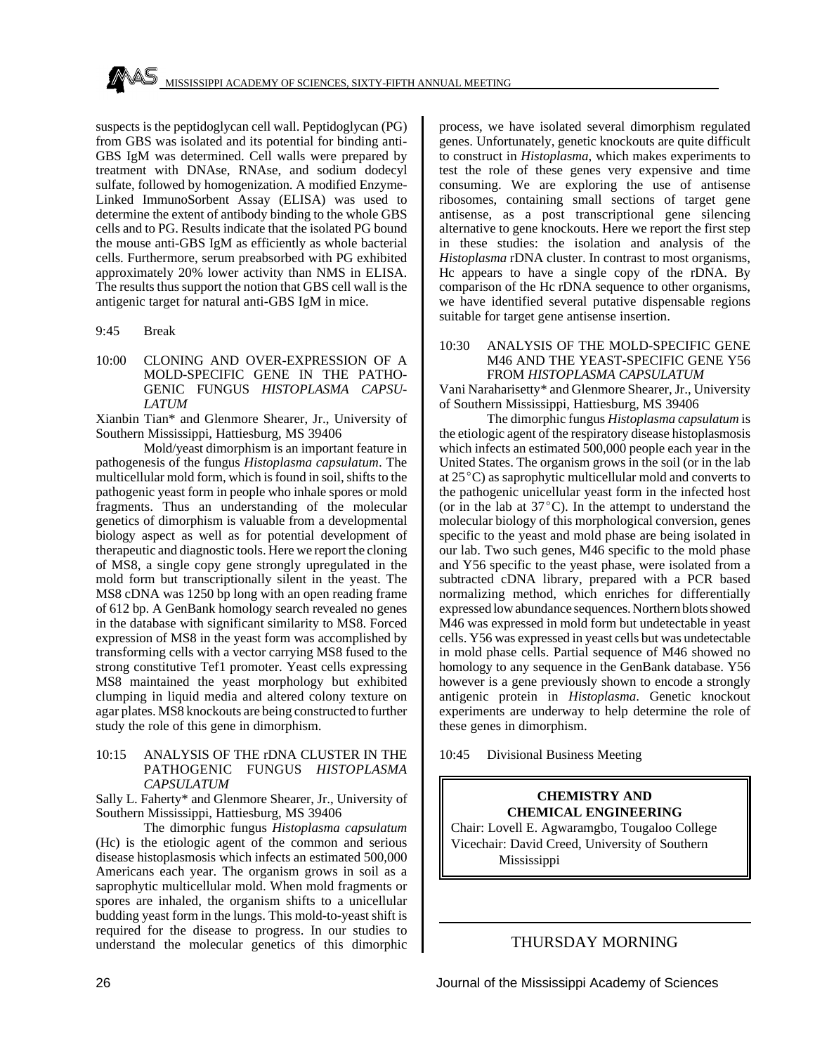suspects is the peptidoglycan cell wall. Peptidoglycan (PG) from GBS was isolated and its potential for binding anti-GBS IgM was determined. Cell walls were prepared by treatment with DNAse, RNAse, and sodium dodecyl sulfate, followed by homogenization. A modified Enzyme-Linked ImmunoSorbent Assay (ELISA) was used to determine the extent of antibody binding to the whole GBS cells and to PG. Results indicate that the isolated PG bound the mouse anti-GBS IgM as efficiently as whole bacterial cells. Furthermore, serum preabsorbed with PG exhibited approximately 20% lower activity than NMS in ELISA. The results thus support the notion that GBS cell wall is the antigenic target for natural anti-GBS IgM in mice.

9:45 Break

10:00 CLONING AND OVER-EXPRESSION OF A MOLD-SPECIFIC GENE IN THE PATHOGENIC FUNGUS *HISTOPLASMA CAPSULATUM*

Xianbin Tian* and Glenmore Shearer, Jr., University of Southern Mississippi, Hattiesburg, MS 39406

Mold/yeast dimorphism is an important feature in pathogenesis of the fungus *Histoplasma capsulatum*. The multicellular mold form, which is found in soil, shifts to the pathogenic yeast form in people who inhale spores or mold fragments. Thus an understanding of the molecular genetics of dimorphism is valuable from a developmental biology aspect as well as for potential development of therapeutic and diagnostic tools. Here we report the cloning of MS8, a single copy gene strongly upregulated in the mold form but transcriptionally silent in the yeast. The MS8 cDNA was 1250 bp long with an open reading frame of 612 bp. A GenBank homology search revealed no genes in the database with significant similarity to MS8. Forced expression of MS8 in the yeast form was accomplished by transforming cells with a vector carrying MS8 fused to the strong constitutive Tef1 promoter. Yeast cells expressing MS8 maintained the yeast morphology but exhibited clumping in liquid media and altered colony texture on agar plates. MS8 knockouts are being constructed to further study the role of this gene in dimorphism.

10:15 ANALYSIS OF THE rDNA CLUSTER IN THE PATHOGENIC FUNGUS *HISTOPLASMA CAPSULATUM*

Sally L. Faherty* and Glenmore Shearer, Jr., University of Southern Mississippi, Hattiesburg, MS 39406

The dimorphic fungus *Histoplasma capsulatum* (Hc) is the etiologic agent of the common and serious disease histoplasmosis which infects an estimated 500,000 Americans each year. The organism grows in soil as a saprophytic multicellular mold. When mold fragments or spores are inhaled, the organism shifts to a unicellular budding yeast form in the lungs. This mold-to-yeast shift is required for the disease to progress. In our studies to understand the molecular genetics of this dimorphic process, we have isolated several dimorphism regulated genes. Unfortunately, genetic knockouts are quite difficult to construct in *Histoplasma*, which makes experiments to test the role of these genes very expensive and time consuming. We are exploring the use of antisense ribosomes, containing small sections of target gene antisense, as a post transcriptional gene silencing alternative to gene knockouts. Here we report the first step in these studies: the isolation and analysis of the *Histoplasma* rDNA cluster. In contrast to most organisms, Hc appears to have a single copy of the rDNA. By comparison of the Hc rDNA sequence to other organisms, we have identified several putative dispensable regions suitable for target gene antisense insertion.

10:30 ANALYSIS OF THE MOLD-SPECIFIC GENE M46 AND THE YEAST-SPECIFIC GENE Y56 FROM *HISTOPLASMA CAPSULATUM*

Vani Naraharisetty* and Glenmore Shearer, Jr., University of Southern Mississippi, Hattiesburg, MS 39406

The dimorphic fungus *Histoplasma capsulatum* is the etiologic agent of the respiratory disease histoplasmosis which infects an estimated 500,000 people each year in the United States. The organism grows in the soil (or in the lab at 25°C) as saprophytic multicellular mold and converts to the pathogenic unicellular yeast form in the infected host (or in the lab at 37°C). In the attempt to understand the molecular biology of this morphological conversion, genes specific to the yeast and mold phase are being isolated in our lab. Two such genes, M46 specific to the mold phase and Y56 specific to the yeast phase, were isolated from a subtracted cDNA library, prepared with a PCR based normalizing method, which enriches for differentially expressed low abundance sequences. Northern blots showed M46 was expressed in mold form but undetectable in yeast cells. Y56 was expressed in yeast cells but was undetectable in mold phase cells. Partial sequence of M46 showed no homology to any sequence in the GenBank database. Y56 however is a gene previously shown to encode a strongly antigenic protein in *Histoplasma*. Genetic knockout experiments are underway to help determine the role of these genes in dimorphism.

10:45 Divisional Business Meeting

## CHEMISTRY AND CHEMICAL ENGINEERING

Chair: Lovell E. Agwaramgbo, Tougaloo College
Vicechair: David Creed, University of Southern Mississippi

## THURSDAY MORNING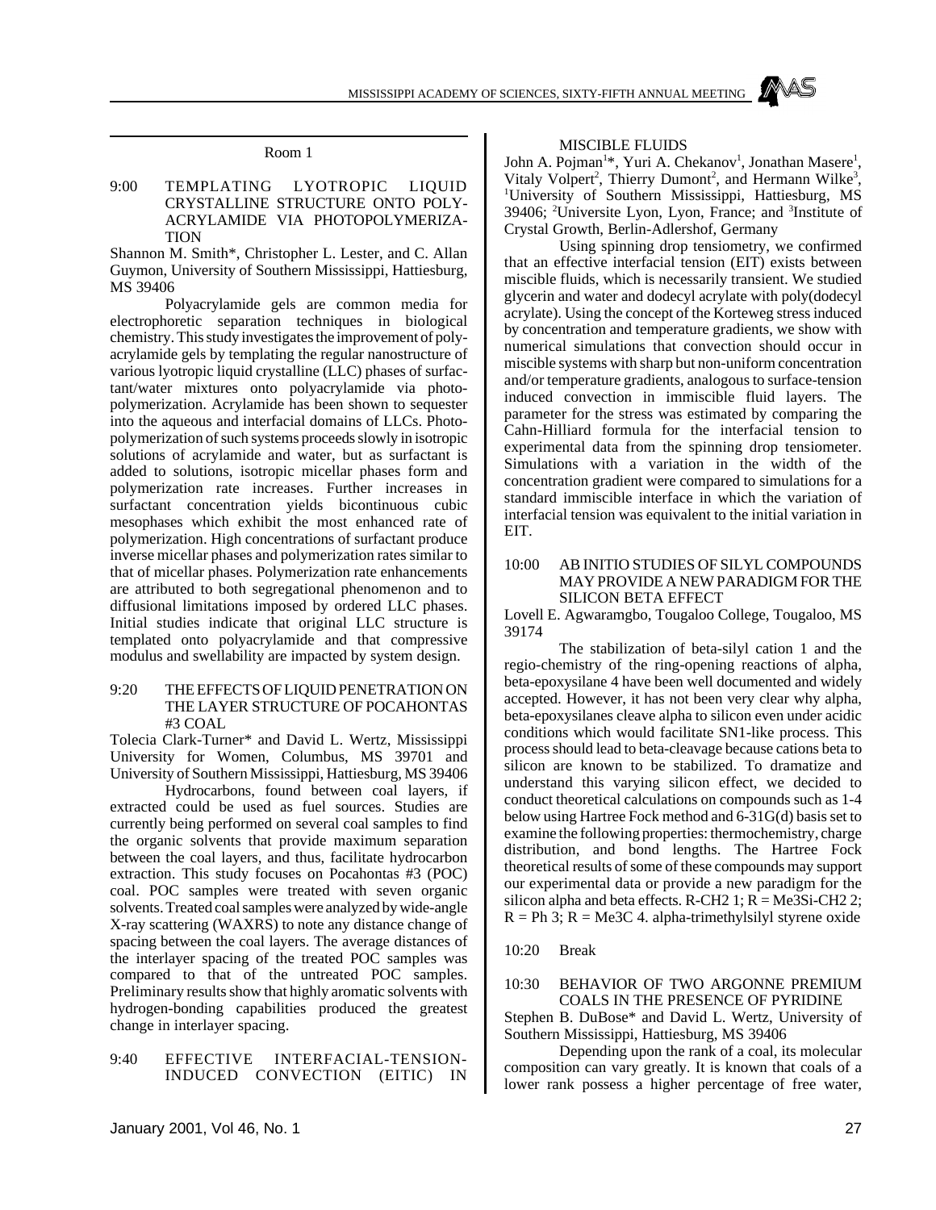Room 1

9:00 TEMPLATING LYOTROPIC LIQUID CRYSTALLINE STRUCTURE ONTO POLY-ACRYLAMIDE VIA PHOTOPOLYMERIZATION

Shannon M. Smith*, Christopher L. Lester, and C. Allan Guymon, University of Southern Mississippi, Hattiesburg, MS 39406

Polyacrylamide gels are common media for electrophoretic separation techniques in biological chemistry. This study investigates the improvement of polyacrylamide gels by templating the regular nanostructure of various lyotropic liquid crystalline (LLC) phases of surfactant/water mixtures onto polyacrylamide via photopolymerization. Acrylamide has been shown to sequester into the aqueous and interfacial domains of LLCs. Photopolymerization of such systems proceeds slowly in isotropic solutions of acrylamide and water, but as surfactant is added to solutions, isotropic micellar phases form and polymerization rate increases. Further increases in surfactant concentration yields bicontinuous cubic mesophases which exhibit the most enhanced rate of polymerization. High concentrations of surfactant produce inverse micellar phases and polymerization rates similar to that of micellar phases. Polymerization rate enhancements are attributed to both segregational phenomenon and to diffusional limitations imposed by ordered LLC phases. Initial studies indicate that original LLC structure is templated onto polyacrylamide and that compressive modulus and swellability are impacted by system design.

9:20 THE EFFECTS OF LIQUID PENETRATION ON THE LAYER STRUCTURE OF POCAHONTAS #3 COAL

Tolecia Clark-Turner* and David L. Wertz, Mississippi University for Women, Columbus, MS 39701 and University of Southern Mississippi, Hattiesburg, MS 39406

Hydrocarbons, found between coal layers, if extracted could be used as fuel sources. Studies are currently being performed on several coal samples to find the organic solvents that provide maximum separation between the coal layers, and thus, facilitate hydrocarbon extraction. This study focuses on Pocahontas #3 (POC) coal. POC samples were treated with seven organic solvents. Treated coal samples were analyzed by wide-angle X-ray scattering (WAXRS) to note any distance change of spacing between the coal layers. The average distances of the interlayer spacing of the treated POC samples was compared to that of the untreated POC samples. Preliminary results show that highly aromatic solvents with hydrogen-bonding capabilities produced the greatest change in interlayer spacing.

9:40 EFFECTIVE INTERFACIAL-TENSION-INDUCED CONVECTION (EITIC) IN MISCIBLE FLUIDS

John A. Pojman[1]*, Yuri A. Chekanov[1], Jonathan Masere[1], Vitaly Volpert[2], Thierry Dumont[2], and Hermann Wilke[3], [1]University of Southern Mississippi, Hattiesburg, MS 39406; [2]Universite Lyon, Lyon, France; and [3]Institute of Crystal Growth, Berlin-Adlershof, Germany

Using spinning drop tensiometry, we confirmed that an effective interfacial tension (EIT) exists between miscible fluids, which is necessarily transient. We studied glycerin and water and dodecyl acrylate with poly(dodecyl acrylate). Using the concept of the Korteweg stress induced by concentration and temperature gradients, we show with numerical simulations that convection should occur in miscible systems with sharp but non-uniform concentration and/or temperature gradients, analogous to surface-tension induced convection in immiscible fluid layers. The parameter for the stress was estimated by comparing the Cahn-Hilliard formula for the interfacial tension to experimental data from the spinning drop tensiometer. Simulations with a variation in the width of the concentration gradient were compared to simulations for a standard immiscible interface in which the variation of interfacial tension was equivalent to the initial variation in EIT.

10:00 AB INITIO STUDIES OF SILYL COMPOUNDS MAY PROVIDE A NEW PARADIGM FOR THE SILICON BETA EFFECT

Lovell E. Agwaramgbo, Tougaloo College, Tougaloo, MS 39174

The stabilization of beta-silyl cation 1 and the regio-chemistry of the ring-opening reactions of alpha, beta-epoxysilane 4 have been well documented and widely accepted. However, it has not been very clear why alpha, beta-epoxysilanes cleave alpha to silicon even under acidic conditions which would facilitate SN1-like process. This process should lead to beta-cleavage because cations beta to silicon are known to be stabilized. To dramatize and understand this varying silicon effect, we decided to conduct theoretical calculations on compounds such as 1-4 below using Hartree Fock method and 6-31G(d) basis set to examine the following properties: thermochemistry, charge distribution, and bond lengths. The Hartree Fock theoretical results of some of these compounds may support our experimental data or provide a new paradigm for the silicon alpha and beta effects. R-CH2 1; R = Me3Si-CH2 2; R = Ph 3; R = Me3C 4. alpha-trimethylsilyl styrene oxide

10:20 Break

10:30 BEHAVIOR OF TWO ARGONNE PREMIUM COALS IN THE PRESENCE OF PYRIDINE

Stephen B. DuBose* and David L. Wertz, University of Southern Mississippi, Hattiesburg, MS 39406

Depending upon the rank of a coal, its molecular composition can vary greatly. It is known that coals of a lower rank possess a higher percentage of free water,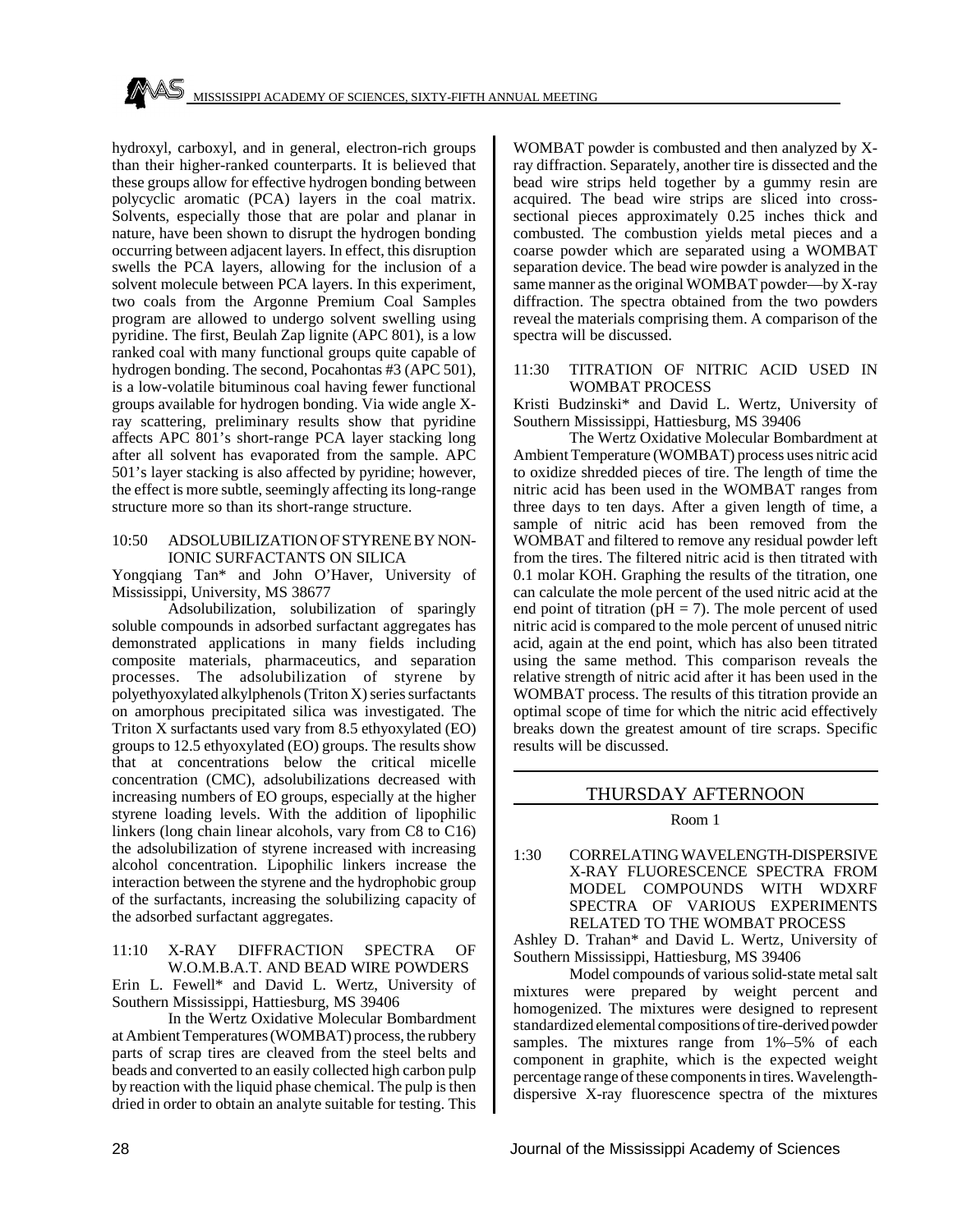hydroxyl, carboxyl, and in general, electron-rich groups than their higher-ranked counterparts. It is believed that these groups allow for effective hydrogen bonding between polycyclic aromatic (PCA) layers in the coal matrix. Solvents, especially those that are polar and planar in nature, have been shown to disrupt the hydrogen bonding occurring between adjacent layers. In effect, this disruption swells the PCA layers, allowing for the inclusion of a solvent molecule between PCA layers. In this experiment, two coals from the Argonne Premium Coal Samples program are allowed to undergo solvent swelling using pyridine. The first, Beulah Zap lignite (APC 801), is a low ranked coal with many functional groups quite capable of hydrogen bonding. The second, Pocahontas #3 (APC 501), is a low-volatile bituminous coal having fewer functional groups available for hydrogen bonding. Via wide angle X-ray scattering, preliminary results show that pyridine affects APC 801's short-range PCA layer stacking long after all solvent has evaporated from the sample. APC 501's layer stacking is also affected by pyridine; however, the effect is more subtle, seemingly affecting its long-range structure more so than its short-range structure.

10:50 ADSOLUBILIZATION OF STYRENE BY NON-IONIC SURFACTANTS ON SILICA

Yongqiang Tan* and John O'Haver, University of Mississippi, University, MS 38677

Adsolubilization, solubilization of sparingly soluble compounds in adsorbed surfactant aggregates has demonstrated applications in many fields including composite materials, pharmaceutics, and separation processes. The adsolubilization of styrene by polyethyoxylated alkylphenols (Triton X) series surfactants on amorphous precipitated silica was investigated. The Triton X surfactants used vary from 8.5 ethyoxylated (EO) groups to 12.5 ethyoxylated (EO) groups. The results show that at concentrations below the critical micelle concentration (CMC), adsolubilizations decreased with increasing numbers of EO groups, especially at the higher styrene loading levels. With the addition of lipophilic linkers (long chain linear alcohols, vary from C8 to C16) the adsolubilization of styrene increased with increasing alcohol concentration. Lipophilic linkers increase the interaction between the styrene and the hydrophobic group of the surfactants, increasing the solubilizing capacity of the adsorbed surfactant aggregates.

11:10 X-RAY DIFFRACTION SPECTRA OF W.O.M.B.A.T. AND BEAD WIRE POWDERS

Erin L. Fewell* and David L. Wertz, University of Southern Mississippi, Hattiesburg, MS 39406

In the Wertz Oxidative Molecular Bombardment at Ambient Temperatures (WOMBAT) process, the rubbery parts of scrap tires are cleaved from the steel belts and beads and converted to an easily collected high carbon pulp by reaction with the liquid phase chemical. The pulp is then dried in order to obtain an analyte suitable for testing. This WOMBAT powder is combusted and then analyzed by X-ray diffraction. Separately, another tire is dissected and the bead wire strips held together by a gummy resin are acquired. The bead wire strips are sliced into cross-sectional pieces approximately 0.25 inches thick and combusted. The combustion yields metal pieces and a coarse powder which are separated using a WOMBAT separation device. The bead wire powder is analyzed in the same manner as the original WOMBAT powder—by X-ray diffraction. The spectra obtained from the two powders reveal the materials comprising them. A comparison of the spectra will be discussed.

11:30 TITRATION OF NITRIC ACID USED IN WOMBAT PROCESS

Kristi Budzinski* and David L. Wertz, University of Southern Mississippi, Hattiesburg, MS 39406

The Wertz Oxidative Molecular Bombardment at Ambient Temperature (WOMBAT) process uses nitric acid to oxidize shredded pieces of tire. The length of time the nitric acid has been used in the WOMBAT ranges from three days to ten days. After a given length of time, a sample of nitric acid has been removed from the WOMBAT and filtered to remove any residual powder left from the tires. The filtered nitric acid is then titrated with 0.1 molar KOH. Graphing the results of the titration, one can calculate the mole percent of the used nitric acid at the end point of titration (pH = 7). The mole percent of used nitric acid is compared to the mole percent of unused nitric acid, again at the end point, which has also been titrated using the same method. This comparison reveals the relative strength of nitric acid after it has been used in the WOMBAT process. The results of this titration provide an optimal scope of time for which the nitric acid effectively breaks down the greatest amount of tire scraps. Specific results will be discussed.

## THURSDAY AFTERNOON

Room 1

1:30 CORRELATING WAVELENGTH-DISPERSIVE X-RAY FLUORESCENCE SPECTRA FROM MODEL COMPOUNDS WITH WDXRF SPECTRA OF VARIOUS EXPERIMENTS RELATED TO THE WOMBAT PROCESS

Ashley D. Trahan* and David L. Wertz, University of Southern Mississippi, Hattiesburg, MS 39406

Model compounds of various solid-state metal salt mixtures were prepared by weight percent and homogenized. The mixtures were designed to represent standardized elemental compositions of tire-derived powder samples. The mixtures range from 1%–5% of each component in graphite, which is the expected weight percentage range of these components in tires. Wavelength-dispersive X-ray fluorescence spectra of the mixtures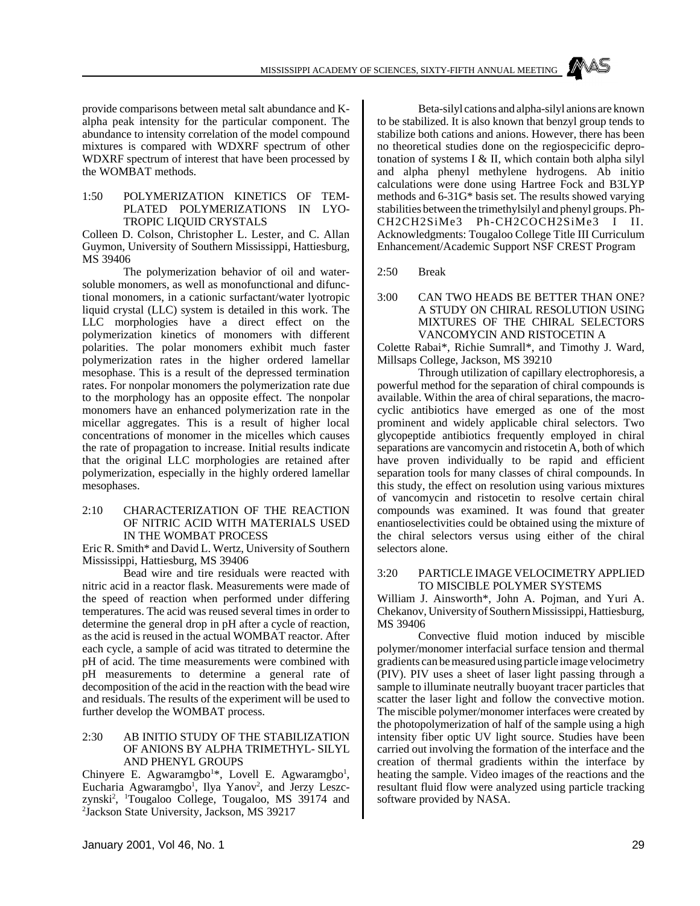provide comparisons between metal salt abundance and K-alpha peak intensity for the particular component. The abundance to intensity correlation of the model compound mixtures is compared with WDXRF spectrum of other WDXRF spectrum of interest that have been processed by the WOMBAT methods.

1:50 POLYMERIZATION KINETICS OF TEMPLATED POLYMERIZATIONS IN LYOTROPIC LIQUID CRYSTALS

Colleen D. Colson, Christopher L. Lester, and C. Allan Guymon, University of Southern Mississippi, Hattiesburg, MS 39406

The polymerization behavior of oil and water-soluble monomers, as well as monofunctional and difunctional monomers, in a cationic surfactant/water lyotropic liquid crystal (LLC) system is detailed in this work. The LLC morphologies have a direct effect on the polymerization kinetics of monomers with different polarities. The polar monomers exhibit much faster polymerization rates in the higher ordered lamellar mesophase. This is a result of the depressed termination rates. For nonpolar monomers the polymerization rate due to the morphology has an opposite effect. The nonpolar monomers have an enhanced polymerization rate in the micellar aggregates. This is a result of higher local concentrations of monomer in the micelles which causes the rate of propagation to increase. Initial results indicate that the original LLC morphologies are retained after polymerization, especially in the highly ordered lamellar mesophases.

2:10 CHARACTERIZATION OF THE REACTION OF NITRIC ACID WITH MATERIALS USED IN THE WOMBAT PROCESS

Eric R. Smith* and David L. Wertz, University of Southern Mississippi, Hattiesburg, MS 39406

Bead wire and tire residuals were reacted with nitric acid in a reactor flask. Measurements were made of the speed of reaction when performed under differing temperatures. The acid was reused several times in order to determine the general drop in pH after a cycle of reaction, as the acid is reused in the actual WOMBAT reactor. After each cycle, a sample of acid was titrated to determine the pH of acid. The time measurements were combined with pH measurements to determine a general rate of decomposition of the acid in the reaction with the bead wire and residuals. The results of the experiment will be used to further develop the WOMBAT process.

2:30 AB INITIO STUDY OF THE STABILIZATION OF ANIONS BY ALPHA TRIMETHYL- SILYL AND PHENYL GROUPS

Chinyere E. Agwaramgbo[1]*, Lovell E. Agwaramgbo[1], Eucharia Agwaramgbo[1], Ilya Yanov[2], and Jerzy Leszczynski[2], [1]Tougaloo College, Tougaloo, MS 39174 and [2]Jackson State University, Jackson, MS 39217

Beta-silyl cations and alpha-silyl anions are known to be stabilized. It is also known that benzyl group tends to stabilize both cations and anions. However, there has been no theoretical studies done on the regiospecicific deprotonation of systems I & II, which contain both alpha silyl and alpha phenyl methylene hydrogens. Ab initio calculations were done using Hartree Fock and B3LYP methods and 6-31G* basis set. The results showed varying stabilities between the trimethylsilyl and phenyl groups. Ph-CH2CH2SiMe3 Ph-CH2COCH2SiMe3 I II. Acknowledgments: Tougaloo College Title III Curriculum Enhancement/Academic Support NSF CREST Program

2:50 Break

3:00 CAN TWO HEADS BE BETTER THAN ONE? A STUDY ON CHIRAL RESOLUTION USING MIXTURES OF THE CHIRAL SELECTORS VANCOMYCIN AND RISTOCETIN A

Colette Rabai*, Richie Sumrall*, and Timothy J. Ward, Millsaps College, Jackson, MS 39210

Through utilization of capillary electrophoresis, a powerful method for the separation of chiral compounds is available. Within the area of chiral separations, the macrocyclic antibiotics have emerged as one of the most prominent and widely applicable chiral selectors. Two glycopeptide antibiotics frequently employed in chiral separations are vancomycin and ristocetin A, both of which have proven individually to be rapid and efficient separation tools for many classes of chiral compounds. In this study, the effect on resolution using various mixtures of vancomycin and ristocetin to resolve certain chiral compounds was examined. It was found that greater enantioselectivities could be obtained using the mixture of the chiral selectors versus using either of the chiral selectors alone.

3:20 PARTICLE IMAGE VELOCIMETRY APPLIED TO MISCIBLE POLYMER SYSTEMS

William J. Ainsworth*, John A. Pojman, and Yuri A. Chekanov, University of Southern Mississippi, Hattiesburg, MS 39406

Convective fluid motion induced by miscible polymer/monomer interfacial surface tension and thermal gradients can be measured using particle image velocimetry (PIV). PIV uses a sheet of laser light passing through a sample to illuminate neutrally buoyant tracer particles that scatter the laser light and follow the convective motion. The miscible polymer/monomer interfaces were created by the photopolymerization of half of the sample using a high intensity fiber optic UV light source. Studies have been carried out involving the formation of the interface and the creation of thermal gradients within the interface by heating the sample. Video images of the reactions and the resultant fluid flow were analyzed using particle tracking software provided by NASA.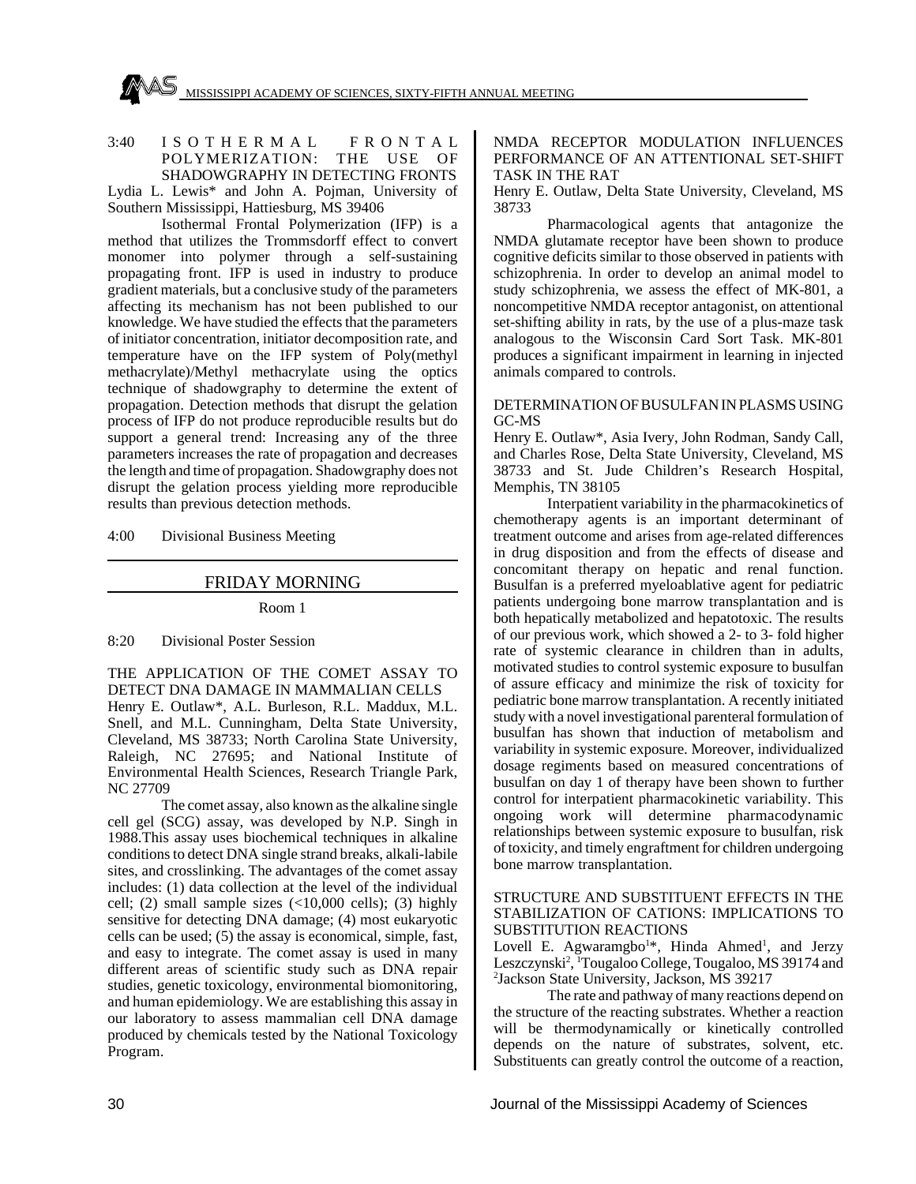3:40 ISOTHERMAL FRONTAL POLYMERIZATION: THE USE OF SHADOWGRAPHY IN DETECTING FRONTS

Lydia L. Lewis* and John A. Pojman, University of Southern Mississippi, Hattiesburg, MS 39406

Isothermal Frontal Polymerization (IFP) is a method that utilizes the Trommsdorff effect to convert monomer into polymer through a self-sustaining propagating front. IFP is used in industry to produce gradient materials, but a conclusive study of the parameters affecting its mechanism has not been published to our knowledge. We have studied the effects that the parameters of initiator concentration, initiator decomposition rate, and temperature have on the IFP system of Poly(methyl methacrylate)/Methyl methacrylate using the optics technique of shadowgraphy to determine the extent of propagation. Detection methods that disrupt the gelation process of IFP do not produce reproducible results but do support a general trend: Increasing any of the three parameters increases the rate of propagation and decreases the length and time of propagation. Shadowgraphy does not disrupt the gelation process yielding more reproducible results than previous detection methods.

4:00 Divisional Business Meeting

## FRIDAY MORNING

Room 1

8:20 Divisional Poster Session

THE APPLICATION OF THE COMET ASSAY TO DETECT DNA DAMAGE IN MAMMALIAN CELLS

Henry E. Outlaw*, A.L. Burleson, R.L. Maddux, M.L. Snell, and M.L. Cunningham, Delta State University, Cleveland, MS 38733; North Carolina State University, Raleigh, NC 27695; and National Institute of Environmental Health Sciences, Research Triangle Park, NC 27709

The comet assay, also known as the alkaline single cell gel (SCG) assay, was developed by N.P. Singh in 1988.This assay uses biochemical techniques in alkaline conditions to detect DNA single strand breaks, alkali-labile sites, and crosslinking. The advantages of the comet assay includes: (1) data collection at the level of the individual cell; (2) small sample sizes (<10,000 cells); (3) highly sensitive for detecting DNA damage; (4) most eukaryotic cells can be used; (5) the assay is economical, simple, fast, and easy to integrate. The comet assay is used in many different areas of scientific study such as DNA repair studies, genetic toxicology, environmental biomonitoring, and human epidemiology. We are establishing this assay in our laboratory to assess mammalian cell DNA damage produced by chemicals tested by the National Toxicology Program.

NMDA RECEPTOR MODULATION INFLUENCES PERFORMANCE OF AN ATTENTIONAL SET-SHIFT TASK IN THE RAT

Henry E. Outlaw, Delta State University, Cleveland, MS 38733

Pharmacological agents that antagonize the NMDA glutamate receptor have been shown to produce cognitive deficits similar to those observed in patients with schizophrenia. In order to develop an animal model to study schizophrenia, we assess the effect of MK-801, a noncompetitive NMDA receptor antagonist, on attentional set-shifting ability in rats, by the use of a plus-maze task analogous to the Wisconsin Card Sort Task. MK-801 produces a significant impairment in learning in injected animals compared to controls.

DETERMINATION OF BUSULFAN IN PLASMS USING GC-MS

Henry E. Outlaw*, Asia Ivery, John Rodman, Sandy Call, and Charles Rose, Delta State University, Cleveland, MS 38733 and St. Jude Children's Research Hospital, Memphis, TN 38105

Interpatient variability in the pharmacokinetics of chemotherapy agents is an important determinant of treatment outcome and arises from age-related differences in drug disposition and from the effects of disease and concomitant therapy on hepatic and renal function. Busulfan is a preferred myeloablative agent for pediatric patients undergoing bone marrow transplantation and is both hepatically metabolized and hepatotoxic. The results of our previous work, which showed a 2- to 3- fold higher rate of systemic clearance in children than in adults, motivated studies to control systemic exposure to busulfan of assure efficacy and minimize the risk of toxicity for pediatric bone marrow transplantation. A recently initiated study with a novel investigational parenteral formulation of busulfan has shown that induction of metabolism and variability in systemic exposure. Moreover, individualized dosage regiments based on measured concentrations of busulfan on day 1 of therapy have been shown to further control for interpatient pharmacokinetic variability. This ongoing work will determine pharmacodynamic relationships between systemic exposure to busulfan, risk of toxicity, and timely engraftment for children undergoing bone marrow transplantation.

STRUCTURE AND SUBSTITUENT EFFECTS IN THE STABILIZATION OF CATIONS: IMPLICATIONS TO SUBSTITUTION REACTIONS

Lovell E. Agwaramgbo[1]*, Hinda Ahmed[1], and Jerzy Leszczynski[2], [1]Tougaloo College, Tougaloo, MS 39174 and [2]Jackson State University, Jackson, MS 39217

The rate and pathway of many reactions depend on the structure of the reacting substrates. Whether a reaction will be thermodynamically or kinetically controlled depends on the nature of substrates, solvent, etc. Substituents can greatly control the outcome of a reaction,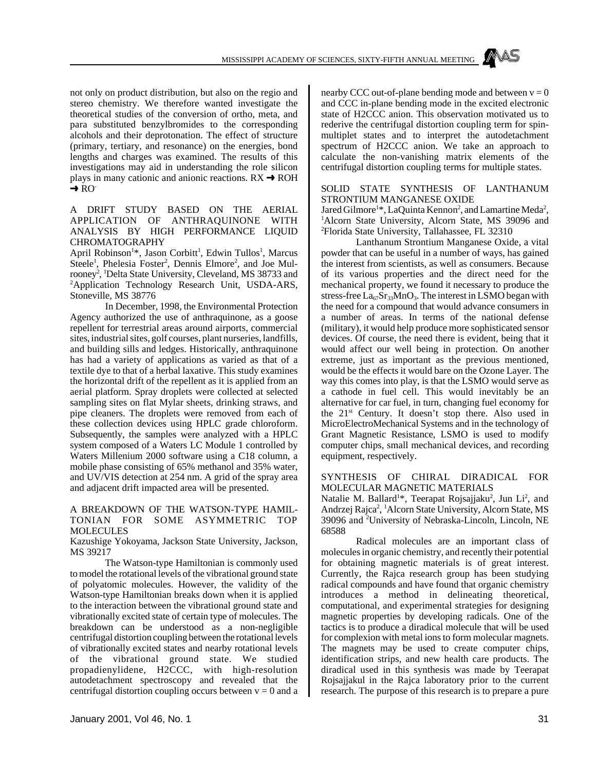not only on product distribution, but also on the regio and stereo chemistry. We therefore wanted investigate the theoretical studies of the conversion of ortho, meta, and para substituted benzylbromides to the corresponding alcohols and their deprotonation. The effect of structure (primary, tertiary, and resonance) on the energies, bond lengths and charges was examined. The results of this investigations may aid in understanding the role silicon plays in many cationic and anionic reactions. $RX \rightarrow ROH \rightarrow RO^-$

## A DRIFT STUDY BASED ON THE AERIAL APPLICATION OF ANTHRAQUINONE WITH ANALYSIS BY HIGH PERFORMANCE LIQUID CHROMATOGRAPHY

April Robinson[1]*, Jason Corbitt[1], Edwin Tullos[1], Marcus Steele[1], Phelesia Foster[2], Dennis Elmore[2], and Joe Mulrooney[2], [1]Delta State University, Cleveland, MS 38733 and [2]Application Technology Research Unit, USDA-ARS, Stoneville, MS 38776

In December, 1998, the Environmental Protection Agency authorized the use of anthraquinone, as a goose repellent for terrestrial areas around airports, commercial sites, industrial sites, golf courses, plant nurseries, landfills, and building sills and ledges. Historically, anthraquinone has had a variety of applications as varied as that of a textile dye to that of a herbal laxative. This study examines the horizontal drift of the repellent as it is applied from an aerial platform. Spray droplets were collected at selected sampling sites on flat Mylar sheets, drinking straws, and pipe cleaners. The droplets were removed from each of these collection devices using HPLC grade chloroform. Subsequently, the samples were analyzed with a HPLC system composed of a Waters LC Module 1 controlled by Waters Millenium 2000 software using a C18 column, a mobile phase consisting of 65% methanol and 35% water, and UV/VIS detection at 254 nm. A grid of the spray area and adjacent drift impacted area will be presented.

## A BREAKDOWN OF THE WATSON-TYPE HAMILTONIAN FOR SOME ASYMMETRIC TOP MOLECULES

Kazushige Yokoyama, Jackson State University, Jackson, MS 39217

The Watson-type Hamiltonian is commonly used to model the rotational levels of the vibrational ground state of polyatomic molecules. However, the validity of the Watson-type Hamiltonian breaks down when it is applied to the interaction between the vibrational ground state and vibrationally excited state of certain type of molecules. The breakdown can be understood as a non-negligible centrifugal distortion coupling between the rotational levels of vibrationally excited states and nearby rotational levels of the vibrational ground state. We studied propadienylidene, H2CCC, with high-resolution autodetachment spectroscopy and revealed that the centrifugal distortion coupling occurs between $v = 0$ and a nearby CCC out-of-plane bending mode and between $v = 0$ and CCC in-plane bending mode in the excited electronic state of H2CCC anion. This observation motivated us to rederive the centrifugal distortion coupling term for spin-multiplet states and to interpret the autodetachment spectrum of H2CCC anion. We take an approach to calculate the non-vanishing matrix elements of the centrifugal distortion coupling terms for multiple states.

## SOLID STATE SYNTHESIS OF LANTHANUM STRONTIUM MANGANESE OXIDE

Jared Gilmore[1]*, LaQuinta Kennon[2], and Lamartine Meda[2], [1]Alcorn State University, Alcorn State, MS 39096 and [2]Florida State University, Tallahassee, FL 32310

Lanthanum Strontium Manganese Oxide, a vital powder that can be useful in a number of ways, has gained the interest from scientists, as well as consumers. Because of its various properties and the direct need for the mechanical property, we found it necessary to produce the stress-free $La_{67}Sr_{33}MnO_3$. The interest in LSMO began with the need for a compound that would advance consumers in a number of areas. In terms of the national defense (military), it would help produce more sophisticated sensor devices. Of course, the need there is evident, being that it would affect our well being in protection. On another extreme, just as important as the previous mentioned, would be the effects it would bare on the Ozone Layer. The way this comes into play, is that the LSMO would serve as a cathode in fuel cell. This would inevitably be an alternative for car fuel, in turn, changing fuel economy for the 21st Century. It doesn't stop there. Also used in MicroElectroMechanical Systems and in the technology of Grant Magnetic Resistance, LSMO is used to modify computer chips, small mechanical devices, and recording equipment, respectively.

## SYNTHESIS OF CHIRAL DIRADICAL FOR MOLECULAR MAGNETIC MATERIALS

Natalie M. Ballard[1]*, Teerapat Rojsajjaku[2], Jun Li[2], and Andrzej Rajca[2], [1]Alcorn State University, Alcorn State, MS 39096 and [2]University of Nebraska-Lincoln, Lincoln, NE 68588

Radical molecules are an important class of molecules in organic chemistry, and recently their potential for obtaining magnetic materials is of great interest. Currently, the Rajca research group has been studying radical compounds and have found that organic chemistry introduces a method in delineating theoretical, computational, and experimental strategies for designing magnetic properties by developing radicals. One of the tactics is to produce a diradical molecule that will be used for complexion with metal ions to form molecular magnets. The magnets may be used to create computer chips, identification strips, and new health care products. The diradical used in this synthesis was made by Teerapat Rojsajjakul in the Rajca laboratory prior to the current research. The purpose of this research is to prepare a pure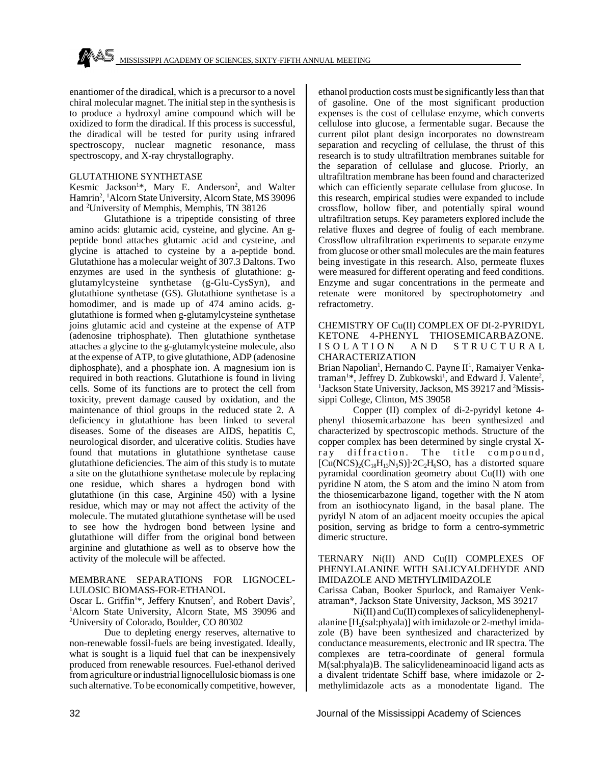enantiomer of the diradical, which is a precursor to a novel chiral molecular magnet. The initial step in the synthesis is to produce a hydroxyl amine compound which will be oxidized to form the diradical. If this process is successful, the diradical will be tested for purity using infrared spectroscopy, nuclear magnetic resonance, mass spectroscopy, and X-ray chrystallography.

## GLUTATHIONE SYNTHETASE

Kesmic Jackson[1]*, Mary E. Anderson[2], and Walter Hamrin[2], [1]Alcorn State University, Alcorn State, MS 39096 and [2]University of Memphis, Memphis, TN 38126

Glutathione is a tripeptide consisting of three amino acids: glutamic acid, cysteine, and glycine. An g-peptide bond attaches glutamic acid and cysteine, and glycine is attached to cysteine by a a-peptide bond. Glutathione has a molecular weight of 307.3 Daltons. Two enzymes are used in the synthesis of glutathione: g-glutamylcysteine synthetase (g-Glu-CysSyn), and glutathione synthetase (GS). Glutathione synthetase is a homodimer, and is made up of 474 amino acids. g-glutathione is formed when g-glutamylcysteine synthetase joins glutamic acid and cysteine at the expense of ATP (adenosine triphosphate). Then glutathione synthetase attaches a glycine to the g-glutamylcysteine molecule, also at the expense of ATP, to give glutathione, ADP (adenosine diphosphate), and a phosphate ion. A magnesium ion is required in both reactions. Glutathione is found in living cells. Some of its functions are to protect the cell from toxicity, prevent damage caused by oxidation, and the maintenance of thiol groups in the reduced state 2. A deficiency in glutathione has been linked to several diseases. Some of the diseases are AIDS, hepatitis C, neurological disorder, and ulcerative colitis. Studies have found that mutations in glutathione synthetase cause glutathione deficiencies. The aim of this study is to mutate a site on the glutathione synthetase molecule by replacing one residue, which shares a hydrogen bond with glutathione (in this case, Arginine 450) with a lysine residue, which may or may not affect the activity of the molecule. The mutated glutathione synthetase will be used to see how the hydrogen bond between lysine and glutathione will differ from the original bond between arginine and glutathione as well as to observe how the activity of the molecule will be affected.

## MEMBRANE SEPARATIONS FOR LIGNOCELLULOSIC BIOMASS-FOR-ETHANOL

Oscar L. Griffin[1]*, Jeffery Knutsen[2], and Robert Davis[2], [1]Alcorn State University, Alcorn State, MS 39096 and [2]University of Colorado, Boulder, CO 80302

Due to depleting energy reserves, alternative to non-renewable fossil-fuels are being investigated. Ideally, what is sought is a liquid fuel that can be inexpensively produced from renewable resources. Fuel-ethanol derived from agriculture or industrial lignocellulosic biomass is one such alternative. To be economically competitive, however, ethanol production costs must be significantly less than that of gasoline. One of the most significant production expenses is the cost of cellulase enzyme, which converts cellulose into glucose, a fermentable sugar. Because the current pilot plant design incorporates no downstream separation and recycling of cellulase, the thrust of this research is to study ultrafiltration membranes suitable for the separation of cellulase and glucose. Priorly, an ultrafiltration membrane has been found and characterized which can efficiently separate cellulase from glucose. In this research, empirical studies were expanded to include crossflow, hollow fiber, and potentially spiral wound ultrafiltration setups. Key parameters explored include the relative fluxes and degree of foulig of each membrane. Crossflow ultrafiltration experiments to separate enzyme from glucose or other small molecules are the main features being investigate in this research. Also, permeate fluxes were measured for different operating and feed conditions. Enzyme and sugar concentrations in the permeate and retenate were monitored by spectrophotometry and refractometry.

## CHEMISTRY OF Cu(II) COMPLEX OF DI-2-PYRIDYL KETONE 4-PHENYL THIOSEMICARBAZONE. ISOLATION AND STRUCTURAL CHARACTERIZATION

Brian Napolian[1], Hernando C. Payne II[1], Ramaiyer Venkatraman[1]*, Jeffrey D. Zubkowski[1], and Edward J. Valente[2], [1]Jackson State University, Jackson, MS 39217 and [2]Mississippi College, Clinton, MS 39058

Copper (II) complex of di-2-pyridyl ketone 4-phenyl thiosemicarbazone has been synthesized and characterized by spectroscopic methods. Structure of the copper complex has been determined by single crystal X-ray diffraction. The title compound, $[Cu(NCS)_2(C_{18}H_{13}N_5S)]{\cdot}2C_2H_6SO$, has a distorted square pyramidal coordination geometry about Cu(II) with one pyridine N atom, the S atom and the imino N atom from the thiosemicarbazone ligand, together with the N atom from an isothiocynato ligand, in the basal plane. The pyridyl N atom of an adjacent moeity occupies the apical position, serving as bridge to form a centro-symmetric dimeric structure.

## TERNARY Ni(II) AND Cu(II) COMPLEXES OF PHENYLALANINE WITH SALICYALDEHYDE AND IMIDAZOLE AND METHYLIMIDAZOLE

Carissa Caban, Booker Spurlock, and Ramaiyer Venkatraman*, Jackson State University, Jackson, MS 39217

Ni(II) and Cu(II) complexes of salicylidenephenylalanine $[H_2(sal{:}phyala)]$ with imidazole or 2-methyl imidazole (B) have been synthesized and characterized by conductance measurements, electronic and IR spectra. The complexes are tetra-coordinate of general formula M(sal:phyala)B. The salicylideneaminoacid ligand acts as a divalent tridentate Schiff base, where imidazole or 2-methylimidazole acts as a monodentate ligand. The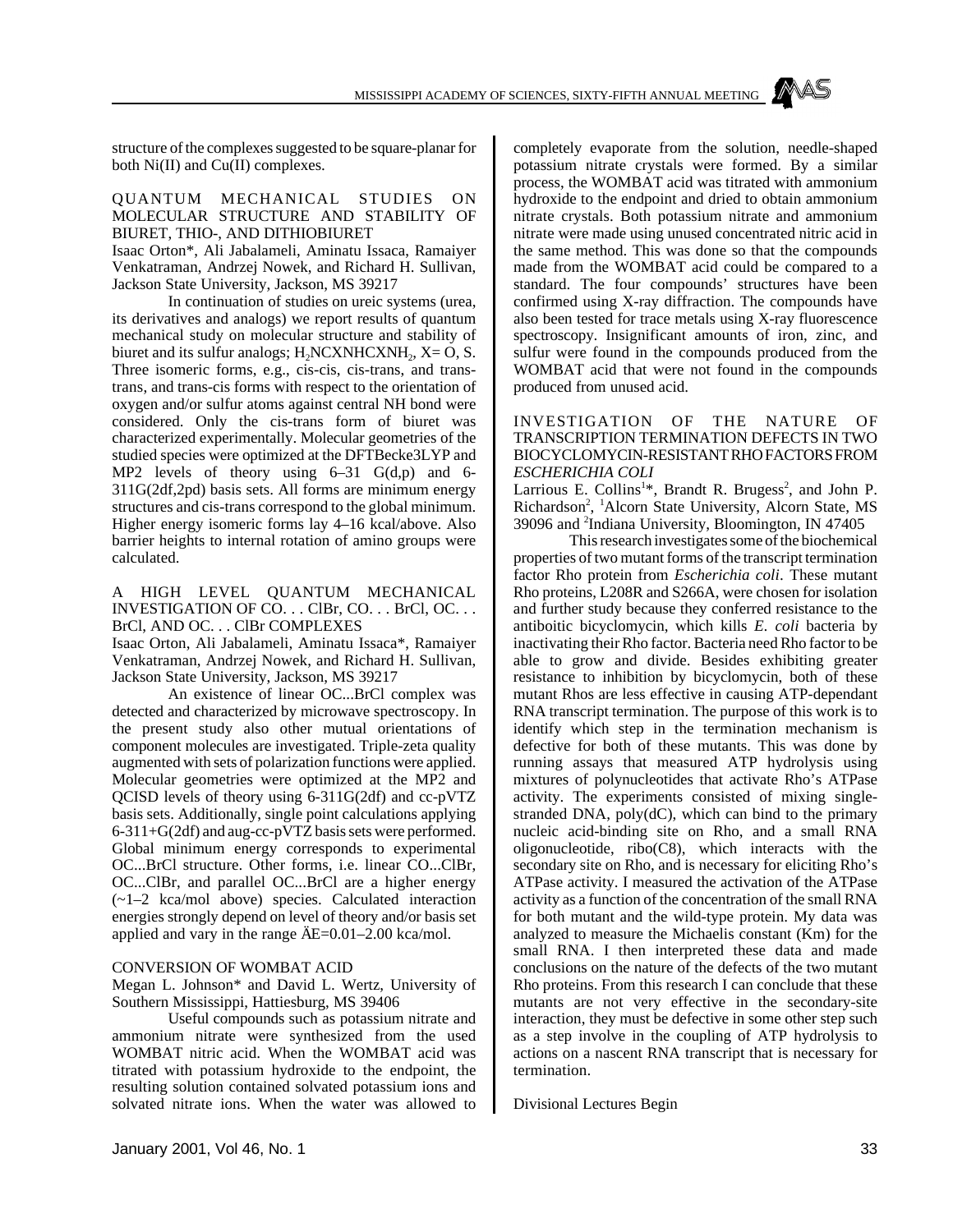structure of the complexes suggested to be square-planar for both Ni(II) and Cu(II) complexes.

## QUANTUM MECHANICAL STUDIES ON MOLECULAR STRUCTURE AND STABILITY OF BIURET, THIO-, AND DITHIOBIURET

Isaac Orton*, Ali Jabalameli, Aminatu Issaca, Ramaiyer Venkatraman, Andrzej Nowek, and Richard H. Sullivan, Jackson State University, Jackson, MS 39217

In continuation of studies on ureic systems (urea, its derivatives and analogs) we report results of quantum mechanical study on molecular structure and stability of biuret and its sulfur analogs; $H_2NCXNHCXNH_2$, X= O, S. Three isomeric forms, e.g., cis-cis, cis-trans, and trans-trans, and trans-cis forms with respect to the orientation of oxygen and/or sulfur atoms against central NH bond were considered. Only the cis-trans form of biuret was characterized experimentally. Molecular geometries of the studied species were optimized at the DFTBecke3LYP and MP2 levels of theory using 6–31 G(d,p) and 6-311G(2df,2pd) basis sets. All forms are minimum energy structures and cis-trans correspond to the global minimum. Higher energy isomeric forms lay 4–16 kcal/above. Also barrier heights to internal rotation of amino groups were calculated.

## A HIGH LEVEL QUANTUM MECHANICAL INVESTIGATION OF CO. . . ClBr, CO. . . BrCl, OC. . . BrCl, AND OC. . . ClBr COMPLEXES

Isaac Orton, Ali Jabalameli, Aminatu Issaca*, Ramaiyer Venkatraman, Andrzej Nowek, and Richard H. Sullivan, Jackson State University, Jackson, MS 39217

An existence of linear OC...BrCl complex was detected and characterized by microwave spectroscopy. In the present study also other mutual orientations of component molecules are investigated. Triple-zeta quality augmented with sets of polarization functions were applied. Molecular geometries were optimized at the MP2 and QCISD levels of theory using 6-311G(2df) and cc-pVTZ basis sets. Additionally, single point calculations applying 6-311+G(2df) and aug-cc-pVTZ basis sets were performed. Global minimum energy corresponds to experimental OC...BrCl structure. Other forms, i.e. linear CO...ClBr, OC...ClBr, and parallel OC...BrCl are a higher energy (~1–2 kca/mol above) species. Calculated interaction energies strongly depend on level of theory and/or basis set applied and vary in the range ÄE=0.01–2.00 kca/mol.

## CONVERSION OF WOMBAT ACID

Megan L. Johnson* and David L. Wertz, University of Southern Mississippi, Hattiesburg, MS 39406

Useful compounds such as potassium nitrate and ammonium nitrate were synthesized from the used WOMBAT nitric acid. When the WOMBAT acid was titrated with potassium hydroxide to the endpoint, the resulting solution contained solvated potassium ions and solvated nitrate ions. When the water was allowed to completely evaporate from the solution, needle-shaped potassium nitrate crystals were formed. By a similar process, the WOMBAT acid was titrated with ammonium hydroxide to the endpoint and dried to obtain ammonium nitrate crystals. Both potassium nitrate and ammonium nitrate were made using unused concentrated nitric acid in the same method. This was done so that the compounds made from the WOMBAT acid could be compared to a standard. The four compounds' structures have been confirmed using X-ray diffraction. The compounds have also been tested for trace metals using X-ray fluorescence spectroscopy. Insignificant amounts of iron, zinc, and sulfur were found in the compounds produced from the WOMBAT acid that were not found in the compounds produced from unused acid.

## INVESTIGATION OF THE NATURE OF TRANSCRIPTION TERMINATION DEFECTS IN TWO BIOCYCLOMYCIN-RESISTANT RHO FACTORS FROM *ESCHERICHIA COLI*

Larrious E. Collins[1]*, Brandt R. Brugess[2], and John P. Richardson[2], [1]Alcorn State University, Alcorn State, MS 39096 and [2]Indiana University, Bloomington, IN 47405

This research investigates some of the biochemical properties of two mutant forms of the transcript termination factor Rho protein from *Escherichia coli*. These mutant Rho proteins, L208R and S266A, were chosen for isolation and further study because they conferred resistance to the antiboitic bicyclomycin, which kills *E. coli* bacteria by inactivating their Rho factor. Bacteria need Rho factor to be able to grow and divide. Besides exhibiting greater resistance to inhibition by bicyclomycin, both of these mutant Rhos are less effective in causing ATP-dependant RNA transcript termination. The purpose of this work is to identify which step in the termination mechanism is defective for both of these mutants. This was done by running assays that measured ATP hydrolysis using mixtures of polynucleotides that activate Rho's ATPase activity. The experiments consisted of mixing single-stranded DNA, poly(dC), which can bind to the primary nucleic acid-binding site on Rho, and a small RNA oligonucleotide, ribo(C8), which interacts with the secondary site on Rho, and is necessary for eliciting Rho's ATPase activity. I measured the activation of the ATPase activity as a function of the concentration of the small RNA for both mutant and the wild-type protein. My data was analyzed to measure the Michaelis constant (Km) for the small RNA. I then interpreted these data and made conclusions on the nature of the defects of the two mutant Rho proteins. From this research I can conclude that these mutants are not very effective in the secondary-site interaction, they must be defective in some other step such as a step involve in the coupling of ATP hydrolysis to actions on a nascent RNA transcript that is necessary for termination.

Divisional Lectures Begin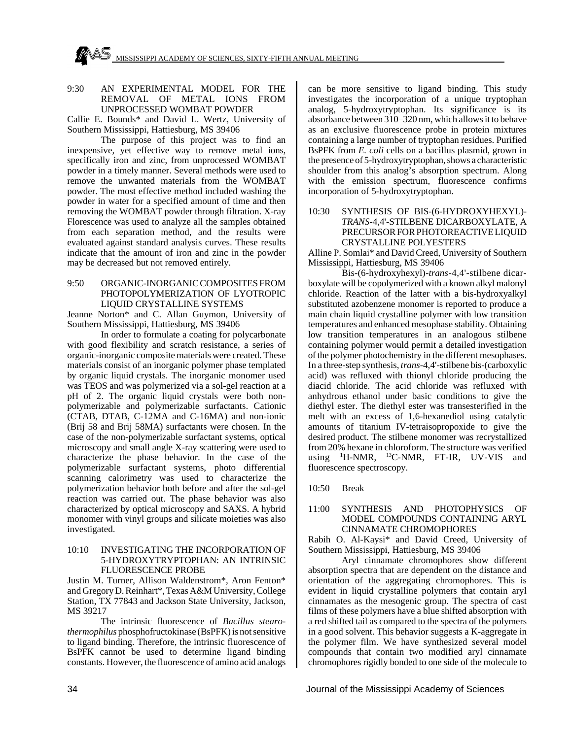9:30 AN EXPERIMENTAL MODEL FOR THE REMOVAL OF METAL IONS FROM UNPROCESSED WOMBAT POWDER

Callie E. Bounds* and David L. Wertz, University of Southern Mississippi, Hattiesburg, MS 39406

The purpose of this project was to find an inexpensive, yet effective way to remove metal ions, specifically iron and zinc, from unprocessed WOMBAT powder in a timely manner. Several methods were used to remove the unwanted materials from the WOMBAT powder. The most effective method included washing the powder in water for a specified amount of time and then removing the WOMBAT powder through filtration. X-ray Florescence was used to analyze all the samples obtained from each separation method, and the results were evaluated against standard analysis curves. These results indicate that the amount of iron and zinc in the powder may be decreased but not removed entirely.

9:50 ORGANIC-INORGANIC COMPOSITES FROM PHOTOPOLYMERIZATION OF LYOTROPIC LIQUID CRYSTALLINE SYSTEMS

Jeanne Norton* and C. Allan Guymon, University of Southern Mississippi, Hattiesburg, MS 39406

In order to formulate a coating for polycarbonate with good flexibility and scratch resistance, a series of organic-inorganic composite materials were created. These materials consist of an inorganic polymer phase templated by organic liquid crystals. The inorganic monomer used was TEOS and was polymerized via a sol-gel reaction at a pH of 2. The organic liquid crystals were both non-polymerizable and polymerizable surfactants. Cationic (CTAB, DTAB, C-12MA and C-16MA) and non-ionic (Brij 58 and Brij 58MA) surfactants were chosen. In the case of the non-polymerizable surfactant systems, optical microscopy and small angle X-ray scattering were used to characterize the phase behavior. In the case of the polymerizable surfactant systems, photo differential scanning calorimetry was used to characterize the polymerization behavior both before and after the sol-gel reaction was carried out. The phase behavior was also characterized by optical microscopy and SAXS. A hybrid monomer with vinyl groups and silicate moieties was also investigated.

10:10 INVESTIGATING THE INCORPORATION OF 5-HYDROXYTRYPTOPHAN: AN INTRINSIC FLUORESCENCE PROBE

Justin M. Turner, Allison Waldenstrom*, Aron Fenton* and Gregory D. Reinhart*, Texas A&M University, College Station, TX 77843 and Jackson State University, Jackson, MS 39217

The intrinsic fluorescence of *Bacillus stearothermophilus* phosphofructokinase (BsPFK) is not sensitive to ligand binding. Therefore, the intrinsic fluorescence of BsPFK cannot be used to determine ligand binding constants. However, the fluorescence of amino acid analogs can be more sensitive to ligand binding. This study investigates the incorporation of a unique tryptophan analog, 5-hydroxytryptophan. Its significance is its absorbance between 310–320 nm, which allows it to behave as an exclusive fluorescence probe in protein mixtures containing a large number of tryptophan residues. Purified BsPFK from *E. coli* cells on a bacillus plasmid, grown in the presence of 5-hydroxytryptophan, shows a characteristic shoulder from this analog's absorption spectrum. Along with the emission spectrum, fluorescence confirms incorporation of 5-hydroxytryptophan.

10:30 SYNTHESIS OF BIS-(6-HYDROXYHEXYL)-*TRANS*-4,4'-STILBENE DICARBOXYLATE, A PRECURSOR FOR PHOTOREACTIVE LIQUID CRYSTALLINE POLYESTERS

Alline P. Somlai* and David Creed, University of Southern Mississippi, Hattiesburg, MS 39406

Bis-(6-hydroxyhexyl)-*trans*-4,4'-stilbene dicarboxylate will be copolymerized with a known alkyl malonyl chloride. Reaction of the latter with a bis-hydroxyalkyl substituted azobenzene monomer is reported to produce a main chain liquid crystalline polymer with low transition temperatures and enhanced mesophase stability. Obtaining low transition temperatures in an analogous stilbene containing polymer would permit a detailed investigation of the polymer photochemistry in the different mesophases. In a three-step synthesis, *trans*-4,4'-stilbene bis-(carboxylic acid) was refluxed with thionyl chloride producing the diacid chloride. The acid chloride was refluxed with anhydrous ethanol under basic conditions to give the diethyl ester. The diethyl ester was transesterified in the melt with an excess of 1,6-hexanediol using catalytic amounts of titanium IV-tetraisopropoxide to give the desired product. The stilbene monomer was recrystallized from 20% hexane in chloroform. The structure was verified using $^{1}$H-NMR, $^{13}$C-NMR, FT-IR, UV-VIS and fluorescence spectroscopy.

10:50 Break

11:00 SYNTHESIS AND PHOTOPHYSICS OF MODEL COMPOUNDS CONTAINING ARYL CINNAMATE CHROMOPHORES

Rabih O. Al-Kaysi* and David Creed, University of Southern Mississippi, Hattiesburg, MS 39406

Aryl cinnamate chromophores show different absorption spectra that are dependent on the distance and orientation of the aggregating chromophores. This is evident in liquid crystalline polymers that contain aryl cinnamates as the mesogenic group. The spectra of cast films of these polymers have a blue shifted absorption with a red shifted tail as compared to the spectra of the polymers in a good solvent. This behavior suggests a K-aggregate in the polymer film. We have synthesized several model compounds that contain two modified aryl cinnamate chromophores rigidly bonded to one side of the molecule to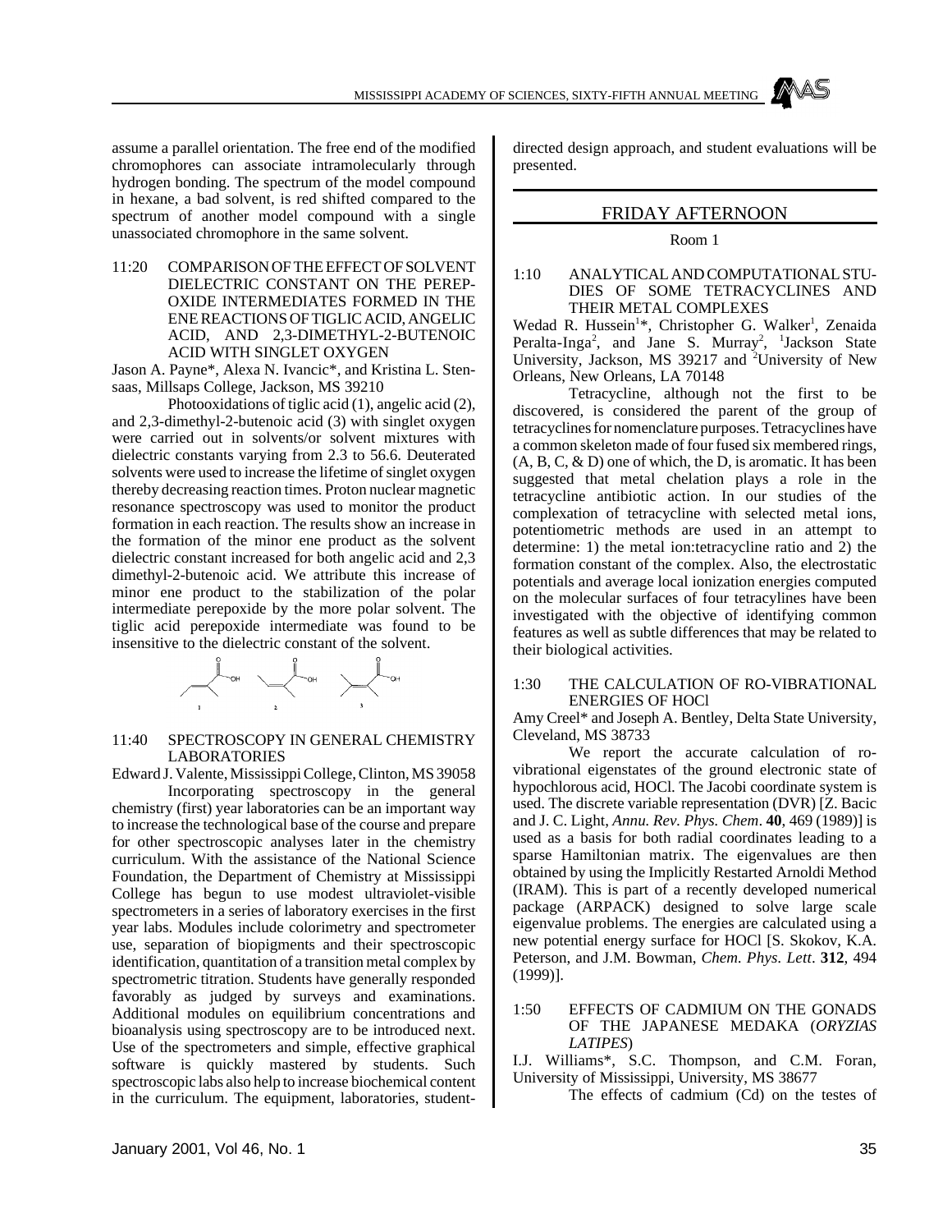assume a parallel orientation. The free end of the modified chromophores can associate intramolecularly through hydrogen bonding. The spectrum of the model compound in hexane, a bad solvent, is red shifted compared to the spectrum of another model compound with a single unassociated chromophore in the same solvent.

11:20 COMPARISON OF THE EFFECT OF SOLVENT DIELECTRIC CONSTANT ON THE PEREPOXIDE INTERMEDIATES FORMED IN THE ENE REACTIONS OF TIGLIC ACID, ANGELIC ACID, AND 2,3-DIMETHYL-2-BUTENOIC ACID WITH SINGLET OXYGEN

Jason A. Payne*, Alexa N. Ivancic*, and Kristina L. Stensaas, Millsaps College, Jackson, MS 39210

Photooxidations of tiglic acid (1), angelic acid (2), and 2,3-dimethyl-2-butenoic acid (3) with singlet oxygen were carried out in solvents/or solvent mixtures with dielectric constants varying from 2.3 to 56.6. Deuterated solvents were used to increase the lifetime of singlet oxygen thereby decreasing reaction times. Proton nuclear magnetic resonance spectroscopy was used to monitor the product formation in each reaction. The results show an increase in the formation of the minor ene product as the solvent dielectric constant increased for both angelic acid and 2,3 dimethyl-2-butenoic acid. We attribute this increase of minor ene product to the stabilization of the polar intermediate perepoxide by the more polar solvent. The tiglic acid perepoxide intermediate was found to be insensitive to the dielectric constant of the solvent.

11:40 SPECTROSCOPY IN GENERAL CHEMISTRY LABORATORIES

Edward J. Valente, Mississippi College, Clinton, MS 39058

Incorporating spectroscopy in the general chemistry (first) year laboratories can be an important way to increase the technological base of the course and prepare for other spectroscopic analyses later in the chemistry curriculum. With the assistance of the National Science Foundation, the Department of Chemistry at Mississippi College has begun to use modest ultraviolet-visible spectrometers in a series of laboratory exercises in the first year labs. Modules include colorimetry and spectrometer use, separation of biopigments and their spectroscopic identification, quantitation of a transition metal complex by spectrometric titration. Students have generally responded favorably as judged by surveys and examinations. Additional modules on equilibrium concentrations and bioanalysis using spectroscopy are to be introduced next. Use of the spectrometers and simple, effective graphical software is quickly mastered by students. Such spectroscopic labs also help to increase biochemical content in the curriculum. The equipment, laboratories, student-directed design approach, and student evaluations will be presented.

## FRIDAY AFTERNOON

Room 1

1:10 ANALYTICAL AND COMPUTATIONAL STUDIES OF SOME TETRACYCLINES AND THEIR METAL COMPLEXES

Wedad R. Hussein[1]*, Christopher G. Walker[1], Zenaida Peralta-Inga[2], and Jane S. Murray[2], [1]Jackson State University, Jackson, MS 39217 and [2]University of New Orleans, New Orleans, LA 70148

Tetracycline, although not the first to be discovered, is considered the parent of the group of tetracyclines for nomenclature purposes. Tetracyclines have a common skeleton made of four fused six membered rings, (A, B, C, & D) one of which, the D, is aromatic. It has been suggested that metal chelation plays a role in the tetracycline antibiotic action. In our studies of the complexation of tetracycline with selected metal ions, potentiometric methods are used in an attempt to determine: 1) the metal ion:tetracycline ratio and 2) the formation constant of the complex. Also, the electrostatic potentials and average local ionization energies computed on the molecular surfaces of four tetracylines have been investigated with the objective of identifying common features as well as subtle differences that may be related to their biological activities.

1:30 THE CALCULATION OF RO-VIBRATIONAL ENERGIES OF HOCl

Amy Creel* and Joseph A. Bentley, Delta State University, Cleveland, MS 38733

We report the accurate calculation of ro-vibrational eigenstates of the ground electronic state of hypochlorous acid, HOCl. The Jacobi coordinate system is used. The discrete variable representation (DVR) [Z. Bacic and J. C. Light, *Annu. Rev. Phys. Chem*. **40**, 469 (1989)] is used as a basis for both radial coordinates leading to a sparse Hamiltonian matrix. The eigenvalues are then obtained by using the Implicitly Restarted Arnoldi Method (IRAM). This is part of a recently developed numerical package (ARPACK) designed to solve large scale eigenvalue problems. The energies are calculated using a new potential energy surface for HOCl [S. Skokov, K.A. Peterson, and J.M. Bowman, *Chem. Phys. Lett*. **312**, 494 (1999)].

1:50 EFFECTS OF CADMIUM ON THE GONADS OF THE JAPANESE MEDAKA (*ORYZIAS LATIPES*)

I.J. Williams*, S.C. Thompson, and C.M. Foran, University of Mississippi, University, MS 38677

The effects of cadmium (Cd) on the testes of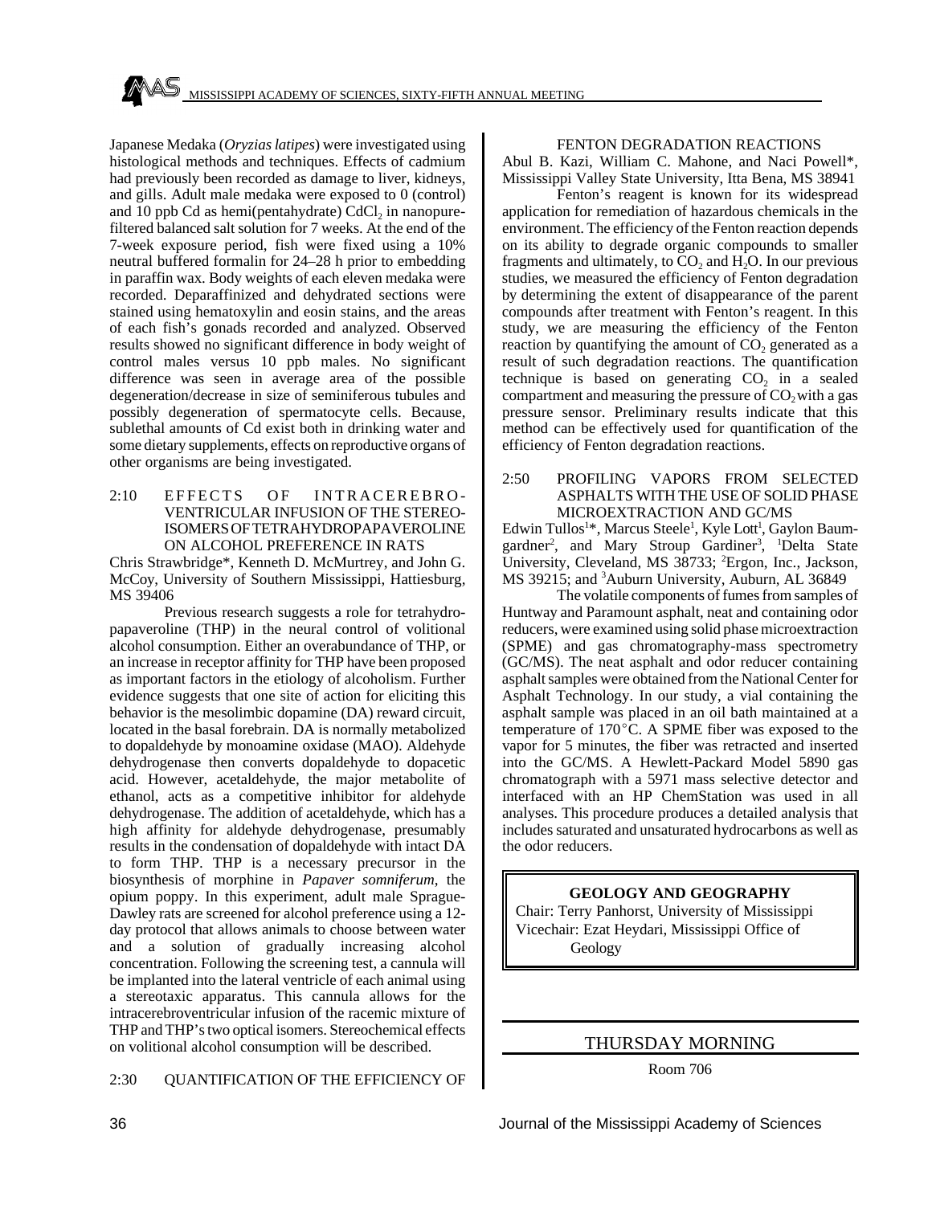Japanese Medaka (*Oryzias latipes*) were investigated using histological methods and techniques. Effects of cadmium had previously been recorded as damage to liver, kidneys, and gills. Adult male medaka were exposed to 0 (control) and 10 ppb Cd as hemi(pentahydrate) $CdCl_2$ in nanopure-filtered balanced salt solution for 7 weeks. At the end of the 7-week exposure period, fish were fixed using a 10% neutral buffered formalin for 24–28 h prior to embedding in paraffin wax. Body weights of each eleven medaka were recorded. Deparaffinized and dehydrated sections were stained using hematoxylin and eosin stains, and the areas of each fish's gonads recorded and analyzed. Observed results showed no significant difference in body weight of control males versus 10 ppb males. No significant difference was seen in average area of the possible degeneration/decrease in size of seminiferous tubules and possibly degeneration of spermatocyte cells. Because, sublethal amounts of Cd exist both in drinking water and some dietary supplements, effects on reproductive organs of other organisms are being investigated.

2:10 EFFECTS OF INTRACEREBRO-VENTRICULAR INFUSION OF THE STEREO-ISOMERS OF TETRAHYDROPAPAVEROLINE ON ALCOHOL PREFERENCE IN RATS

Chris Strawbridge*, Kenneth D. McMurtrey, and John G. McCoy, University of Southern Mississippi, Hattiesburg, MS 39406

Previous research suggests a role for tetrahydropapaveroline (THP) in the neural control of volitional alcohol consumption. Either an overabundance of THP, or an increase in receptor affinity for THP have been proposed as important factors in the etiology of alcoholism. Further evidence suggests that one site of action for eliciting this behavior is the mesolimbic dopamine (DA) reward circuit, located in the basal forebrain. DA is normally metabolized to dopaldehyde by monoamine oxidase (MAO). Aldehyde dehydrogenase then converts dopaldehyde to dopacetic acid. However, acetaldehyde, the major metabolite of ethanol, acts as a competitive inhibitor for aldehyde dehydrogenase. The addition of acetaldehyde, which has a high affinity for aldehyde dehydrogenase, presumably results in the condensation of dopaldehyde with intact DA to form THP. THP is a necessary precursor in the biosynthesis of morphine in *Papaver somniferum*, the opium poppy. In this experiment, adult male Sprague-Dawley rats are screened for alcohol preference using a 12-day protocol that allows animals to choose between water and a solution of gradually increasing alcohol concentration. Following the screening test, a cannula will be implanted into the lateral ventricle of each animal using a stereotaxic apparatus. This cannula allows for the intracerebroventricular infusion of the racemic mixture of THP and THP's two optical isomers. Stereochemical effects on volitional alcohol consumption will be described.

2:30 QUANTIFICATION OF THE EFFICIENCY OF FENTON DEGRADATION REACTIONS

Abul B. Kazi, William C. Mahone, and Naci Powell*, Mississippi Valley State University, Itta Bena, MS 38941

Fenton's reagent is known for its widespread application for remediation of hazardous chemicals in the environment. The efficiency of the Fenton reaction depends on its ability to degrade organic compounds to smaller fragments and ultimately, to $CO_2$ and $H_2O$. In our previous studies, we measured the efficiency of Fenton degradation by determining the extent of disappearance of the parent compounds after treatment with Fenton's reagent. In this study, we are measuring the efficiency of the Fenton reaction by quantifying the amount of $CO_2$ generated as a result of such degradation reactions. The quantification technique is based on generating $CO_2$ in a sealed compartment and measuring the pressure of $CO_2$ with a gas pressure sensor. Preliminary results indicate that this method can be effectively used for quantification of the efficiency of Fenton degradation reactions.

2:50 PROFILING VAPORS FROM SELECTED ASPHALTS WITH THE USE OF SOLID PHASE MICROEXTRACTION AND GC/MS

Edwin Tullos[1]*, Marcus Steele[1], Kyle Lott[1], Gaylon Baumgardner[2], and Mary Stroup Gardiner[3], [1]Delta State University, Cleveland, MS 38733; [2]Ergon, Inc., Jackson, MS 39215; and [3]Auburn University, Auburn, AL 36849

The volatile components of fumes from samples of Huntway and Paramount asphalt, neat and containing odor reducers, were examined using solid phase microextraction (SPME) and gas chromatography-mass spectrometry (GC/MS). The neat asphalt and odor reducer containing asphalt samples were obtained from the National Center for Asphalt Technology. In our study, a vial containing the asphalt sample was placed in an oil bath maintained at a temperature of 170°C. A SPME fiber was exposed to the vapor for 5 minutes, the fiber was retracted and inserted into the GC/MS. A Hewlett-Packard Model 5890 gas chromatograph with a 5971 mass selective detector and interfaced with an HP ChemStation was used in all analyses. This procedure produces a detailed analysis that includes saturated and unsaturated hydrocarbons as well as the odor reducers.

## GEOLOGY AND GEOGRAPHY

Chair: Terry Panhorst, University of Mississippi
Vicechair: Ezat Heydari, Mississippi Office of Geology

## THURSDAY MORNING

Room 706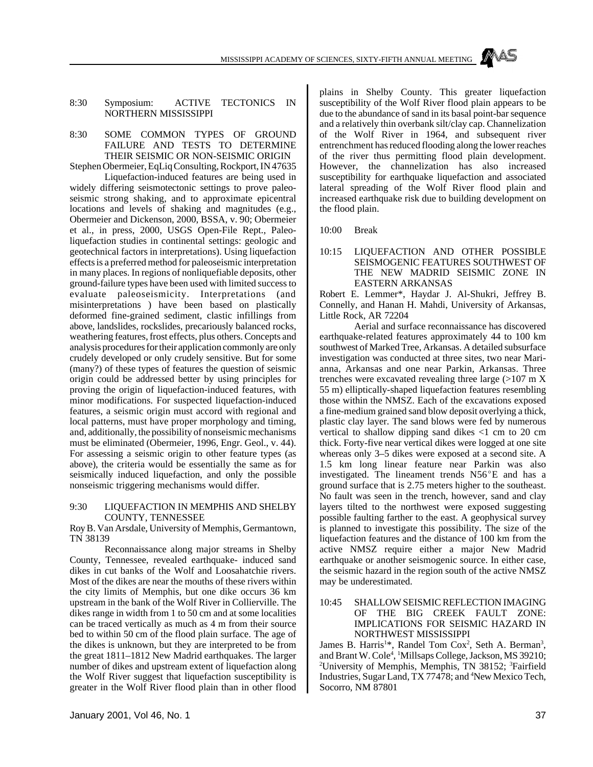8:30 Symposium: ACTIVE TECTONICS IN NORTHERN MISSISSIPPI

8:30 SOME COMMON TYPES OF GROUND FAILURE AND TESTS TO DETERMINE THEIR SEISMIC OR NON-SEISMIC ORIGIN

Stephen Obermeier, EqLiq Consulting, Rockport, IN 47635

Liquefaction-induced features are being used in widely differing seismotectonic settings to prove paleoseismic strong shaking, and to approximate epicentral locations and levels of shaking and magnitudes (e.g., Obermeier and Dickenson, 2000, BSSA, v. 90; Obermeier et al., in press, 2000, USGS Open-File Rept., Paleoliquefaction studies in continental settings: geologic and geotechnical factors in interpretations). Using liquefaction effects is a preferred method for paleoseismic interpretation in many places. In regions of nonliquefiable deposits, other ground-failure types have been used with limited success to evaluate paleoseismicity. Interpretations (and misinterpretations ) have been based on plastically deformed fine-grained sediment, clastic infillings from above, landslides, rockslides, precariously balanced rocks, weathering features, frost effects, plus others. Concepts and analysis procedures for their application commonly are only crudely developed or only crudely sensitive. But for some (many?) of these types of features the question of seismic origin could be addressed better by using principles for proving the origin of liquefaction-induced features, with minor modifications. For suspected liquefaction-induced features, a seismic origin must accord with regional and local patterns, must have proper morphology and timing, and, additionally, the possibility of nonseismic mechanisms must be eliminated (Obermeier, 1996, Engr. Geol., v. 44). For assessing a seismic origin to other feature types (as above), the criteria would be essentially the same as for seismically induced liquefaction, and only the possible nonseismic triggering mechanisms would differ.

9:30 LIQUEFACTION IN MEMPHIS AND SHELBY COUNTY, TENNESSEE

Roy B. Van Arsdale, University of Memphis, Germantown, TN 38139

Reconnaissance along major streams in Shelby County, Tennessee, revealed earthquake- induced sand dikes in cut banks of the Wolf and Loosahatchie rivers. Most of the dikes are near the mouths of these rivers within the city limits of Memphis, but one dike occurs 36 km upstream in the bank of the Wolf River in Collierville. The dikes range in width from 1 to 50 cm and at some localities can be traced vertically as much as 4 m from their source bed to within 50 cm of the flood plain surface. The age of the dikes is unknown, but they are interpreted to be from the great 1811–1812 New Madrid earthquakes. The larger number of dikes and upstream extent of liquefaction along the Wolf River suggest that liquefaction susceptibility is greater in the Wolf River flood plain than in other flood plains in Shelby County. This greater liquefaction susceptibility of the Wolf River flood plain appears to be due to the abundance of sand in its basal point-bar sequence and a relatively thin overbank silt/clay cap. Channelization of the Wolf River in 1964, and subsequent river entrenchment has reduced flooding along the lower reaches of the river thus permitting flood plain development. However, the channelization has also increased susceptibility for earthquake liquefaction and associated lateral spreading of the Wolf River flood plain and increased earthquake risk due to building development on the flood plain.

10:00 Break

10:15 LIQUEFACTION AND OTHER POSSIBLE SEISMOGENIC FEATURES SOUTHWEST OF THE NEW MADRID SEISMIC ZONE IN EASTERN ARKANSAS

Robert E. Lemmer*, Haydar J. Al-Shukri, Jeffrey B. Connelly, and Hanan H. Mahdi, University of Arkansas, Little Rock, AR 72204

Aerial and surface reconnaissance has discovered earthquake-related features approximately 44 to 100 km southwest of Marked Tree, Arkansas. A detailed subsurface investigation was conducted at three sites, two near Marianna, Arkansas and one near Parkin, Arkansas. Three trenches were excavated revealing three large (>107 m X 55 m) elliptically-shaped liquefaction features resembling those within the NMSZ. Each of the excavations exposed a fine-medium grained sand blow deposit overlying a thick, plastic clay layer. The sand blows were fed by numerous vertical to shallow dipping sand dikes <1 cm to 20 cm thick. Forty-five near vertical dikes were logged at one site whereas only 3–5 dikes were exposed at a second site. A 1.5 km long linear feature near Parkin was also investigated. The lineament trends N56°E and has a ground surface that is 2.75 meters higher to the southeast. No fault was seen in the trench, however, sand and clay layers tilted to the northwest were exposed suggesting possible faulting farther to the east. A geophysical survey is planned to investigate this possibility. The size of the liquefaction features and the distance of 100 km from the active NMSZ require either a major New Madrid earthquake or another seismogenic source. In either case, the seismic hazard in the region south of the active NMSZ may be underestimated.

10:45 SHALLOW SEISMIC REFLECTION IMAGING OF THE BIG CREEK FAULT ZONE: IMPLICATIONS FOR SEISMIC HAZARD IN NORTHWEST MISSISSIPPI

James B. Harris[1]*, Randel Tom Cox[2], Seth A. Berman[3], and Brant W. Cole[4], [1]Millsaps College, Jackson, MS 39210; [2]University of Memphis, Memphis, TN 38152; [3]Fairfield Industries, Sugar Land, TX 77478; and [4]New Mexico Tech, Socorro, NM 87801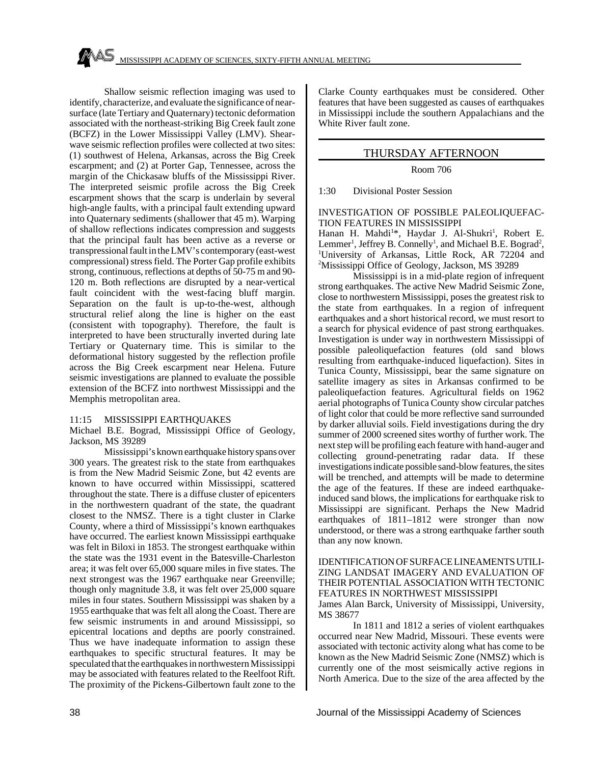Shallow seismic reflection imaging was used to identify, characterize, and evaluate the significance of near-surface (late Tertiary and Quaternary) tectonic deformation associated with the northeast-striking Big Creek fault zone (BCFZ) in the Lower Mississippi Valley (LMV). Shear-wave seismic reflection profiles were collected at two sites: (1) southwest of Helena, Arkansas, across the Big Creek escarpment; and (2) at Porter Gap, Tennessee, across the margin of the Chickasaw bluffs of the Mississippi River. The interpreted seismic profile across the Big Creek escarpment shows that the scarp is underlain by several high-angle faults, with a principal fault extending upward into Quaternary sediments (shallower that 45 m). Warping of shallow reflections indicates compression and suggests that the principal fault has been active as a reverse or transpressional fault in the LMV's contemporary (east-west compressional) stress field. The Porter Gap profile exhibits strong, continuous, reflections at depths of 50-75 m and 90-120 m. Both reflections are disrupted by a near-vertical fault coincident with the west-facing bluff margin. Separation on the fault is up-to-the-west, although structural relief along the line is higher on the east (consistent with topography). Therefore, the fault is interpreted to have been structurally inverted during late Tertiary or Quaternary time. This is similar to the deformational history suggested by the reflection profile across the Big Creek escarpment near Helena. Future seismic investigations are planned to evaluate the possible extension of the BCFZ into northwest Mississippi and the Memphis metropolitan area.

11:15 MISSISSIPPI EARTHQUAKES

Michael B.E. Bograd, Mississippi Office of Geology, Jackson, MS 39289

Mississippi's known earthquake history spans over 300 years. The greatest risk to the state from earthquakes is from the New Madrid Seismic Zone, but 42 events are known to have occurred within Mississippi, scattered throughout the state. There is a diffuse cluster of epicenters in the northwestern quadrant of the state, the quadrant closest to the NMSZ. There is a tight cluster in Clarke County, where a third of Mississippi's known earthquakes have occurred. The earliest known Mississippi earthquake was felt in Biloxi in 1853. The strongest earthquake within the state was the 1931 event in the Batesville-Charleston area; it was felt over 65,000 square miles in five states. The next strongest was the 1967 earthquake near Greenville; though only magnitude 3.8, it was felt over 25,000 square miles in four states. Southern Mississippi was shaken by a 1955 earthquake that was felt all along the Coast. There are few seismic instruments in and around Mississippi, so epicentral locations and depths are poorly constrained. Thus we have inadequate information to assign these earthquakes to specific structural features. It may be speculated that the earthquakes in northwestern Mississippi may be associated with features related to the Reelfoot Rift. The proximity of the Pickens-Gilbertown fault zone to the Clarke County earthquakes must be considered. Other features that have been suggested as causes of earthquakes in Mississippi include the southern Appalachians and the White River fault zone.

## THURSDAY AFTERNOON

Room 706

1:30 Divisional Poster Session

INVESTIGATION OF POSSIBLE PALEOLIQUEFACTION FEATURES IN MISSISSIPPI

Hanan H. Mahdi[1]*, Haydar J. Al-Shukri[1], Robert E. Lemmer[1], Jeffrey B. Connelly[1], and Michael B.E. Bograd[2], [1]University of Arkansas, Little Rock, AR 72204 and [2]Mississippi Office of Geology, Jackson, MS 39289

Mississippi is in a mid-plate region of infrequent strong earthquakes. The active New Madrid Seismic Zone, close to northwestern Mississippi, poses the greatest risk to the state from earthquakes. In a region of infrequent earthquakes and a short historical record, we must resort to a search for physical evidence of past strong earthquakes. Investigation is under way in northwestern Mississippi of possible paleoliquefaction features (old sand blows resulting from earthquake-induced liquefaction). Sites in Tunica County, Mississippi, bear the same signature on satellite imagery as sites in Arkansas confirmed to be paleoliquefaction features. Agricultural fields on 1962 aerial photographs of Tunica County show circular patches of light color that could be more reflective sand surrounded by darker alluvial soils. Field investigations during the dry summer of 2000 screened sites worthy of further work. The next step will be profiling each feature with hand-auger and collecting ground-penetrating radar data. If these investigations indicate possible sand-blow features, the sites will be trenched, and attempts will be made to determine the age of the features. If these are indeed earthquake-induced sand blows, the implications for earthquake risk to Mississippi are significant. Perhaps the New Madrid earthquakes of 1811–1812 were stronger than now understood, or there was a strong earthquake farther south than any now known.

IDENTIFICATION OF SURFACE LINEAMENTS UTILIZING LANDSAT IMAGERY AND EVALUATION OF THEIR POTENTIAL ASSOCIATION WITH TECTONIC FEATURES IN NORTHWEST MISSISSIPPI

James Alan Barck, University of Mississippi, University, MS 38677

In 1811 and 1812 a series of violent earthquakes occurred near New Madrid, Missouri. These events were associated with tectonic activity along what has come to be known as the New Madrid Seismic Zone (NMSZ) which is currently one of the most seismically active regions in North America. Due to the size of the area affected by the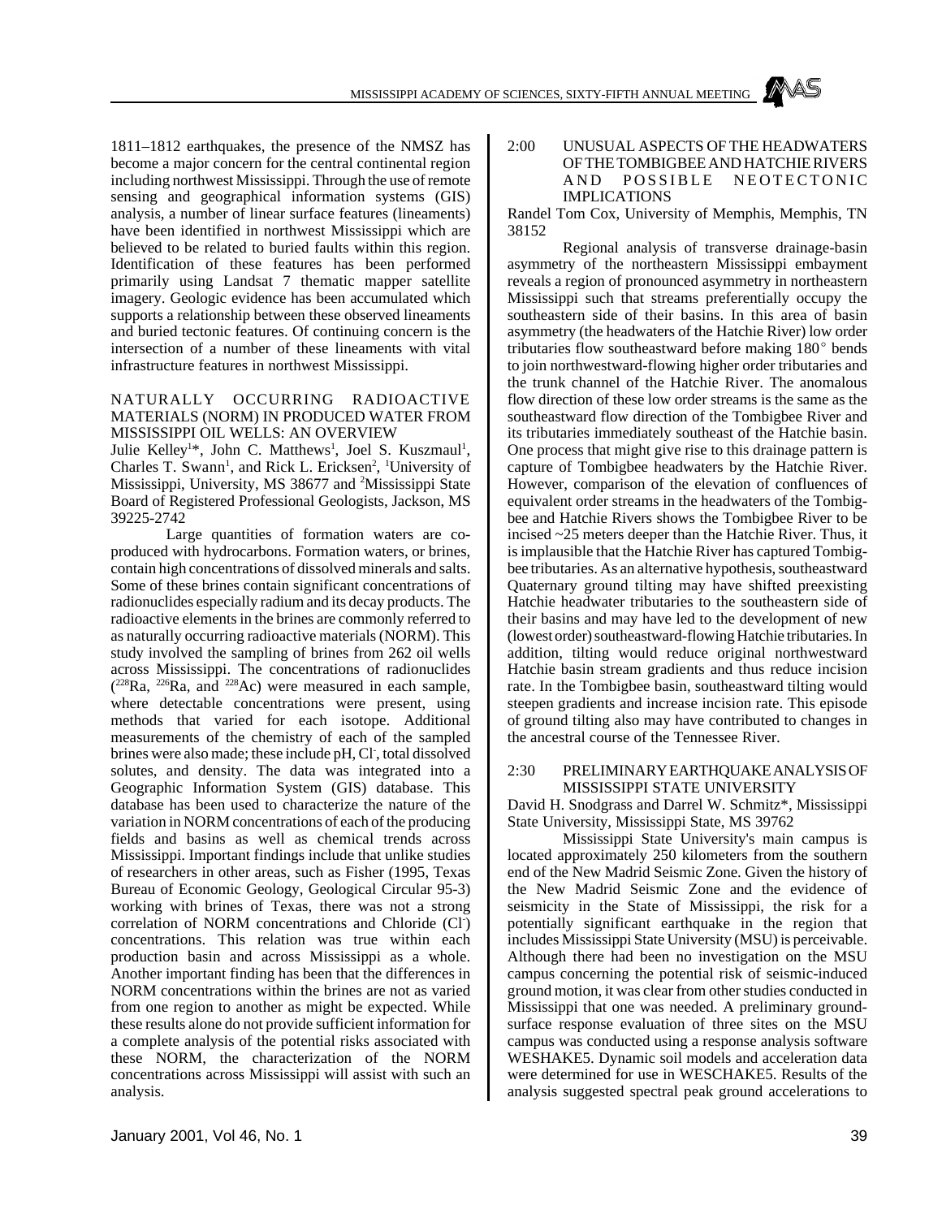1811–1812 earthquakes, the presence of the NMSZ has become a major concern for the central continental region including northwest Mississippi. Through the use of remote sensing and geographical information systems (GIS) analysis, a number of linear surface features (lineaments) have been identified in northwest Mississippi which are believed to be related to buried faults within this region. Identification of these features has been performed primarily using Landsat 7 thematic mapper satellite imagery. Geologic evidence has been accumulated which supports a relationship between these observed lineaments and buried tectonic features. Of continuing concern is the intersection of a number of these lineaments with vital infrastructure features in northwest Mississippi.

NATURALLY OCCURRING RADIOACTIVE MATERIALS (NORM) IN PRODUCED WATER FROM MISSISSIPPI OIL WELLS: AN OVERVIEW

Julie Kelley[1]*, John C. Matthews[1], Joel S. Kuszmaul[1], Charles T. Swann[1], and Rick L. Ericksen[2], [1]University of Mississippi, University, MS 38677 and [2]Mississippi State Board of Registered Professional Geologists, Jackson, MS 39225-2742

Large quantities of formation waters are co-produced with hydrocarbons. Formation waters, or brines, contain high concentrations of dissolved minerals and salts. Some of these brines contain significant concentrations of radionuclides especially radium and its decay products. The radioactive elements in the brines are commonly referred to as naturally occurring radioactive materials (NORM). This study involved the sampling of brines from 262 oil wells across Mississippi. The concentrations of radionuclides ($^{228}$Ra, $^{226}$Ra, and $^{228}$Ac) were measured in each sample, where detectable concentrations were present, using methods that varied for each isotope. Additional measurements of the chemistry of each of the sampled brines were also made; these include pH, $Cl^-$, total dissolved solutes, and density. The data was integrated into a Geographic Information System (GIS) database. This database has been used to characterize the nature of the variation in NORM concentrations of each of the producing fields and basins as well as chemical trends across Mississippi. Important findings include that unlike studies of researchers in other areas, such as Fisher (1995, Texas Bureau of Economic Geology, Geological Circular 95-3) working with brines of Texas, there was not a strong correlation of NORM concentrations and Chloride ($Cl^-$) concentrations. This relation was true within each production basin and across Mississippi as a whole. Another important finding has been that the differences in NORM concentrations within the brines are not as varied from one region to another as might be expected. While these results alone do not provide sufficient information for a complete analysis of the potential risks associated with these NORM, the characterization of the NORM concentrations across Mississippi will assist with such an analysis.

2:00 UNUSUAL ASPECTS OF THE HEADWATERS OF THE TOMBIGBEE AND HATCHIE RIVERS AND POSSIBLE NEOTECTONIC IMPLICATIONS

Randel Tom Cox, University of Memphis, Memphis, TN 38152

Regional analysis of transverse drainage-basin asymmetry of the northeastern Mississippi embayment reveals a region of pronounced asymmetry in northeastern Mississippi such that streams preferentially occupy the southeastern side of their basins. In this area of basin asymmetry (the headwaters of the Hatchie River) low order tributaries flow southeastward before making 180° bends to join northwestward-flowing higher order tributaries and the trunk channel of the Hatchie River. The anomalous flow direction of these low order streams is the same as the southeastward flow direction of the Tombigbee River and its tributaries immediately southeast of the Hatchie basin. One process that might give rise to this drainage pattern is capture of Tombigbee headwaters by the Hatchie River. However, comparison of the elevation of confluences of equivalent order streams in the headwaters of the Tombigbee and Hatchie Rivers shows the Tombigbee River to be incised ~25 meters deeper than the Hatchie River. Thus, it is implausible that the Hatchie River has captured Tombigbee tributaries. As an alternative hypothesis, southeastward Quaternary ground tilting may have shifted preexisting Hatchie headwater tributaries to the southeastern side of their basins and may have led to the development of new (lowest order) southeastward-flowing Hatchie tributaries. In addition, tilting would reduce original northwestward Hatchie basin stream gradients and thus reduce incision rate. In the Tombigbee basin, southeastward tilting would steepen gradients and increase incision rate. This episode of ground tilting also may have contributed to changes in the ancestral course of the Tennessee River.

2:30 PRELIMINARY EARTHQUAKE ANALYSIS OF MISSISSIPPI STATE UNIVERSITY

David H. Snodgrass and Darrel W. Schmitz*, Mississippi State University, Mississippi State, MS 39762

Mississippi State University's main campus is located approximately 250 kilometers from the southern end of the New Madrid Seismic Zone. Given the history of the New Madrid Seismic Zone and the evidence of seismicity in the State of Mississippi, the risk for a potentially significant earthquake in the region that includes Mississippi State University (MSU) is perceivable. Although there had been no investigation on the MSU campus concerning the potential risk of seismic-induced ground motion, it was clear from other studies conducted in Mississippi that one was needed. A preliminary ground-surface response evaluation of three sites on the MSU campus was conducted using a response analysis software WESHAKE5. Dynamic soil models and acceleration data were determined for use in WESCHAKE5. Results of the analysis suggested spectral peak ground accelerations to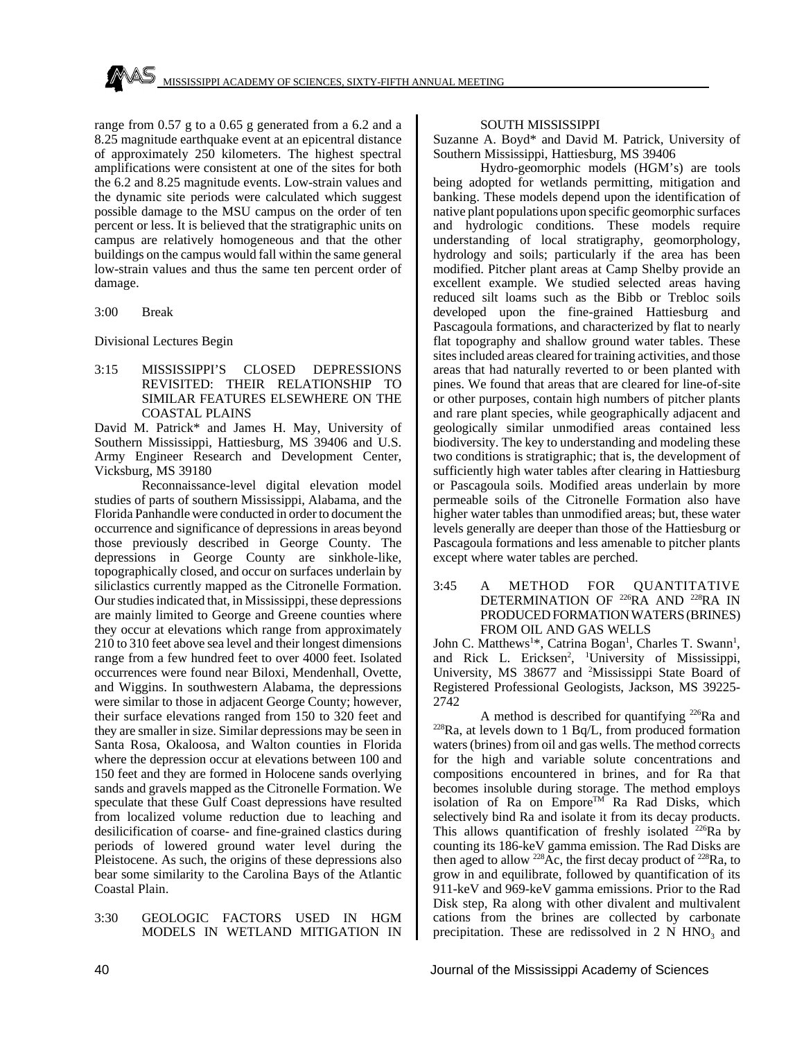range from 0.57 g to a 0.65 g generated from a 6.2 and a 8.25 magnitude earthquake event at an epicentral distance of approximately 250 kilometers. The highest spectral amplifications were consistent at one of the sites for both the 6.2 and 8.25 magnitude events. Low-strain values and the dynamic site periods were calculated which suggest possible damage to the MSU campus on the order of ten percent or less. It is believed that the stratigraphic units on campus are relatively homogeneous and that the other buildings on the campus would fall within the same general low-strain values and thus the same ten percent order of damage.

3:00 Break

Divisional Lectures Begin

3:15 MISSISSIPPI'S CLOSED DEPRESSIONS REVISITED: THEIR RELATIONSHIP TO SIMILAR FEATURES ELSEWHERE ON THE COASTAL PLAINS

David M. Patrick* and James H. May, University of Southern Mississippi, Hattiesburg, MS 39406 and U.S. Army Engineer Research and Development Center, Vicksburg, MS 39180

Reconnaissance-level digital elevation model studies of parts of southern Mississippi, Alabama, and the Florida Panhandle were conducted in order to document the occurrence and significance of depressions in areas beyond those previously described in George County. The depressions in George County are sinkhole-like, topographically closed, and occur on surfaces underlain by siliclastics currently mapped as the Citronelle Formation. Our studies indicated that, in Mississippi, these depressions are mainly limited to George and Greene counties where they occur at elevations which range from approximately 210 to 310 feet above sea level and their longest dimensions range from a few hundred feet to over 4000 feet. Isolated occurrences were found near Biloxi, Mendenhall, Ovette, and Wiggins. In southwestern Alabama, the depressions were similar to those in adjacent George County; however, their surface elevations ranged from 150 to 320 feet and they are smaller in size. Similar depressions may be seen in Santa Rosa, Okaloosa, and Walton counties in Florida where the depression occur at elevations between 100 and 150 feet and they are formed in Holocene sands overlying sands and gravels mapped as the Citronelle Formation. We speculate that these Gulf Coast depressions have resulted from localized volume reduction due to leaching and desilicification of coarse- and fine-grained clastics during periods of lowered ground water level during the Pleistocene. As such, the origins of these depressions also bear some similarity to the Carolina Bays of the Atlantic Coastal Plain.

3:30 GEOLOGIC FACTORS USED IN HGM MODELS IN WETLAND MITIGATION IN SOUTH MISSISSIPPI

Suzanne A. Boyd* and David M. Patrick, University of Southern Mississippi, Hattiesburg, MS 39406

Hydro-geomorphic models (HGM's) are tools being adopted for wetlands permitting, mitigation and banking. These models depend upon the identification of native plant populations upon specific geomorphic surfaces and hydrologic conditions. These models require understanding of local stratigraphy, geomorphology, hydrology and soils; particularly if the area has been modified. Pitcher plant areas at Camp Shelby provide an excellent example. We studied selected areas having reduced silt loams such as the Bibb or Trebloc soils developed upon the fine-grained Hattiesburg and Pascagoula formations, and characterized by flat to nearly flat topography and shallow ground water tables. These sites included areas cleared for training activities, and those areas that had naturally reverted to or been planted with pines. We found that areas that are cleared for line-of-site or other purposes, contain high numbers of pitcher plants and rare plant species, while geographically adjacent and geologically similar unmodified areas contained less biodiversity. The key to understanding and modeling these two conditions is stratigraphic; that is, the development of sufficiently high water tables after clearing in Hattiesburg or Pascagoula soils. Modified areas underlain by more permeable soils of the Citronelle Formation also have higher water tables than unmodified areas; but, these water levels generally are deeper than those of the Hattiesburg or Pascagoula formations and less amenable to pitcher plants except where water tables are perched.

3:45 A METHOD FOR QUANTITATIVE DETERMINATION OF $^{226}$RA AND $^{228}$RA IN PRODUCED FORMATION WATERS (BRINES) FROM OIL AND GAS WELLS

John C. Matthews[1]*, Catrina Bogan[1], Charles T. Swann[1], and Rick L. Ericksen[2], [1]University of Mississippi, University, MS 38677 and [2]Mississippi State Board of Registered Professional Geologists, Jackson, MS 39225-2742

A method is described for quantifying $^{226}$Ra and $^{228}$Ra, at levels down to 1 Bq/L, from produced formation waters (brines) from oil and gas wells. The method corrects for the high and variable solute concentrations and compositions encountered in brines, and for Ra that becomes insoluble during storage. The method employs isolation of Ra on Empore™ Ra Rad Disks, which selectively bind Ra and isolate it from its decay products. This allows quantification of freshly isolated $^{226}$Ra by counting its 186-keV gamma emission. The Rad Disks are then aged to allow $^{228}$Ac, the first decay product of $^{228}$Ra, to grow in and equilibrate, followed by quantification of its 911-keV and 969-keV gamma emissions. Prior to the Rad Disk step, Ra along with other divalent and multivalent cations from the brines are collected by carbonate precipitation. These are redissolved in 2 N $HNO_3$ and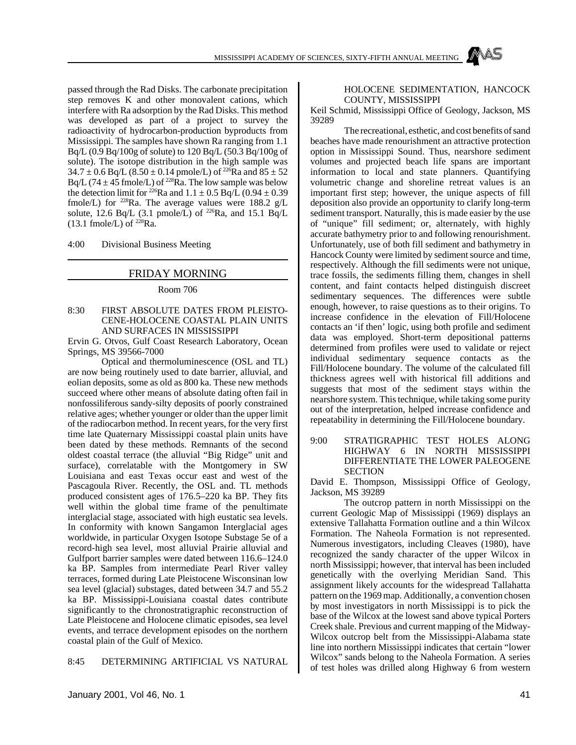passed through the Rad Disks. The carbonate precipitation step removes K and other monovalent cations, which interfere with Ra adsorption by the Rad Disks. This method was developed as part of a project to survey the radioactivity of hydrocarbon-production byproducts from Mississippi. The samples have shown Ra ranging from 1.1 Bq/L (0.9 Bq/100g of solute) to 120 Bq/L (50.3 Bq/100g of solute). The isotope distribution in the high sample was $34.7 \pm 0.6$ Bq/L ($8.50 \pm 0.14$ pmole/L) of $^{226}$Ra and $85 \pm 52$ Bq/L ($74 \pm 45$ fmole/L) of $^{228}$Ra. The low sample was below the detection limit for $^{226}$Ra and $1.1 \pm 0.5$ Bq/L ($0.94 \pm 0.39$ fmole/L) for $^{228}$Ra. The average values were 188.2 g/L solute, 12.6 Bq/L (3.1 pmole/L) of $^{226}$Ra, and 15.1 Bq/L (13.1 fmole/L) of $^{228}$Ra.

4:00 Divisional Business Meeting

## FRIDAY MORNING

Room 706

### 8:30 FIRST ABSOLUTE DATES FROM PLEISTOCENE-HOLOCENE COASTAL PLAIN UNITS AND SURFACES IN MISSISSIPPI

Ervin G. Otvos, Gulf Coast Research Laboratory, Ocean Springs, MS 39566-7000

Optical and thermoluminescence (OSL and TL) are now being routinely used to date barrier, alluvial, and eolian deposits, some as old as 800 ka. These new methods succeed where other means of absolute dating often fail in nonfossiliferous sandy-silty deposits of poorly constrained relative ages; whether younger or older than the upper limit of the radiocarbon method. In recent years, for the very first time late Quaternary Mississippi coastal plain units have been dated by these methods. Remnants of the second oldest coastal terrace (the alluvial "Big Ridge" unit and surface), correlatable with the Montgomery in SW Louisiana and east Texas occur east and west of the Pascagoula River. Recently, the OSL and. TL methods produced consistent ages of 176.5–220 ka BP. They fits well within the global time frame of the penultimate interglacial stage, associated with high eustatic sea levels. In conformity with known Sangamon Interglacial ages worldwide, in particular Oxygen Isotope Substage 5e of a record-high sea level, most alluvial Prairie alluvial and Gulfport barrier samples were dated between 116.6–124.0 ka BP. Samples from intermediate Pearl River valley terraces, formed during Late Pleistocene Wisconsinan low sea level (glacial) substages, dated between 34.7 and 55.2 ka BP. Mississippi-Louisiana coastal dates contribute significantly to the chronostratigraphic reconstruction of Late Pleistocene and Holocene climatic episodes, sea level events, and terrace development episodes on the northern coastal plain of the Gulf of Mexico.

### 8:45 DETERMINING ARTIFICIAL VS NATURAL HOLOCENE SEDIMENTATION, HANCOCK COUNTY, MISSISSIPPI

Keil Schmid, Mississippi Office of Geology, Jackson, MS 39289

The recreational, esthetic, and cost benefits of sand beaches have made renourishment an attractive protection option in Mississippi Sound. Thus, nearshore sediment volumes and projected beach life spans are important information to local and state planners. Quantifying volumetric change and shoreline retreat values is an important first step; however, the unique aspects of fill deposition also provide an opportunity to clarify long-term sediment transport. Naturally, this is made easier by the use of "unique" fill sediment; or, alternately, with highly accurate bathymetry prior to and following renourishment. Unfortunately, use of both fill sediment and bathymetry in Hancock County were limited by sediment source and time, respectively. Although the fill sediments were not unique, trace fossils, the sediments filling them, changes in shell content, and faint contacts helped distinguish discreet sedimentary sequences. The differences were subtle enough, however, to raise questions as to their origins. To increase confidence in the elevation of Fill/Holocene contacts an 'if then' logic, using both profile and sediment data was employed. Short-term depositional patterns determined from profiles were used to validate or reject individual sedimentary sequence contacts as the Fill/Holocene boundary. The volume of the calculated fill thickness agrees well with historical fill additions and suggests that most of the sediment stays within the nearshore system. This technique, while taking some purity out of the interpretation, helped increase confidence and repeatability in determining the Fill/Holocene boundary.

### 9:00 STRATIGRAPHIC TEST HOLES ALONG HIGHWAY 6 IN NORTH MISSISSIPPI DIFFERENTIATE THE LOWER PALEOGENE SECTION

David E. Thompson, Mississippi Office of Geology, Jackson, MS 39289

The outcrop pattern in north Mississippi on the current Geologic Map of Mississippi (1969) displays an extensive Tallahatta Formation outline and a thin Wilcox Formation. The Naheola Formation is not represented. Numerous investigators, including Cleaves (1980), have recognized the sandy character of the upper Wilcox in north Mississippi; however, that interval has been included genetically with the overlying Meridian Sand. This assignment likely accounts for the widespread Tallahatta pattern on the 1969 map. Additionally, a convention chosen by most investigators in north Mississippi is to pick the base of the Wilcox at the lowest sand above typical Porters Creek shale. Previous and current mapping of the Midway-Wilcox outcrop belt from the Mississippi-Alabama state line into northern Mississippi indicates that certain "lower Wilcox" sands belong to the Naheola Formation. A series of test holes was drilled along Highway 6 from western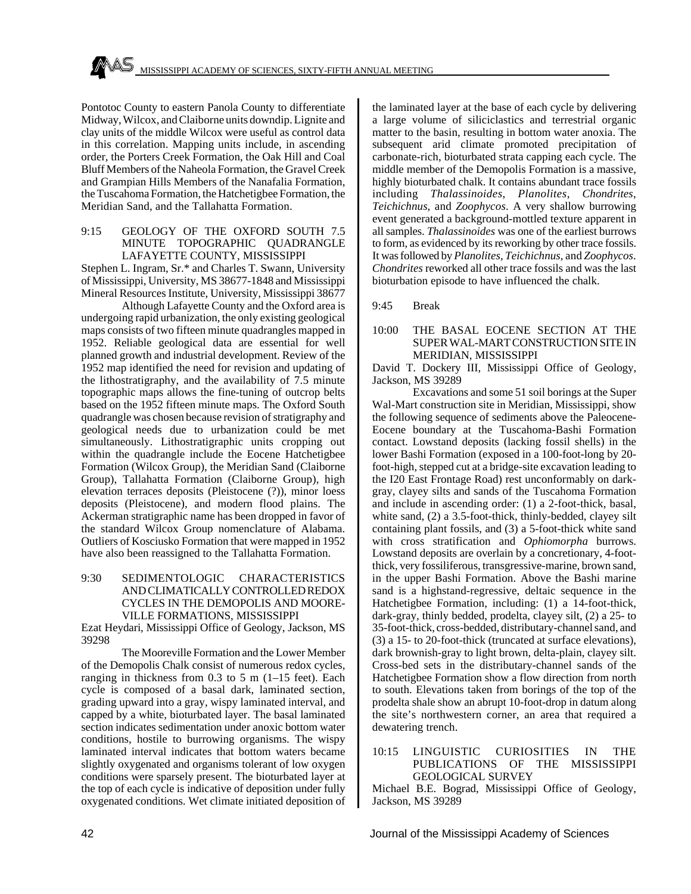Pontotoc County to eastern Panola County to differentiate Midway, Wilcox, and Claiborne units downdip. Lignite and clay units of the middle Wilcox were useful as control data in this correlation. Mapping units include, in ascending order, the Porters Creek Formation, the Oak Hill and Coal Bluff Members of the Naheola Formation, the Gravel Creek and Grampian Hills Members of the Nanafalia Formation, the Tuscahoma Formation, the Hatchetigbee Formation, the Meridian Sand, and the Tallahatta Formation.

9:15 GEOLOGY OF THE OXFORD SOUTH 7.5 MINUTE TOPOGRAPHIC QUADRANGLE LAFAYETTE COUNTY, MISSISSIPPI

Stephen L. Ingram, Sr.* and Charles T. Swann, University of Mississippi, University, MS 38677-1848 and Mississippi Mineral Resources Institute, University, Mississippi 38677

Although Lafayette County and the Oxford area is undergoing rapid urbanization, the only existing geological maps consists of two fifteen minute quadrangles mapped in 1952. Reliable geological data are essential for well planned growth and industrial development. Review of the 1952 map identified the need for revision and updating of the lithostratigraphy, and the availability of 7.5 minute topographic maps allows the fine-tuning of outcrop belts based on the 1952 fifteen minute maps. The Oxford South quadrangle was chosen because revision of stratigraphy and geological needs due to urbanization could be met simultaneously. Lithostratigraphic units cropping out within the quadrangle include the Eocene Hatchetigbee Formation (Wilcox Group), the Meridian Sand (Claiborne Group), Tallahatta Formation (Claiborne Group), high elevation terraces deposits (Pleistocene (?)), minor loess deposits (Pleistocene), and modern flood plains. The Ackerman stratigraphic name has been dropped in favor of the standard Wilcox Group nomenclature of Alabama. Outliers of Kosciusko Formation that were mapped in 1952 have also been reassigned to the Tallahatta Formation.

9:30 SEDIMENTOLOGIC CHARACTERISTICS AND CLIMATICALLY CONTROLLED REDOX CYCLES IN THE DEMOPOLIS AND MOORE-VILLE FORMATIONS, MISSISSIPPI

Ezat Heydari, Mississippi Office of Geology, Jackson, MS 39298

The Mooreville Formation and the Lower Member of the Demopolis Chalk consist of numerous redox cycles, ranging in thickness from 0.3 to 5 m (1–15 feet). Each cycle is composed of a basal dark, laminated section, grading upward into a gray, wispy laminated interval, and capped by a white, bioturbated layer. The basal laminated section indicates sedimentation under anoxic bottom water conditions, hostile to burrowing organisms. The wispy laminated interval indicates that bottom waters became slightly oxygenated and organisms tolerant of low oxygen conditions were sparsely present. The bioturbated layer at the top of each cycle is indicative of deposition under fully oxygenated conditions. Wet climate initiated deposition of the laminated layer at the base of each cycle by delivering a large volume of siliciclastics and terrestrial organic matter to the basin, resulting in bottom water anoxia. The subsequent arid climate promoted precipitation of carbonate-rich, bioturbated strata capping each cycle. The middle member of the Demopolis Formation is a massive, highly bioturbated chalk. It contains abundant trace fossils including *Thalassinoides*, *Planolites*, *Chondrites*, *Teichichnus*, and *Zoophycos*. A very shallow burrowing event generated a background-mottled texture apparent in all samples. *Thalassinoides* was one of the earliest burrows to form, as evidenced by its reworking by other trace fossils. It was followed by *Planolites*, *Teichichnus*, and *Zoophycos*. *Chondrites* reworked all other trace fossils and was the last bioturbation episode to have influenced the chalk.

9:45 Break

10:00 THE BASAL EOCENE SECTION AT THE SUPER WAL-MART CONSTRUCTION SITE IN MERIDIAN, MISSISSIPPI

David T. Dockery III, Mississippi Office of Geology, Jackson, MS 39289

Excavations and some 51 soil borings at the Super Wal-Mart construction site in Meridian, Mississippi, show the following sequence of sediments above the Paleocene-Eocene boundary at the Tuscahoma-Bashi Formation contact. Lowstand deposits (lacking fossil shells) in the lower Bashi Formation (exposed in a 100-foot-long by 20-foot-high, stepped cut at a bridge-site excavation leading to the I20 East Frontage Road) rest unconformably on dark-gray, clayey silts and sands of the Tuscahoma Formation and include in ascending order: (1) a 2-foot-thick, basal, white sand, (2) a 3.5-foot-thick, thinly-bedded, clayey silt containing plant fossils, and (3) a 5-foot-thick white sand with cross stratification and *Ophiomorpha* burrows. Lowstand deposits are overlain by a concretionary, 4-foot-thick, very fossiliferous, transgressive-marine, brown sand, in the upper Bashi Formation. Above the Bashi marine sand is a highstand-regressive, deltaic sequence in the Hatchetigbee Formation, including: (1) a 14-foot-thick, dark-gray, thinly bedded, prodelta, clayey silt, (2) a 25- to 35-foot-thick, cross-bedded, distributary-channel sand, and (3) a 15- to 20-foot-thick (truncated at surface elevations), dark brownish-gray to light brown, delta-plain, clayey silt. Cross-bed sets in the distributary-channel sands of the Hatchetigbee Formation show a flow direction from north to south. Elevations taken from borings of the top of the prodelta shale show an abrupt 10-foot-drop in datum along the site's northwestern corner, an area that required a dewatering trench.

10:15 LINGUISTIC CURIOSITIES IN THE PUBLICATIONS OF THE MISSISSIPPI GEOLOGICAL SURVEY

Michael B.E. Bograd, Mississippi Office of Geology, Jackson, MS 39289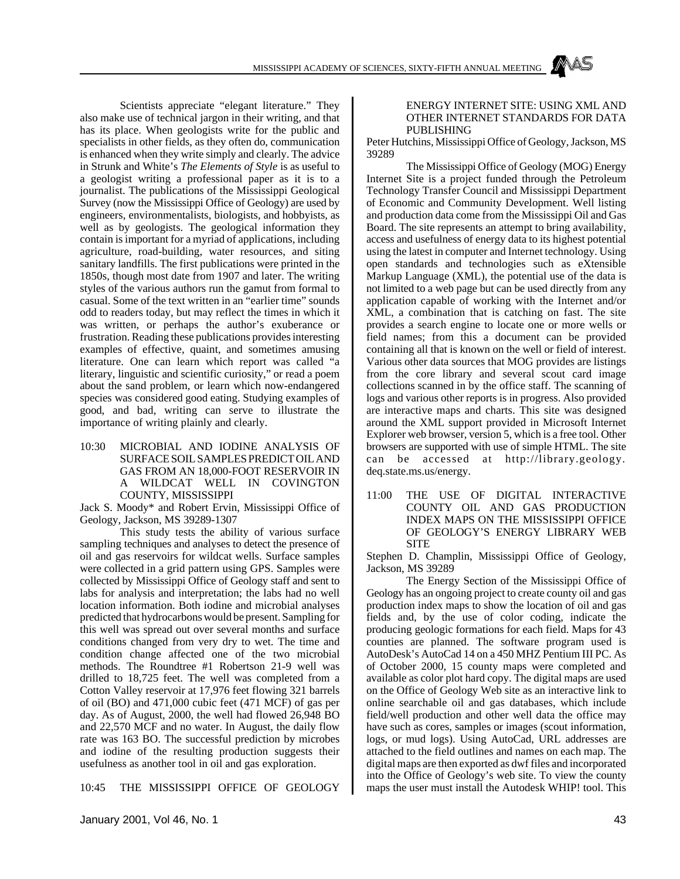Scientists appreciate "elegant literature." They also make use of technical jargon in their writing, and that has its place. When geologists write for the public and specialists in other fields, as they often do, communication is enhanced when they write simply and clearly. The advice in Strunk and White's *The Elements of Style* is as useful to a geologist writing a professional paper as it is to a journalist. The publications of the Mississippi Geological Survey (now the Mississippi Office of Geology) are used by engineers, environmentalists, biologists, and hobbyists, as well as by geologists. The geological information they contain is important for a myriad of applications, including agriculture, road-building, water resources, and siting sanitary landfills. The first publications were printed in the 1850s, though most date from 1907 and later. The writing styles of the various authors run the gamut from formal to casual. Some of the text written in an "earlier time" sounds odd to readers today, but may reflect the times in which it was written, or perhaps the author's exuberance or frustration. Reading these publications provides interesting examples of effective, quaint, and sometimes amusing literature. One can learn which report was called "a literary, linguistic and scientific curiosity," or read a poem about the sand problem, or learn which now-endangered species was considered good eating. Studying examples of good, and bad, writing can serve to illustrate the importance of writing plainly and clearly.

10:30 MICROBIAL AND IODINE ANALYSIS OF SURFACE SOIL SAMPLES PREDICT OIL AND GAS FROM AN 18,000-FOOT RESERVOIR IN A WILDCAT WELL IN COVINGTON COUNTY, MISSISSIPPI

Jack S. Moody* and Robert Ervin, Mississippi Office of Geology, Jackson, MS 39289-1307

This study tests the ability of various surface sampling techniques and analyses to detect the presence of oil and gas reservoirs for wildcat wells. Surface samples were collected in a grid pattern using GPS. Samples were collected by Mississippi Office of Geology staff and sent to labs for analysis and interpretation; the labs had no well location information. Both iodine and microbial analyses predicted that hydrocarbons would be present. Sampling for this well was spread out over several months and surface conditions changed from very dry to wet. The time and condition change affected one of the two microbial methods. The Roundtree #1 Robertson 21-9 well was drilled to 18,725 feet. The well was completed from a Cotton Valley reservoir at 17,976 feet flowing 321 barrels of oil (BO) and 471,000 cubic feet (471 MCF) of gas per day. As of August, 2000, the well had flowed 26,948 BO and 22,570 MCF and no water. In August, the daily flow rate was 163 BO. The successful prediction by microbes and iodine of the resulting production suggests their usefulness as another tool in oil and gas exploration.

10:45 THE MISSISSIPPI OFFICE OF GEOLOGY ENERGY INTERNET SITE: USING XML AND OTHER INTERNET STANDARDS FOR DATA PUBLISHING

Peter Hutchins, Mississippi Office of Geology, Jackson, MS 39289

The Mississippi Office of Geology (MOG) Energy Internet Site is a project funded through the Petroleum Technology Transfer Council and Mississippi Department of Economic and Community Development. Well listing and production data come from the Mississippi Oil and Gas Board. The site represents an attempt to bring availability, access and usefulness of energy data to its highest potential using the latest in computer and Internet technology. Using open standards and technologies such as eXtensible Markup Language (XML), the potential use of the data is not limited to a web page but can be used directly from any application capable of working with the Internet and/or XML, a combination that is catching on fast. The site provides a search engine to locate one or more wells or field names; from this a document can be provided containing all that is known on the well or field of interest. Various other data sources that MOG provides are listings from the core library and several scout card image collections scanned in by the office staff. The scanning of logs and various other reports is in progress. Also provided are interactive maps and charts. This site was designed around the XML support provided in Microsoft Internet Explorer web browser, version 5, which is a free tool. Other browsers are supported with use of simple HTML. The site can be accessed at http://library.geology.deq.state.ms.us/energy.

11:00 THE USE OF DIGITAL INTERACTIVE COUNTY OIL AND GAS PRODUCTION INDEX MAPS ON THE MISSISSIPPI OFFICE OF GEOLOGY'S ENERGY LIBRARY WEB SITE

Stephen D. Champlin, Mississippi Office of Geology, Jackson, MS 39289

The Energy Section of the Mississippi Office of Geology has an ongoing project to create county oil and gas production index maps to show the location of oil and gas fields and, by the use of color coding, indicate the producing geologic formations for each field. Maps for 43 counties are planned. The software program used is AutoDesk's AutoCad 14 on a 450 MHZ Pentium III PC. As of October 2000, 15 county maps were completed and available as color plot hard copy. The digital maps are used on the Office of Geology Web site as an interactive link to online searchable oil and gas databases, which include field/well production and other well data the office may have such as cores, samples or images (scout information, logs, or mud logs). Using AutoCad, URL addresses are attached to the field outlines and names on each map. The digital maps are then exported as dwf files and incorporated into the Office of Geology's web site. To view the county maps the user must install the Autodesk WHIP! tool. This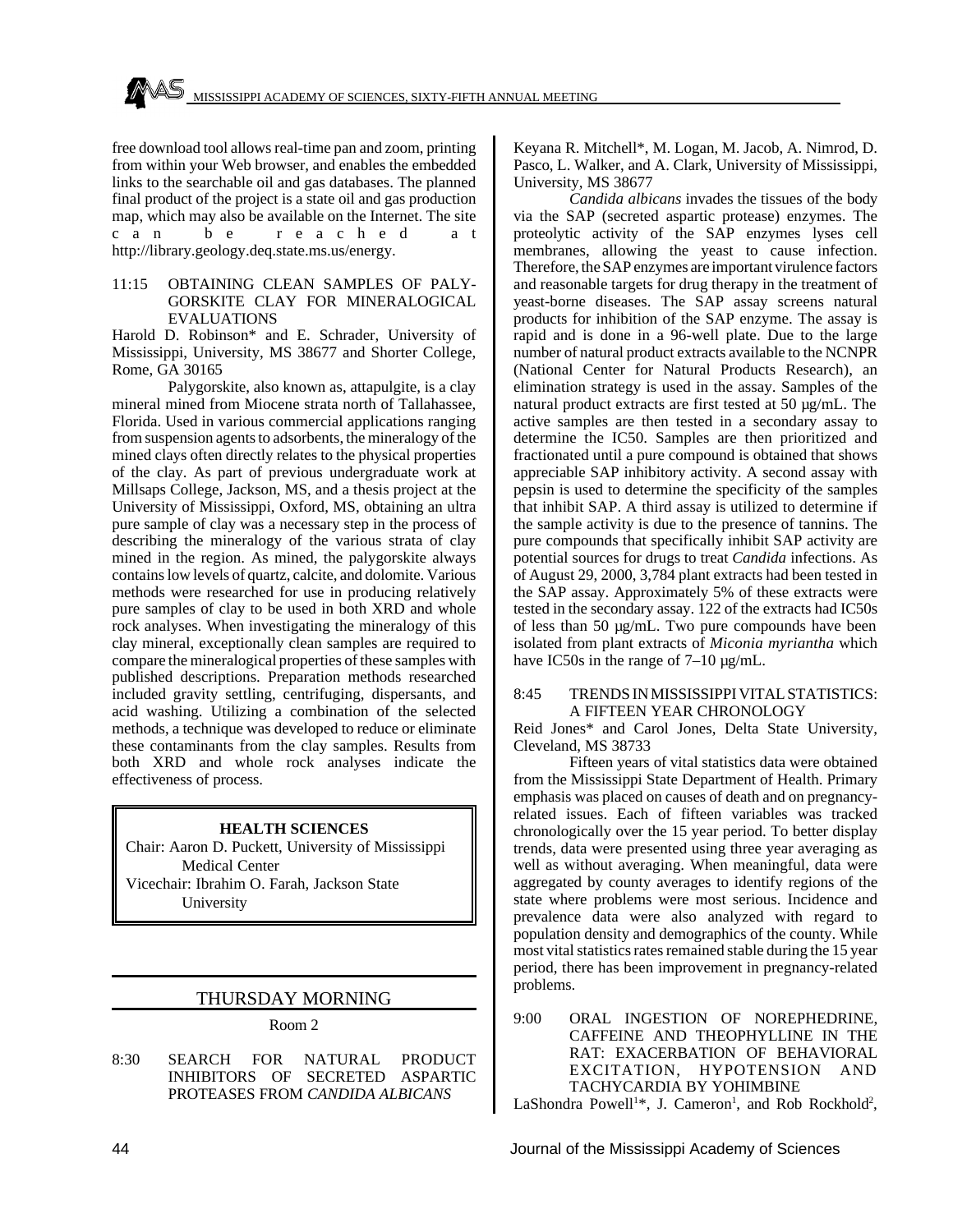free download tool allows real-time pan and zoom, printing from within your Web browser, and enables the embedded links to the searchable oil and gas databases. The planned final product of the project is a state oil and gas production map, which may also be available on the Internet. The site can be reached at http://library.geology.deq.state.ms.us/energy.

11:15 OBTAINING CLEAN SAMPLES OF PALYGORSKITE CLAY FOR MINERALOGICAL EVALUATIONS

Harold D. Robinson* and E. Schrader, University of Mississippi, University, MS 38677 and Shorter College, Rome, GA 30165

Palygorskite, also known as, attapulgite, is a clay mineral mined from Miocene strata north of Tallahassee, Florida. Used in various commercial applications ranging from suspension agents to adsorbents, the mineralogy of the mined clays often directly relates to the physical properties of the clay. As part of previous undergraduate work at Millsaps College, Jackson, MS, and a thesis project at the University of Mississippi, Oxford, MS, obtaining an ultra pure sample of clay was a necessary step in the process of describing the mineralogy of the various strata of clay mined in the region. As mined, the palygorskite always contains low levels of quartz, calcite, and dolomite. Various methods were researched for use in producing relatively pure samples of clay to be used in both XRD and whole rock analyses. When investigating the mineralogy of this clay mineral, exceptionally clean samples are required to compare the mineralogical properties of these samples with published descriptions. Preparation methods researched included gravity settling, centrifuging, dispersants, and acid washing. Utilizing a combination of the selected methods, a technique was developed to reduce or eliminate these contaminants from the clay samples. Results from both XRD and whole rock analyses indicate the effectiveness of process.

## HEALTH SCIENCES

Chair: Aaron D. Puckett, University of Mississippi Medical Center

Vicechair: Ibrahim O. Farah, Jackson State University

## THURSDAY MORNING

Room 2

8:30 SEARCH FOR NATURAL PRODUCT INHIBITORS OF SECRETED ASPARTIC PROTEASES FROM *CANDIDA ALBICANS*

Keyana R. Mitchell*, M. Logan, M. Jacob, A. Nimrod, D. Pasco, L. Walker, and A. Clark, University of Mississippi, University, MS 38677

*Candida albicans* invades the tissues of the body via the SAP (secreted aspartic protease) enzymes. The proteolytic activity of the SAP enzymes lyses cell membranes, allowing the yeast to cause infection. Therefore, the SAP enzymes are important virulence factors and reasonable targets for drug therapy in the treatment of yeast-borne diseases. The SAP assay screens natural products for inhibition of the SAP enzyme. The assay is rapid and is done in a 96-well plate. Due to the large number of natural product extracts available to the NCNPR (National Center for Natural Products Research), an elimination strategy is used in the assay. Samples of the natural product extracts are first tested at 50 µg/mL. The active samples are then tested in a secondary assay to determine the IC50. Samples are then prioritized and fractionated until a pure compound is obtained that shows appreciable SAP inhibitory activity. A second assay with pepsin is used to determine the specificity of the samples that inhibit SAP. A third assay is utilized to determine if the sample activity is due to the presence of tannins. The pure compounds that specifically inhibit SAP activity are potential sources for drugs to treat *Candida* infections. As of August 29, 2000, 3,784 plant extracts had been tested in the SAP assay. Approximately 5% of these extracts were tested in the secondary assay. 122 of the extracts had IC50s of less than 50 µg/mL. Two pure compounds have been isolated from plant extracts of *Miconia myriantha* which have IC50s in the range of 7–10 µg/mL.

8:45 TRENDS IN MISSISSIPPI VITAL STATISTICS: A FIFTEEN YEAR CHRONOLOGY

Reid Jones* and Carol Jones, Delta State University, Cleveland, MS 38733

Fifteen years of vital statistics data were obtained from the Mississippi State Department of Health. Primary emphasis was placed on causes of death and on pregnancy-related issues. Each of fifteen variables was tracked chronologically over the 15 year period. To better display trends, data were presented using three year averaging as well as without averaging. When meaningful, data were aggregated by county averages to identify regions of the state where problems were most serious. Incidence and prevalence data were also analyzed with regard to population density and demographics of the county. While most vital statistics rates remained stable during the 15 year period, there has been improvement in pregnancy-related problems.

9:00 ORAL INGESTION OF NOREPHEDRINE, CAFFEINE AND THEOPHYLLINE IN THE RAT: EXACERBATION OF BEHAVIORAL EXCITATION, HYPOTENSION AND TACHYCARDIA BY YOHIMBINE

LaShondra Powell[1]*, J. Cameron[1], and Rob Rockhold[2],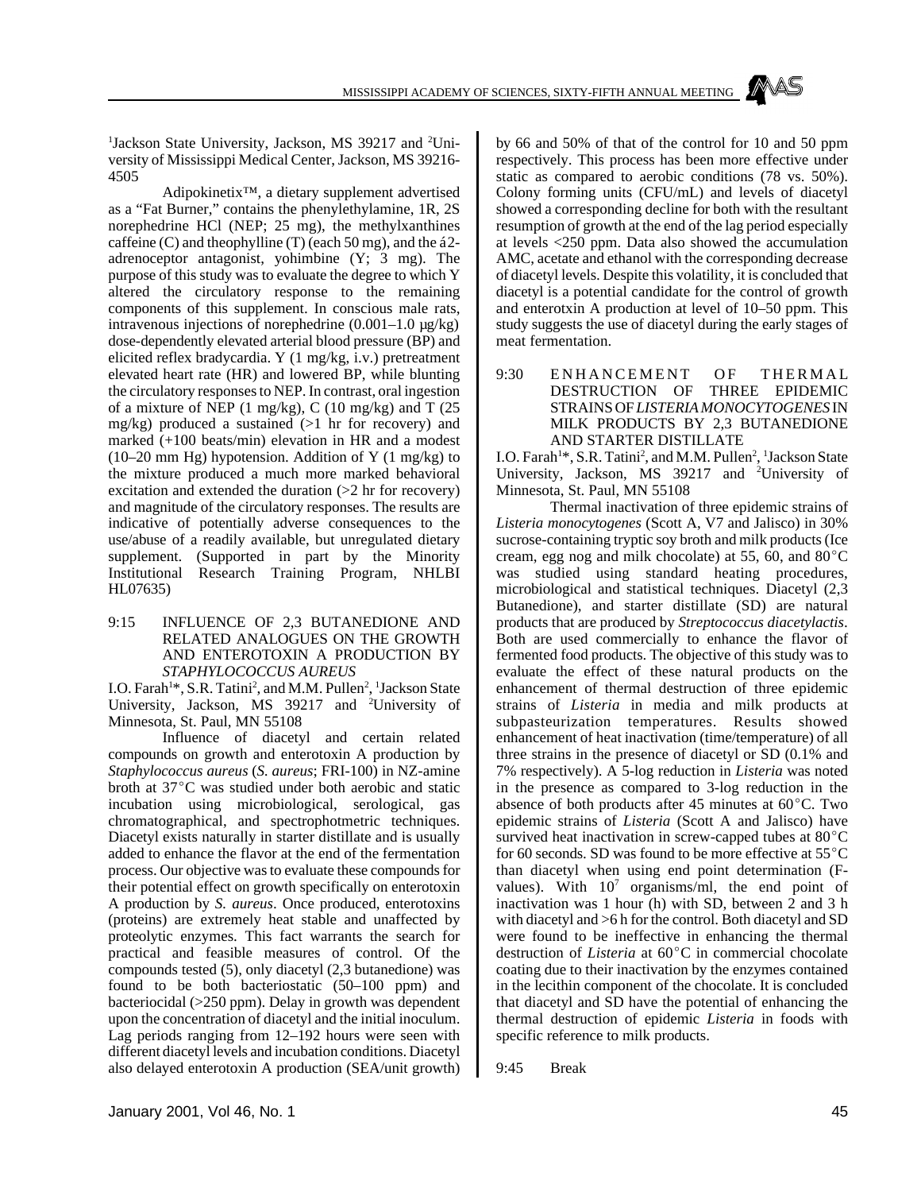[1]Jackson State University, Jackson, MS 39217 and [2]University of Mississippi Medical Center, Jackson, MS 39216-4505

Adipokinetix™, a dietary supplement advertised as a "Fat Burner," contains the phenylethylamine, 1R, 2S norephedrine HCl (NEP; 25 mg), the methylxanthines caffeine (C) and theophylline (T) (each 50 mg), and the á2-adrenoceptor antagonist, yohimbine (Y; 3 mg). The purpose of this study was to evaluate the degree to which Y altered the circulatory response to the remaining components of this supplement. In conscious male rats, intravenous injections of norephedrine (0.001–1.0 µg/kg) dose-dependently elevated arterial blood pressure (BP) and elicited reflex bradycardia. Y (1 mg/kg, i.v.) pretreatment elevated heart rate (HR) and lowered BP, while blunting the circulatory responses to NEP. In contrast, oral ingestion of a mixture of NEP (1 mg/kg), C (10 mg/kg) and T (25 mg/kg) produced a sustained (>1 hr for recovery) and marked (+100 beats/min) elevation in HR and a modest (10–20 mm Hg) hypotension. Addition of Y (1 mg/kg) to the mixture produced a much more marked behavioral excitation and extended the duration (>2 hr for recovery) and magnitude of the circulatory responses. The results are indicative of potentially adverse consequences to the use/abuse of a readily available, but unregulated dietary supplement. (Supported in part by the Minority Institutional Research Training Program, NHLBI HL07635)

9:15 INFLUENCE OF 2,3 BUTANEDIONE AND RELATED ANALOGUES ON THE GROWTH AND ENTEROTOXIN A PRODUCTION BY *STAPHYLOCOCCUS AUREUS*

I.O. Farah[1]*, S.R. Tatini[2], and M.M. Pullen[2], [1]Jackson State University, Jackson, MS 39217 and [2]University of Minnesota, St. Paul, MN 55108

Influence of diacetyl and certain related compounds on growth and enterotoxin A production by *Staphylococcus aureus* (*S. aureus*; FRI-100) in NZ-amine broth at 37°C was studied under both aerobic and static incubation using microbiological, serological, gas chromatographical, and spectrophotmetric techniques. Diacetyl exists naturally in starter distillate and is usually added to enhance the flavor at the end of the fermentation process. Our objective was to evaluate these compounds for their potential effect on growth specifically on enterotoxin A production by *S. aureus*. Once produced, enterotoxins (proteins) are extremely heat stable and unaffected by proteolytic enzymes. This fact warrants the search for practical and feasible measures of control. Of the compounds tested (5), only diacetyl (2,3 butanedione) was found to be both bacteriostatic (50–100 ppm) and bacteriocidal (>250 ppm). Delay in growth was dependent upon the concentration of diacetyl and the initial inoculum. Lag periods ranging from 12–192 hours were seen with different diacetyl levels and incubation conditions. Diacetyl also delayed enterotoxin A production (SEA/unit growth) by 66 and 50% of that of the control for 10 and 50 ppm respectively. This process has been more effective under static as compared to aerobic conditions (78 vs. 50%). Colony forming units (CFU/mL) and levels of diacetyl showed a corresponding decline for both with the resultant resumption of growth at the end of the lag period especially at levels <250 ppm. Data also showed the accumulation AMC, acetate and ethanol with the corresponding decrease of diacetyl levels. Despite this volatility, it is concluded that diacetyl is a potential candidate for the control of growth and enterotxin A production at level of 10–50 ppm. This study suggests the use of diacetyl during the early stages of meat fermentation.

9:30 ENHANCEMENT OF THERMAL DESTRUCTION OF THREE EPIDEMIC STRAINS OF *LISTERIA MONOCYTOGENES* IN MILK PRODUCTS BY 2,3 BUTANEDIONE AND STARTER DISTILLATE

I.O. Farah[1]*, S.R. Tatini[2], and M.M. Pullen[2], [1]Jackson State University, Jackson, MS 39217 and [2]University of Minnesota, St. Paul, MN 55108

Thermal inactivation of three epidemic strains of *Listeria monocytogenes* (Scott A, V7 and Jalisco) in 30% sucrose-containing tryptic soy broth and milk products (Ice cream, egg nog and milk chocolate) at 55, 60, and 80°C was studied using standard heating procedures, microbiological and statistical techniques. Diacetyl (2,3 Butanedione), and starter distillate (SD) are natural products that are produced by *Streptococcus diacetylactis*. Both are used commercially to enhance the flavor of fermented food products. The objective of this study was to evaluate the effect of these natural products on the enhancement of thermal destruction of three epidemic strains of *Listeria* in media and milk products at subpasteurization temperatures. Results showed enhancement of heat inactivation (time/temperature) of all three strains in the presence of diacetyl or SD (0.1% and 7% respectively). A 5-log reduction in *Listeria* was noted in the presence as compared to 3-log reduction in the absence of both products after 45 minutes at 60°C. Two epidemic strains of *Listeria* (Scott A and Jalisco) have survived heat inactivation in screw-capped tubes at 80°C for 60 seconds. SD was found to be more effective at 55°C than diacetyl when using end point determination (F-values). With $10^7$ organisms/ml, the end point of inactivation was 1 hour (h) with SD, between 2 and 3 h with diacetyl and >6 h for the control. Both diacetyl and SD were found to be ineffective in enhancing the thermal destruction of *Listeria* at 60°C in commercial chocolate coating due to their inactivation by the enzymes contained in the lecithin component of the chocolate. It is concluded that diacetyl and SD have the potential of enhancing the thermal destruction of epidemic *Listeria* in foods with specific reference to milk products.

9:45 Break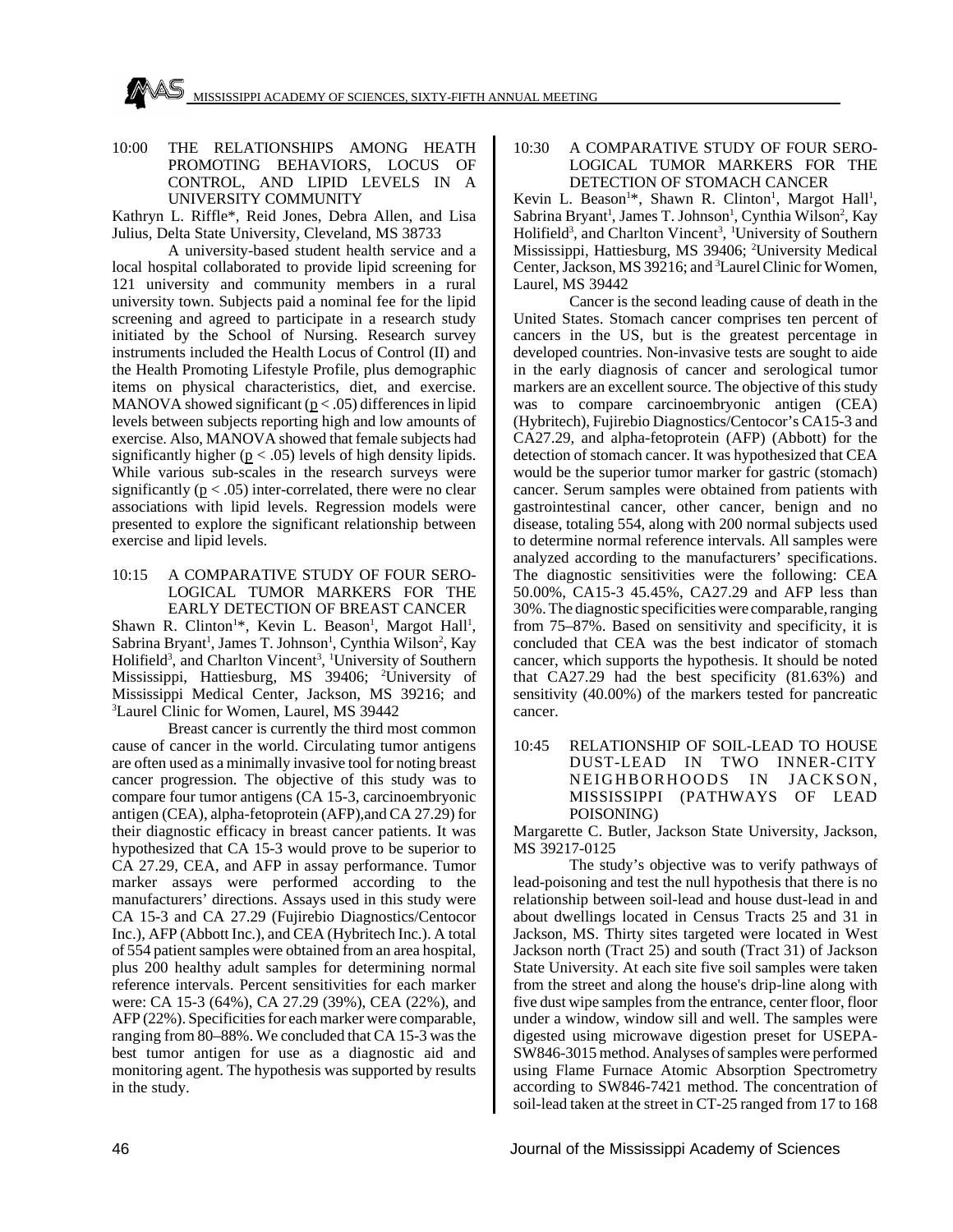10:00 THE RELATIONSHIPS AMONG HEATH PROMOTING BEHAVIORS, LOCUS OF CONTROL, AND LIPID LEVELS IN A UNIVERSITY COMMUNITY

Kathryn L. Riffle*, Reid Jones, Debra Allen, and Lisa Julius, Delta State University, Cleveland, MS 38733

A university-based student health service and a local hospital collaborated to provide lipid screening for 121 university and community members in a rural university town. Subjects paid a nominal fee for the lipid screening and agreed to participate in a research study initiated by the School of Nursing. Research survey instruments included the Health Locus of Control (II) and the Health Promoting Lifestyle Profile, plus demographic items on physical characteristics, diet, and exercise. MANOVA showed significant ($p < .05$) differences in lipid levels between subjects reporting high and low amounts of exercise. Also, MANOVA showed that female subjects had significantly higher ($p < .05$) levels of high density lipids. While various sub-scales in the research surveys were significantly ($p < .05$) inter-correlated, there were no clear associations with lipid levels. Regression models were presented to explore the significant relationship between exercise and lipid levels.

10:15 A COMPARATIVE STUDY OF FOUR SEROLOGICAL TUMOR MARKERS FOR THE EARLY DETECTION OF BREAST CANCER

Shawn R. Clinton[1]*, Kevin L. Beason[1], Margot Hall[1], Sabrina Bryant[1], James T. Johnson[1], Cynthia Wilson[2], Kay Holifield[3], and Charlton Vincent[3], [1]University of Southern Mississippi, Hattiesburg, MS 39406; [2]University of Mississippi Medical Center, Jackson, MS 39216; and [3]Laurel Clinic for Women, Laurel, MS 39442

Breast cancer is currently the third most common cause of cancer in the world. Circulating tumor antigens are often used as a minimally invasive tool for noting breast cancer progression. The objective of this study was to compare four tumor antigens (CA 15-3, carcinoembryonic antigen (CEA), alpha-fetoprotein (AFP),and CA 27.29) for their diagnostic efficacy in breast cancer patients. It was hypothesized that CA 15-3 would prove to be superior to CA 27.29, CEA, and AFP in assay performance. Tumor marker assays were performed according to the manufacturers' directions. Assays used in this study were CA 15-3 and CA 27.29 (Fujirebio Diagnostics/Centocor Inc.), AFP (Abbott Inc.), and CEA (Hybritech Inc.). A total of 554 patient samples were obtained from an area hospital, plus 200 healthy adult samples for determining normal reference intervals. Percent sensitivities for each marker were: CA 15-3 (64%), CA 27.29 (39%), CEA (22%), and AFP (22%). Specificities for each marker were comparable, ranging from 80–88%. We concluded that CA 15-3 was the best tumor antigen for use as a diagnostic aid and monitoring agent. The hypothesis was supported by results in the study.

10:30 A COMPARATIVE STUDY OF FOUR SEROLOGICAL TUMOR MARKERS FOR THE DETECTION OF STOMACH CANCER

Kevin L. Beason[1]*, Shawn R. Clinton[1], Margot Hall[1], Sabrina Bryant[1], James T. Johnson[1], Cynthia Wilson[2], Kay Holifield[3], and Charlton Vincent[3], [1]University of Southern Mississippi, Hattiesburg, MS 39406; [2]University Medical Center, Jackson, MS 39216; and [3]Laurel Clinic for Women, Laurel, MS 39442

Cancer is the second leading cause of death in the United States. Stomach cancer comprises ten percent of cancers in the US, but is the greatest percentage in developed countries. Non-invasive tests are sought to aide in the early diagnosis of cancer and serological tumor markers are an excellent source. The objective of this study was to compare carcinoembryonic antigen (CEA) (Hybritech), Fujirebio Diagnostics/Centocor's CA15-3 and CA27.29, and alpha-fetoprotein (AFP) (Abbott) for the detection of stomach cancer. It was hypothesized that CEA would be the superior tumor marker for gastric (stomach) cancer. Serum samples were obtained from patients with gastrointestinal cancer, other cancer, benign and no disease, totaling 554, along with 200 normal subjects used to determine normal reference intervals. All samples were analyzed according to the manufacturers' specifications. The diagnostic sensitivities were the following: CEA 50.00%, CA15-3 45.45%, CA27.29 and AFP less than 30%. The diagnostic specificities were comparable, ranging from 75–87%. Based on sensitivity and specificity, it is concluded that CEA was the best indicator of stomach cancer, which supports the hypothesis. It should be noted that CA27.29 had the best specificity (81.63%) and sensitivity (40.00%) of the markers tested for pancreatic cancer.

10:45 RELATIONSHIP OF SOIL-LEAD TO HOUSE DUST-LEAD IN TWO INNER-CITY NEIGHBORHOODS IN JACKSON, MISSISSIPPI (PATHWAYS OF LEAD POISONING)

Margarette C. Butler, Jackson State University, Jackson, MS 39217-0125

The study's objective was to verify pathways of lead-poisoning and test the null hypothesis that there is no relationship between soil-lead and house dust-lead in and about dwellings located in Census Tracts 25 and 31 in Jackson, MS. Thirty sites targeted were located in West Jackson north (Tract 25) and south (Tract 31) of Jackson State University. At each site five soil samples were taken from the street and along the house's drip-line along with five dust wipe samples from the entrance, center floor, floor under a window, window sill and well. The samples were digested using microwave digestion preset for USEPA-SW846-3015 method. Analyses of samples were performed using Flame Furnace Atomic Absorption Spectrometry according to SW846-7421 method. The concentration of soil-lead taken at the street in CT-25 ranged from 17 to 168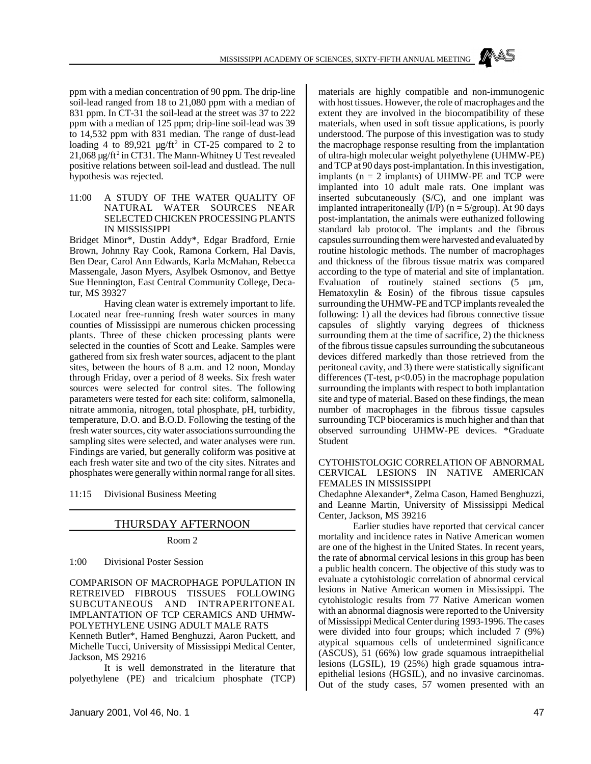ppm with a median concentration of 90 ppm. The drip-line soil-lead ranged from 18 to 21,080 ppm with a median of 831 ppm. In CT-31 the soil-lead at the street was 37 to 222 ppm with a median of 125 ppm; drip-line soil-lead was 39 to 14,532 ppm with 831 median. The range of dust-lead loading 4 to 89,921 µg/ft$^2$ in CT-25 compared to 2 to 21,068 µg/ft$^2$ in CT31. The Mann-Whitney U Test revealed positive relations between soil-lead and dustlead. The null hypothesis was rejected.

11:00 A STUDY OF THE WATER QUALITY OF NATURAL WATER SOURCES NEAR SELECTED CHICKEN PROCESSING PLANTS IN MISSISSIPPI

Bridget Minor*, Dustin Addy*, Edgar Bradford, Ernie Brown, Johnny Ray Cook, Ramona Corkern, Hal Davis, Ben Dear, Carol Ann Edwards, Karla McMahan, Rebecca Massengale, Jason Myers, Asylbek Osmonov, and Bettye Sue Hennington, East Central Community College, Decatur, MS 39327

Having clean water is extremely important to life. Located near free-running fresh water sources in many counties of Mississippi are numerous chicken processing plants. Three of these chicken processing plants were selected in the counties of Scott and Leake. Samples were gathered from six fresh water sources, adjacent to the plant sites, between the hours of 8 a.m. and 12 noon, Monday through Friday, over a period of 8 weeks. Six fresh water sources were selected for control sites. The following parameters were tested for each site: coliform, salmonella, nitrate ammonia, nitrogen, total phosphate, pH, turbidity, temperature, D.O. and B.O.D. Following the testing of the fresh water sources, city water associations surrounding the sampling sites were selected, and water analyses were run. Findings are varied, but generally coliform was positive at each fresh water site and two of the city sites. Nitrates and phosphates were generally within normal range for all sites.

11:15 Divisional Business Meeting

## THURSDAY AFTERNOON

Room 2

1:00 Divisional Poster Session

COMPARISON OF MACROPHAGE POPULATION IN RETREIVED FIBROUS TISSUES FOLLOWING SUBCUTANEOUS AND INTRAPERITONEAL IMPLANTATION OF TCP CERAMICS AND UHMW-POLYETHYLENE USING ADULT MALE RATS

Kenneth Butler*, Hamed Benghuzzi, Aaron Puckett, and Michelle Tucci, University of Mississippi Medical Center, Jackson, MS 29216

It is well demonstrated in the literature that polyethylene (PE) and tricalcium phosphate (TCP) materials are highly compatible and non-immunogenic with host tissues. However, the role of macrophages and the extent they are involved in the biocompatibility of these materials, when used in soft tissue applications, is poorly understood. The purpose of this investigation was to study the macrophage response resulting from the implantation of ultra-high molecular weight polyethylene (UHMW-PE) and TCP at 90 days post-implantation. In this investigation, implants (n = 2 implants) of UHMW-PE and TCP were implanted into 10 adult male rats. One implant was inserted subcutaneously (S/C), and one implant was implanted intraperitoneally (I/P) (n = 5/group). At 90 days post-implantation, the animals were euthanized following standard lab protocol. The implants and the fibrous capsules surrounding them were harvested and evaluated by routine histologic methods. The number of macrophages and thickness of the fibrous tissue matrix was compared according to the type of material and site of implantation. Evaluation of routinely stained sections (5 µm, Hematoxylin & Eosin) of the fibrous tissue capsules surrounding the UHMW-PE and TCP implants revealed the following: 1) all the devices had fibrous connective tissue capsules of slightly varying degrees of thickness surrounding them at the time of sacrifice, 2) the thickness of the fibrous tissue capsules surrounding the subcutaneous devices differed markedly than those retrieved from the peritoneal cavity, and 3) there were statistically significant differences (T-test, $p<0.05$) in the macrophage population surrounding the implants with respect to both implantation site and type of material. Based on these findings, the mean number of macrophages in the fibrous tissue capsules surrounding TCP bioceramics is much higher and than that observed surrounding UHMW-PE devices. *Graduate Student

CYTOHISTOLOGIC CORRELATION OF ABNORMAL CERVICAL LESIONS IN NATIVE AMERICAN FEMALES IN MISSISSIPPI

Chedaphne Alexander*, Zelma Cason, Hamed Benghuzzi, and Leanne Martin, University of Mississippi Medical Center, Jackson, MS 39216

Earlier studies have reported that cervical cancer mortality and incidence rates in Native American women are one of the highest in the United States. In recent years, the rate of abnormal cervical lesions in this group has been a public health concern. The objective of this study was to evaluate a cytohistologic correlation of abnormal cervical lesions in Native American women in Mississippi. The cytohistologic results from 77 Native American women with an abnormal diagnosis were reported to the University of Mississippi Medical Center during 1993-1996. The cases were divided into four groups; which included 7 (9%) atypical squamous cells of undetermined significance (ASCUS), 51 (66%) low grade squamous intraepithelial lesions (LGSIL), 19 (25%) high grade squamous intraepithelial lesions (HGSIL), and no invasive carcinomas. Out of the study cases, 57 women presented with an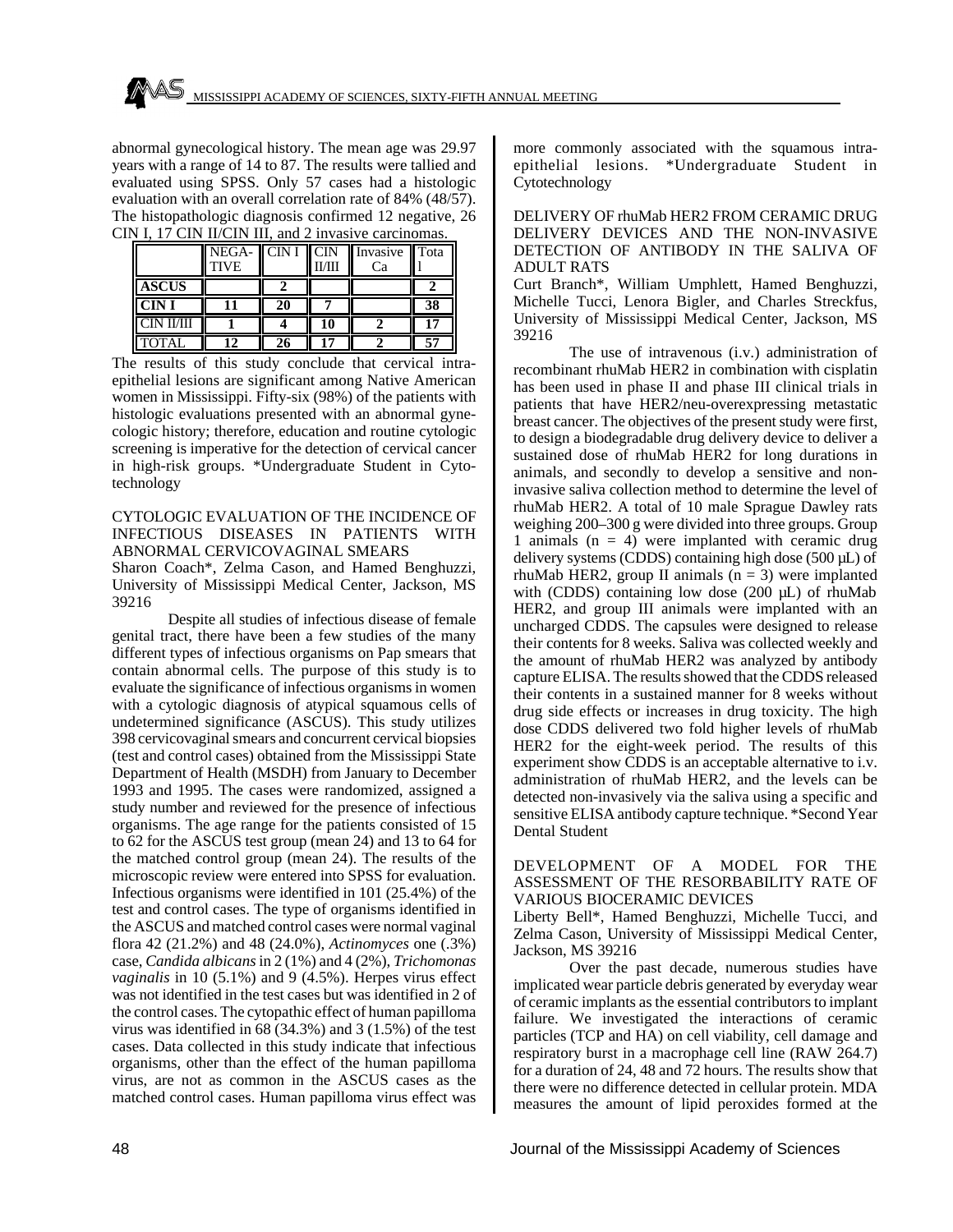abnormal gynecological history. The mean age was 29.97 years with a range of 14 to 87. The results were tallied and evaluated using SPSS. Only 57 cases had a histologic evaluation with an overall correlation rate of 84% (48/57). The histopathologic diagnosis confirmed 12 negative, 26 CIN I, 17 CIN II/CIN III, and 2 invasive carcinomas.

| | NEGATIVE | CIN I | CIN II/III | Invasive Ca | Total |
|---|---|---|---|---|---|
| **ASCUS** | | **2** | | | **2** |
| **CIN I** | **11** | **20** | **7** | | **38** |
| CIN II/III | **1** | **4** | **10** | **2** | **17** |
| TOTAL | **12** | **26** | **17** | **2** | **57** |

The results of this study conclude that cervical intraepithelial lesions are significant among Native American women in Mississippi. Fifty-six (98%) of the patients with histologic evaluations presented with an abnormal gynecologic history; therefore, education and routine cytologic screening is imperative for the detection of cervical cancer in high-risk groups. *Undergraduate Student in Cytotechnology

CYTOLOGIC EVALUATION OF THE INCIDENCE OF INFECTIOUS DISEASES IN PATIENTS WITH ABNORMAL CERVICOVAGINAL SMEARS

Sharon Coach*, Zelma Cason, and Hamed Benghuzzi, University of Mississippi Medical Center, Jackson, MS 39216

Despite all studies of infectious disease of female genital tract, there have been a few studies of the many different types of infectious organisms on Pap smears that contain abnormal cells. The purpose of this study is to evaluate the significance of infectious organisms in women with a cytologic diagnosis of atypical squamous cells of undetermined significance (ASCUS). This study utilizes 398 cervicovaginal smears and concurrent cervical biopsies (test and control cases) obtained from the Mississippi State Department of Health (MSDH) from January to December 1993 and 1995. The cases were randomized, assigned a study number and reviewed for the presence of infectious organisms. The age range for the patients consisted of 15 to 62 for the ASCUS test group (mean 24) and 13 to 64 for the matched control group (mean 24). The results of the microscopic review were entered into SPSS for evaluation. Infectious organisms were identified in 101 (25.4%) of the test and control cases. The type of organisms identified in the ASCUS and matched control cases were normal vaginal flora 42 (21.2%) and 48 (24.0%), *Actinomyces* one (.3%) case, *Candida albicans* in 2 (1%) and 4 (2%), *Trichomonas vaginalis* in 10 (5.1%) and 9 (4.5%). Herpes virus effect was not identified in the test cases but was identified in 2 of the control cases. The cytopathic effect of human papilloma virus was identified in 68 (34.3%) and 3 (1.5%) of the test cases. Data collected in this study indicate that infectious organisms, other than the effect of the human papilloma virus, are not as common in the ASCUS cases as the matched control cases. Human papilloma virus effect was more commonly associated with the squamous intraepithelial lesions. *Undergraduate Student in Cytotechnology

DELIVERY OF rhuMab HER2 FROM CERAMIC DRUG DELIVERY DEVICES AND THE NON-INVASIVE DETECTION OF ANTIBODY IN THE SALIVA OF ADULT RATS

Curt Branch*, William Umphlett, Hamed Benghuzzi, Michelle Tucci, Lenora Bigler, and Charles Streckfus, University of Mississippi Medical Center, Jackson, MS 39216

The use of intravenous (i.v.) administration of recombinant rhuMab HER2 in combination with cisplatin has been used in phase II and phase III clinical trials in patients that have HER2/neu-overexpressing metastatic breast cancer. The objectives of the present study were first, to design a biodegradable drug delivery device to deliver a sustained dose of rhuMab HER2 for long durations in animals, and secondly to develop a sensitive and non-invasive saliva collection method to determine the level of rhuMab HER2. A total of 10 male Sprague Dawley rats weighing 200–300 g were divided into three groups. Group 1 animals ($n = 4$) were implanted with ceramic drug delivery systems (CDDS) containing high dose (500 µL) of rhuMab HER2, group II animals ($n = 3$) were implanted with (CDDS) containing low dose (200 µL) of rhuMab HER2, and group III animals were implanted with an uncharged CDDS. The capsules were designed to release their contents for 8 weeks. Saliva was collected weekly and the amount of rhuMab HER2 was analyzed by antibody capture ELISA. The results showed that the CDDS released their contents in a sustained manner for 8 weeks without drug side effects or increases in drug toxicity. The high dose CDDS delivered two fold higher levels of rhuMab HER2 for the eight-week period. The results of this experiment show CDDS is an acceptable alternative to i.v. administration of rhuMab HER2, and the levels can be detected non-invasively via the saliva using a specific and sensitive ELISA antibody capture technique. *Second Year Dental Student

DEVELOPMENT OF A MODEL FOR THE ASSESSMENT OF THE RESORBABILITY RATE OF VARIOUS BIOCERAMIC DEVICES

Liberty Bell*, Hamed Benghuzzi, Michelle Tucci, and Zelma Cason, University of Mississippi Medical Center, Jackson, MS 39216

Over the past decade, numerous studies have implicated wear particle debris generated by everyday wear of ceramic implants as the essential contributors to implant failure. We investigated the interactions of ceramic particles (TCP and HA) on cell viability, cell damage and respiratory burst in a macrophage cell line (RAW 264.7) for a duration of 24, 48 and 72 hours. The results show that there were no difference detected in cellular protein. MDA measures the amount of lipid peroxides formed at the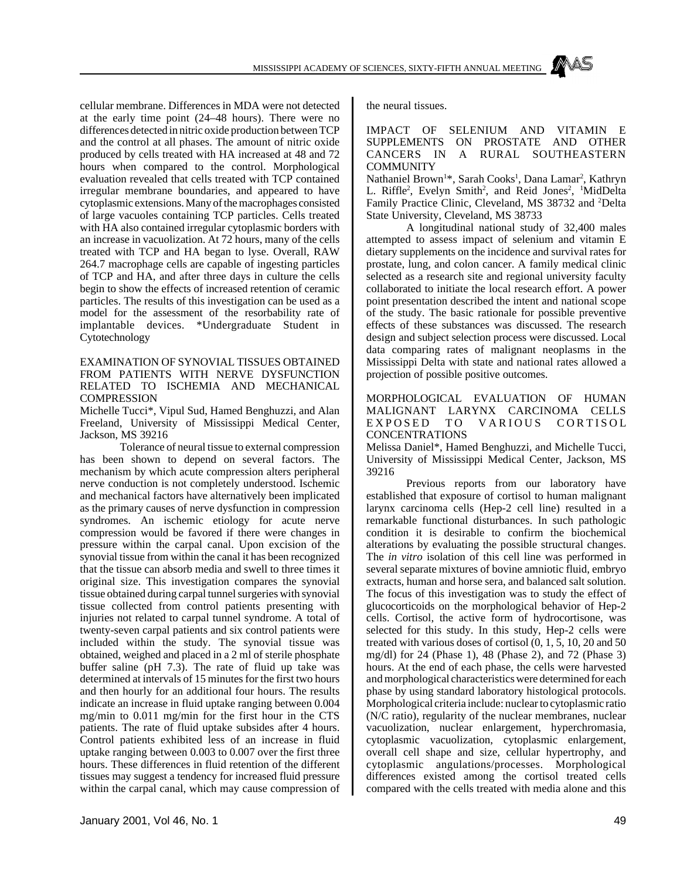cellular membrane. Differences in MDA were not detected at the early time point (24–48 hours). There were no differences detected in nitric oxide production between TCP and the control at all phases. The amount of nitric oxide produced by cells treated with HA increased at 48 and 72 hours when compared to the control. Morphological evaluation revealed that cells treated with TCP contained irregular membrane boundaries, and appeared to have cytoplasmic extensions. Many of the macrophages consisted of large vacuoles containing TCP particles. Cells treated with HA also contained irregular cytoplasmic borders with an increase in vacuolization. At 72 hours, many of the cells treated with TCP and HA began to lyse. Overall, RAW 264.7 macrophage cells are capable of ingesting particles of TCP and HA, and after three days in culture the cells begin to show the effects of increased retention of ceramic particles. The results of this investigation can be used as a model for the assessment of the resorbability rate of implantable devices. *Undergraduate Student in Cytotechnology

EXAMINATION OF SYNOVIAL TISSUES OBTAINED FROM PATIENTS WITH NERVE DYSFUNCTION RELATED TO ISCHEMIA AND MECHANICAL COMPRESSION

Michelle Tucci*, Vipul Sud, Hamed Benghuzzi, and Alan Freeland, University of Mississippi Medical Center, Jackson, MS 39216

Tolerance of neural tissue to external compression has been shown to depend on several factors. The mechanism by which acute compression alters peripheral nerve conduction is not completely understood. Ischemic and mechanical factors have alternatively been implicated as the primary causes of nerve dysfunction in compression syndromes. An ischemic etiology for acute nerve compression would be favored if there were changes in pressure within the carpal canal. Upon excision of the synovial tissue from within the canal it has been recognized that the tissue can absorb media and swell to three times it original size. This investigation compares the synovial tissue obtained during carpal tunnel surgeries with synovial tissue collected from control patients presenting with injuries not related to carpal tunnel syndrome. A total of twenty-seven carpal patients and six control patients were included within the study. The synovial tissue was obtained, weighed and placed in a 2 ml of sterile phosphate buffer saline (pH 7.3). The rate of fluid up take was determined at intervals of 15 minutes for the first two hours and then hourly for an additional four hours. The results indicate an increase in fluid uptake ranging between 0.004 mg/min to 0.011 mg/min for the first hour in the CTS patients. The rate of fluid uptake subsides after 4 hours. Control patients exhibited less of an increase in fluid uptake ranging between 0.003 to 0.007 over the first three hours. These differences in fluid retention of the different tissues may suggest a tendency for increased fluid pressure within the carpal canal, which may cause compression of the neural tissues.

IMPACT OF SELENIUM AND VITAMIN E SUPPLEMENTS ON PROSTATE AND OTHER CANCERS IN A RURAL SOUTHEASTERN COMMUNITY

Nathaniel Brown[1]*, Sarah Cooks[1], Dana Lamar[2], Kathryn L. Riffle[2], Evelyn Smith[2], and Reid Jones[2], [1]MidDelta Family Practice Clinic, Cleveland, MS 38732 and [2]Delta State University, Cleveland, MS 38733

A longitudinal national study of 32,400 males attempted to assess impact of selenium and vitamin E dietary supplements on the incidence and survival rates for prostate, lung, and colon cancer. A family medical clinic selected as a research site and regional university faculty collaborated to initiate the local research effort. A power point presentation described the intent and national scope of the study. The basic rationale for possible preventive effects of these substances was discussed. The research design and subject selection process were discussed. Local data comparing rates of malignant neoplasms in the Mississippi Delta with state and national rates allowed a projection of possible positive outcomes.

MORPHOLOGICAL EVALUATION OF HUMAN MALIGNANT LARYNX CARCINOMA CELLS EXPOSED TO VARIOUS CORTISOL CONCENTRATIONS

Melissa Daniel*, Hamed Benghuzzi, and Michelle Tucci, University of Mississippi Medical Center, Jackson, MS 39216

Previous reports from our laboratory have established that exposure of cortisol to human malignant larynx carcinoma cells (Hep-2 cell line) resulted in a remarkable functional disturbances. In such pathologic condition it is desirable to confirm the biochemical alterations by evaluating the possible structural changes. The *in vitro* isolation of this cell line was performed in several separate mixtures of bovine amniotic fluid, embryo extracts, human and horse sera, and balanced salt solution. The focus of this investigation was to study the effect of glucocorticoids on the morphological behavior of Hep-2 cells. Cortisol, the active form of hydrocortisone, was selected for this study. In this study, Hep-2 cells were treated with various doses of cortisol (0, 1, 5, 10, 20 and 50 mg/dl) for 24 (Phase 1), 48 (Phase 2), and 72 (Phase 3) hours. At the end of each phase, the cells were harvested and morphological characteristics were determined for each phase by using standard laboratory histological protocols. Morphological criteria include: nuclear to cytoplasmic ratio (N/C ratio), regularity of the nuclear membranes, nuclear vacuolization, nuclear enlargement, hyperchromasia, cytoplasmic vacuolization, cytoplasmic enlargement, overall cell shape and size, cellular hypertrophy, and cytoplasmic angulations/processes. Morphological differences existed among the cortisol treated cells compared with the cells treated with media alone and this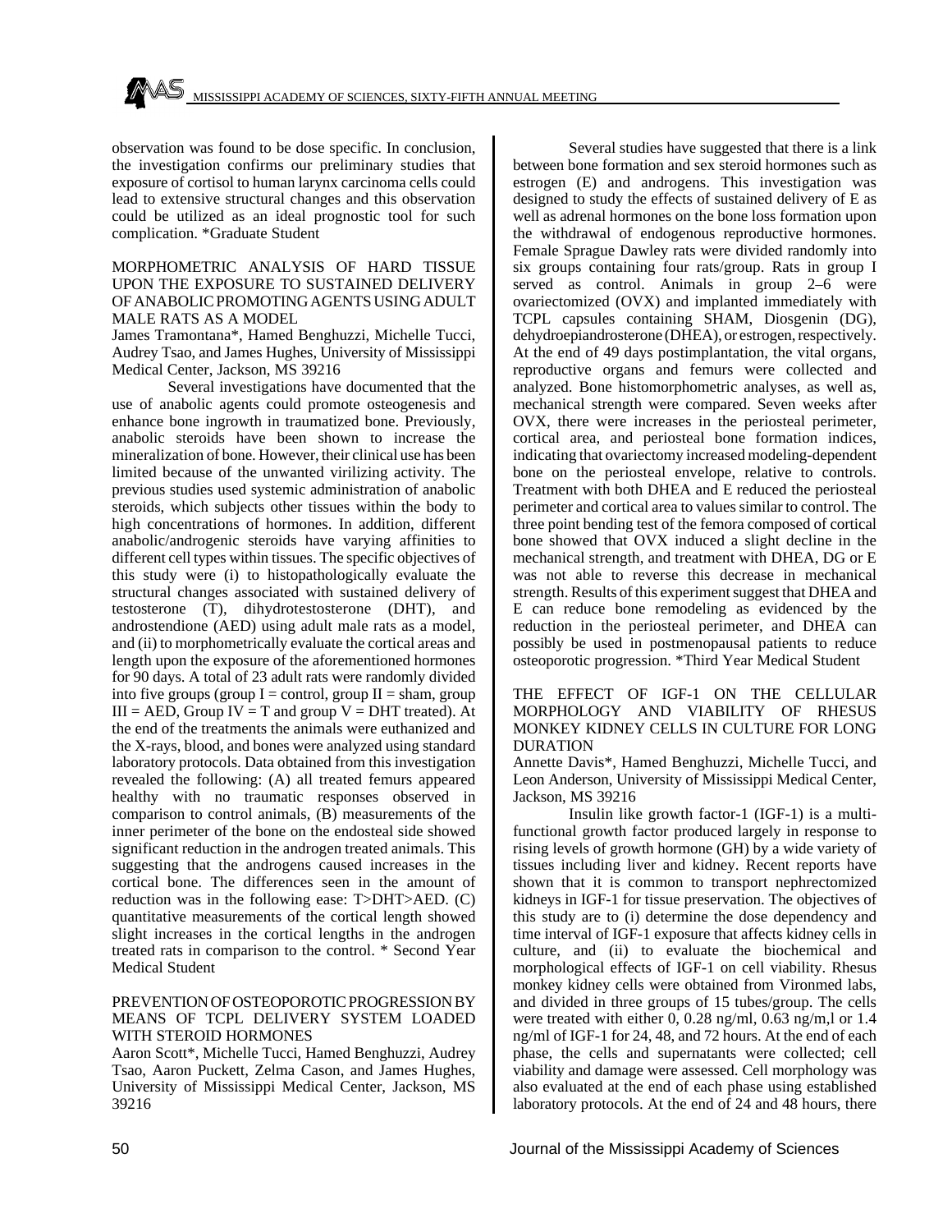observation was found to be dose specific. In conclusion, the investigation confirms our preliminary studies that exposure of cortisol to human larynx carcinoma cells could lead to extensive structural changes and this observation could be utilized as an ideal prognostic tool for such complication. *Graduate Student

### MORPHOMETRIC ANALYSIS OF HARD TISSUE UPON THE EXPOSURE TO SUSTAINED DELIVERY OF ANABOLIC PROMOTING AGENTS USING ADULT MALE RATS AS A MODEL

James Tramontana*, Hamed Benghuzzi, Michelle Tucci, Audrey Tsao, and James Hughes, University of Mississippi Medical Center, Jackson, MS 39216

Several investigations have documented that the use of anabolic agents could promote osteogenesis and enhance bone ingrowth in traumatized bone. Previously, anabolic steroids have been shown to increase the mineralization of bone. However, their clinical use has been limited because of the unwanted virilizing activity. The previous studies used systemic administration of anabolic steroids, which subjects other tissues within the body to high concentrations of hormones. In addition, different anabolic/androgenic steroids have varying affinities to different cell types within tissues. The specific objectives of this study were (i) to histopathologically evaluate the structural changes associated with sustained delivery of testosterone (T), dihydrotestosterone (DHT), and androstendione (AED) using adult male rats as a model, and (ii) to morphometrically evaluate the cortical areas and length upon the exposure of the aforementioned hormones for 90 days. A total of 23 adult rats were randomly divided into five groups (group I = control, group II = sham, group III = AED, Group IV = T and group V = DHT treated). At the end of the treatments the animals were euthanized and the X-rays, blood, and bones were analyzed using standard laboratory protocols. Data obtained from this investigation revealed the following: (A) all treated femurs appeared healthy with no traumatic responses observed in comparison to control animals, (B) measurements of the inner perimeter of the bone on the endosteal side showed significant reduction in the androgen treated animals. This suggesting that the androgens caused increases in the cortical bone. The differences seen in the amount of reduction was in the following ease: T>DHT>AED. (C) quantitative measurements of the cortical length showed slight increases in the cortical lengths in the androgen treated rats in comparison to the control. * Second Year Medical Student

### PREVENTION OF OSTEOPOROTIC PROGRESSION BY MEANS OF TCPL DELIVERY SYSTEM LOADED WITH STEROID HORMONES

Aaron Scott*, Michelle Tucci, Hamed Benghuzzi, Audrey Tsao, Aaron Puckett, Zelma Cason, and James Hughes, University of Mississippi Medical Center, Jackson, MS 39216

Several studies have suggested that there is a link between bone formation and sex steroid hormones such as estrogen (E) and androgens. This investigation was designed to study the effects of sustained delivery of E as well as adrenal hormones on the bone loss formation upon the withdrawal of endogenous reproductive hormones. Female Sprague Dawley rats were divided randomly into six groups containing four rats/group. Rats in group I served as control. Animals in group 2–6 were ovariectomized (OVX) and implanted immediately with TCPL capsules containing SHAM, Diosgenin (DG), dehydroepiandrosterone (DHEA), or estrogen, respectively. At the end of 49 days postimplantation, the vital organs, reproductive organs and femurs were collected and analyzed. Bone histomorphometric analyses, as well as, mechanical strength were compared. Seven weeks after OVX, there were increases in the periosteal perimeter, cortical area, and periosteal bone formation indices, indicating that ovariectomy increased modeling-dependent bone on the periosteal envelope, relative to controls. Treatment with both DHEA and E reduced the periosteal perimeter and cortical area to values similar to control. The three point bending test of the femora composed of cortical bone showed that OVX induced a slight decline in the mechanical strength, and treatment with DHEA, DG or E was not able to reverse this decrease in mechanical strength. Results of this experiment suggest that DHEA and E can reduce bone remodeling as evidenced by the reduction in the periosteal perimeter, and DHEA can possibly be used in postmenopausal patients to reduce osteoporotic progression. *Third Year Medical Student

### THE EFFECT OF IGF-1 ON THE CELLULAR MORPHOLOGY AND VIABILITY OF RHESUS MONKEY KIDNEY CELLS IN CULTURE FOR LONG DURATION

Annette Davis*, Hamed Benghuzzi, Michelle Tucci, and Leon Anderson, University of Mississippi Medical Center, Jackson, MS 39216

Insulin like growth factor-1 (IGF-1) is a multi-functional growth factor produced largely in response to rising levels of growth hormone (GH) by a wide variety of tissues including liver and kidney. Recent reports have shown that it is common to transport nephrectomized kidneys in IGF-1 for tissue preservation. The objectives of this study are to (i) determine the dose dependency and time interval of IGF-1 exposure that affects kidney cells in culture, and (ii) to evaluate the biochemical and morphological effects of IGF-1 on cell viability. Rhesus monkey kidney cells were obtained from Vironmed labs, and divided in three groups of 15 tubes/group. The cells were treated with either 0, 0.28 ng/ml, 0.63 ng/m,l or 1.4 ng/ml of IGF-1 for 24, 48, and 72 hours. At the end of each phase, the cells and supernatants were collected; cell viability and damage were assessed. Cell morphology was also evaluated at the end of each phase using established laboratory protocols. At the end of 24 and 48 hours, there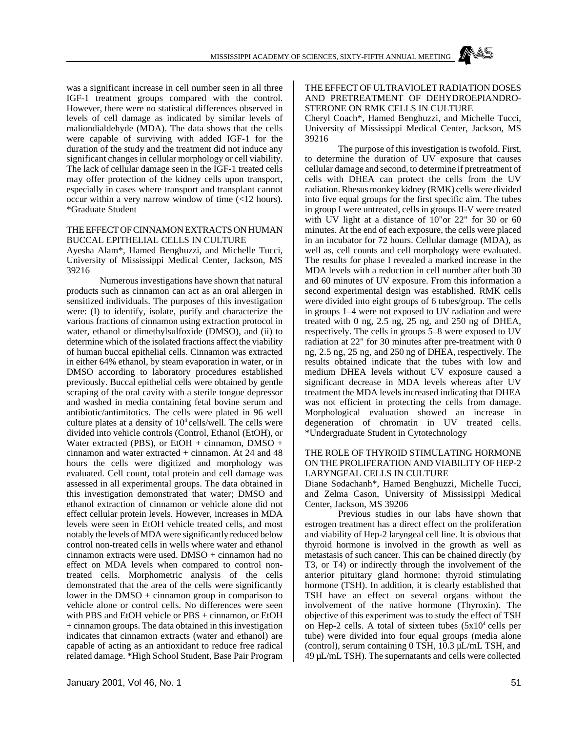was a significant increase in cell number seen in all three IGF-1 treatment groups compared with the control. However, there were no statistical differences observed in levels of cell damage as indicated by similar levels of maliondialdehyde (MDA). The data shows that the cells were capable of surviving with added IGF-1 for the duration of the study and the treatment did not induce any significant changes in cellular morphology or cell viability. The lack of cellular damage seen in the IGF-1 treated cells may offer protection of the kidney cells upon transport, especially in cases where transport and transplant cannot occur within a very narrow window of time (<12 hours). *Graduate Student

### THE EFFECT OF CINNAMON EXTRACTS ON HUMAN BUCCAL EPITHELIAL CELLS IN CULTURE

Ayesha Alam*, Hamed Benghuzzi, and Michelle Tucci, University of Mississippi Medical Center, Jackson, MS 39216

Numerous investigations have shown that natural products such as cinnamon can act as an oral allergen in sensitized individuals. The purposes of this investigation were: (I) to identify, isolate, purify and characterize the various fractions of cinnamon using extraction protocol in water, ethanol or dimethylsulfoxide (DMSO), and (ii) to determine which of the isolated fractions affect the viability of human buccal epithelial cells. Cinnamon was extracted in either 64% ethanol, by steam evaporation in water, or in DMSO according to laboratory procedures established previously. Buccal epithelial cells were obtained by gentle scraping of the oral cavity with a sterile tongue depressor and washed in media containing fetal bovine serum and antibiotic/antimitotics. The cells were plated in 96 well culture plates at a density of $10^4$ cells/well. The cells were divided into vehicle controls (Control, Ethanol (EtOH), or Water extracted (PBS), or EtOH + cinnamon, DMSO + cinnamon and water extracted + cinnamon. At 24 and 48 hours the cells were digitized and morphology was evaluated. Cell count, total protein and cell damage was assessed in all experimental groups. The data obtained in this investigation demonstrated that water; DMSO and ethanol extraction of cinnamon or vehicle alone did not effect cellular protein levels. However, increases in MDA levels were seen in EtOH vehicle treated cells, and most notably the levels of MDA were significantly reduced below control non-treated cells in wells where water and ethanol cinnamon extracts were used. DMSO + cinnamon had no effect on MDA levels when compared to control non-treated cells. Morphometric analysis of the cells demonstrated that the area of the cells were significantly lower in the DMSO + cinnamon group in comparison to vehicle alone or control cells. No differences were seen with PBS and EtOH vehicle or PBS + cinnamon, or EtOH + cinnamon groups. The data obtained in this investigation indicates that cinnamon extracts (water and ethanol) are capable of acting as an antioxidant to reduce free radical related damage. *High School Student, Base Pair Program

### THE EFFECT OF ULTRAVIOLET RADIATION DOSES AND PRETREATMENT OF DEHYDROEPIANDROSTERONE ON RMK CELLS IN CULTURE

Cheryl Coach*, Hamed Benghuzzi, and Michelle Tucci, University of Mississippi Medical Center, Jackson, MS 39216

The purpose of this investigation is twofold. First, to determine the duration of UV exposure that causes cellular damage and second, to determine if pretreatment of cells with DHEA can protect the cells from the UV radiation. Rhesus monkey kidney (RMK) cells were divided into five equal groups for the first specific aim. The tubes in group I were untreated, cells in groups II-V were treated with UV light at a distance of 10"or 22" for 30 or 60 minutes. At the end of each exposure, the cells were placed in an incubator for 72 hours. Cellular damage (MDA), as well as, cell counts and cell morphology were evaluated. The results for phase I revealed a marked increase in the MDA levels with a reduction in cell number after both 30 and 60 minutes of UV exposure. From this information a second experimental design was established. RMK cells were divided into eight groups of 6 tubes/group. The cells in groups 1–4 were not exposed to UV radiation and were treated with 0 ng, 2.5 ng, 25 ng, and 250 ng of DHEA, respectively. The cells in groups 5–8 were exposed to UV radiation at 22" for 30 minutes after pre-treatment with 0 ng, 2.5 ng, 25 ng, and 250 ng of DHEA, respectively. The results obtained indicate that the tubes with low and medium DHEA levels without UV exposure caused a significant decrease in MDA levels whereas after UV treatment the MDA levels increased indicating that DHEA was not efficient in protecting the cells from damage. Morphological evaluation showed an increase in degeneration of chromatin in UV treated cells. *Undergraduate Student in Cytotechnology

### THE ROLE OF THYROID STIMULATING HORMONE ON THE PROLIFERATION AND VIABILITY OF HEP-2 LARYNGEAL CELLS IN CULTURE

Diane Sodachanh*, Hamed Benghuzzi, Michelle Tucci, and Zelma Cason, University of Mississippi Medical Center, Jackson, MS 39206

Previous studies in our labs have shown that estrogen treatment has a direct effect on the proliferation and viability of Hep-2 laryngeal cell line. It is obvious that thyroid hormone is involved in the growth as well as metastasis of such cancer. This can be chained directly (by T3, or T4) or indirectly through the involvement of the anterior pituitary gland hormone: thyroid stimulating hormone (TSH). In addition, it is clearly established that TSH have an effect on several organs without the involvement of the native hormone (Thyroxin). The objective of this experiment was to study the effect of TSH on Hep-2 cells. A total of sixteen tubes ($5x10^4$ cells per tube) were divided into four equal groups (media alone (control), serum containing 0 TSH, 10.3 µL/mL TSH, and 49 µL/mL TSH). The supernatants and cells were collected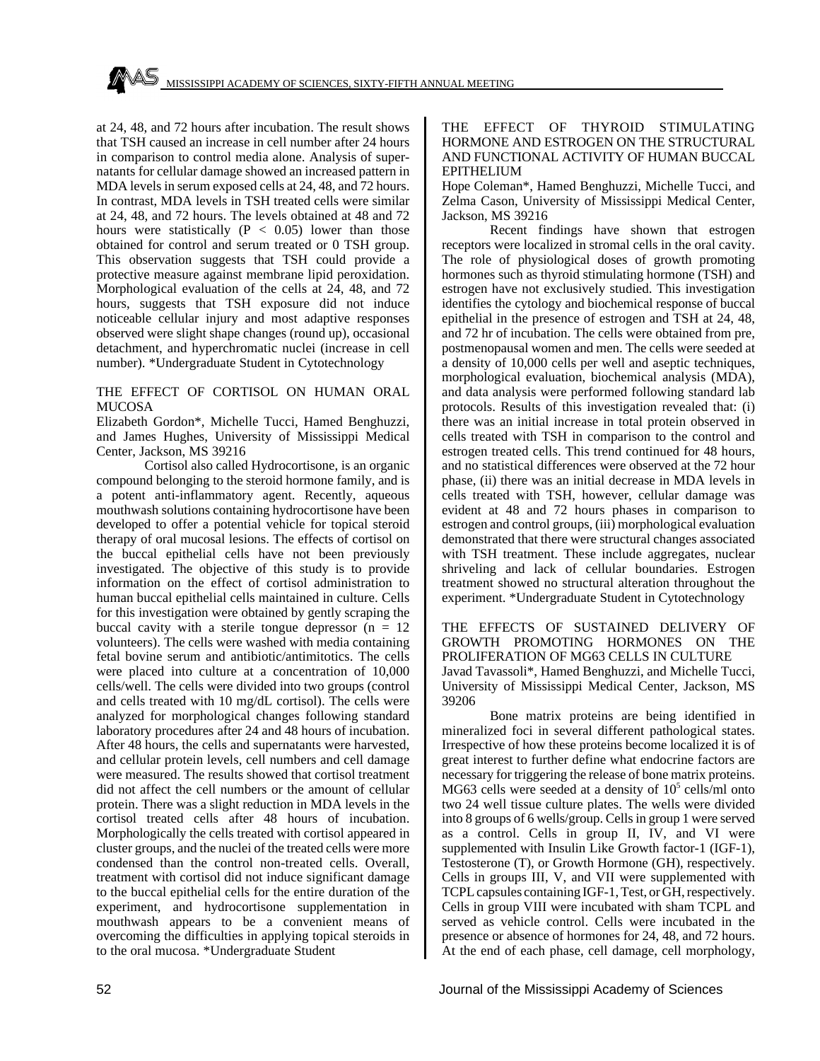at 24, 48, and 72 hours after incubation. The result shows that TSH caused an increase in cell number after 24 hours in comparison to control media alone. Analysis of supernatants for cellular damage showed an increased pattern in MDA levels in serum exposed cells at 24, 48, and 72 hours. In contrast, MDA levels in TSH treated cells were similar at 24, 48, and 72 hours. The levels obtained at 48 and 72 hours were statistically ($P < 0.05$) lower than those obtained for control and serum treated or 0 TSH group. This observation suggests that TSH could provide a protective measure against membrane lipid peroxidation. Morphological evaluation of the cells at 24, 48, and 72 hours, suggests that TSH exposure did not induce noticeable cellular injury and most adaptive responses observed were slight shape changes (round up), occasional detachment, and hyperchromatic nuclei (increase in cell number). *Undergraduate Student in Cytotechnology

## THE EFFECT OF CORTISOL ON HUMAN ORAL MUCOSA

Elizabeth Gordon*, Michelle Tucci, Hamed Benghuzzi, and James Hughes, University of Mississippi Medical Center, Jackson, MS 39216

Cortisol also called Hydrocortisone, is an organic compound belonging to the steroid hormone family, and is a potent anti-inflammatory agent. Recently, aqueous mouthwash solutions containing hydrocortisone have been developed to offer a potential vehicle for topical steroid therapy of oral mucosal lesions. The effects of cortisol on the buccal epithelial cells have not been previously investigated. The objective of this study is to provide information on the effect of cortisol administration to human buccal epithelial cells maintained in culture. Cells for this investigation were obtained by gently scraping the buccal cavity with a sterile tongue depressor ($n = 12$ volunteers). The cells were washed with media containing fetal bovine serum and antibiotic/antimitotics. The cells were placed into culture at a concentration of 10,000 cells/well. The cells were divided into two groups (control and cells treated with 10 mg/dL cortisol). The cells were analyzed for morphological changes following standard laboratory procedures after 24 and 48 hours of incubation. After 48 hours, the cells and supernatants were harvested, and cellular protein levels, cell numbers and cell damage were measured. The results showed that cortisol treatment did not affect the cell numbers or the amount of cellular protein. There was a slight reduction in MDA levels in the cortisol treated cells after 48 hours of incubation. Morphologically the cells treated with cortisol appeared in cluster groups, and the nuclei of the treated cells were more condensed than the control non-treated cells. Overall, treatment with cortisol did not induce significant damage to the buccal epithelial cells for the entire duration of the experiment, and hydrocortisone supplementation in mouthwash appears to be a convenient means of overcoming the difficulties in applying topical steroids in to the oral mucosa. *Undergraduate Student

## THE EFFECT OF THYROID STIMULATING HORMONE AND ESTROGEN ON THE STRUCTURAL AND FUNCTIONAL ACTIVITY OF HUMAN BUCCAL EPITHELIUM

Hope Coleman*, Hamed Benghuzzi, Michelle Tucci, and Zelma Cason, University of Mississippi Medical Center, Jackson, MS 39216

Recent findings have shown that estrogen receptors were localized in stromal cells in the oral cavity. The role of physiological doses of growth promoting hormones such as thyroid stimulating hormone (TSH) and estrogen have not exclusively studied. This investigation identifies the cytology and biochemical response of buccal epithelial in the presence of estrogen and TSH at 24, 48, and 72 hr of incubation. The cells were obtained from pre, postmenopausal women and men. The cells were seeded at a density of 10,000 cells per well and aseptic techniques, morphological evaluation, biochemical analysis (MDA), and data analysis were performed following standard lab protocols. Results of this investigation revealed that: (i) there was an initial increase in total protein observed in cells treated with TSH in comparison to the control and estrogen treated cells. This trend continued for 48 hours, and no statistical differences were observed at the 72 hour phase, (ii) there was an initial decrease in MDA levels in cells treated with TSH, however, cellular damage was evident at 48 and 72 hours phases in comparison to estrogen and control groups, (iii) morphological evaluation demonstrated that there were structural changes associated with TSH treatment. These include aggregates, nuclear shriveling and lack of cellular boundaries. Estrogen treatment showed no structural alteration throughout the experiment. *Undergraduate Student in Cytotechnology

## THE EFFECTS OF SUSTAINED DELIVERY OF GROWTH PROMOTING HORMONES ON THE PROLIFERATION OF MG63 CELLS IN CULTURE

Javad Tavassoli*, Hamed Benghuzzi, and Michelle Tucci, University of Mississippi Medical Center, Jackson, MS 39206

Bone matrix proteins are being identified in mineralized foci in several different pathological states. Irrespective of how these proteins become localized it is of great interest to further define what endocrine factors are necessary for triggering the release of bone matrix proteins. MG63 cells were seeded at a density of $10^5$ cells/ml onto two 24 well tissue culture plates. The wells were divided into 8 groups of 6 wells/group. Cells in group 1 were served as a control. Cells in group II, IV, and VI were supplemented with Insulin Like Growth factor-1 (IGF-1), Testosterone (T), or Growth Hormone (GH), respectively. Cells in groups III, V, and VII were supplemented with TCPL capsules containing IGF-1, Test, or GH, respectively. Cells in group VIII were incubated with sham TCPL and served as vehicle control. Cells were incubated in the presence or absence of hormones for 24, 48, and 72 hours. At the end of each phase, cell damage, cell morphology,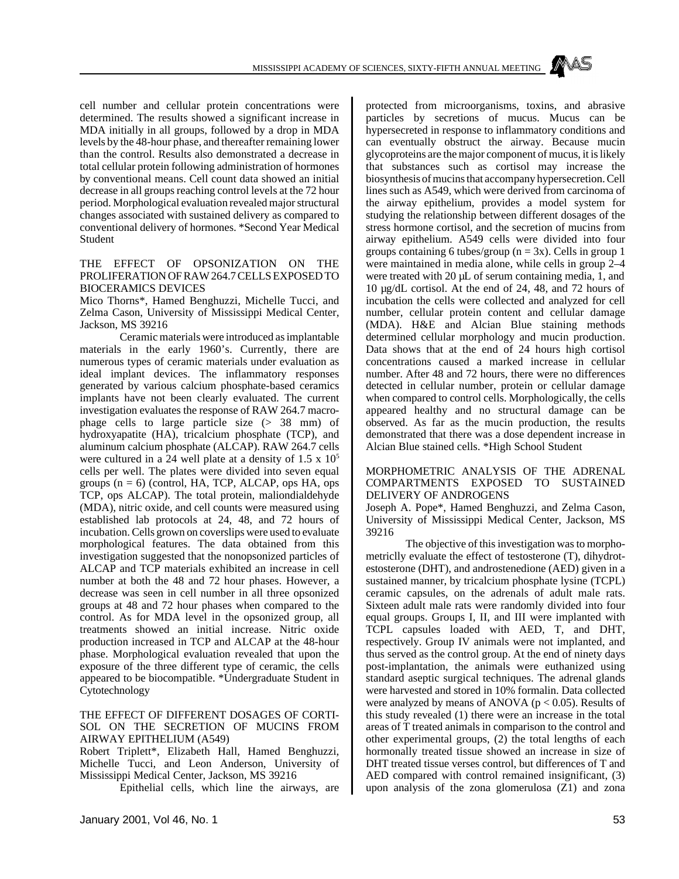cell number and cellular protein concentrations were determined. The results showed a significant increase in MDA initially in all groups, followed by a drop in MDA levels by the 48-hour phase, and thereafter remaining lower than the control. Results also demonstrated a decrease in total cellular protein following administration of hormones by conventional means. Cell count data showed an initial decrease in all groups reaching control levels at the 72 hour period. Morphological evaluation revealed major structural changes associated with sustained delivery as compared to conventional delivery of hormones. *Second Year Medical Student

THE EFFECT OF OPSONIZATION ON THE PROLIFERATION OF RAW 264.7 CELLS EXPOSED TO BIOCERAMICS DEVICES

Mico Thorns*, Hamed Benghuzzi, Michelle Tucci, and Zelma Cason, University of Mississippi Medical Center, Jackson, MS 39216

Ceramic materials were introduced as implantable materials in the early 1960's. Currently, there are numerous types of ceramic materials under evaluation as ideal implant devices. The inflammatory responses generated by various calcium phosphate-based ceramics implants have not been clearly evaluated. The current investigation evaluates the response of RAW 264.7 macrophage cells to large particle size (> 38 mm) of hydroxyapatite (HA), tricalcium phosphate (TCP), and aluminum calcium phosphate (ALCAP). RAW 264.7 cells were cultured in a 24 well plate at a density of $1.5 \times 10^5$ cells per well. The plates were divided into seven equal groups (n = 6) (control, HA, TCP, ALCAP, ops HA, ops TCP, ops ALCAP). The total protein, maliondialdehyde (MDA), nitric oxide, and cell counts were measured using established lab protocols at 24, 48, and 72 hours of incubation. Cells grown on coverslips were used to evaluate morphological features. The data obtained from this investigation suggested that the nonopsonized particles of ALCAP and TCP materials exhibited an increase in cell number at both the 48 and 72 hour phases. However, a decrease was seen in cell number in all three opsonized groups at 48 and 72 hour phases when compared to the control. As for MDA level in the opsonized group, all treatments showed an initial increase. Nitric oxide production increased in TCP and ALCAP at the 48-hour phase. Morphological evaluation revealed that upon the exposure of the three different type of ceramic, the cells appeared to be biocompatible. *Undergraduate Student in Cytotechnology

THE EFFECT OF DIFFERENT DOSAGES OF CORTISOL ON THE SECRETION OF MUCINS FROM AIRWAY EPITHELIUM (A549)

Robert Triplett*, Elizabeth Hall, Hamed Benghuzzi, Michelle Tucci, and Leon Anderson, University of Mississippi Medical Center, Jackson, MS 39216

Epithelial cells, which line the airways, are protected from microorganisms, toxins, and abrasive particles by secretions of mucus. Mucus can be hypersecreted in response to inflammatory conditions and can eventually obstruct the airway. Because mucin glycoproteins are the major component of mucus, it is likely that substances such as cortisol may increase the biosynthesis of mucins that accompany hypersecretion. Cell lines such as A549, which were derived from carcinoma of the airway epithelium, provides a model system for studying the relationship between different dosages of the stress hormone cortisol, and the secretion of mucins from airway epithelium. A549 cells were divided into four groups containing 6 tubes/group (n = 3x). Cells in group 1 were maintained in media alone, while cells in group 2–4 were treated with 20 µL of serum containing media, 1, and 10 µg/dL cortisol. At the end of 24, 48, and 72 hours of incubation the cells were collected and analyzed for cell number, cellular protein content and cellular damage (MDA). H&E and Alcian Blue staining methods determined cellular morphology and mucin production. Data shows that at the end of 24 hours high cortisol concentrations caused a marked increase in cellular number. After 48 and 72 hours, there were no differences detected in cellular number, protein or cellular damage when compared to control cells. Morphologically, the cells appeared healthy and no structural damage can be observed. As far as the mucin production, the results demonstrated that there was a dose dependent increase in Alcian Blue stained cells. *High School Student

MORPHOMETRIC ANALYSIS OF THE ADRENAL COMPARTMENTS EXPOSED TO SUSTAINED DELIVERY OF ANDROGENS

Joseph A. Pope*, Hamed Benghuzzi, and Zelma Cason, University of Mississippi Medical Center, Jackson, MS 39216

The objective of this investigation was to morphometricly evaluate the effect of testosterone (T), dihydrotestosterone (DHT), and androstenedione (AED) given in a sustained manner, by tricalcium phosphate lysine (TCPL) ceramic capsules, on the adrenals of adult male rats. Sixteen adult male rats were randomly divided into four equal groups. Groups I, II, and III were implanted with TCPL capsules loaded with AED, T, and DHT, respectively. Group IV animals were not implanted, and thus served as the control group. At the end of ninety days post-implantation, the animals were euthanized using standard aseptic surgical techniques. The adrenal glands were harvested and stored in 10% formalin. Data collected were analyzed by means of ANOVA ($p < 0.05$). Results of this study revealed (1) there were an increase in the total areas of T treated animals in comparison to the control and other experimental groups, (2) the total lengths of each hormonally treated tissue showed an increase in size of DHT treated tissue verses control, but differences of T and AED compared with control remained insignificant, (3) upon analysis of the zona glomerulosa (Z1) and zona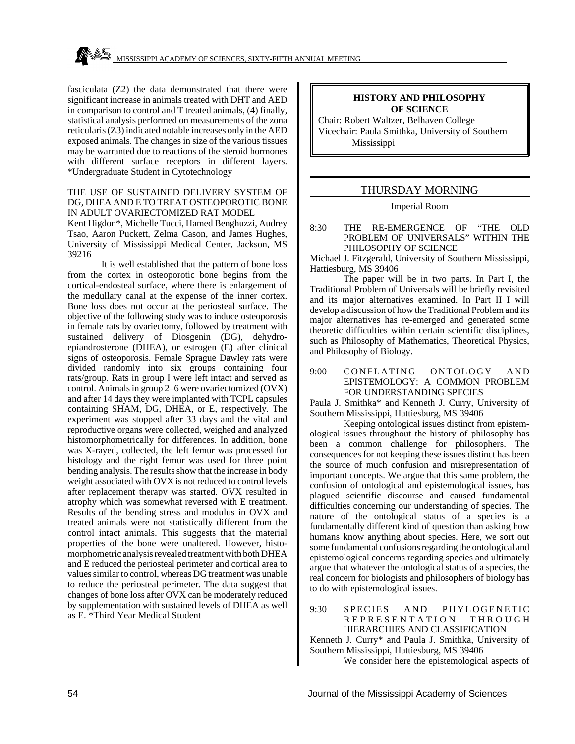fasciculata (Z2) the data demonstrated that there were significant increase in animals treated with DHT and AED in comparison to control and T treated animals, (4) finally, statistical analysis performed on measurements of the zona reticularis (Z3) indicated notable increases only in the AED exposed animals. The changes in size of the various tissues may be warranted due to reactions of the steroid hormones with different surface receptors in different layers. *Undergraduate Student in Cytotechnology

THE USE OF SUSTAINED DELIVERY SYSTEM OF DG, DHEA AND E TO TREAT OSTEOPOROTIC BONE IN ADULT OVARIECTOMIZED RAT MODEL

Kent Higdon*, Michelle Tucci, Hamed Benghuzzi, Audrey Tsao, Aaron Puckett, Zelma Cason, and James Hughes, University of Mississippi Medical Center, Jackson, MS 39216

It is well established that the pattern of bone loss from the cortex in osteoporotic bone begins from the cortical-endosteal surface, where there is enlargement of the medullary canal at the expense of the inner cortex. Bone loss does not occur at the periosteal surface. The objective of the following study was to induce osteoporosis in female rats by ovariectomy, followed by treatment with sustained delivery of Diosgenin (DG), dehydroepiandrosterone (DHEA), or estrogen (E) after clinical signs of osteoporosis. Female Sprague Dawley rats were divided randomly into six groups containing four rats/group. Rats in group I were left intact and served as control. Animals in group 2–6 were ovariectomized (OVX) and after 14 days they were implanted with TCPL capsules containing SHAM, DG, DHEA, or E, respectively. The experiment was stopped after 33 days and the vital and reproductive organs were collected, weighed and analyzed histomorphometrically for differences. In addition, bone was X-rayed, collected, the left femur was processed for histology and the right femur was used for three point bending analysis. The results show that the increase in body weight associated with OVX is not reduced to control levels after replacement therapy was started. OVX resulted in atrophy which was somewhat reversed with E treatment. Results of the bending stress and modulus in OVX and treated animals were not statistically different from the control intact animals. This suggests that the material properties of the bone were unaltered. However, histomorphometric analysis revealed treatment with both DHEA and E reduced the periosteal perimeter and cortical area to values similar to control, whereas DG treatment was unable to reduce the periosteal perimeter. The data suggest that changes of bone loss after OVX can be moderately reduced by supplementation with sustained levels of DHEA as well as E. *Third Year Medical Student

## HISTORY AND PHILOSOPHY OF SCIENCE

Chair: Robert Waltzer, Belhaven College
Vicechair: Paula Smithka, University of Southern Mississippi

## THURSDAY MORNING

Imperial Room

8:30 THE RE-EMERGENCE OF "THE OLD PROBLEM OF UNIVERSALS" WITHIN THE PHILOSOPHY OF SCIENCE

Michael J. Fitzgerald, University of Southern Mississippi, Hattiesburg, MS 39406

The paper will be in two parts. In Part I, the Traditional Problem of Universals will be briefly revisited and its major alternatives examined. In Part II I will develop a discussion of how the Traditional Problem and its major alternatives has re-emerged and generated some theoretic difficulties within certain scientific disciplines, such as Philosophy of Mathematics, Theoretical Physics, and Philosophy of Biology.

9:00 CONFLATING ONTOLOGY AND EPISTEMOLOGY: A COMMON PROBLEM FOR UNDERSTANDING SPECIES

Paula J. Smithka* and Kenneth J. Curry, University of Southern Mississippi, Hattiesburg, MS 39406

Keeping ontological issues distinct from epistemological issues throughout the history of philosophy has been a common challenge for philosophers. The consequences for not keeping these issues distinct has been the source of much confusion and misrepresentation of important concepts. We argue that this same problem, the confusion of ontological and epistemological issues, has plagued scientific discourse and caused fundamental difficulties concerning our understanding of species. The nature of the ontological status of a species is a fundamentally different kind of question than asking how humans know anything about species. Here, we sort out some fundamental confusions regarding the ontological and epistemological concerns regarding species and ultimately argue that whatever the ontological status of a species, the real concern for biologists and philosophers of biology has to do with epistemological issues.

9:30 SPECIES AND PHYLOGENETIC REPRESENTATION THROUGH HIERARCHIES AND CLASSIFICATION

Kenneth J. Curry* and Paula J. Smithka, University of Southern Mississippi, Hattiesburg, MS 39406

We consider here the epistemological aspects of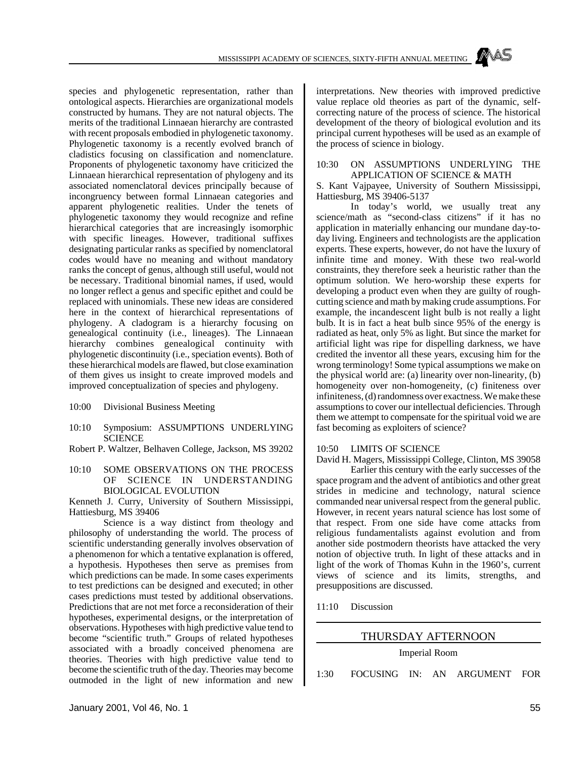species and phylogenetic representation, rather than ontological aspects. Hierarchies are organizational models constructed by humans. They are not natural objects. The merits of the traditional Linnaean hierarchy are contrasted with recent proposals embodied in phylogenetic taxonomy. Phylogenetic taxonomy is a recently evolved branch of cladistics focusing on classification and nomenclature. Proponents of phylogenetic taxonomy have criticized the Linnaean hierarchical representation of phylogeny and its associated nomenclatoral devices principally because of incongruency between formal Linnaean categories and apparent phylogenetic realities. Under the tenets of phylogenetic taxonomy they would recognize and refine hierarchical categories that are increasingly isomorphic with specific lineages. However, traditional suffixes designating particular ranks as specified by nomenclatoral codes would have no meaning and without mandatory ranks the concept of genus, although still useful, would not be necessary. Traditional binomial names, if used, would no longer reflect a genus and specific epithet and could be replaced with uninomials. These new ideas are considered here in the context of hierarchical representations of phylogeny. A cladogram is a hierarchy focusing on genealogical continuity (i.e., lineages). The Linnaean hierarchy combines genealogical continuity with phylogenetic discontinuity (i.e., speciation events). Both of these hierarchical models are flawed, but close examination of them gives us insight to create improved models and improved conceptualization of species and phylogeny.

10:00 Divisional Business Meeting

10:10 Symposium: ASSUMPTIONS UNDERLYING SCIENCE

Robert P. Waltzer, Belhaven College, Jackson, MS 39202

10:10 SOME OBSERVATIONS ON THE PROCESS OF SCIENCE IN UNDERSTANDING BIOLOGICAL EVOLUTION

Kenneth J. Curry, University of Southern Mississippi, Hattiesburg, MS 39406

Science is a way distinct from theology and philosophy of understanding the world. The process of scientific understanding generally involves observation of a phenomenon for which a tentative explanation is offered, a hypothesis. Hypotheses then serve as premises from which predictions can be made. In some cases experiments to test predictions can be designed and executed; in other cases predictions must tested by additional observations. Predictions that are not met force a reconsideration of their hypotheses, experimental designs, or the interpretation of observations. Hypotheses with high predictive value tend to become "scientific truth." Groups of related hypotheses associated with a broadly conceived phenomena are theories. Theories with high predictive value tend to become the scientific truth of the day. Theories may become outmoded in the light of new information and new interpretations. New theories with improved predictive value replace old theories as part of the dynamic, self-correcting nature of the process of science. The historical development of the theory of biological evolution and its principal current hypotheses will be used as an example of the process of science in biology.

10:30 ON ASSUMPTIONS UNDERLYING THE APPLICATION OF SCIENCE & MATH

S. Kant Vajpayee, University of Southern Mississippi, Hattiesburg, MS 39406-5137

In today's world, we usually treat any science/math as "second-class citizens" if it has no application in materially enhancing our mundane day-to-day living. Engineers and technologists are the application experts. These experts, however, do not have the luxury of infinite time and money. With these two real-world constraints, they therefore seek a heuristic rather than the optimum solution. We hero-worship these experts for developing a product even when they are guilty of rough-cutting science and math by making crude assumptions. For example, the incandescent light bulb is not really a light bulb. It is in fact a heat bulb since 95% of the energy is radiated as heat, only 5% as light. But since the market for artificial light was ripe for dispelling darkness, we have credited the inventor all these years, excusing him for the wrong terminology! Some typical assumptions we make on the physical world are: (a) linearity over non-linearity, (b) homogeneity over non-homogeneity, (c) finiteness over infiniteness, (d) randomness over exactness. We make these assumptions to cover our intellectual deficiencies. Through them we attempt to compensate for the spiritual void we are fast becoming as exploiters of science?

10:50 LIMITS OF SCIENCE

David H. Magers, Mississippi College, Clinton, MS 39058

Earlier this century with the early successes of the space program and the advent of antibiotics and other great strides in medicine and technology, natural science commanded near universal respect from the general public. However, in recent years natural science has lost some of that respect. From one side have come attacks from religious fundamentalists against evolution and from another side postmodern theorists have attacked the very notion of objective truth. In light of these attacks and in light of the work of Thomas Kuhn in the 1960's, current views of science and its limits, strengths, and presuppositions are discussed.

11:10 Discussion

## THURSDAY AFTERNOON

Imperial Room

1:30 FOCUSING IN: AN ARGUMENT FOR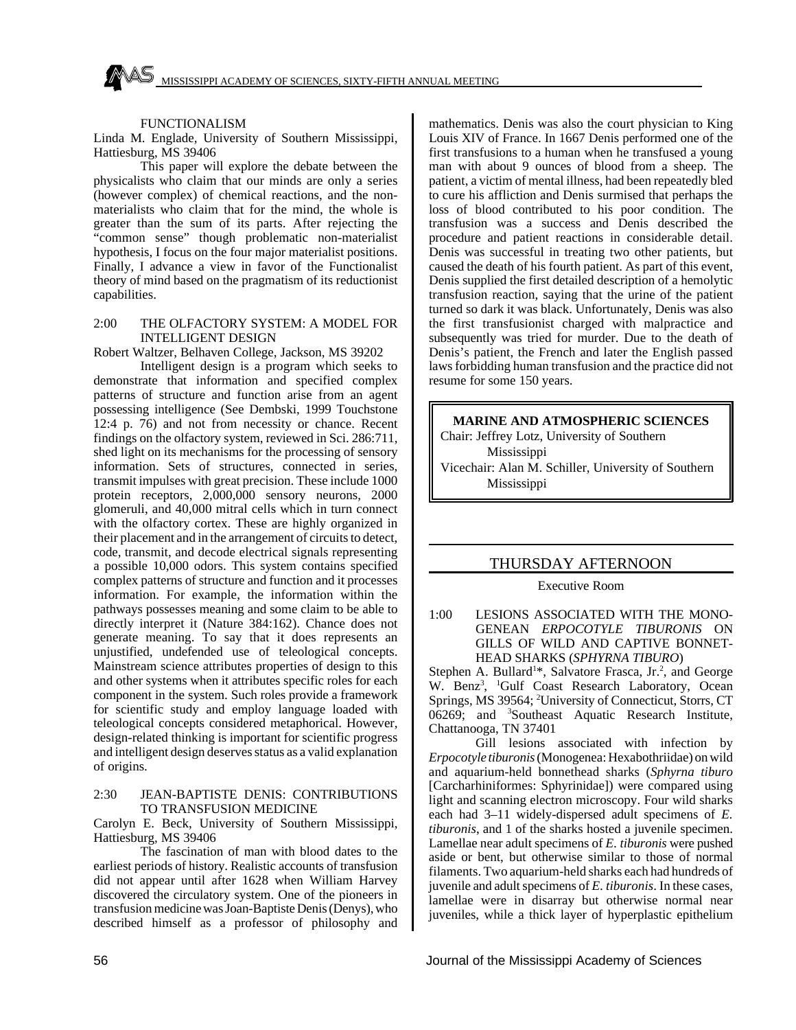FUNCTIONALISM

Linda M. Englade, University of Southern Mississippi, Hattiesburg, MS 39406

This paper will explore the debate between the physicalists who claim that our minds are only a series (however complex) of chemical reactions, and the non-materialists who claim that for the mind, the whole is greater than the sum of its parts. After rejecting the "common sense" though problematic non-materialist hypothesis, I focus on the four major materialist positions. Finally, I advance a view in favor of the Functionalist theory of mind based on the pragmatism of its reductionist capabilities.

2:00 THE OLFACTORY SYSTEM: A MODEL FOR INTELLIGENT DESIGN

Robert Waltzer, Belhaven College, Jackson, MS 39202

Intelligent design is a program which seeks to demonstrate that information and specified complex patterns of structure and function arise from an agent possessing intelligence (See Dembski, 1999 Touchstone 12:4 p. 76) and not from necessity or chance. Recent findings on the olfactory system, reviewed in Sci. 286:711, shed light on its mechanisms for the processing of sensory information. Sets of structures, connected in series, transmit impulses with great precision. These include 1000 protein receptors, 2,000,000 sensory neurons, 2000 glomeruli, and 40,000 mitral cells which in turn connect with the olfactory cortex. These are highly organized in their placement and in the arrangement of circuits to detect, code, transmit, and decode electrical signals representing a possible 10,000 odors. This system contains specified complex patterns of structure and function and it processes information. For example, the information within the pathways possesses meaning and some claim to be able to directly interpret it (Nature 384:162). Chance does not generate meaning. To say that it does represents an unjustified, undefended use of teleological concepts. Mainstream science attributes properties of design to this and other systems when it attributes specific roles for each component in the system. Such roles provide a framework for scientific study and employ language loaded with teleological concepts considered metaphorical. However, design-related thinking is important for scientific progress and intelligent design deserves status as a valid explanation of origins.

2:30 JEAN-BAPTISTE DENIS: CONTRIBUTIONS TO TRANSFUSION MEDICINE

Carolyn E. Beck, University of Southern Mississippi, Hattiesburg, MS 39406

The fascination of man with blood dates to the earliest periods of history. Realistic accounts of transfusion did not appear until after 1628 when William Harvey discovered the circulatory system. One of the pioneers in transfusion medicine was Joan-Baptiste Denis (Denys), who described himself as a professor of philosophy and mathematics. Denis was also the court physician to King Louis XIV of France. In 1667 Denis performed one of the first transfusions to a human when he transfused a young man with about 9 ounces of blood from a sheep. The patient, a victim of mental illness, had been repeatedly bled to cure his affliction and Denis surmised that perhaps the loss of blood contributed to his poor condition. The transfusion was a success and Denis described the procedure and patient reactions in considerable detail. Denis was successful in treating two other patients, but caused the death of his fourth patient. As part of this event, Denis supplied the first detailed description of a hemolytic transfusion reaction, saying that the urine of the patient turned so dark it was black. Unfortunately, Denis was also the first transfusionist charged with malpractice and subsequently was tried for murder. Due to the death of Denis's patient, the French and later the English passed laws forbidding human transfusion and the practice did not resume for some 150 years.

## MARINE AND ATMOSPHERIC SCIENCES

Chair: Jeffrey Lotz, University of Southern Mississippi

Vicechair: Alan M. Schiller, University of Southern Mississippi

## THURSDAY AFTERNOON

Executive Room

1:00 LESIONS ASSOCIATED WITH THE MONOGENEAN *ERPOCOTYLE TIBURONIS* ON GILLS OF WILD AND CAPTIVE BONNETHEAD SHARKS (*SPHYRNA TIBURO*)

Stephen A. Bullard[1]*, Salvatore Frasca, Jr.[2], and George W. Benz[3], [1]Gulf Coast Research Laboratory, Ocean Springs, MS 39564; [2]University of Connecticut, Storrs, CT 06269; and [3]Southeast Aquatic Research Institute, Chattanooga, TN 37401

Gill lesions associated with infection by *Erpocotyle tiburonis* (Monogenea: Hexabothriidae) on wild and aquarium-held bonnethead sharks (*Sphyrna tiburo* [Carcharhiniformes: Sphyrinidae]) were compared using light and scanning electron microscopy. Four wild sharks each had 3–11 widely-dispersed adult specimens of *E. tiburonis*, and 1 of the sharks hosted a juvenile specimen. Lamellae near adult specimens of *E. tiburonis* were pushed aside or bent, but otherwise similar to those of normal filaments. Two aquarium-held sharks each had hundreds of juvenile and adult specimens of *E. tiburonis*. In these cases, lamellae were in disarray but otherwise normal near juveniles, while a thick layer of hyperplastic epithelium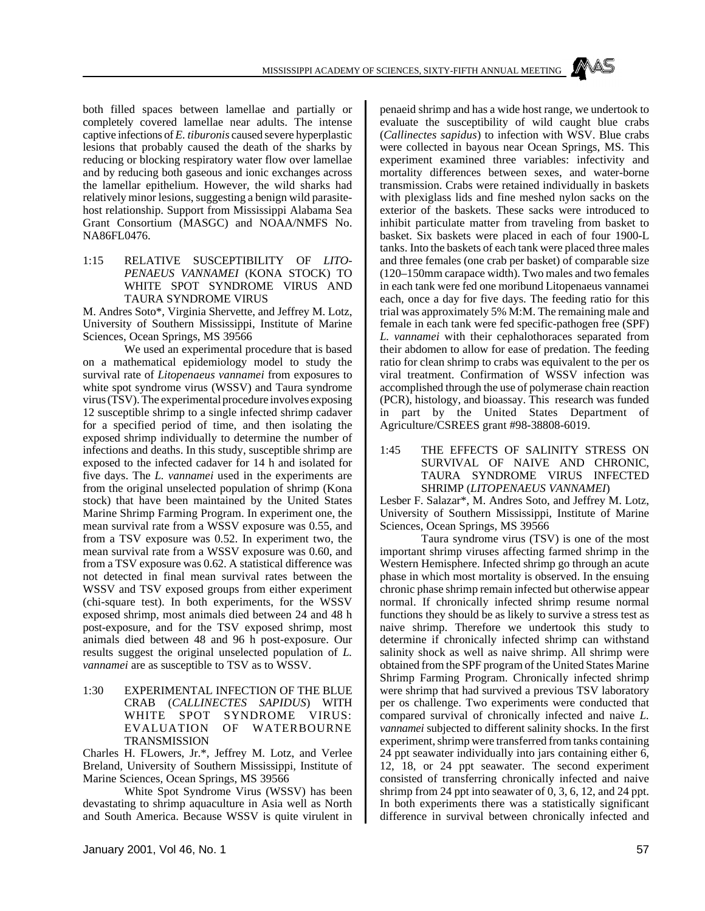both filled spaces between lamellae and partially or completely covered lamellae near adults. The intense captive infections of *E. tiburonis* caused severe hyperplastic lesions that probably caused the death of the sharks by reducing or blocking respiratory water flow over lamellae and by reducing both gaseous and ionic exchanges across the lamellar epithelium. However, the wild sharks had relatively minor lesions, suggesting a benign wild parasite-host relationship. Support from Mississippi Alabama Sea Grant Consortium (MASGC) and NOAA/NMFS No. NA86FL0476.

### 1:15 RELATIVE SUSCEPTIBILITY OF *LITOPENAEUS VANNAMEI* (KONA STOCK) TO WHITE SPOT SYNDROME VIRUS AND TAURA SYNDROME VIRUS

M. Andres Soto*, Virginia Shervette, and Jeffrey M. Lotz, University of Southern Mississippi, Institute of Marine Sciences, Ocean Springs, MS 39566

We used an experimental procedure that is based on a mathematical epidemiology model to study the survival rate of *Litopenaeus vannamei* from exposures to white spot syndrome virus (WSSV) and Taura syndrome virus (TSV). The experimental procedure involves exposing 12 susceptible shrimp to a single infected shrimp cadaver for a specified period of time, and then isolating the exposed shrimp individually to determine the number of infections and deaths. In this study, susceptible shrimp are exposed to the infected cadaver for 14 h and isolated for five days. The *L. vannamei* used in the experiments are from the original unselected population of shrimp (Kona stock) that have been maintained by the United States Marine Shrimp Farming Program. In experiment one, the mean survival rate from a WSSV exposure was 0.55, and from a TSV exposure was 0.52. In experiment two, the mean survival rate from a WSSV exposure was 0.60, and from a TSV exposure was 0.62. A statistical difference was not detected in final mean survival rates between the WSSV and TSV exposed groups from either experiment (chi-square test). In both experiments, for the WSSV exposed shrimp, most animals died between 24 and 48 h post-exposure, and for the TSV exposed shrimp, most animals died between 48 and 96 h post-exposure. Our results suggest the original unselected population of *L. vannamei* are as susceptible to TSV as to WSSV.

### 1:30 EXPERIMENTAL INFECTION OF THE BLUE CRAB (*CALLINECTES SAPIDUS*) WITH WHITE SPOT SYNDROME VIRUS: EVALUATION OF WATERBOURNE TRANSMISSION

Charles H. FLowers, Jr.*, Jeffrey M. Lotz, and Verlee Breland, University of Southern Mississippi, Institute of Marine Sciences, Ocean Springs, MS 39566

White Spot Syndrome Virus (WSSV) has been devastating to shrimp aquaculture in Asia well as North and South America. Because WSSV is quite virulent in penaeid shrimp and has a wide host range, we undertook to evaluate the susceptibility of wild caught blue crabs (*Callinectes sapidus*) to infection with WSV. Blue crabs were collected in bayous near Ocean Springs, MS. This experiment examined three variables: infectivity and mortality differences between sexes, and water-borne transmission. Crabs were retained individually in baskets with plexiglass lids and fine meshed nylon sacks on the exterior of the baskets. These sacks were introduced to inhibit particulate matter from traveling from basket to basket. Six baskets were placed in each of four 1900-L tanks. Into the baskets of each tank were placed three males and three females (one crab per basket) of comparable size (120–150mm carapace width). Two males and two females in each tank were fed one moribund Litopenaeus vannamei each, once a day for five days. The feeding ratio for this trial was approximately 5% M:M. The remaining male and female in each tank were fed specific-pathogen free (SPF) *L. vannamei* with their cephalothoraces separated from their abdomen to allow for ease of predation. The feeding ratio for clean shrimp to crabs was equivalent to the per os viral treatment. Confirmation of WSSV infection was accomplished through the use of polymerase chain reaction (PCR), histology, and bioassay. This research was funded in part by the United States Department of Agriculture/CSREES grant #98-38808-6019.

### 1:45 THE EFFECTS OF SALINITY STRESS ON SURVIVAL OF NAIVE AND CHRONIC, TAURA SYNDROME VIRUS INFECTED SHRIMP (*LITOPENAEUS VANNAMEI*)

Lesber F. Salazar*, M. Andres Soto, and Jeffrey M. Lotz, University of Southern Mississippi, Institute of Marine Sciences, Ocean Springs, MS 39566

Taura syndrome virus (TSV) is one of the most important shrimp viruses affecting farmed shrimp in the Western Hemisphere. Infected shrimp go through an acute phase in which most mortality is observed. In the ensuing chronic phase shrimp remain infected but otherwise appear normal. If chronically infected shrimp resume normal functions they should be as likely to survive a stress test as naive shrimp. Therefore we undertook this study to determine if chronically infected shrimp can withstand salinity shock as well as naive shrimp. All shrimp were obtained from the SPF program of the United States Marine Shrimp Farming Program. Chronically infected shrimp were shrimp that had survived a previous TSV laboratory per os challenge. Two experiments were conducted that compared survival of chronically infected and naive *L. vannamei* subjected to different salinity shocks. In the first experiment, shrimp were transferred from tanks containing 24 ppt seawater individually into jars containing either 6, 12, 18, or 24 ppt seawater. The second experiment consisted of transferring chronically infected and naive shrimp from 24 ppt into seawater of 0, 3, 6, 12, and 24 ppt. In both experiments there was a statistically significant difference in survival between chronically infected and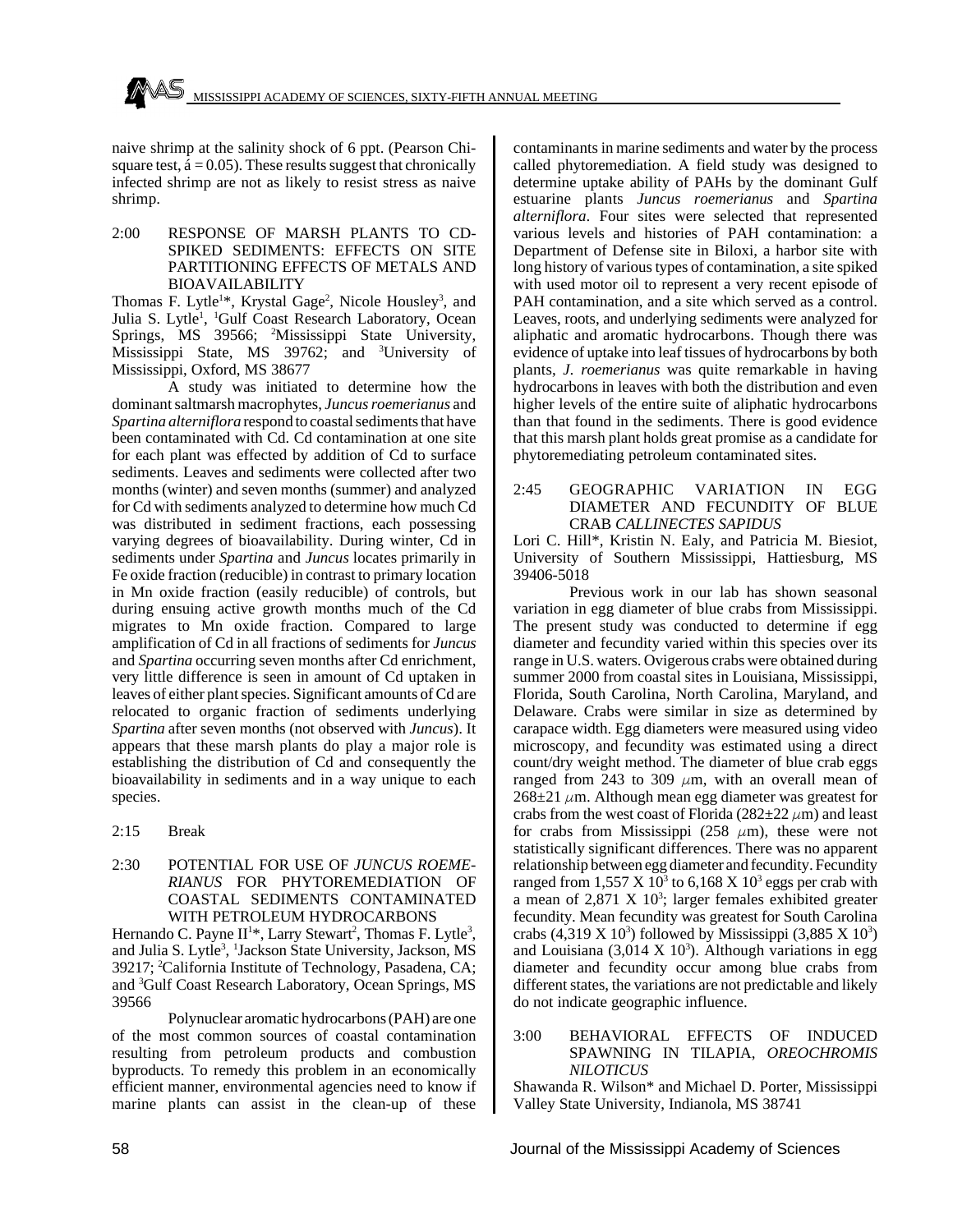naive shrimp at the salinity shock of 6 ppt. (Pearson Chi-square test, $\acute{a} = 0.05$). These results suggest that chronically infected shrimp are not as likely to resist stress as naive shrimp.

2:00 RESPONSE OF MARSH PLANTS TO CD-SPIKED SEDIMENTS: EFFECTS ON SITE PARTITIONING EFFECTS OF METALS AND BIOAVAILABILITY

Thomas F. Lytle[1]*, Krystal Gage[2], Nicole Housley[3], and Julia S. Lytle[1], [1]Gulf Coast Research Laboratory, Ocean Springs, MS 39566; [2]Mississippi State University, Mississippi State, MS 39762; and [3]University of Mississippi, Oxford, MS 38677

A study was initiated to determine how the dominant saltmarsh macrophytes, *Juncus roemerianus* and *Spartina alterniflora* respond to coastal sediments that have been contaminated with Cd. Cd contamination at one site for each plant was effected by addition of Cd to surface sediments. Leaves and sediments were collected after two months (winter) and seven months (summer) and analyzed for Cd with sediments analyzed to determine how much Cd was distributed in sediment fractions, each possessing varying degrees of bioavailability. During winter, Cd in sediments under *Spartina* and *Juncus* locates primarily in Fe oxide fraction (reducible) in contrast to primary location in Mn oxide fraction (easily reducible) of controls, but during ensuing active growth months much of the Cd migrates to Mn oxide fraction. Compared to large amplification of Cd in all fractions of sediments for *Juncus* and *Spartina* occurring seven months after Cd enrichment, very little difference is seen in amount of Cd uptaken in leaves of either plant species. Significant amounts of Cd are relocated to organic fraction of sediments underlying *Spartina* after seven months (not observed with *Juncus*). It appears that these marsh plants do play a major role is establishing the distribution of Cd and consequently the bioavailability in sediments and in a way unique to each species.

2:15 Break

2:30 POTENTIAL FOR USE OF *JUNCUS ROEMERIANUS* FOR PHYTOREMEDIATION OF COASTAL SEDIMENTS CONTAMINATED WITH PETROLEUM HYDROCARBONS

Hernando C. Payne II[1]*, Larry Stewart[2], Thomas F. Lytle[3], and Julia S. Lytle[3], [1]Jackson State University, Jackson, MS 39217; [2]California Institute of Technology, Pasadena, CA; and [3]Gulf Coast Research Laboratory, Ocean Springs, MS 39566

Polynuclear aromatic hydrocarbons (PAH) are one of the most common sources of coastal contamination resulting from petroleum products and combustion byproducts. To remedy this problem in an economically efficient manner, environmental agencies need to know if marine plants can assist in the clean-up of these contaminants in marine sediments and water by the process called phytoremediation. A field study was designed to determine uptake ability of PAHs by the dominant Gulf estuarine plants *Juncus roemerianus* and *Spartina alterniflora*. Four sites were selected that represented various levels and histories of PAH contamination: a Department of Defense site in Biloxi, a harbor site with long history of various types of contamination, a site spiked with used motor oil to represent a very recent episode of PAH contamination, and a site which served as a control. Leaves, roots, and underlying sediments were analyzed for aliphatic and aromatic hydrocarbons. Though there was evidence of uptake into leaf tissues of hydrocarbons by both plants, *J. roemerianus* was quite remarkable in having hydrocarbons in leaves with both the distribution and even higher levels of the entire suite of aliphatic hydrocarbons than that found in the sediments. There is good evidence that this marsh plant holds great promise as a candidate for phytoremediating petroleum contaminated sites.

2:45 GEOGRAPHIC VARIATION IN EGG DIAMETER AND FECUNDITY OF BLUE CRAB *CALLINECTES SAPIDUS*

Lori C. Hill*, Kristin N. Ealy, and Patricia M. Biesiot, University of Southern Mississippi, Hattiesburg, MS 39406-5018

Previous work in our lab has shown seasonal variation in egg diameter of blue crabs from Mississippi. The present study was conducted to determine if egg diameter and fecundity varied within this species over its range in U.S. waters. Ovigerous crabs were obtained during summer 2000 from coastal sites in Louisiana, Mississippi, Florida, South Carolina, North Carolina, Maryland, and Delaware. Crabs were similar in size as determined by carapace width. Egg diameters were measured using video microscopy, and fecundity was estimated using a direct count/dry weight method. The diameter of blue crab eggs ranged from 243 to 309 $\mu$m, with an overall mean of $268 \pm 21$ $\mu$m. Although mean egg diameter was greatest for crabs from the west coast of Florida ($282 \pm 22$ $\mu$m) and least for crabs from Mississippi (258 $\mu$m), these were not statistically significant differences. There was no apparent relationship between egg diameter and fecundity. Fecundity ranged from $1{,}557 \times 10^3$ to $6{,}168 \times 10^3$ eggs per crab with a mean of $2{,}871 \times 10^3$; larger females exhibited greater fecundity. Mean fecundity was greatest for South Carolina crabs ($4{,}319 \times 10^3$) followed by Mississippi ($3{,}885 \times 10^3$) and Louisiana ($3{,}014 \times 10^3$). Although variations in egg diameter and fecundity occur among blue crabs from different states, the variations are not predictable and likely do not indicate geographic influence.

3:00 BEHAVIORAL EFFECTS OF INDUCED SPAWNING IN TILAPIA, *OREOCHROMIS NILOTICUS*

Shawanda R. Wilson* and Michael D. Porter, Mississippi Valley State University, Indianola, MS 38741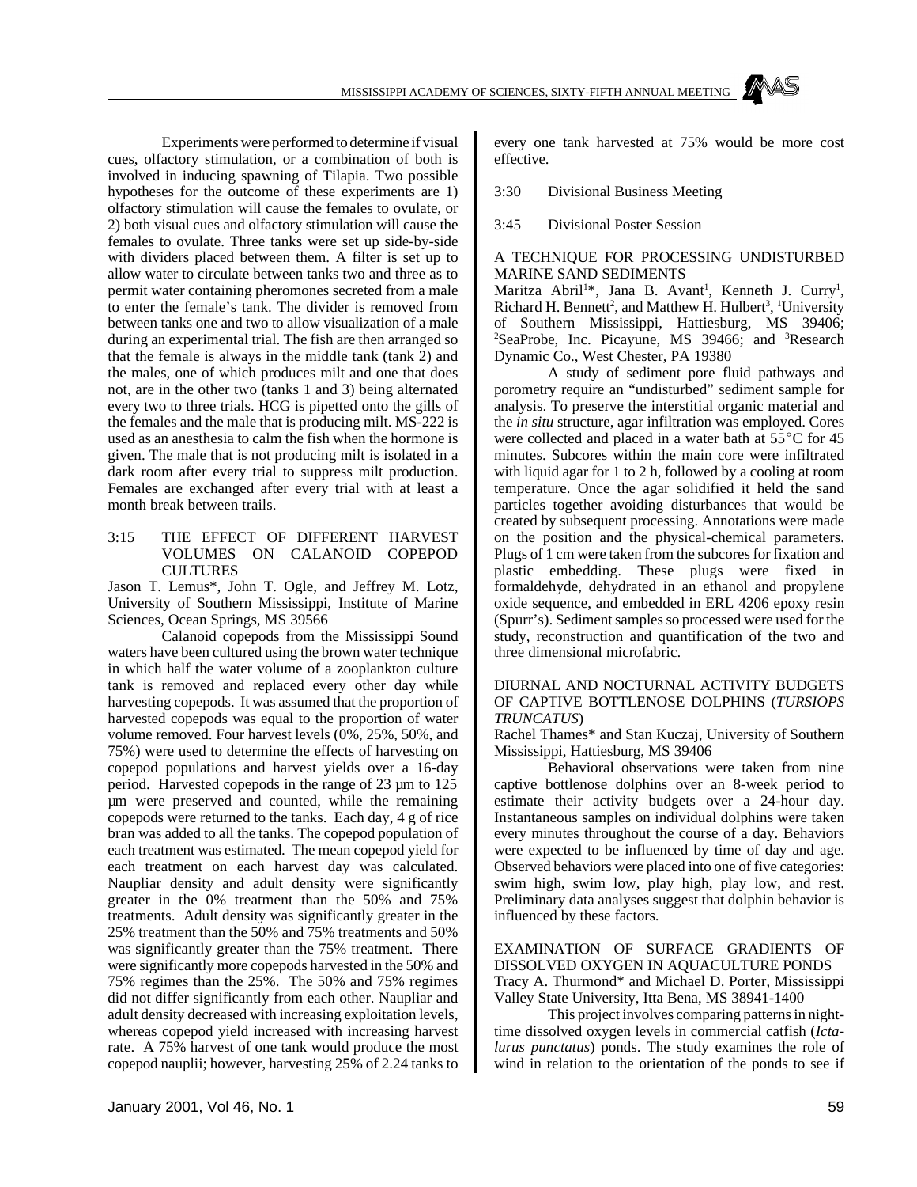Experiments were performed to determine if visual cues, olfactory stimulation, or a combination of both is involved in inducing spawning of Tilapia. Two possible hypotheses for the outcome of these experiments are 1) olfactory stimulation will cause the females to ovulate, or 2) both visual cues and olfactory stimulation will cause the females to ovulate. Three tanks were set up side-by-side with dividers placed between them. A filter is set up to allow water to circulate between tanks two and three as to permit water containing pheromones secreted from a male to enter the female's tank. The divider is removed from between tanks one and two to allow visualization of a male during an experimental trial. The fish are then arranged so that the female is always in the middle tank (tank 2) and the males, one of which produces milt and one that does not, are in the other two (tanks 1 and 3) being alternated every two to three trials. HCG is pipetted onto the gills of the females and the male that is producing milt. MS-222 is used as an anesthesia to calm the fish when the hormone is given. The male that is not producing milt is isolated in a dark room after every trial to suppress milt production. Females are exchanged after every trial with at least a month break between trails.

3:15 THE EFFECT OF DIFFERENT HARVEST VOLUMES ON CALANOID COPEPOD CULTURES

Jason T. Lemus*, John T. Ogle, and Jeffrey M. Lotz, University of Southern Mississippi, Institute of Marine Sciences, Ocean Springs, MS 39566

Calanoid copepods from the Mississippi Sound waters have been cultured using the brown water technique in which half the water volume of a zooplankton culture tank is removed and replaced every other day while harvesting copepods. It was assumed that the proportion of harvested copepods was equal to the proportion of water volume removed. Four harvest levels (0%, 25%, 50%, and 75%) were used to determine the effects of harvesting on copepod populations and harvest yields over a 16-day period. Harvested copepods in the range of 23 µm to 125 µm were preserved and counted, while the remaining copepods were returned to the tanks. Each day, 4 g of rice bran was added to all the tanks. The copepod population of each treatment was estimated. The mean copepod yield for each treatment on each harvest day was calculated. Naupliar density and adult density were significantly greater in the 0% treatment than the 50% and 75% treatments. Adult density was significantly greater in the 25% treatment than the 50% and 75% treatments and 50% was significantly greater than the 75% treatment. There were significantly more copepods harvested in the 50% and 75% regimes than the 25%. The 50% and 75% regimes did not differ significantly from each other. Naupliar and adult density decreased with increasing exploitation levels, whereas copepod yield increased with increasing harvest rate. A 75% harvest of one tank would produce the most copepod nauplii; however, harvesting 25% of 2.24 tanks to every one tank harvested at 75% would be more cost effective.

3:30 Divisional Business Meeting

3:45 Divisional Poster Session

A TECHNIQUE FOR PROCESSING UNDISTURBED MARINE SAND SEDIMENTS

Maritza Abril[1]*, Jana B. Avant[1], Kenneth J. Curry[1], Richard H. Bennett[2], and Matthew H. Hulbert[3], [1]University of Southern Mississippi, Hattiesburg, MS 39406; [2]SeaProbe, Inc. Picayune, MS 39466; and [3]Research Dynamic Co., West Chester, PA 19380

A study of sediment pore fluid pathways and porometry require an "undisturbed" sediment sample for analysis. To preserve the interstitial organic material and the *in situ* structure, agar infiltration was employed. Cores were collected and placed in a water bath at 55°C for 45 minutes. Subcores within the main core were infiltrated with liquid agar for 1 to 2 h, followed by a cooling at room temperature. Once the agar solidified it held the sand particles together avoiding disturbances that would be created by subsequent processing. Annotations were made on the position and the physical-chemical parameters. Plugs of 1 cm were taken from the subcores for fixation and plastic embedding. These plugs were fixed in formaldehyde, dehydrated in an ethanol and propylene oxide sequence, and embedded in ERL 4206 epoxy resin (Spurr's). Sediment samples so processed were used for the study, reconstruction and quantification of the two and three dimensional microfabric.

DIURNAL AND NOCTURNAL ACTIVITY BUDGETS OF CAPTIVE BOTTLENOSE DOLPHINS (*TURSIOPS TRUNCATUS*)

Rachel Thames* and Stan Kuczaj, University of Southern Mississippi, Hattiesburg, MS 39406

Behavioral observations were taken from nine captive bottlenose dolphins over an 8-week period to estimate their activity budgets over a 24-hour day. Instantaneous samples on individual dolphins were taken every minutes throughout the course of a day. Behaviors were expected to be influenced by time of day and age. Observed behaviors were placed into one of five categories: swim high, swim low, play high, play low, and rest. Preliminary data analyses suggest that dolphin behavior is influenced by these factors.

EXAMINATION OF SURFACE GRADIENTS OF DISSOLVED OXYGEN IN AQUACULTURE PONDS

Tracy A. Thurmond* and Michael D. Porter, Mississippi Valley State University, Itta Bena, MS 38941-1400

This project involves comparing patterns in night-time dissolved oxygen levels in commercial catfish (*Ictalurus punctatus*) ponds. The study examines the role of wind in relation to the orientation of the ponds to see if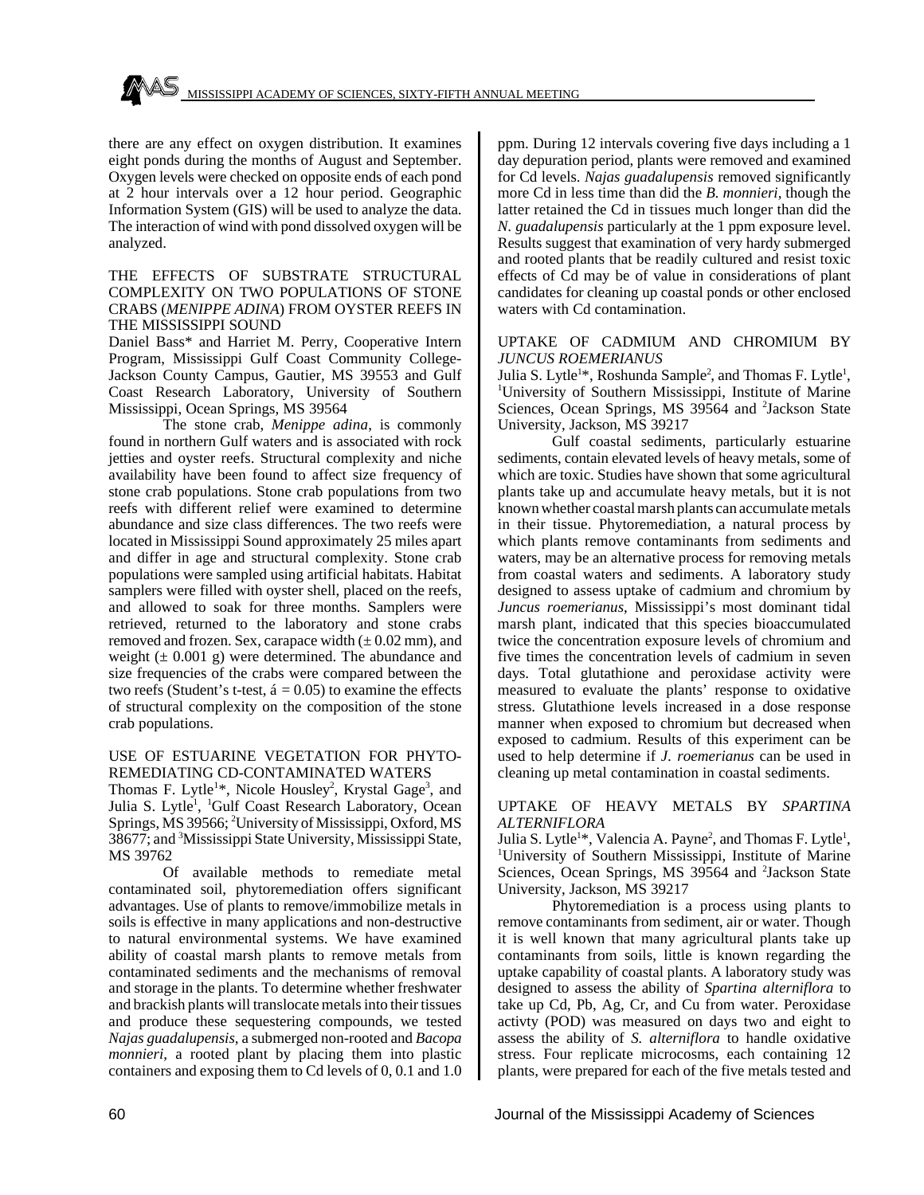there are any effect on oxygen distribution. It examines eight ponds during the months of August and September. Oxygen levels were checked on opposite ends of each pond at 2 hour intervals over a 12 hour period. Geographic Information System (GIS) will be used to analyze the data. The interaction of wind with pond dissolved oxygen will be analyzed.

THE EFFECTS OF SUBSTRATE STRUCTURAL COMPLEXITY ON TWO POPULATIONS OF STONE CRABS (*MENIPPE ADINA*) FROM OYSTER REEFS IN THE MISSISSIPPI SOUND

Daniel Bass* and Harriet M. Perry, Cooperative Intern Program, Mississippi Gulf Coast Community College-Jackson County Campus, Gautier, MS 39553 and Gulf Coast Research Laboratory, University of Southern Mississippi, Ocean Springs, MS 39564

The stone crab, *Menippe adina*, is commonly found in northern Gulf waters and is associated with rock jetties and oyster reefs. Structural complexity and niche availability have been found to affect size frequency of stone crab populations. Stone crab populations from two reefs with different relief were examined to determine abundance and size class differences. The two reefs were located in Mississippi Sound approximately 25 miles apart and differ in age and structural complexity. Stone crab populations were sampled using artificial habitats. Habitat samplers were filled with oyster shell, placed on the reefs, and allowed to soak for three months. Samplers were retrieved, returned to the laboratory and stone crabs removed and frozen. Sex, carapace width (± 0.02 mm), and weight (± 0.001 g) were determined. The abundance and size frequencies of the crabs were compared between the two reefs (Student's t-test, á = 0.05) to examine the effects of structural complexity on the composition of the stone crab populations.

USE OF ESTUARINE VEGETATION FOR PHYTO-REMEDIATING CD-CONTAMINATED WATERS

Thomas F. Lytle[1]*, Nicole Housley[2], Krystal Gage[3], and Julia S. Lytle[1], [1]Gulf Coast Research Laboratory, Ocean Springs, MS 39566; [2]University of Mississippi, Oxford, MS 38677; and [3]Mississippi State University, Mississippi State, MS 39762

Of available methods to remediate metal contaminated soil, phytoremediation offers significant advantages. Use of plants to remove/immobilize metals in soils is effective in many applications and non-destructive to natural environmental systems. We have examined ability of coastal marsh plants to remove metals from contaminated sediments and the mechanisms of removal and storage in the plants. To determine whether freshwater and brackish plants will translocate metals into their tissues and produce these sequestering compounds, we tested *Najas guadalupensis*, a submerged non-rooted and *Bacopa monnieri*, a rooted plant by placing them into plastic containers and exposing them to Cd levels of 0, 0.1 and 1.0 ppm. During 12 intervals covering five days including a 1 day depuration period, plants were removed and examined for Cd levels. *Najas guadalupensis* removed significantly more Cd in less time than did the *B. monnieri*, though the latter retained the Cd in tissues much longer than did the *N. guadalupensis* particularly at the 1 ppm exposure level. Results suggest that examination of very hardy submerged and rooted plants that be readily cultured and resist toxic effects of Cd may be of value in considerations of plant candidates for cleaning up coastal ponds or other enclosed waters with Cd contamination.

UPTAKE OF CADMIUM AND CHROMIUM BY *JUNCUS ROEMERIANUS*

Julia S. Lytle[1]*, Roshunda Sample[2], and Thomas F. Lytle[1], [1]University of Southern Mississippi, Institute of Marine Sciences, Ocean Springs, MS 39564 and [2]Jackson State University, Jackson, MS 39217

Gulf coastal sediments, particularly estuarine sediments, contain elevated levels of heavy metals, some of which are toxic. Studies have shown that some agricultural plants take up and accumulate heavy metals, but it is not known whether coastal marsh plants can accumulate metals in their tissue. Phytoremediation, a natural process by which plants remove contaminants from sediments and waters, may be an alternative process for removing metals from coastal waters and sediments. A laboratory study designed to assess uptake of cadmium and chromium by *Juncus roemerianus*, Mississippi's most dominant tidal marsh plant, indicated that this species bioaccumulated twice the concentration exposure levels of chromium and five times the concentration levels of cadmium in seven days. Total glutathione and peroxidase activity were measured to evaluate the plants' response to oxidative stress. Glutathione levels increased in a dose response manner when exposed to chromium but decreased when exposed to cadmium. Results of this experiment can be used to help determine if *J. roemerianus* can be used in cleaning up metal contamination in coastal sediments.

UPTAKE OF HEAVY METALS BY *SPARTINA ALTERNIFLORA*

Julia S. Lytle[1]*, Valencia A. Payne[2], and Thomas F. Lytle[1], [1]University of Southern Mississippi, Institute of Marine Sciences, Ocean Springs, MS 39564 and [2]Jackson State University, Jackson, MS 39217

Phytoremediation is a process using plants to remove contaminants from sediment, air or water. Though it is well known that many agricultural plants take up contaminants from soils, little is known regarding the uptake capability of coastal plants. A laboratory study was designed to assess the ability of *Spartina alterniflora* to take up Cd, Pb, Ag, Cr, and Cu from water. Peroxidase activty (POD) was measured on days two and eight to assess the ability of *S. alterniflora* to handle oxidative stress. Four replicate microcosms, each containing 12 plants, were prepared for each of the five metals tested and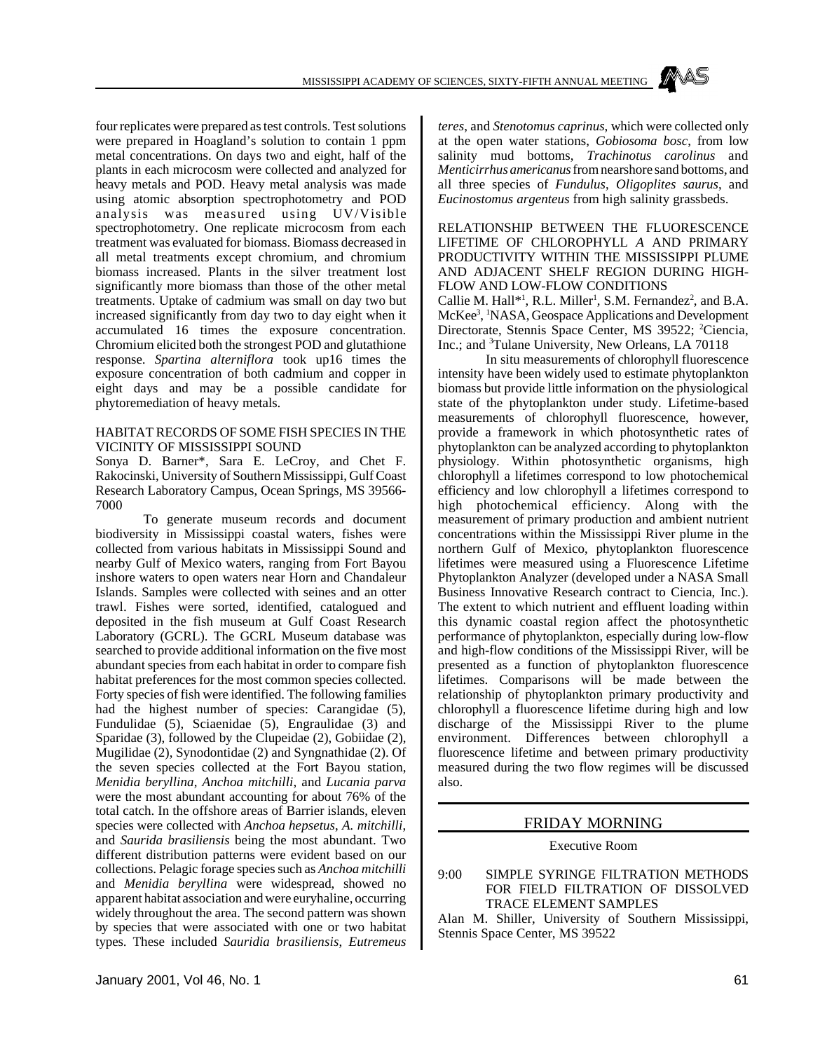four replicates were prepared as test controls. Test solutions were prepared in Hoagland's solution to contain 1 ppm metal concentrations. On days two and eight, half of the plants in each microcosm were collected and analyzed for heavy metals and POD. Heavy metal analysis was made using atomic absorption spectrophotometry and POD analysis was measured using UV/Visible spectrophotometry. One replicate microcosm from each treatment was evaluated for biomass. Biomass decreased in all metal treatments except chromium, and chromium biomass increased. Plants in the silver treatment lost significantly more biomass than those of the other metal treatments. Uptake of cadmium was small on day two but increased significantly from day two to day eight when it accumulated 16 times the exposure concentration. Chromium elicited both the strongest POD and glutathione response. *Spartina alterniflora* took up16 times the exposure concentration of both cadmium and copper in eight days and may be a possible candidate for phytoremediation of heavy metals.

## HABITAT RECORDS OF SOME FISH SPECIES IN THE VICINITY OF MISSISSIPPI SOUND

Sonya D. Barner*, Sara E. LeCroy, and Chet F. Rakocinski, University of Southern Mississippi, Gulf Coast Research Laboratory Campus, Ocean Springs, MS 39566-7000

To generate museum records and document biodiversity in Mississippi coastal waters, fishes were collected from various habitats in Mississippi Sound and nearby Gulf of Mexico waters, ranging from Fort Bayou inshore waters to open waters near Horn and Chandaleur Islands. Samples were collected with seines and an otter trawl. Fishes were sorted, identified, catalogued and deposited in the fish museum at Gulf Coast Research Laboratory (GCRL). The GCRL Museum database was searched to provide additional information on the five most abundant species from each habitat in order to compare fish habitat preferences for the most common species collected. Forty species of fish were identified. The following families had the highest number of species: Carangidae (5), Fundulidae (5), Sciaenidae (5), Engraulidae (3) and Sparidae (3), followed by the Clupeidae (2), Gobiidae (2), Mugilidae (2), Synodontidae (2) and Syngnathidae (2). Of the seven species collected at the Fort Bayou station, *Menidia beryllina*, *Anchoa mitchilli*, and *Lucania parva* were the most abundant accounting for about 76% of the total catch. In the offshore areas of Barrier islands, eleven species were collected with *Anchoa hepsetus*, *A. mitchilli,* and *Saurida brasiliensis* being the most abundant. Two different distribution patterns were evident based on our collections. Pelagic forage species such as *Anchoa mitchilli* and *Menidia beryllina* were widespread, showed no apparent habitat association and were euryhaline, occurring widely throughout the area. The second pattern was shown by species that were associated with one or two habitat types. These included *Sauridia brasiliensis*, *Eutremeus teres*, and *Stenotomus caprinus*, which were collected only at the open water stations, *Gobiosoma bosc*, from low salinity mud bottoms, *Trachinotus carolinus* and *Menticirrhus americanus* from nearshore sand bottoms, and all three species of *Fundulus*, *Oligoplites saurus*, and *Eucinostomus argenteus* from high salinity grassbeds.

## RELATIONSHIP BETWEEN THE FLUORESCENCE LIFETIME OF CHLOROPHYLL *A* AND PRIMARY PRODUCTIVITY WITHIN THE MISSISSIPPI PLUME AND ADJACENT SHELF REGION DURING HIGH-FLOW AND LOW-FLOW CONDITIONS

Callie M. Hall*[1], R.L. Miller[1], S.M. Fernandez[2], and B.A. McKee[3], [1]NASA, Geospace Applications and Development Directorate, Stennis Space Center, MS 39522; [2]Ciencia, Inc.; and [3]Tulane University, New Orleans, LA 70118

In situ measurements of chlorophyll fluorescence intensity have been widely used to estimate phytoplankton biomass but provide little information on the physiological state of the phytoplankton under study. Lifetime-based measurements of chlorophyll fluorescence, however, provide a framework in which photosynthetic rates of phytoplankton can be analyzed according to phytoplankton physiology. Within photosynthetic organisms, high chlorophyll a lifetimes correspond to low photochemical efficiency and low chlorophyll a lifetimes correspond to high photochemical efficiency. Along with the measurement of primary production and ambient nutrient concentrations within the Mississippi River plume in the northern Gulf of Mexico, phytoplankton fluorescence lifetimes were measured using a Fluorescence Lifetime Phytoplankton Analyzer (developed under a NASA Small Business Innovative Research contract to Ciencia, Inc.). The extent to which nutrient and effluent loading within this dynamic coastal region affect the photosynthetic performance of phytoplankton, especially during low-flow and high-flow conditions of the Mississippi River, will be presented as a function of phytoplankton fluorescence lifetimes. Comparisons will be made between the relationship of phytoplankton primary productivity and chlorophyll a fluorescence lifetime during high and low discharge of the Mississippi River to the plume environment. Differences between chlorophyll a fluorescence lifetime and between primary productivity measured during the two flow regimes will be discussed also.

# FRIDAY MORNING

Executive Room

## 9:00 SIMPLE SYRINGE FILTRATION METHODS FOR FIELD FILTRATION OF DISSOLVED TRACE ELEMENT SAMPLES

Alan M. Shiller, University of Southern Mississippi, Stennis Space Center, MS 39522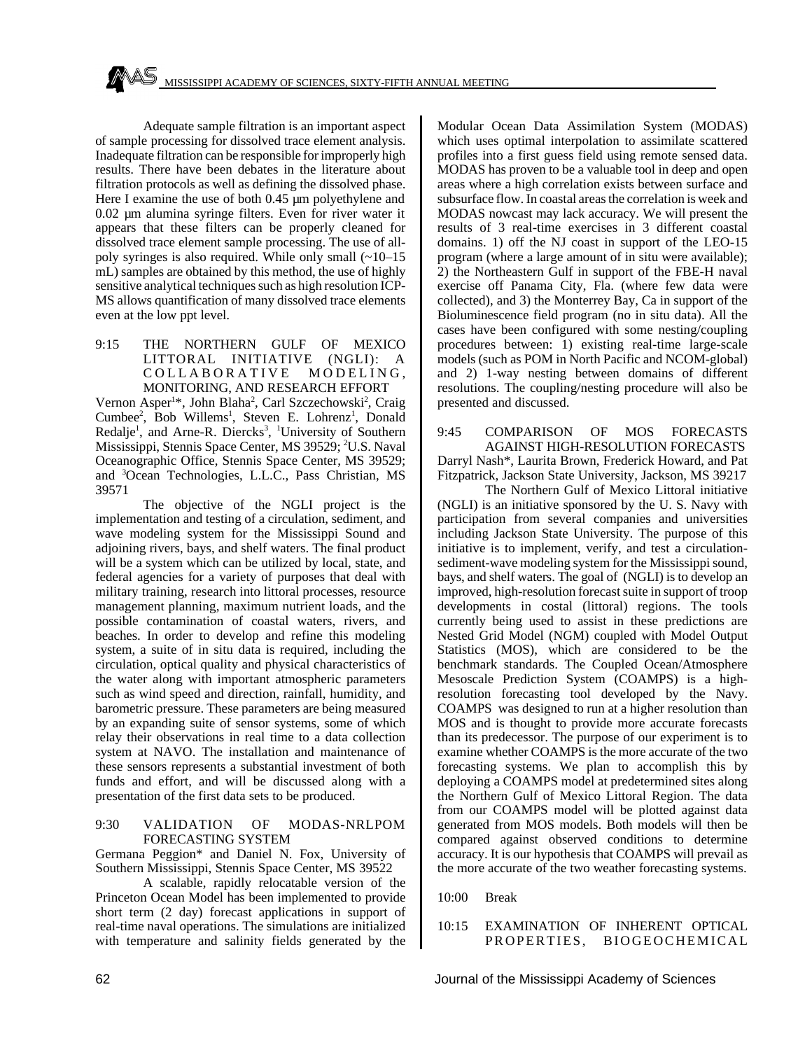Adequate sample filtration is an important aspect of sample processing for dissolved trace element analysis. Inadequate filtration can be responsible for improperly high results. There have been debates in the literature about filtration protocols as well as defining the dissolved phase. Here I examine the use of both 0.45 µm polyethylene and 0.02 µm alumina syringe filters. Even for river water it appears that these filters can be properly cleaned for dissolved trace element sample processing. The use of all-poly syringes is also required. While only small (~10–15 mL) samples are obtained by this method, the use of highly sensitive analytical techniques such as high resolution ICP-MS allows quantification of many dissolved trace elements even at the low ppt level.

9:15 THE NORTHERN GULF OF MEXICO LITTORAL INITIATIVE (NGLI): A COLLABORATIVE MODELING, MONITORING, AND RESEARCH EFFORT

Vernon Asper[1]*, John Blaha[2], Carl Szczechowski[2], Craig Cumbee[2], Bob Willems[1], Steven E. Lohrenz[1], Donald Redalje[1], and Arne-R. Diercks[3], [1]University of Southern Mississippi, Stennis Space Center, MS 39529; [2]U.S. Naval Oceanographic Office, Stennis Space Center, MS 39529; and [3]Ocean Technologies, L.L.C., Pass Christian, MS 39571

The objective of the NGLI project is the implementation and testing of a circulation, sediment, and wave modeling system for the Mississippi Sound and adjoining rivers, bays, and shelf waters. The final product will be a system which can be utilized by local, state, and federal agencies for a variety of purposes that deal with military training, research into littoral processes, resource management planning, maximum nutrient loads, and the possible contamination of coastal waters, rivers, and beaches. In order to develop and refine this modeling system, a suite of in situ data is required, including the circulation, optical quality and physical characteristics of the water along with important atmospheric parameters such as wind speed and direction, rainfall, humidity, and barometric pressure. These parameters are being measured by an expanding suite of sensor systems, some of which relay their observations in real time to a data collection system at NAVO. The installation and maintenance of these sensors represents a substantial investment of both funds and effort, and will be discussed along with a presentation of the first data sets to be produced.

9:30 VALIDATION OF MODAS-NRLPOM FORECASTING SYSTEM

Germana Peggion* and Daniel N. Fox, University of Southern Mississippi, Stennis Space Center, MS 39522

A scalable, rapidly relocatable version of the Princeton Ocean Model has been implemented to provide short term (2 day) forecast applications in support of real-time naval operations. The simulations are initialized with temperature and salinity fields generated by the Modular Ocean Data Assimilation System (MODAS) which uses optimal interpolation to assimilate scattered profiles into a first guess field using remote sensed data. MODAS has proven to be a valuable tool in deep and open areas where a high correlation exists between surface and subsurface flow. In coastal areas the correlation is week and MODAS nowcast may lack accuracy. We will present the results of 3 real-time exercises in 3 different coastal domains. 1) off the NJ coast in support of the LEO-15 program (where a large amount of in situ were available); 2) the Northeastern Gulf in support of the FBE-H naval exercise off Panama City, Fla. (where few data were collected), and 3) the Monterrey Bay, Ca in support of the Bioluminescence field program (no in situ data). All the cases have been configured with some nesting/coupling procedures between: 1) existing real-time large-scale models (such as POM in North Pacific and NCOM-global) and 2) 1-way nesting between domains of different resolutions. The coupling/nesting procedure will also be presented and discussed.

9:45 COMPARISON OF MOS FORECASTS AGAINST HIGH-RESOLUTION FORECASTS

Darryl Nash*, Laurita Brown, Frederick Howard, and Pat Fitzpatrick, Jackson State University, Jackson, MS 39217

The Northern Gulf of Mexico Littoral initiative (NGLI) is an initiative sponsored by the U. S. Navy with participation from several companies and universities including Jackson State University. The purpose of this initiative is to implement, verify, and test a circulation-sediment-wave modeling system for the Mississippi sound, bays, and shelf waters. The goal of (NGLI) is to develop an improved, high-resolution forecast suite in support of troop developments in costal (littoral) regions. The tools currently being used to assist in these predictions are Nested Grid Model (NGM) coupled with Model Output Statistics (MOS), which are considered to be the benchmark standards. The Coupled Ocean/Atmosphere Mesoscale Prediction System (COAMPS) is a high-resolution forecasting tool developed by the Navy. COAMPS was designed to run at a higher resolution than MOS and is thought to provide more accurate forecasts than its predecessor. The purpose of our experiment is to examine whether COAMPS is the more accurate of the two forecasting systems. We plan to accomplish this by deploying a COAMPS model at predetermined sites along the Northern Gulf of Mexico Littoral Region. The data from our COAMPS model will be plotted against data generated from MOS models. Both models will then be compared against observed conditions to determine accuracy. It is our hypothesis that COAMPS will prevail as the more accurate of the two weather forecasting systems.

10:00 Break

10:15 EXAMINATION OF INHERENT OPTICAL PROPERTIES, BIOGEOCHEMICAL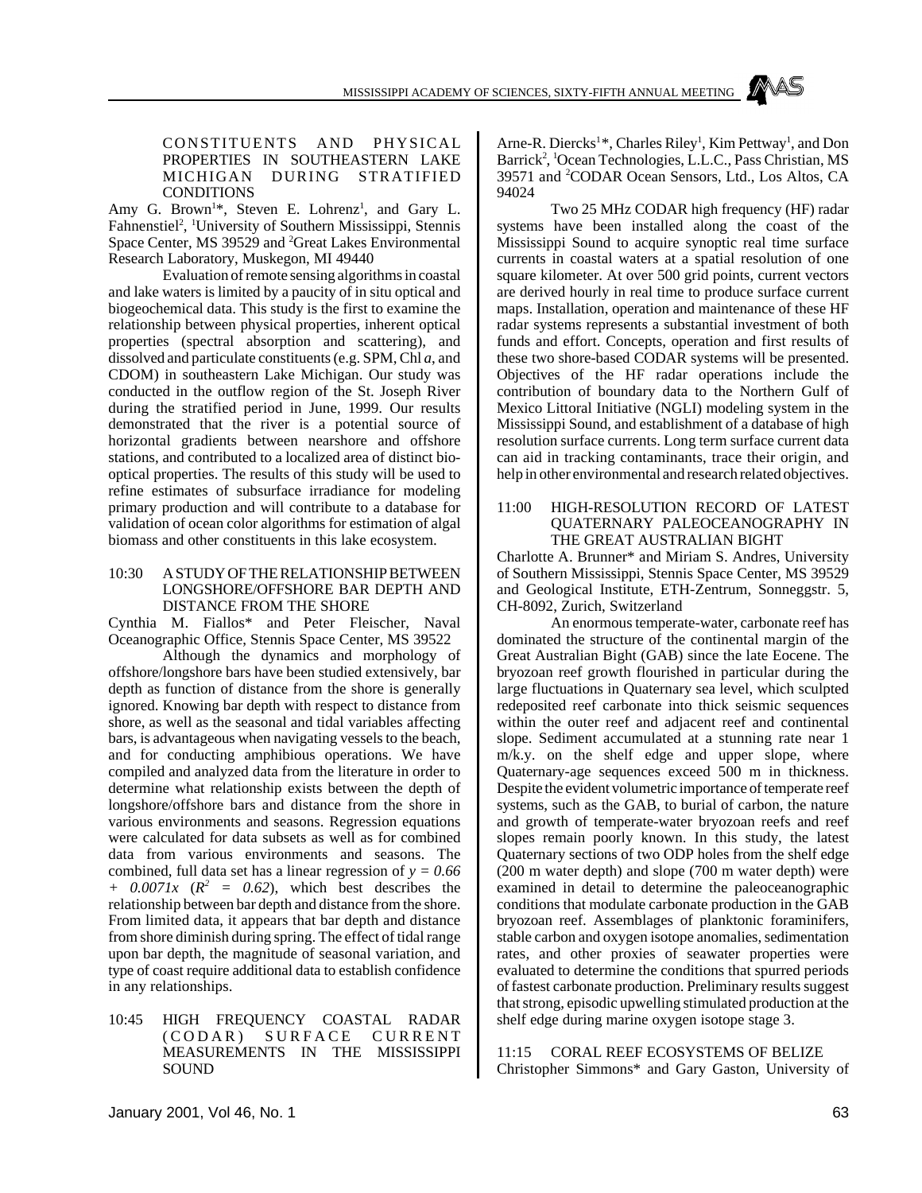CONSTITUENTS AND PHYSICAL PROPERTIES IN SOUTHEASTERN LAKE MICHIGAN DURING STRATIFIED CONDITIONS

Amy G. Brown[1]*, Steven E. Lohrenz[1], and Gary L. Fahnenstiel[2], [1]University of Southern Mississippi, Stennis Space Center, MS 39529 and [2]Great Lakes Environmental Research Laboratory, Muskegon, MI 49440

Evaluation of remote sensing algorithms in coastal and lake waters is limited by a paucity of in situ optical and biogeochemical data. This study is the first to examine the relationship between physical properties, inherent optical properties (spectral absorption and scattering), and dissolved and particulate constituents (e.g. SPM, Chl *a*, and CDOM) in southeastern Lake Michigan. Our study was conducted in the outflow region of the St. Joseph River during the stratified period in June, 1999. Our results demonstrated that the river is a potential source of horizontal gradients between nearshore and offshore stations, and contributed to a localized area of distinct bio-optical properties. The results of this study will be used to refine estimates of subsurface irradiance for modeling primary production and will contribute to a database for validation of ocean color algorithms for estimation of algal biomass and other constituents in this lake ecosystem.

## 10:30 A STUDY OF THE RELATIONSHIP BETWEEN LONGSHORE/OFFSHORE BAR DEPTH AND DISTANCE FROM THE SHORE

Cynthia M. Fiallos* and Peter Fleischer, Naval Oceanographic Office, Stennis Space Center, MS 39522

Although the dynamics and morphology of offshore/longshore bars have been studied extensively, bar depth as function of distance from the shore is generally ignored. Knowing bar depth with respect to distance from shore, as well as the seasonal and tidal variables affecting bars, is advantageous when navigating vessels to the beach, and for conducting amphibious operations. We have compiled and analyzed data from the literature in order to determine what relationship exists between the depth of longshore/offshore bars and distance from the shore in various environments and seasons. Regression equations were calculated for data subsets as well as for combined data from various environments and seasons. The combined, full data set has a linear regression of $y = 0.66 + 0.0071x$ ($R^2 = 0.62$), which best describes the relationship between bar depth and distance from the shore. From limited data, it appears that bar depth and distance from shore diminish during spring. The effect of tidal range upon bar depth, the magnitude of seasonal variation, and type of coast require additional data to establish confidence in any relationships.

## 10:45 HIGH FREQUENCY COASTAL RADAR (CODAR) SURFACE CURRENT MEASUREMENTS IN THE MISSISSIPPI SOUND

Arne-R. Diercks[1]*, Charles Riley[1], Kim Pettway[1], and Don Barrick[2], [1]Ocean Technologies, L.L.C., Pass Christian, MS 39571 and [2]CODAR Ocean Sensors, Ltd., Los Altos, CA 94024

Two 25 MHz CODAR high frequency (HF) radar systems have been installed along the coast of the Mississippi Sound to acquire synoptic real time surface currents in coastal waters at a spatial resolution of one square kilometer. At over 500 grid points, current vectors are derived hourly in real time to produce surface current maps. Installation, operation and maintenance of these HF radar systems represents a substantial investment of both funds and effort. Concepts, operation and first results of these two shore-based CODAR systems will be presented. Objectives of the HF radar operations include the contribution of boundary data to the Northern Gulf of Mexico Littoral Initiative (NGLI) modeling system in the Mississippi Sound, and establishment of a database of high resolution surface currents. Long term surface current data can aid in tracking contaminants, trace their origin, and help in other environmental and research related objectives.

## 11:00 HIGH-RESOLUTION RECORD OF LATEST QUATERNARY PALEOCEANOGRAPHY IN THE GREAT AUSTRALIAN BIGHT

Charlotte A. Brunner* and Miriam S. Andres, University of Southern Mississippi, Stennis Space Center, MS 39529 and Geological Institute, ETH-Zentrum, Sonneggstr. 5, CH-8092, Zurich, Switzerland

An enormous temperate-water, carbonate reef has dominated the structure of the continental margin of the Great Australian Bight (GAB) since the late Eocene. The bryozoan reef growth flourished in particular during the large fluctuations in Quaternary sea level, which sculpted redeposited reef carbonate into thick seismic sequences within the outer reef and adjacent reef and continental slope. Sediment accumulated at a stunning rate near 1 m/k.y. on the shelf edge and upper slope, where Quaternary-age sequences exceed 500 m in thickness. Despite the evident volumetric importance of temperate reef systems, such as the GAB, to burial of carbon, the nature and growth of temperate-water bryozoan reefs and reef slopes remain poorly known. In this study, the latest Quaternary sections of two ODP holes from the shelf edge (200 m water depth) and slope (700 m water depth) were examined in detail to determine the paleoceanographic conditions that modulate carbonate production in the GAB bryozoan reef. Assemblages of planktonic foraminifers, stable carbon and oxygen isotope anomalies, sedimentation rates, and other proxies of seawater properties were evaluated to determine the conditions that spurred periods of fastest carbonate production. Preliminary results suggest that strong, episodic upwelling stimulated production at the shelf edge during marine oxygen isotope stage 3.

## 11:15 CORAL REEF ECOSYSTEMS OF BELIZE

Christopher Simmons* and Gary Gaston, University of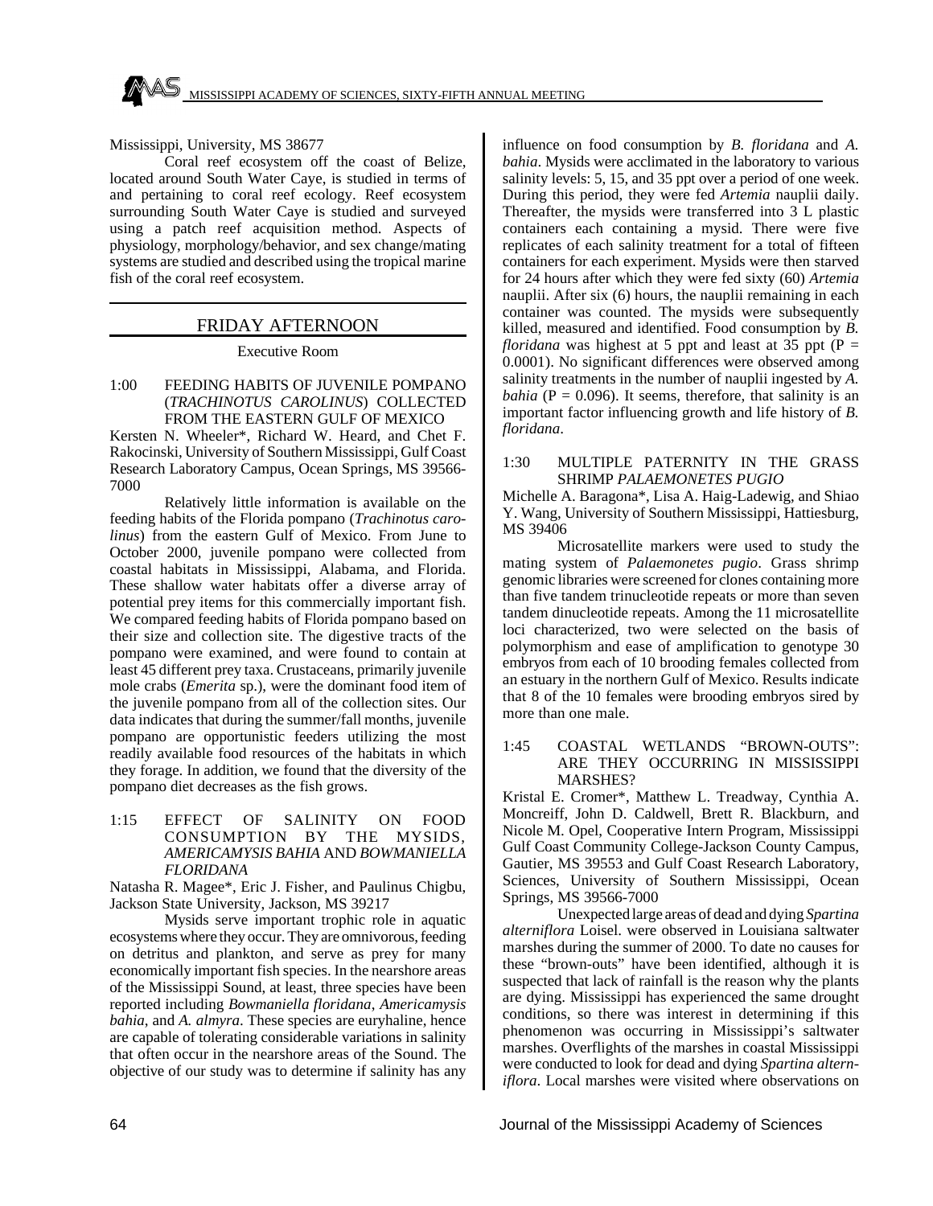Mississippi, University, MS 38677

Coral reef ecosystem off the coast of Belize, located around South Water Caye, is studied in terms of and pertaining to coral reef ecology. Reef ecosystem surrounding South Water Caye is studied and surveyed using a patch reef acquisition method. Aspects of physiology, morphology/behavior, and sex change/mating systems are studied and described using the tropical marine fish of the coral reef ecosystem.

## FRIDAY AFTERNOON

Executive Room

1:00 FEEDING HABITS OF JUVENILE POMPANO (*TRACHINOTUS CAROLINUS*) COLLECTED FROM THE EASTERN GULF OF MEXICO

Kersten N. Wheeler*, Richard W. Heard, and Chet F. Rakocinski, University of Southern Mississippi, Gulf Coast Research Laboratory Campus, Ocean Springs, MS 39566-7000

Relatively little information is available on the feeding habits of the Florida pompano (*Trachinotus carolinus*) from the eastern Gulf of Mexico. From June to October 2000, juvenile pompano were collected from coastal habitats in Mississippi, Alabama, and Florida. These shallow water habitats offer a diverse array of potential prey items for this commercially important fish. We compared feeding habits of Florida pompano based on their size and collection site. The digestive tracts of the pompano were examined, and were found to contain at least 45 different prey taxa. Crustaceans, primarily juvenile mole crabs (*Emerita* sp.), were the dominant food item of the juvenile pompano from all of the collection sites. Our data indicates that during the summer/fall months, juvenile pompano are opportunistic feeders utilizing the most readily available food resources of the habitats in which they forage. In addition, we found that the diversity of the pompano diet decreases as the fish grows.

1:15 EFFECT OF SALINITY ON FOOD CONSUMPTION BY THE MYSIDS, *AMERICAMYSIS BAHIA* AND *BOWMANIELLA FLORIDANA*

Natasha R. Magee*, Eric J. Fisher, and Paulinus Chigbu, Jackson State University, Jackson, MS 39217

Mysids serve important trophic role in aquatic ecosystems where they occur. They are omnivorous, feeding on detritus and plankton, and serve as prey for many economically important fish species. In the nearshore areas of the Mississippi Sound, at least, three species have been reported including *Bowmaniella floridana*, *Americamysis bahia*, and *A. almyra*. These species are euryhaline, hence are capable of tolerating considerable variations in salinity that often occur in the nearshore areas of the Sound. The objective of our study was to determine if salinity has any influence on food consumption by *B. floridana* and *A. bahia*. Mysids were acclimated in the laboratory to various salinity levels: 5, 15, and 35 ppt over a period of one week. During this period, they were fed *Artemia* nauplii daily. Thereafter, the mysids were transferred into 3 L plastic containers each containing a mysid. There were five replicates of each salinity treatment for a total of fifteen containers for each experiment. Mysids were then starved for 24 hours after which they were fed sixty (60) *Artemia* nauplii. After six (6) hours, the nauplii remaining in each container was counted. The mysids were subsequently killed, measured and identified. Food consumption by *B. floridana* was highest at 5 ppt and least at 35 ppt ($P = 0.0001$). No significant differences were observed among salinity treatments in the number of nauplii ingested by *A. bahia* ($P = 0.096$). It seems, therefore, that salinity is an important factor influencing growth and life history of *B. floridana*.

1:30 MULTIPLE PATERNITY IN THE GRASS SHRIMP *PALAEMONETES PUGIO*

Michelle A. Baragona*, Lisa A. Haig-Ladewig, and Shiao Y. Wang, University of Southern Mississippi, Hattiesburg, MS 39406

Microsatellite markers were used to study the mating system of *Palaemonetes pugio*. Grass shrimp genomic libraries were screened for clones containing more than five tandem trinucleotide repeats or more than seven tandem dinucleotide repeats. Among the 11 microsatellite loci characterized, two were selected on the basis of polymorphism and ease of amplification to genotype 30 embryos from each of 10 brooding females collected from an estuary in the northern Gulf of Mexico. Results indicate that 8 of the 10 females were brooding embryos sired by more than one male.

1:45 COASTAL WETLANDS "BROWN-OUTS": ARE THEY OCCURRING IN MISSISSIPPI MARSHES?

Kristal E. Cromer*, Matthew L. Treadway, Cynthia A. Moncreiff, John D. Caldwell, Brett R. Blackburn, and Nicole M. Opel, Cooperative Intern Program, Mississippi Gulf Coast Community College-Jackson County Campus, Gautier, MS 39553 and Gulf Coast Research Laboratory, Sciences, University of Southern Mississippi, Ocean Springs, MS 39566-7000

Unexpected large areas of dead and dying *Spartina alterniflora* Loisel. were observed in Louisiana saltwater marshes during the summer of 2000. To date no causes for these "brown-outs" have been identified, although it is suspected that lack of rainfall is the reason why the plants are dying. Mississippi has experienced the same drought conditions, so there was interest in determining if this phenomenon was occurring in Mississippi's saltwater marshes. Overflights of the marshes in coastal Mississippi were conducted to look for dead and dying *Spartina alterniflora*. Local marshes were visited where observations on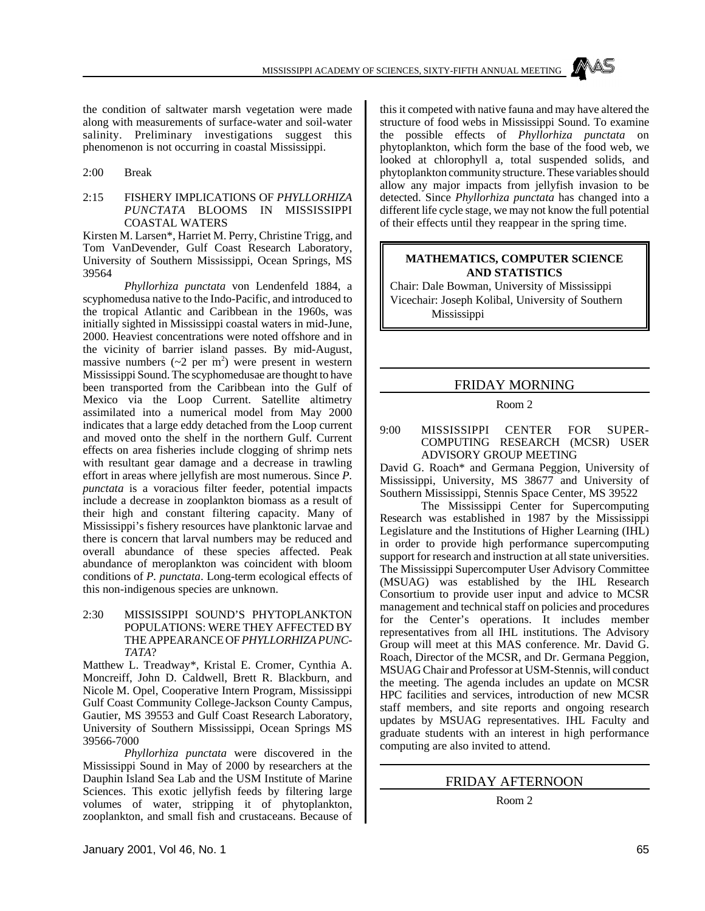the condition of saltwater marsh vegetation were made along with measurements of surface-water and soil-water salinity. Preliminary investigations suggest this phenomenon is not occurring in coastal Mississippi.

2:00 Break

2:15 FISHERY IMPLICATIONS OF *PHYLLORHIZA PUNCTATA* BLOOMS IN MISSISSIPPI COASTAL WATERS

Kirsten M. Larsen*, Harriet M. Perry, Christine Trigg, and Tom VanDevender, Gulf Coast Research Laboratory, University of Southern Mississippi, Ocean Springs, MS 39564

*Phyllorhiza punctata* von Lendenfeld 1884, a scyphomedusa native to the Indo-Pacific, and introduced to the tropical Atlantic and Caribbean in the 1960s, was initially sighted in Mississippi coastal waters in mid-June, 2000. Heaviest concentrations were noted offshore and in the vicinity of barrier island passes. By mid-August, massive numbers (~2 per $m^2$) were present in western Mississippi Sound. The scyphomedusae are thought to have been transported from the Caribbean into the Gulf of Mexico via the Loop Current. Satellite altimetry assimilated into a numerical model from May 2000 indicates that a large eddy detached from the Loop current and moved onto the shelf in the northern Gulf. Current effects on area fisheries include clogging of shrimp nets with resultant gear damage and a decrease in trawling effort in areas where jellyfish are most numerous. Since *P. punctata* is a voracious filter feeder, potential impacts include a decrease in zooplankton biomass as a result of their high and constant filtering capacity. Many of Mississippi's fishery resources have planktonic larvae and there is concern that larval numbers may be reduced and overall abundance of these species affected. Peak abundance of meroplankton was coincident with bloom conditions of *P. punctata*. Long-term ecological effects of this non-indigenous species are unknown.

2:30 MISSISSIPPI SOUND'S PHYTOPLANKTON POPULATIONS: WERE THEY AFFECTED BY THE APPEARANCE OF *PHYLLORHIZA PUNCTATA*?

Matthew L. Treadway*, Kristal E. Cromer, Cynthia A. Moncreiff, John D. Caldwell, Brett R. Blackburn, and Nicole M. Opel, Cooperative Intern Program, Mississippi Gulf Coast Community College-Jackson County Campus, Gautier, MS 39553 and Gulf Coast Research Laboratory, University of Southern Mississippi, Ocean Springs MS 39566-7000

*Phyllorhiza punctata* were discovered in the Mississippi Sound in May of 2000 by researchers at the Dauphin Island Sea Lab and the USM Institute of Marine Sciences. This exotic jellyfish feeds by filtering large volumes of water, stripping it of phytoplankton, zooplankton, and small fish and crustaceans. Because of this it competed with native fauna and may have altered the structure of food webs in Mississippi Sound. To examine the possible effects of *Phyllorhiza punctata* on phytoplankton, which form the base of the food web, we looked at chlorophyll a, total suspended solids, and phytoplankton community structure. These variables should allow any major impacts from jellyfish invasion to be detected. Since *Phyllorhiza punctata* has changed into a different life cycle stage, we may not know the full potential of their effects until they reappear in the spring time.

## MATHEMATICS, COMPUTER SCIENCE AND STATISTICS

Chair: Dale Bowman, University of Mississippi
Vicechair: Joseph Kolibal, University of Southern Mississippi

### FRIDAY MORNING

Room 2

9:00 MISSISSIPPI CENTER FOR SUPER-COMPUTING RESEARCH (MCSR) USER ADVISORY GROUP MEETING

David G. Roach* and Germana Peggion, University of Mississippi, University, MS 38677 and University of Southern Mississippi, Stennis Space Center, MS 39522

The Mississippi Center for Supercomputing Research was established in 1987 by the Mississippi Legislature and the Institutions of Higher Learning (IHL) in order to provide high performance supercomputing support for research and instruction at all state universities. The Mississippi Supercomputer User Advisory Committee (MSUAG) was established by the IHL Research Consortium to provide user input and advice to MCSR management and technical staff on policies and procedures for the Center's operations. It includes member representatives from all IHL institutions. The Advisory Group will meet at this MAS conference. Mr. David G. Roach, Director of the MCSR, and Dr. Germana Peggion, MSUAG Chair and Professor at USM-Stennis, will conduct the meeting. The agenda includes an update on MCSR HPC facilities and services, introduction of new MCSR staff members, and site reports and ongoing research updates by MSUAG representatives. IHL Faculty and graduate students with an interest in high performance computing are also invited to attend.

### FRIDAY AFTERNOON

Room 2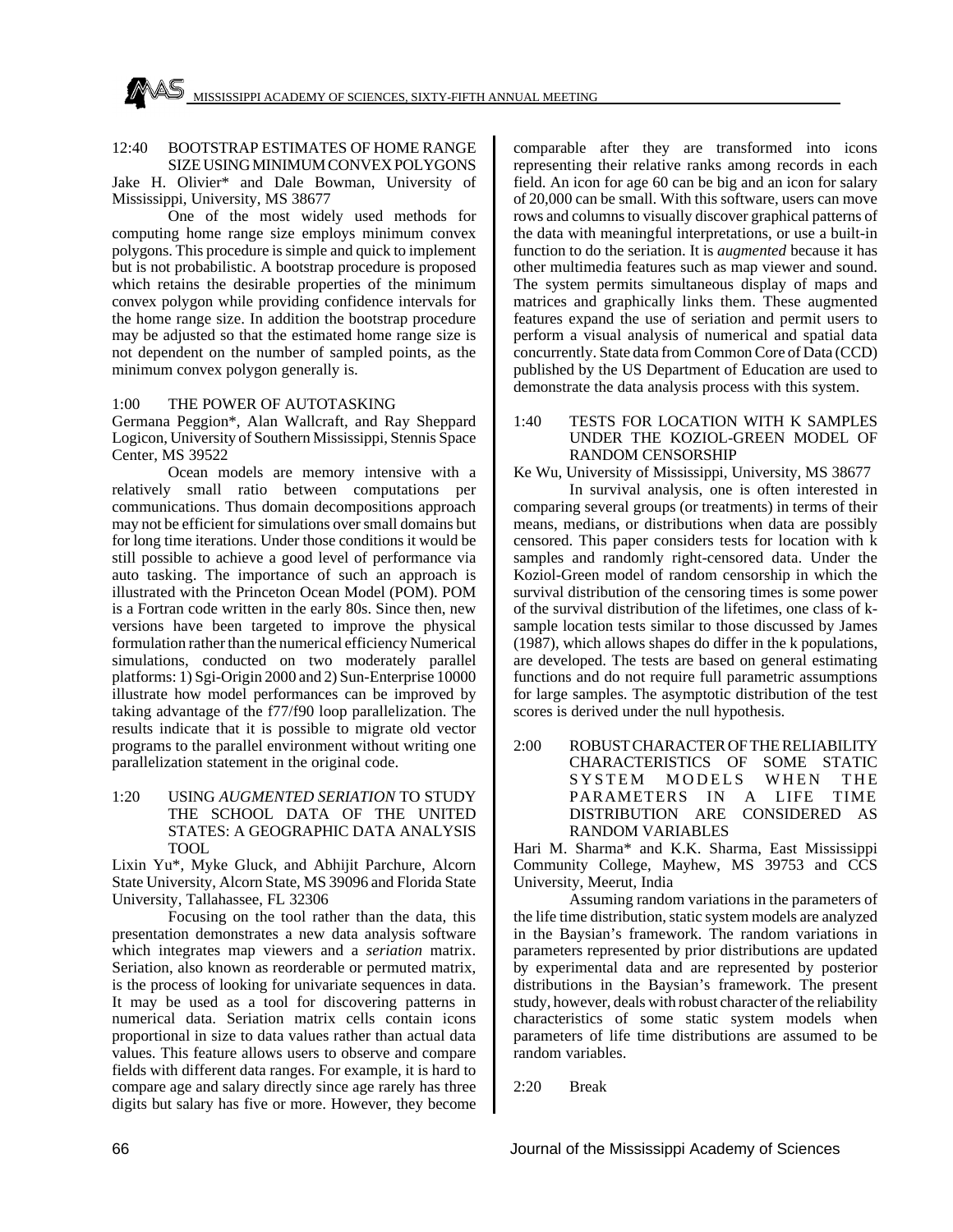12:40 BOOTSTRAP ESTIMATES OF HOME RANGE SIZE USING MINIMUM CONVEX POLYGONS

Jake H. Olivier* and Dale Bowman, University of Mississippi, University, MS 38677

One of the most widely used methods for computing home range size employs minimum convex polygons. This procedure is simple and quick to implement but is not probabilistic. A bootstrap procedure is proposed which retains the desirable properties of the minimum convex polygon while providing confidence intervals for the home range size. In addition the bootstrap procedure may be adjusted so that the estimated home range size is not dependent on the number of sampled points, as the minimum convex polygon generally is.

1:00 THE POWER OF AUTOTASKING

Germana Peggion*, Alan Wallcraft, and Ray Sheppard Logicon, University of Southern Mississippi, Stennis Space Center, MS 39522

Ocean models are memory intensive with a relatively small ratio between computations per communications. Thus domain decompositions approach may not be efficient for simulations over small domains but for long time iterations. Under those conditions it would be still possible to achieve a good level of performance via auto tasking. The importance of such an approach is illustrated with the Princeton Ocean Model (POM). POM is a Fortran code written in the early 80s. Since then, new versions have been targeted to improve the physical formulation rather than the numerical efficiency Numerical simulations, conducted on two moderately parallel platforms: 1) Sgi-Origin 2000 and 2) Sun-Enterprise 10000 illustrate how model performances can be improved by taking advantage of the f77/f90 loop parallelization. The results indicate that it is possible to migrate old vector programs to the parallel environment without writing one parallelization statement in the original code.

1:20 USING *AUGMENTED SERIATION* TO STUDY THE SCHOOL DATA OF THE UNITED STATES: A GEOGRAPHIC DATA ANALYSIS TOOL

Lixin Yu*, Myke Gluck, and Abhijit Parchure, Alcorn State University, Alcorn State, MS 39096 and Florida State University, Tallahassee, FL 32306

Focusing on the tool rather than the data, this presentation demonstrates a new data analysis software which integrates map viewers and a *seriation* matrix. Seriation, also known as reorderable or permuted matrix, is the process of looking for univariate sequences in data. It may be used as a tool for discovering patterns in numerical data. Seriation matrix cells contain icons proportional in size to data values rather than actual data values. This feature allows users to observe and compare fields with different data ranges. For example, it is hard to compare age and salary directly since age rarely has three digits but salary has five or more. However, they become comparable after they are transformed into icons representing their relative ranks among records in each field. An icon for age 60 can be big and an icon for salary of 20,000 can be small. With this software, users can move rows and columns to visually discover graphical patterns of the data with meaningful interpretations, or use a built-in function to do the seriation. It is *augmented* because it has other multimedia features such as map viewer and sound. The system permits simultaneous display of maps and matrices and graphically links them. These augmented features expand the use of seriation and permit users to perform a visual analysis of numerical and spatial data concurrently. State data from Common Core of Data (CCD) published by the US Department of Education are used to demonstrate the data analysis process with this system.

1:40 TESTS FOR LOCATION WITH K SAMPLES UNDER THE KOZIOL-GREEN MODEL OF RANDOM CENSORSHIP

Ke Wu, University of Mississippi, University, MS 38677

In survival analysis, one is often interested in comparing several groups (or treatments) in terms of their means, medians, or distributions when data are possibly censored. This paper considers tests for location with k samples and randomly right-censored data. Under the Koziol-Green model of random censorship in which the survival distribution of the censoring times is some power of the survival distribution of the lifetimes, one class of k-sample location tests similar to those discussed by James (1987), which allows shapes do differ in the k populations, are developed. The tests are based on general estimating functions and do not require full parametric assumptions for large samples. The asymptotic distribution of the test scores is derived under the null hypothesis.

2:00 ROBUST CHARACTER OF THE RELIABILITY CHARACTERISTICS OF SOME STATIC SYSTEM MODELS WHEN THE PARAMETERS IN A LIFE TIME DISTRIBUTION ARE CONSIDERED AS RANDOM VARIABLES

Hari M. Sharma* and K.K. Sharma, East Mississippi Community College, Mayhew, MS 39753 and CCS University, Meerut, India

Assuming random variations in the parameters of the life time distribution, static system models are analyzed in the Baysian's framework. The random variations in parameters represented by prior distributions are updated by experimental data and are represented by posterior distributions in the Baysian's framework. The present study, however, deals with robust character of the reliability characteristics of some static system models when parameters of life time distributions are assumed to be random variables.

2:20 Break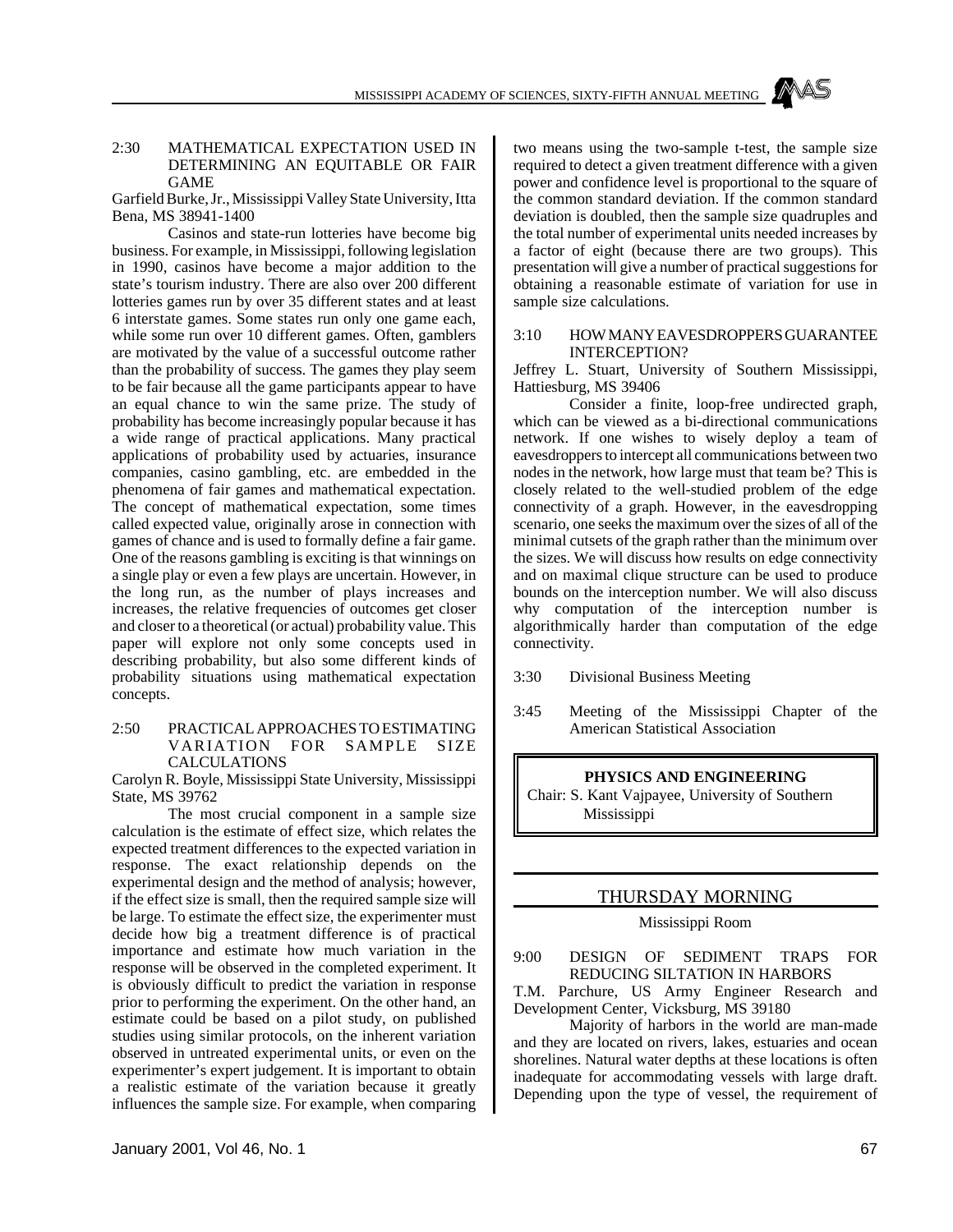2:30 MATHEMATICAL EXPECTATION USED IN DETERMINING AN EQUITABLE OR FAIR GAME

Garfield Burke, Jr., Mississippi Valley State University, Itta Bena, MS 38941-1400

Casinos and state-run lotteries have become big business. For example, in Mississippi, following legislation in 1990, casinos have become a major addition to the state's tourism industry. There are also over 200 different lotteries games run by over 35 different states and at least 6 interstate games. Some states run only one game each, while some run over 10 different games. Often, gamblers are motivated by the value of a successful outcome rather than the probability of success. The games they play seem to be fair because all the game participants appear to have an equal chance to win the same prize. The study of probability has become increasingly popular because it has a wide range of practical applications. Many practical applications of probability used by actuaries, insurance companies, casino gambling, etc. are embedded in the phenomena of fair games and mathematical expectation. The concept of mathematical expectation, some times called expected value, originally arose in connection with games of chance and is used to formally define a fair game. One of the reasons gambling is exciting is that winnings on a single play or even a few plays are uncertain. However, in the long run, as the number of plays increases and increases, the relative frequencies of outcomes get closer and closer to a theoretical (or actual) probability value. This paper will explore not only some concepts used in describing probability, but also some different kinds of probability situations using mathematical expectation concepts.

2:50 PRACTICAL APPROACHES TO ESTIMATING VARIATION FOR SAMPLE SIZE CALCULATIONS

Carolyn R. Boyle, Mississippi State University, Mississippi State, MS 39762

The most crucial component in a sample size calculation is the estimate of effect size, which relates the expected treatment differences to the expected variation in response. The exact relationship depends on the experimental design and the method of analysis; however, if the effect size is small, then the required sample size will be large. To estimate the effect size, the experimenter must decide how big a treatment difference is of practical importance and estimate how much variation in the response will be observed in the completed experiment. It is obviously difficult to predict the variation in response prior to performing the experiment. On the other hand, an estimate could be based on a pilot study, on published studies using similar protocols, on the inherent variation observed in untreated experimental units, or even on the experimenter's expert judgement. It is important to obtain a realistic estimate of the variation because it greatly influences the sample size. For example, when comparing two means using the two-sample t-test, the sample size required to detect a given treatment difference with a given power and confidence level is proportional to the square of the common standard deviation. If the common standard deviation is doubled, then the sample size quadruples and the total number of experimental units needed increases by a factor of eight (because there are two groups). This presentation will give a number of practical suggestions for obtaining a reasonable estimate of variation for use in sample size calculations.

3:10 HOW MANY EAVESDROPPERS GUARANTEE INTERCEPTION?

Jeffrey L. Stuart, University of Southern Mississippi, Hattiesburg, MS 39406

Consider a finite, loop-free undirected graph, which can be viewed as a bi-directional communications network. If one wishes to wisely deploy a team of eavesdroppers to intercept all communications between two nodes in the network, how large must that team be? This is closely related to the well-studied problem of the edge connectivity of a graph. However, in the eavesdropping scenario, one seeks the maximum over the sizes of all of the minimal cutsets of the graph rather than the minimum over the sizes. We will discuss how results on edge connectivity and on maximal clique structure can be used to produce bounds on the interception number. We will also discuss why computation of the interception number is algorithmically harder than computation of the edge connectivity.

3:30 Divisional Business Meeting

3:45 Meeting of the Mississippi Chapter of the American Statistical Association

## PHYSICS AND ENGINEERING

Chair: S. Kant Vajpayee, University of Southern Mississippi

## THURSDAY MORNING

Mississippi Room

9:00 DESIGN OF SEDIMENT TRAPS FOR REDUCING SILTATION IN HARBORS

T.M. Parchure, US Army Engineer Research and Development Center, Vicksburg, MS 39180

Majority of harbors in the world are man-made and they are located on rivers, lakes, estuaries and ocean shorelines. Natural water depths at these locations is often inadequate for accommodating vessels with large draft. Depending upon the type of vessel, the requirement of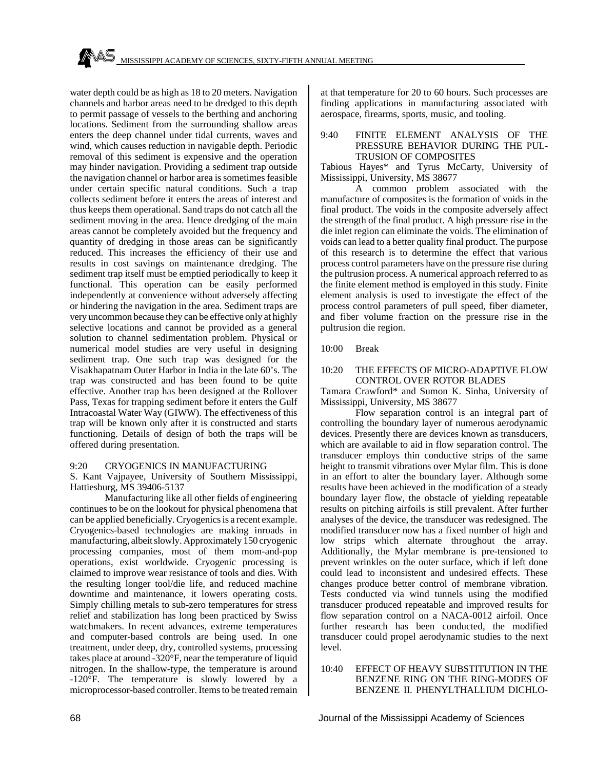water depth could be as high as 18 to 20 meters. Navigation channels and harbor areas need to be dredged to this depth to permit passage of vessels to the berthing and anchoring locations. Sediment from the surrounding shallow areas enters the deep channel under tidal currents, waves and wind, which causes reduction in navigable depth. Periodic removal of this sediment is expensive and the operation may hinder navigation. Providing a sediment trap outside the navigation channel or harbor area is sometimes feasible under certain specific natural conditions. Such a trap collects sediment before it enters the areas of interest and thus keeps them operational. Sand traps do not catch all the sediment moving in the area. Hence dredging of the main areas cannot be completely avoided but the frequency and quantity of dredging in those areas can be significantly reduced. This increases the efficiency of their use and results in cost savings on maintenance dredging. The sediment trap itself must be emptied periodically to keep it functional. This operation can be easily performed independently at convenience without adversely affecting or hindering the navigation in the area. Sediment traps are very uncommon because they can be effective only at highly selective locations and cannot be provided as a general solution to channel sedimentation problem. Physical or numerical model studies are very useful in designing sediment trap. One such trap was designed for the Visakhapatnam Outer Harbor in India in the late 60's. The trap was constructed and has been found to be quite effective. Another trap has been designed at the Rollover Pass, Texas for trapping sediment before it enters the Gulf Intracoastal Water Way (GIWW). The effectiveness of this trap will be known only after it is constructed and starts functioning. Details of design of both the traps will be offered during presentation.

9:20 CRYOGENICS IN MANUFACTURING

S. Kant Vajpayee, University of Southern Mississippi, Hattiesburg, MS 39406-5137

Manufacturing like all other fields of engineering continues to be on the lookout for physical phenomena that can be applied beneficially. Cryogenics is a recent example. Cryogenics-based technologies are making inroads in manufacturing, albeit slowly. Approximately 150 cryogenic processing companies, most of them mom-and-pop operations, exist worldwide. Cryogenic processing is claimed to improve wear resistance of tools and dies. With the resulting longer tool/die life, and reduced machine downtime and maintenance, it lowers operating costs. Simply chilling metals to sub-zero temperatures for stress relief and stabilization has long been practiced by Swiss watchmakers. In recent advances, extreme temperatures and computer-based controls are being used. In one treatment, under deep, dry, controlled systems, processing takes place at around -320°F, near the temperature of liquid nitrogen. In the shallow-type, the temperature is around -120°F. The temperature is slowly lowered by a microprocessor-based controller. Items to be treated remain at that temperature for 20 to 60 hours. Such processes are finding applications in manufacturing associated with aerospace, firearms, sports, music, and tooling.

9:40 FINITE ELEMENT ANALYSIS OF THE PRESSURE BEHAVIOR DURING THE PULTRUSION OF COMPOSITES

Tabious Hayes* and Tyrus McCarty, University of Mississippi, University, MS 38677

A common problem associated with the manufacture of composites is the formation of voids in the final product. The voids in the composite adversely affect the strength of the final product. A high pressure rise in the die inlet region can eliminate the voids. The elimination of voids can lead to a better quality final product. The purpose of this research is to determine the effect that various process control parameters have on the pressure rise during the pultrusion process. A numerical approach referred to as the finite element method is employed in this study. Finite element analysis is used to investigate the effect of the process control parameters of pull speed, fiber diameter, and fiber volume fraction on the pressure rise in the pultrusion die region.

10:00 Break

10:20 THE EFFECTS OF MICRO-ADAPTIVE FLOW CONTROL OVER ROTOR BLADES

Tamara Crawford* and Sumon K. Sinha, University of Mississippi, University, MS 38677

Flow separation control is an integral part of controlling the boundary layer of numerous aerodynamic devices. Presently there are devices known as transducers, which are available to aid in flow separation control. The transducer employs thin conductive strips of the same height to transmit vibrations over Mylar film. This is done in an effort to alter the boundary layer. Although some results have been achieved in the modification of a steady boundary layer flow, the obstacle of yielding repeatable results on pitching airfoils is still prevalent. After further analyses of the device, the transducer was redesigned. The modified transducer now has a fixed number of high and low strips which alternate throughout the array. Additionally, the Mylar membrane is pre-tensioned to prevent wrinkles on the outer surface, which if left done could lead to inconsistent and undesired effects. These changes produce better control of membrane vibration. Tests conducted via wind tunnels using the modified transducer produced repeatable and improved results for flow separation control on a NACA-0012 airfoil. Once further research has been conducted, the modified transducer could propel aerodynamic studies to the next level.

10:40 EFFECT OF HEAVY SUBSTITUTION IN THE BENZENE RING ON THE RING-MODES OF BENZENE II. PHENYLTHALLIUM DICHLO-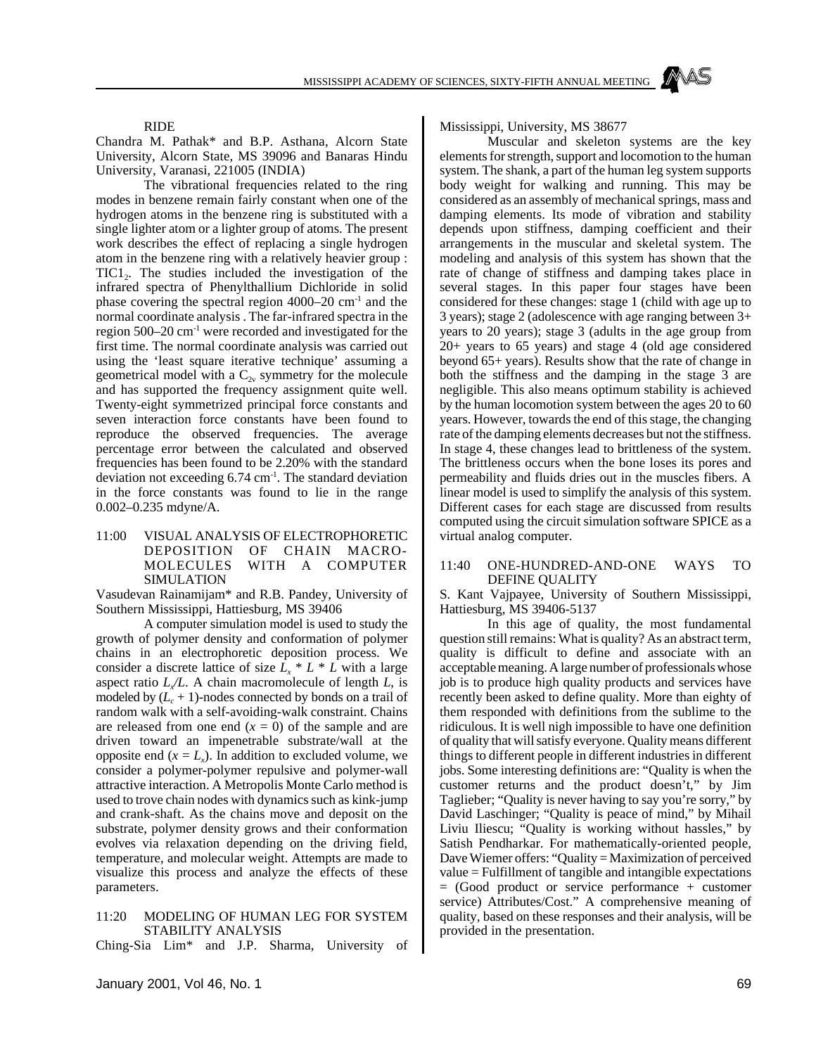RIDE

Chandra M. Pathak* and B.P. Asthana, Alcorn State University, Alcorn State, MS 39096 and Banaras Hindu University, Varanasi, 221005 (INDIA)

The vibrational frequencies related to the ring modes in benzene remain fairly constant when one of the hydrogen atoms in the benzene ring is substituted with a single lighter atom or a lighter group of atoms. The present work describes the effect of replacing a single hydrogen atom in the benzene ring with a relatively heavier group : $TlCl_2$. The studies included the investigation of the infrared spectra of Phenylthallium Dichloride in solid phase covering the spectral region 4000–20 $cm^{-1}$ and the normal coordinate analysis . The far-infrared spectra in the region 500–20 $cm^{-1}$ were recorded and investigated for the first time. The normal coordinate analysis was carried out using the 'least square iterative technique' assuming a geometrical model with a $C_{2v}$ symmetry for the molecule and has supported the frequency assignment quite well. Twenty-eight symmetrized principal force constants and seven interaction force constants have been found to reproduce the observed frequencies. The average percentage error between the calculated and observed frequencies has been found to be 2.20% with the standard deviation not exceeding 6.74 $cm^{-1}$. The standard deviation in the force constants was found to lie in the range 0.002–0.235 mdyne/A.

## 11:00 VISUAL ANALYSIS OF ELECTROPHORETIC DEPOSITION OF CHAIN MACRO-MOLECULES WITH A COMPUTER SIMULATION

Vasudevan Rainamijam* and R.B. Pandey, University of Southern Mississippi, Hattiesburg, MS 39406

A computer simulation model is used to study the growth of polymer density and conformation of polymer chains in an electrophoretic deposition process. We consider a discrete lattice of size $L_x * L * L$ with a large aspect ratio $L_x/L$. A chain macromolecule of length $L$, is modeled by $(L_c + 1)$-nodes connected by bonds on a trail of random walk with a self-avoiding-walk constraint. Chains are released from one end ($x = 0$) of the sample and are driven toward an impenetrable substrate/wall at the opposite end ($x = L_x$). In addition to excluded volume, we consider a polymer-polymer repulsive and polymer-wall attractive interaction. A Metropolis Monte Carlo method is used to trove chain nodes with dynamics such as kink-jump and crank-shaft. As the chains move and deposit on the substrate, polymer density grows and their conformation evolves via relaxation depending on the driving field, temperature, and molecular weight. Attempts are made to visualize this process and analyze the effects of these parameters.

## 11:20 MODELING OF HUMAN LEG FOR SYSTEM STABILITY ANALYSIS

Ching-Sia Lim* and J.P. Sharma, University of Mississippi, University, MS 38677

Muscular and skeleton systems are the key elements for strength, support and locomotion to the human system. The shank, a part of the human leg system supports body weight for walking and running. This may be considered as an assembly of mechanical springs, mass and damping elements. Its mode of vibration and stability depends upon stiffness, damping coefficient and their arrangements in the muscular and skeletal system. The modeling and analysis of this system has shown that the rate of change of stiffness and damping takes place in several stages. In this paper four stages have been considered for these changes: stage 1 (child with age up to 3 years); stage 2 (adolescence with age ranging between 3+ years to 20 years); stage 3 (adults in the age group from 20+ years to 65 years) and stage 4 (old age considered beyond 65+ years). Results show that the rate of change in both the stiffness and the damping in the stage 3 are negligible. This also means optimum stability is achieved by the human locomotion system between the ages 20 to 60 years. However, towards the end of this stage, the changing rate of the damping elements decreases but not the stiffness. In stage 4, these changes lead to brittleness of the system. The brittleness occurs when the bone loses its pores and permeability and fluids dries out in the muscles fibers. A linear model is used to simplify the analysis of this system. Different cases for each stage are discussed from results computed using the circuit simulation software SPICE as a virtual analog computer.

## 11:40 ONE-HUNDRED-AND-ONE WAYS TO DEFINE QUALITY

S. Kant Vajpayee, University of Southern Mississippi, Hattiesburg, MS 39406-5137

In this age of quality, the most fundamental question still remains: What is quality? As an abstract term, quality is difficult to define and associate with an acceptable meaning. A large number of professionals whose job is to produce high quality products and services have recently been asked to define quality. More than eighty of them responded with definitions from the sublime to the ridiculous. It is well nigh impossible to have one definition of quality that will satisfy everyone. Quality means different things to different people in different industries in different jobs. Some interesting definitions are: "Quality is when the customer returns and the product doesn't," by Jim Taglieber; "Quality is never having to say you're sorry," by David Laschinger; "Quality is peace of mind," by Mihail Liviu Iliescu; "Quality is working without hassles," by Satish Pendharkar. For mathematically-oriented people, Dave Wiemer offers: "Quality = Maximization of perceived value = Fulfillment of tangible and intangible expectations = (Good product or service performance + customer service) Attributes/Cost." A comprehensive meaning of quality, based on these responses and their analysis, will be provided in the presentation.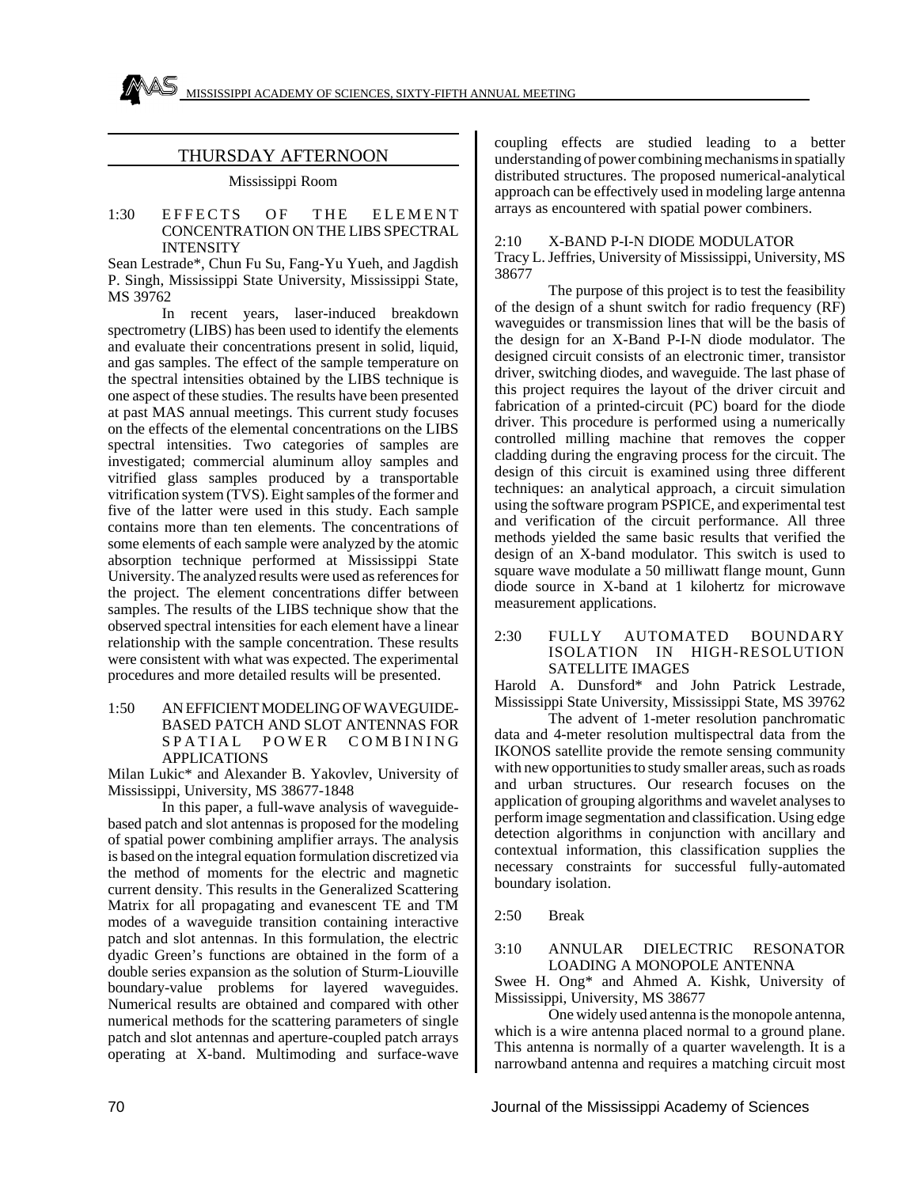## THURSDAY AFTERNOON

Mississippi Room

1:30 EFFECTS OF THE ELEMENT CONCENTRATION ON THE LIBS SPECTRAL INTENSITY

Sean Lestrade*, Chun Fu Su, Fang-Yu Yueh, and Jagdish P. Singh, Mississippi State University, Mississippi State, MS 39762

In recent years, laser-induced breakdown spectrometry (LIBS) has been used to identify the elements and evaluate their concentrations present in solid, liquid, and gas samples. The effect of the sample temperature on the spectral intensities obtained by the LIBS technique is one aspect of these studies. The results have been presented at past MAS annual meetings. This current study focuses on the effects of the elemental concentrations on the LIBS spectral intensities. Two categories of samples are investigated; commercial aluminum alloy samples and vitrified glass samples produced by a transportable vitrification system (TVS). Eight samples of the former and five of the latter were used in this study. Each sample contains more than ten elements. The concentrations of some elements of each sample were analyzed by the atomic absorption technique performed at Mississippi State University. The analyzed results were used as references for the project. The element concentrations differ between samples. The results of the LIBS technique show that the observed spectral intensities for each element have a linear relationship with the sample concentration. These results were consistent with what was expected. The experimental procedures and more detailed results will be presented.

1:50 AN EFFICIENT MODELING OF WAVEGUIDE-BASED PATCH AND SLOT ANTENNAS FOR SPATIAL POWER COMBINING APPLICATIONS

Milan Lukic* and Alexander B. Yakovlev, University of Mississippi, University, MS 38677-1848

In this paper, a full-wave analysis of waveguide-based patch and slot antennas is proposed for the modeling of spatial power combining amplifier arrays. The analysis is based on the integral equation formulation discretized via the method of moments for the electric and magnetic current density. This results in the Generalized Scattering Matrix for all propagating and evanescent TE and TM modes of a waveguide transition containing interactive patch and slot antennas. In this formulation, the electric dyadic Green's functions are obtained in the form of a double series expansion as the solution of Sturm-Liouville boundary-value problems for layered waveguides. Numerical results are obtained and compared with other numerical methods for the scattering parameters of single patch and slot antennas and aperture-coupled patch arrays operating at X-band. Multimoding and surface-wave coupling effects are studied leading to a better understanding of power combining mechanisms in spatially distributed structures. The proposed numerical-analytical approach can be effectively used in modeling large antenna arrays as encountered with spatial power combiners.

2:10 X-BAND P-I-N DIODE MODULATOR

Tracy L. Jeffries, University of Mississippi, University, MS 38677

The purpose of this project is to test the feasibility of the design of a shunt switch for radio frequency (RF) waveguides or transmission lines that will be the basis of the design for an X-Band P-I-N diode modulator. The designed circuit consists of an electronic timer, transistor driver, switching diodes, and waveguide. The last phase of this project requires the layout of the driver circuit and fabrication of a printed-circuit (PC) board for the diode driver. This procedure is performed using a numerically controlled milling machine that removes the copper cladding during the engraving process for the circuit. The design of this circuit is examined using three different techniques: an analytical approach, a circuit simulation using the software program PSPICE, and experimental test and verification of the circuit performance. All three methods yielded the same basic results that verified the design of an X-band modulator. This switch is used to square wave modulate a 50 milliwatt flange mount, Gunn diode source in X-band at 1 kilohertz for microwave measurement applications.

2:30 FULLY AUTOMATED BOUNDARY ISOLATION IN HIGH-RESOLUTION SATELLITE IMAGES

Harold A. Dunsford* and John Patrick Lestrade, Mississippi State University, Mississippi State, MS 39762

The advent of 1-meter resolution panchromatic data and 4-meter resolution multispectral data from the IKONOS satellite provide the remote sensing community with new opportunities to study smaller areas, such as roads and urban structures. Our research focuses on the application of grouping algorithms and wavelet analyses to perform image segmentation and classification. Using edge detection algorithms in conjunction with ancillary and contextual information, this classification supplies the necessary constraints for successful fully-automated boundary isolation.

2:50 Break

3:10 ANNULAR DIELECTRIC RESONATOR LOADING A MONOPOLE ANTENNA

Swee H. Ong* and Ahmed A. Kishk, University of Mississippi, University, MS 38677

One widely used antenna is the monopole antenna, which is a wire antenna placed normal to a ground plane. This antenna is normally of a quarter wavelength. It is a narrowband antenna and requires a matching circuit most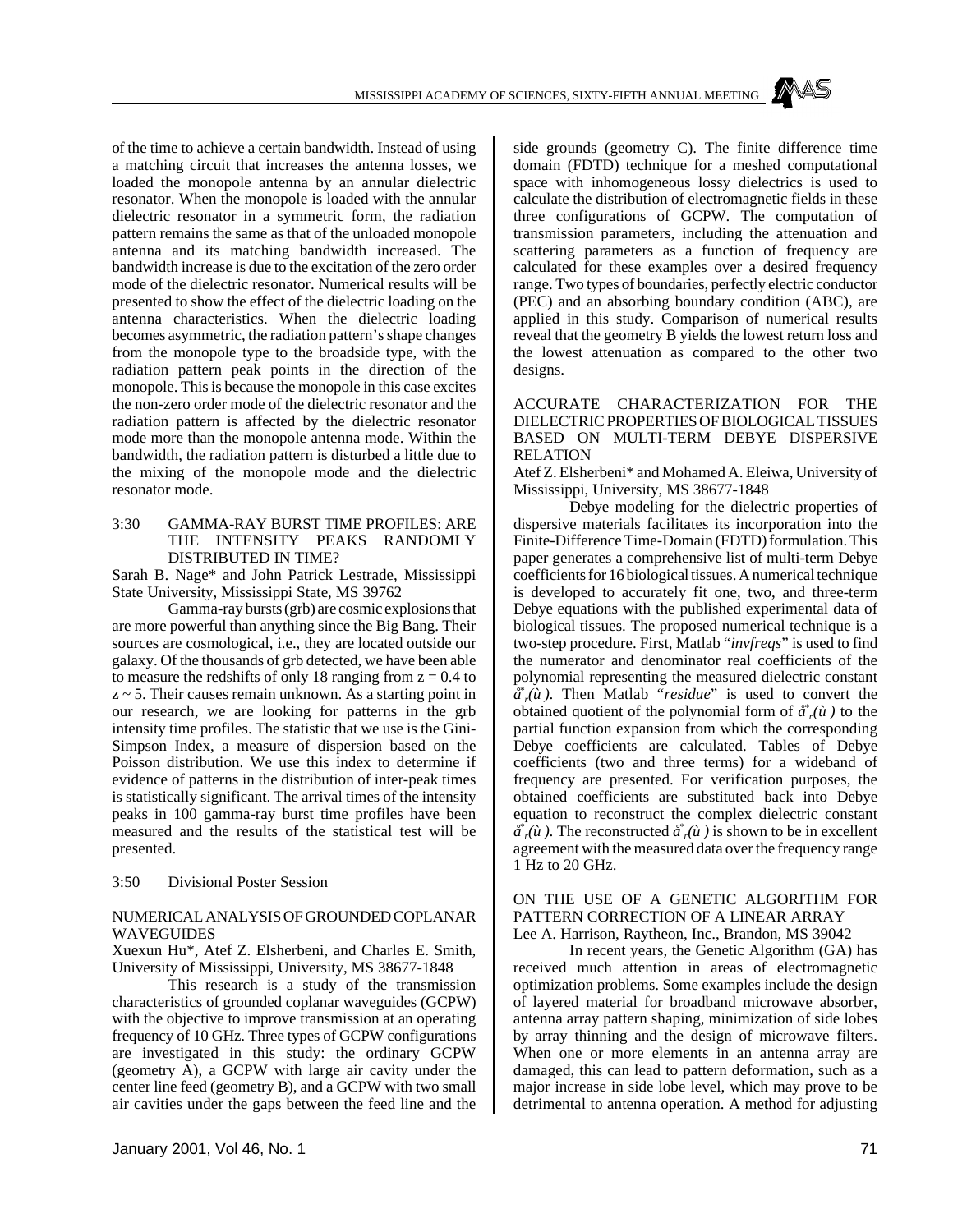of the time to achieve a certain bandwidth. Instead of using a matching circuit that increases the antenna losses, we loaded the monopole antenna by an annular dielectric resonator. When the monopole is loaded with the annular dielectric resonator in a symmetric form, the radiation pattern remains the same as that of the unloaded monopole antenna and its matching bandwidth increased. The bandwidth increase is due to the excitation of the zero order mode of the dielectric resonator. Numerical results will be presented to show the effect of the dielectric loading on the antenna characteristics. When the dielectric loading becomes asymmetric, the radiation pattern's shape changes from the monopole type to the broadside type, with the radiation pattern peak points in the direction of the monopole. This is because the monopole in this case excites the non-zero order mode of the dielectric resonator and the radiation pattern is affected by the dielectric resonator mode more than the monopole antenna mode. Within the bandwidth, the radiation pattern is disturbed a little due to the mixing of the monopole mode and the dielectric resonator mode.

3:30 GAMMA-RAY BURST TIME PROFILES: ARE THE INTENSITY PEAKS RANDOMLY DISTRIBUTED IN TIME?

Sarah B. Nage* and John Patrick Lestrade, Mississippi State University, Mississippi State, MS 39762

Gamma-ray bursts (grb) are cosmic explosions that are more powerful than anything since the Big Bang. Their sources are cosmological, i.e., they are located outside our galaxy. Of the thousands of grb detected, we have been able to measure the redshifts of only 18 ranging from $z = 0.4$ to $z \sim 5$. Their causes remain unknown. As a starting point in our research, we are looking for patterns in the grb intensity time profiles. The statistic that we use is the Gini-Simpson Index, a measure of dispersion based on the Poisson distribution. We use this index to determine if evidence of patterns in the distribution of inter-peak times is statistically significant. The arrival times of the intensity peaks in 100 gamma-ray burst time profiles have been measured and the results of the statistical test will be presented.

3:50 Divisional Poster Session

NUMERICAL ANALYSIS OF GROUNDED COPLANAR WAVEGUIDES

Xuexun Hu*, Atef Z. Elsherbeni, and Charles E. Smith, University of Mississippi, University, MS 38677-1848

This research is a study of the transmission characteristics of grounded coplanar waveguides (GCPW) with the objective to improve transmission at an operating frequency of 10 GHz. Three types of GCPW configurations are investigated in this study: the ordinary GCPW (geometry A), a GCPW with large air cavity under the center line feed (geometry B), and a GCPW with two small air cavities under the gaps between the feed line and the side grounds (geometry C). The finite difference time domain (FDTD) technique for a meshed computational space with inhomogeneous lossy dielectrics is used to calculate the distribution of electromagnetic fields in these three configurations of GCPW. The computation of transmission parameters, including the attenuation and scattering parameters as a function of frequency are calculated for these examples over a desired frequency range. Two types of boundaries, perfectly electric conductor (PEC) and an absorbing boundary condition (ABC), are applied in this study. Comparison of numerical results reveal that the geometry B yields the lowest return loss and the lowest attenuation as compared to the other two designs.

ACCURATE CHARACTERIZATION FOR THE DIELECTRIC PROPERTIES OF BIOLOGICAL TISSUES BASED ON MULTI-TERM DEBYE DISPERSIVE RELATION

Atef Z. Elsherbeni* and Mohamed A. Eleiwa, University of Mississippi, University, MS 38677-1848

Debye modeling for the dielectric properties of dispersive materials facilitates its incorporation into the Finite-Difference Time-Domain (FDTD) formulation. This paper generates a comprehensive list of multi-term Debye coefficients for 16 biological tissues. A numerical technique is developed to accurately fit one, two, and three-term Debye equations with the published experimental data of biological tissues. The proposed numerical technique is a two-step procedure. First, Matlab "*invfreqs*" is used to find the numerator and denominator real coefficients of the polynomial representing the measured dielectric constant $\varepsilon^*_r(\omega)$. Then Matlab "*residue*" is used to convert the obtained quotient of the polynomial form of $\varepsilon^*_r(\omega)$ to the partial function expansion from which the corresponding Debye coefficients are calculated. Tables of Debye coefficients (two and three terms) for a wideband of frequency are presented. For verification purposes, the obtained coefficients are substituted back into Debye equation to reconstruct the complex dielectric constant $\varepsilon^*_r(\omega)$. The reconstructed $\varepsilon^*_r(\omega)$ is shown to be in excellent agreement with the measured data over the frequency range 1 Hz to 20 GHz.

ON THE USE OF A GENETIC ALGORITHM FOR PATTERN CORRECTION OF A LINEAR ARRAY

Lee A. Harrison, Raytheon, Inc., Brandon, MS 39042

In recent years, the Genetic Algorithm (GA) has received much attention in areas of electromagnetic optimization problems. Some examples include the design of layered material for broadband microwave absorber, antenna array pattern shaping, minimization of side lobes by array thinning and the design of microwave filters. When one or more elements in an antenna array are damaged, this can lead to pattern deformation, such as a major increase in side lobe level, which may prove to be detrimental to antenna operation. A method for adjusting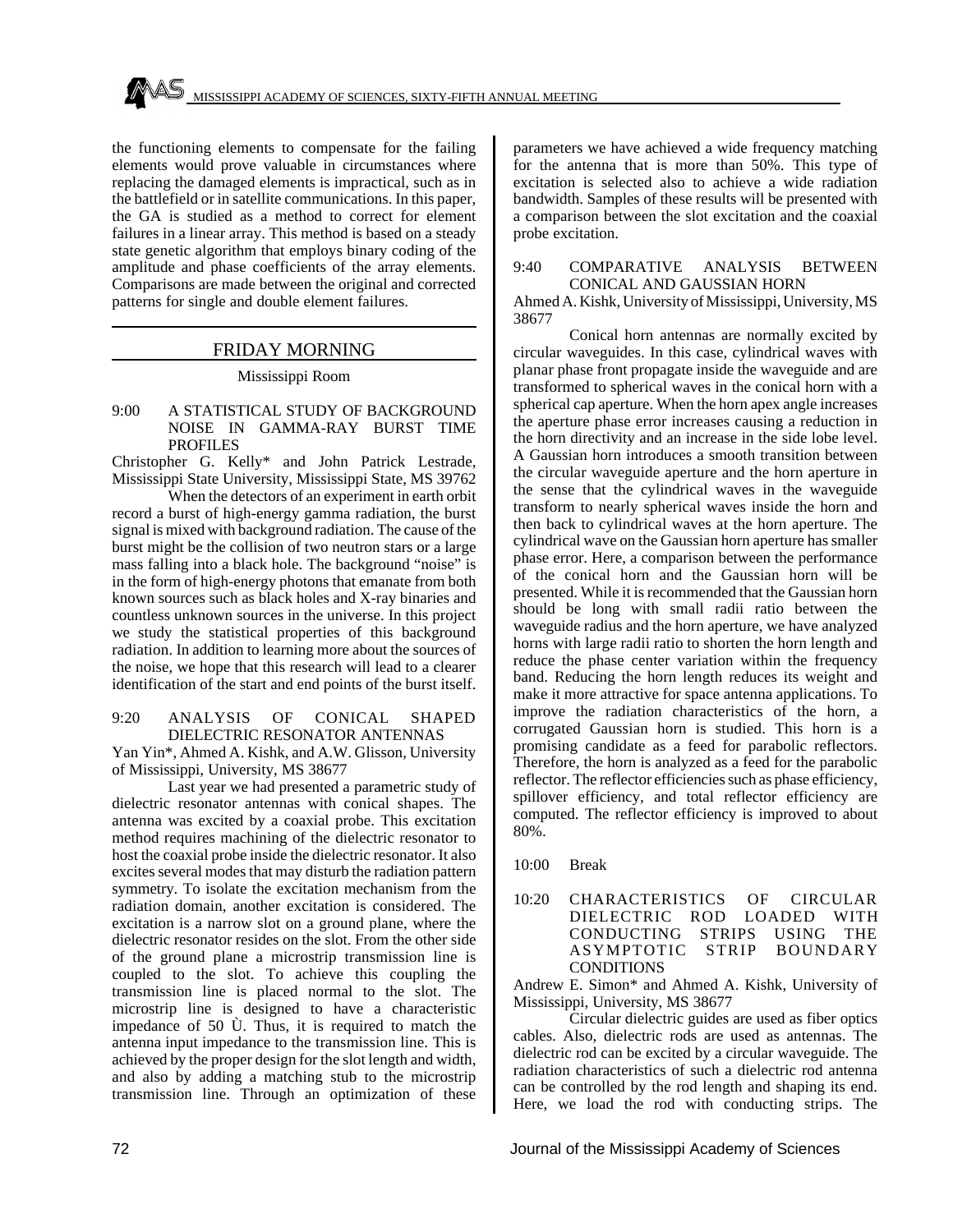the functioning elements to compensate for the failing elements would prove valuable in circumstances where replacing the damaged elements is impractical, such as in the battlefield or in satellite communications. In this paper, the GA is studied as a method to correct for element failures in a linear array. This method is based on a steady state genetic algorithm that employs binary coding of the amplitude and phase coefficients of the array elements. Comparisons are made between the original and corrected patterns for single and double element failures.

## FRIDAY MORNING

Mississippi Room

9:00 A STATISTICAL STUDY OF BACKGROUND NOISE IN GAMMA-RAY BURST TIME PROFILES

Christopher G. Kelly* and John Patrick Lestrade, Mississippi State University, Mississippi State, MS 39762

When the detectors of an experiment in earth orbit record a burst of high-energy gamma radiation, the burst signal is mixed with background radiation. The cause of the burst might be the collision of two neutron stars or a large mass falling into a black hole. The background "noise" is in the form of high-energy photons that emanate from both known sources such as black holes and X-ray binaries and countless unknown sources in the universe. In this project we study the statistical properties of this background radiation. In addition to learning more about the sources of the noise, we hope that this research will lead to a clearer identification of the start and end points of the burst itself.

9:20 ANALYSIS OF CONICAL SHAPED DIELECTRIC RESONATOR ANTENNAS

Yan Yin*, Ahmed A. Kishk, and A.W. Glisson, University of Mississippi, University, MS 38677

Last year we had presented a parametric study of dielectric resonator antennas with conical shapes. The antenna was excited by a coaxial probe. This excitation method requires machining of the dielectric resonator to host the coaxial probe inside the dielectric resonator. It also excites several modes that may disturb the radiation pattern symmetry. To isolate the excitation mechanism from the radiation domain, another excitation is considered. The excitation is a narrow slot on a ground plane, where the dielectric resonator resides on the slot. From the other side of the ground plane a microstrip transmission line is coupled to the slot. To achieve this coupling the transmission line is placed normal to the slot. The microstrip line is designed to have a characteristic impedance of 50 Ù. Thus, it is required to match the antenna input impedance to the transmission line. This is achieved by the proper design for the slot length and width, and also by adding a matching stub to the microstrip transmission line. Through an optimization of these parameters we have achieved a wide frequency matching for the antenna that is more than 50%. This type of excitation is selected also to achieve a wide radiation bandwidth. Samples of these results will be presented with a comparison between the slot excitation and the coaxial probe excitation.

9:40 COMPARATIVE ANALYSIS BETWEEN CONICAL AND GAUSSIAN HORN

Ahmed A. Kishk, University of Mississippi, University, MS 38677

Conical horn antennas are normally excited by circular waveguides. In this case, cylindrical waves with planar phase front propagate inside the waveguide and are transformed to spherical waves in the conical horn with a spherical cap aperture. When the horn apex angle increases the aperture phase error increases causing a reduction in the horn directivity and an increase in the side lobe level. A Gaussian horn introduces a smooth transition between the circular waveguide aperture and the horn aperture in the sense that the cylindrical waves in the waveguide transform to nearly spherical waves inside the horn and then back to cylindrical waves at the horn aperture. The cylindrical wave on the Gaussian horn aperture has smaller phase error. Here, a comparison between the performance of the conical horn and the Gaussian horn will be presented. While it is recommended that the Gaussian horn should be long with small radii ratio between the waveguide radius and the horn aperture, we have analyzed horns with large radii ratio to shorten the horn length and reduce the phase center variation within the frequency band. Reducing the horn length reduces its weight and make it more attractive for space antenna applications. To improve the radiation characteristics of the horn, a corrugated Gaussian horn is studied. This horn is a promising candidate as a feed for parabolic reflectors. Therefore, the horn is analyzed as a feed for the parabolic reflector. The reflector efficiencies such as phase efficiency, spillover efficiency, and total reflector efficiency are computed. The reflector efficiency is improved to about 80%.

10:00 Break

10:20 CHARACTERISTICS OF CIRCULAR DIELECTRIC ROD LOADED WITH CONDUCTING STRIPS USING THE ASYMPTOTIC STRIP BOUNDARY CONDITIONS

Andrew E. Simon* and Ahmed A. Kishk, University of Mississippi, University, MS 38677

Circular dielectric guides are used as fiber optics cables. Also, dielectric rods are used as antennas. The dielectric rod can be excited by a circular waveguide. The radiation characteristics of such a dielectric rod antenna can be controlled by the rod length and shaping its end. Here, we load the rod with conducting strips. The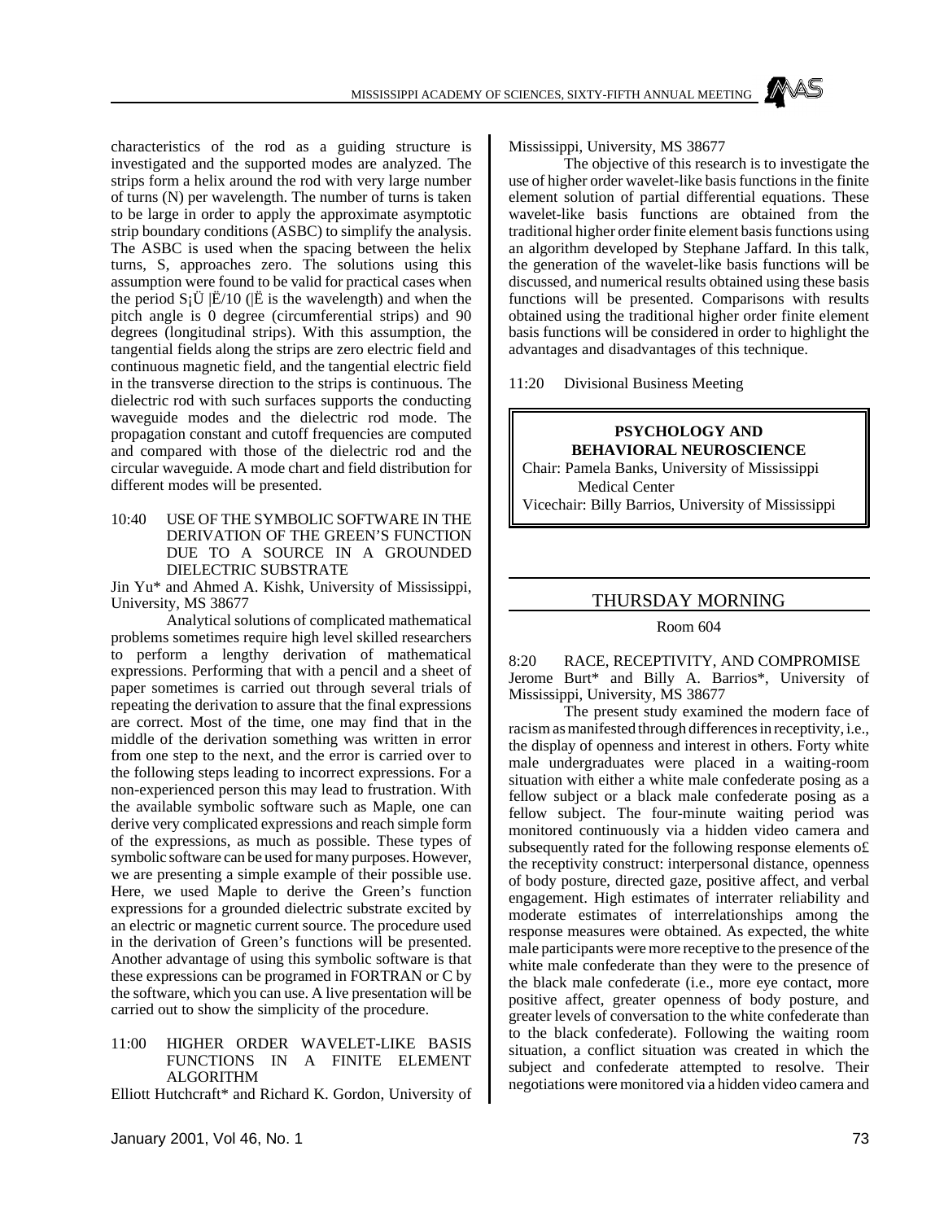characteristics of the rod as a guiding structure is investigated and the supported modes are analyzed. The strips form a helix around the rod with very large number of turns (N) per wavelength. The number of turns is taken to be large in order to apply the approximate asymptotic strip boundary conditions (ASBC) to simplify the analysis. The ASBC is used when the spacing between the helix turns, S, approaches zero. The solutions using this assumption were found to be valid for practical cases when the period S¡Ü |Ë/10 (|Ë is the wavelength) and when the pitch angle is 0 degree (circumferential strips) and 90 degrees (longitudinal strips). With this assumption, the tangential fields along the strips are zero electric field and continuous magnetic field, and the tangential electric field in the transverse direction to the strips is continuous. The dielectric rod with such surfaces supports the conducting waveguide modes and the dielectric rod mode. The propagation constant and cutoff frequencies are computed and compared with those of the dielectric rod and the circular waveguide. A mode chart and field distribution for different modes will be presented.

10:40 USE OF THE SYMBOLIC SOFTWARE IN THE DERIVATION OF THE GREEN'S FUNCTION DUE TO A SOURCE IN A GROUNDED DIELECTRIC SUBSTRATE

Jin Yu* and Ahmed A. Kishk, University of Mississippi, University, MS 38677

Analytical solutions of complicated mathematical problems sometimes require high level skilled researchers to perform a lengthy derivation of mathematical expressions. Performing that with a pencil and a sheet of paper sometimes is carried out through several trials of repeating the derivation to assure that the final expressions are correct. Most of the time, one may find that in the middle of the derivation something was written in error from one step to the next, and the error is carried over to the following steps leading to incorrect expressions. For a non-experienced person this may lead to frustration. With the available symbolic software such as Maple, one can derive very complicated expressions and reach simple form of the expressions, as much as possible. These types of symbolic software can be used for many purposes. However, we are presenting a simple example of their possible use. Here, we used Maple to derive the Green's function expressions for a grounded dielectric substrate excited by an electric or magnetic current source. The procedure used in the derivation of Green's functions will be presented. Another advantage of using this symbolic software is that these expressions can be programed in FORTRAN or C by the software, which you can use. A live presentation will be carried out to show the simplicity of the procedure.

11:00 HIGHER ORDER WAVELET-LIKE BASIS FUNCTIONS IN A FINITE ELEMENT ALGORITHM

Elliott Hutchcraft* and Richard K. Gordon, University of Mississippi, University, MS 38677

The objective of this research is to investigate the use of higher order wavelet-like basis functions in the finite element solution of partial differential equations. These wavelet-like basis functions are obtained from the traditional higher order finite element basis functions using an algorithm developed by Stephane Jaffard. In this talk, the generation of the wavelet-like basis functions will be discussed, and numerical results obtained using these basis functions will be presented. Comparisons with results obtained using the traditional higher order finite element basis functions will be considered in order to highlight the advantages and disadvantages of this technique.

11:20 Divisional Business Meeting

## PSYCHOLOGY AND BEHAVIORAL NEUROSCIENCE

Chair: Pamela Banks, University of Mississippi Medical Center

Vicechair: Billy Barrios, University of Mississippi

## THURSDAY MORNING

Room 604

8:20 RACE, RECEPTIVITY, AND COMPROMISE

Jerome Burt* and Billy A. Barrios*, University of Mississippi, University, MS 38677

The present study examined the modern face of racism as manifested through differences in receptivity, i.e., the display of openness and interest in others. Forty white male undergraduates were placed in a waiting-room situation with either a white male confederate posing as a fellow subject or a black male confederate posing as a fellow subject. The four-minute waiting period was monitored continuously via a hidden video camera and subsequently rated for the following response elements o£ the receptivity construct: interpersonal distance, openness of body posture, directed gaze, positive affect, and verbal engagement. High estimates of interrater reliability and moderate estimates of interrelationships among the response measures were obtained. As expected, the white male participants were more receptive to the presence of the white male confederate than they were to the presence of the black male confederate (i.e., more eye contact, more positive affect, greater openness of body posture, and greater levels of conversation to the white confederate than to the black confederate). Following the waiting room situation, a conflict situation was created in which the subject and confederate attempted to resolve. Their negotiations were monitored via a hidden video camera and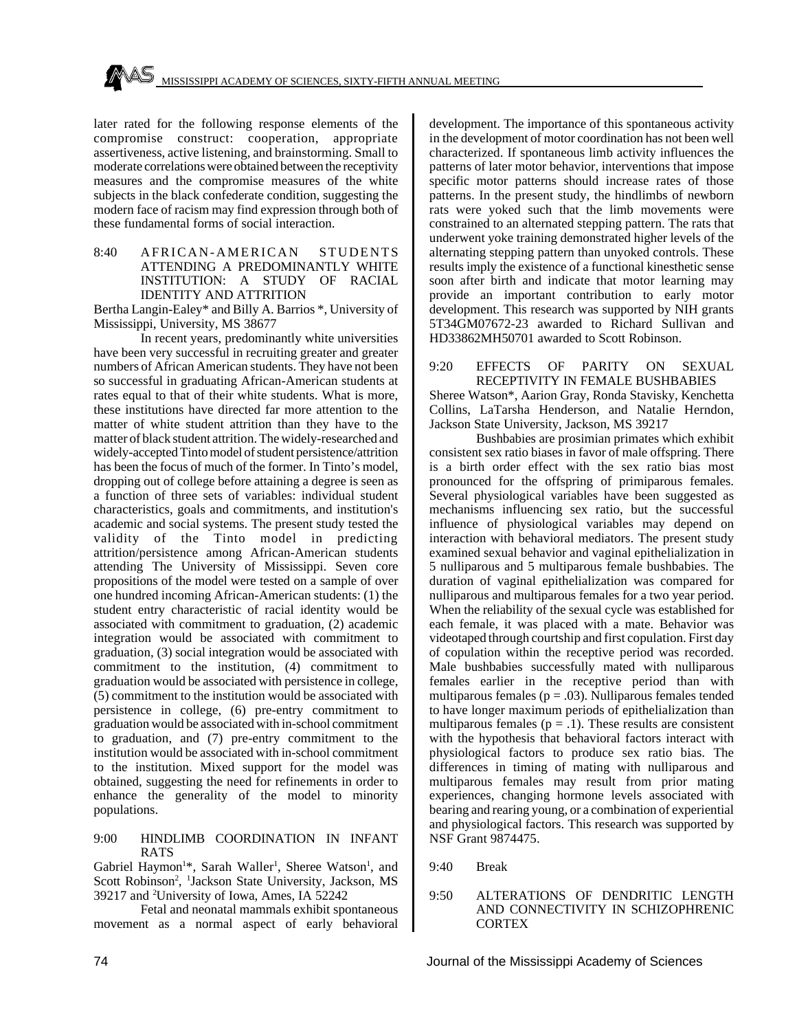later rated for the following response elements of the compromise construct: cooperation, appropriate assertiveness, active listening, and brainstorming. Small to moderate correlations were obtained between the receptivity measures and the compromise measures of the white subjects in the black confederate condition, suggesting the modern face of racism may find expression through both of these fundamental forms of social interaction.

### 8:40 AFRICAN-AMERICAN STUDENTS ATTENDING A PREDOMINANTLY WHITE INSTITUTION: A STUDY OF RACIAL IDENTITY AND ATTRITION

Bertha Langin-Ealey* and Billy A. Barrios *, University of Mississippi, University, MS 38677

In recent years, predominantly white universities have been very successful in recruiting greater and greater numbers of African American students. They have not been so successful in graduating African-American students at rates equal to that of their white students. What is more, these institutions have directed far more attention to the matter of white student attrition than they have to the matter of black student attrition. The widely-researched and widely-accepted Tinto model of student persistence/attrition has been the focus of much of the former. In Tinto's model, dropping out of college before attaining a degree is seen as a function of three sets of variables: individual student characteristics, goals and commitments, and institution's academic and social systems. The present study tested the validity of the Tinto model in predicting attrition/persistence among African-American students attending The University of Mississippi. Seven core propositions of the model were tested on a sample of over one hundred incoming African-American students: (1) the student entry characteristic of racial identity would be associated with commitment to graduation, (2) academic integration would be associated with commitment to graduation, (3) social integration would be associated with commitment to the institution, (4) commitment to graduation would be associated with persistence in college, (5) commitment to the institution would be associated with persistence in college, (6) pre-entry commitment to graduation would be associated with in-school commitment to graduation, and (7) pre-entry commitment to the institution would be associated with in-school commitment to the institution. Mixed support for the model was obtained, suggesting the need for refinements in order to enhance the generality of the model to minority populations.

### 9:00 HINDLIMB COORDINATION IN INFANT RATS

Gabriel Haymon[1]*, Sarah Waller[1], Sheree Watson[1], and Scott Robinson[2], [1]Jackson State University, Jackson, MS 39217 and [2]University of Iowa, Ames, IA 52242

Fetal and neonatal mammals exhibit spontaneous movement as a normal aspect of early behavioral development. The importance of this spontaneous activity in the development of motor coordination has not been well characterized. If spontaneous limb activity influences the patterns of later motor behavior, interventions that impose specific motor patterns should increase rates of those patterns. In the present study, the hindlimbs of newborn rats were yoked such that the limb movements were constrained to an alternated stepping pattern. The rats that underwent yoke training demonstrated higher levels of the alternating stepping pattern than unyoked controls. These results imply the existence of a functional kinesthetic sense soon after birth and indicate that motor learning may provide an important contribution to early motor development. This research was supported by NIH grants 5T34GM07672-23 awarded to Richard Sullivan and HD33862MH50701 awarded to Scott Robinson.

### 9:20 EFFECTS OF PARITY ON SEXUAL RECEPTIVITY IN FEMALE BUSHBABIES

Sheree Watson*, Aarion Gray, Ronda Stavisky, Kenchetta Collins, LaTarsha Henderson, and Natalie Herndon, Jackson State University, Jackson, MS 39217

Bushbabies are prosimian primates which exhibit consistent sex ratio biases in favor of male offspring. There is a birth order effect with the sex ratio bias most pronounced for the offspring of primiparous females. Several physiological variables have been suggested as mechanisms influencing sex ratio, but the successful influence of physiological variables may depend on interaction with behavioral mediators. The present study examined sexual behavior and vaginal epithelialization in 5 nulliparous and 5 multiparous female bushbabies. The duration of vaginal epithelialization was compared for nulliparous and multiparous females for a two year period. When the reliability of the sexual cycle was established for each female, it was placed with a mate. Behavior was videotaped through courtship and first copulation. First day of copulation within the receptive period was recorded. Male bushbabies successfully mated with nulliparous females earlier in the receptive period than with multiparous females ($p = .03$). Nulliparous females tended to have longer maximum periods of epithelialization than multiparous females ($p = .1$). These results are consistent with the hypothesis that behavioral factors interact with physiological factors to produce sex ratio bias. The differences in timing of mating with nulliparous and multiparous females may result from prior mating experiences, changing hormone levels associated with bearing and rearing young, or a combination of experiential and physiological factors. This research was supported by NSF Grant 9874475.

### 9:40 Break

### 9:50 ALTERATIONS OF DENDRITIC LENGTH AND CONNECTIVITY IN SCHIZOPHRENIC CORTEX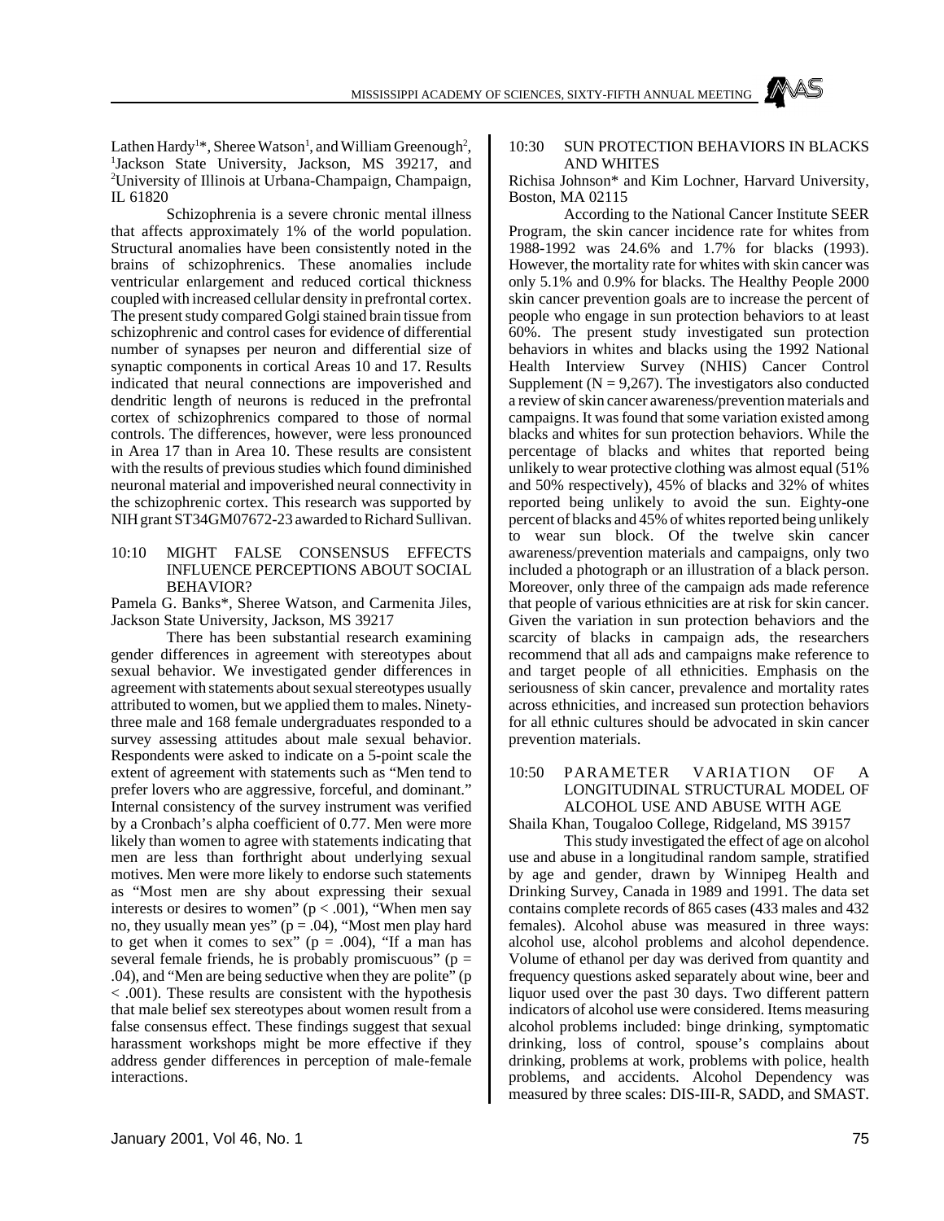Lathen Hardy[1]*, Sheree Watson[1], and William Greenough[2], [1]Jackson State University, Jackson, MS 39217, and [2]University of Illinois at Urbana-Champaign, Champaign, IL 61820

Schizophrenia is a severe chronic mental illness that affects approximately 1% of the world population. Structural anomalies have been consistently noted in the brains of schizophrenics. These anomalies include ventricular enlargement and reduced cortical thickness coupled with increased cellular density in prefrontal cortex. The present study compared Golgi stained brain tissue from schizophrenic and control cases for evidence of differential number of synapses per neuron and differential size of synaptic components in cortical Areas 10 and 17. Results indicated that neural connections are impoverished and dendritic length of neurons is reduced in the prefrontal cortex of schizophrenics compared to those of normal controls. The differences, however, were less pronounced in Area 17 than in Area 10. These results are consistent with the results of previous studies which found diminished neuronal material and impoverished neural connectivity in the schizophrenic cortex. This research was supported by NIH grant ST34GM07672-23 awarded to Richard Sullivan.

### 10:10 MIGHT FALSE CONSENSUS EFFECTS INFLUENCE PERCEPTIONS ABOUT SOCIAL BEHAVIOR?

Pamela G. Banks*, Sheree Watson, and Carmenita Jiles, Jackson State University, Jackson, MS 39217

There has been substantial research examining gender differences in agreement with stereotypes about sexual behavior. We investigated gender differences in agreement with statements about sexual stereotypes usually attributed to women, but we applied them to males. Ninety-three male and 168 female undergraduates responded to a survey assessing attitudes about male sexual behavior. Respondents were asked to indicate on a 5-point scale the extent of agreement with statements such as "Men tend to prefer lovers who are aggressive, forceful, and dominant." Internal consistency of the survey instrument was verified by a Cronbach's alpha coefficient of 0.77. Men were more likely than women to agree with statements indicating that men are less than forthright about underlying sexual motives. Men were more likely to endorse such statements as "Most men are shy about expressing their sexual interests or desires to women" ($p < .001$), "When men say no, they usually mean yes" ($p = .04$), "Most men play hard to get when it comes to sex" ($p = .004$), "If a man has several female friends, he is probably promiscuous" ($p = .04$), and "Men are being seductive when they are polite" ($p < .001$). These results are consistent with the hypothesis that male belief sex stereotypes about women result from a false consensus effect. These findings suggest that sexual harassment workshops might be more effective if they address gender differences in perception of male-female interactions.

### 10:30 SUN PROTECTION BEHAVIORS IN BLACKS AND WHITES

Richisa Johnson* and Kim Lochner, Harvard University, Boston, MA 02115

According to the National Cancer Institute SEER Program, the skin cancer incidence rate for whites from 1988-1992 was 24.6% and 1.7% for blacks (1993). However, the mortality rate for whites with skin cancer was only 5.1% and 0.9% for blacks. The Healthy People 2000 skin cancer prevention goals are to increase the percent of people who engage in sun protection behaviors to at least 60%. The present study investigated sun protection behaviors in whites and blacks using the 1992 National Health Interview Survey (NHIS) Cancer Control Supplement ($N = 9{,}267$). The investigators also conducted a review of skin cancer awareness/prevention materials and campaigns. It was found that some variation existed among blacks and whites for sun protection behaviors. While the percentage of blacks and whites that reported being unlikely to wear protective clothing was almost equal (51% and 50% respectively), 45% of blacks and 32% of whites reported being unlikely to avoid the sun. Eighty-one percent of blacks and 45% of whites reported being unlikely to wear sun block. Of the twelve skin cancer awareness/prevention materials and campaigns, only two included a photograph or an illustration of a black person. Moreover, only three of the campaign ads made reference that people of various ethnicities are at risk for skin cancer. Given the variation in sun protection behaviors and the scarcity of blacks in campaign ads, the researchers recommend that all ads and campaigns make reference to and target people of all ethnicities. Emphasis on the seriousness of skin cancer, prevalence and mortality rates across ethnicities, and increased sun protection behaviors for all ethnic cultures should be advocated in skin cancer prevention materials.

### 10:50 PARAMETER VARIATION OF A LONGITUDINAL STRUCTURAL MODEL OF ALCOHOL USE AND ABUSE WITH AGE

Shaila Khan, Tougaloo College, Ridgeland, MS 39157

This study investigated the effect of age on alcohol use and abuse in a longitudinal random sample, stratified by age and gender, drawn by Winnipeg Health and Drinking Survey, Canada in 1989 and 1991. The data set contains complete records of 865 cases (433 males and 432 females). Alcohol abuse was measured in three ways: alcohol use, alcohol problems and alcohol dependence. Volume of ethanol per day was derived from quantity and frequency questions asked separately about wine, beer and liquor used over the past 30 days. Two different pattern indicators of alcohol use were considered. Items measuring alcohol problems included: binge drinking, symptomatic drinking, loss of control, spouse's complains about drinking, problems at work, problems with police, health problems, and accidents. Alcohol Dependency was measured by three scales: DIS-III-R, SADD, and SMAST.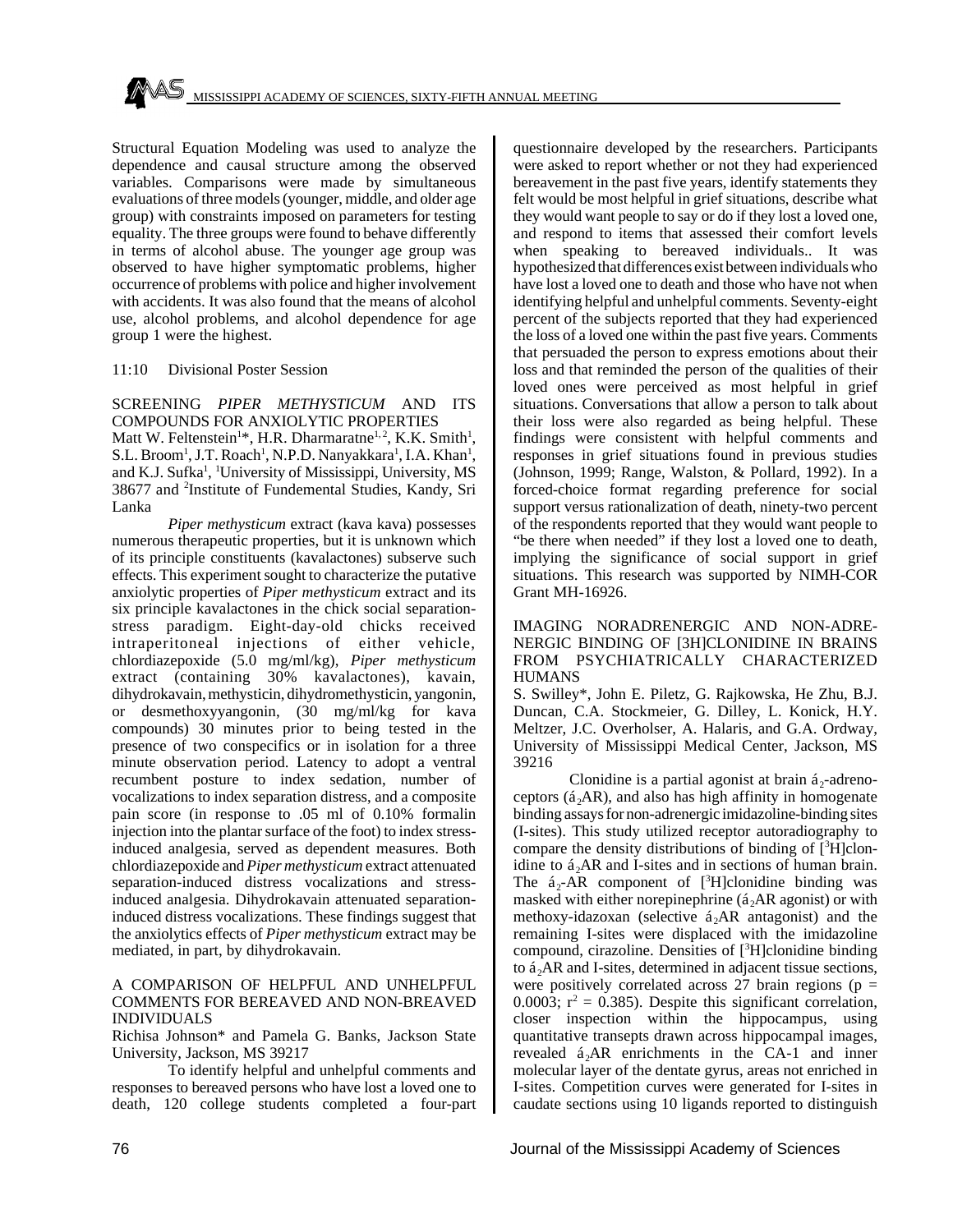Structural Equation Modeling was used to analyze the dependence and causal structure among the observed variables. Comparisons were made by simultaneous evaluations of three models (younger, middle, and older age group) with constraints imposed on parameters for testing equality. The three groups were found to behave differently in terms of alcohol abuse. The younger age group was observed to have higher symptomatic problems, higher occurrence of problems with police and higher involvement with accidents. It was also found that the means of alcohol use, alcohol problems, and alcohol dependence for age group 1 were the highest.

11:10 Divisional Poster Session

### SCREENING *PIPER METHYSTICUM* AND ITS COMPOUNDS FOR ANXIOLYTIC PROPERTIES

Matt W. Feltenstein[1]*, H.R. Dharmaratne[1,2], K.K. Smith[1], S.L. Broom[1], J.T. Roach[1], N.P.D. Nanyakkara[1], I.A. Khan[1], and K.J. Sufka[1], [1]University of Mississippi, University, MS 38677 and [2]Institute of Fundemental Studies, Kandy, Sri Lanka

*Piper methysticum* extract (kava kava) possesses numerous therapeutic properties, but it is unknown which of its principle constituents (kavalactones) subserve such effects. This experiment sought to characterize the putative anxiolytic properties of *Piper methysticum* extract and its six principle kavalactones in the chick social separation-stress paradigm. Eight-day-old chicks received intraperitoneal injections of either vehicle, chlordiazepoxide (5.0 mg/ml/kg), *Piper methysticum* extract (containing 30% kavalactones), kavain, dihydrokavain, methysticin, dihydromethysticin, yangonin, or desmethoxyyangonin, (30 mg/ml/kg for kava compounds) 30 minutes prior to being tested in the presence of two conspecifics or in isolation for a three minute observation period. Latency to adopt a ventral recumbent posture to index sedation, number of vocalizations to index separation distress, and a composite pain score (in response to .05 ml of 0.10% formalin injection into the plantar surface of the foot) to index stress-induced analgesia, served as dependent measures. Both chlordiazepoxide and *Piper methysticum* extract attenuated separation-induced distress vocalizations and stress-induced analgesia. Dihydrokavain attenuated separation-induced distress vocalizations. These findings suggest that the anxiolytics effects of *Piper methysticum* extract may be mediated, in part, by dihydrokavain.

### A COMPARISON OF HELPFUL AND UNHELPFUL COMMENTS FOR BEREAVED AND NON-BREAVED INDIVIDUALS

Richisa Johnson* and Pamela G. Banks, Jackson State University, Jackson, MS 39217

To identify helpful and unhelpful comments and responses to bereaved persons who have lost a loved one to death, 120 college students completed a four-part questionnaire developed by the researchers. Participants were asked to report whether or not they had experienced bereavement in the past five years, identify statements they felt would be most helpful in grief situations, describe what they would want people to say or do if they lost a loved one, and respond to items that assessed their comfort levels when speaking to bereaved individuals.. It was hypothesized that differences exist between individuals who have lost a loved one to death and those who have not when identifying helpful and unhelpful comments. Seventy-eight percent of the subjects reported that they had experienced the loss of a loved one within the past five years. Comments that persuaded the person to express emotions about their loss and that reminded the person of the qualities of their loved ones were perceived as most helpful in grief situations. Conversations that allow a person to talk about their loss were also regarded as being helpful. These findings were consistent with helpful comments and responses in grief situations found in previous studies (Johnson, 1999; Range, Walston, & Pollard, 1992). In a forced-choice format regarding preference for social support versus rationalization of death, ninety-two percent of the respondents reported that they would want people to "be there when needed" if they lost a loved one to death, implying the significance of social support in grief situations. This research was supported by NIMH-COR Grant MH-16926.

### IMAGING NORADRENERGIC AND NON-ADRENERGIC BINDING OF [3H]CLONIDINE IN BRAINS FROM PSYCHIATRICALLY CHARACTERIZED HUMANS

S. Swilley*, John E. Piletz, G. Rajkowska, He Zhu, B.J. Duncan, C.A. Stockmeier, G. Dilley, L. Konick, H.Y. Meltzer, J.C. Overholser, A. Halaris, and G.A. Ordway, University of Mississippi Medical Center, Jackson, MS 39216

Clonidine is a partial agonist at brain $\alpha_2$-adrenoceptors ($\alpha_2$AR), and also has high affinity in homogenate binding assays for non-adrenergic imidazoline-binding sites (I-sites). This study utilized receptor autoradiography to compare the density distributions of binding of [$^3$H]clonidine to $\alpha_2$AR and I-sites and in sections of human brain. The $\alpha_2$-AR component of [$^3$H]clonidine binding was masked with either norepinephrine ($\alpha_2$AR agonist) or with methoxy-idazoxan (selective $\alpha_2$AR antagonist) and the remaining I-sites were displaced with the imidazoline compound, cirazoline. Densities of [$^3$H]clonidine binding to $\alpha_2$AR and I-sites, determined in adjacent tissue sections, were positively correlated across 27 brain regions ($p = 0.0003$; $r^2 = 0.385$). Despite this significant correlation, closer inspection within the hippocampus, using quantitative transepts drawn across hippocampal images, revealed $\alpha_2$AR enrichments in the CA-1 and inner molecular layer of the dentate gyrus, areas not enriched in I-sites. Competition curves were generated for I-sites in caudate sections using 10 ligands reported to distinguish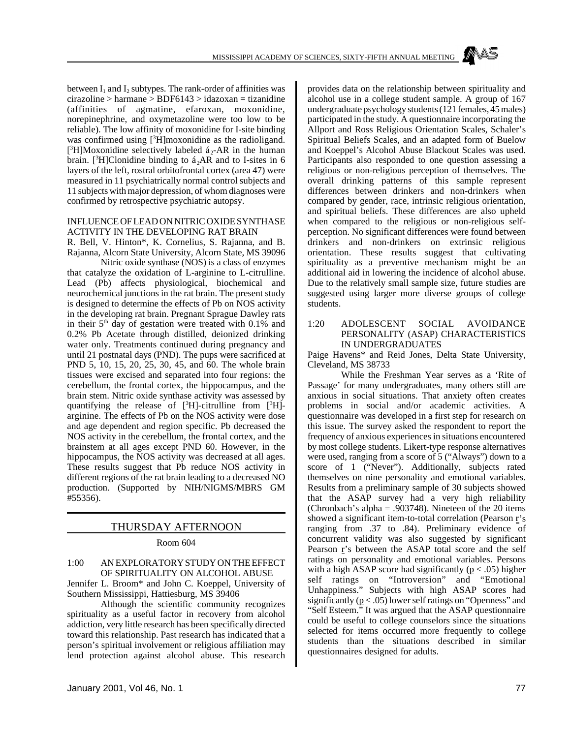between $I_1$ and $I_2$ subtypes. The rank-order of affinities was cirazoline > harmane > BDF6143 > idazoxan = tizanidine (affinities of agmatine, efaroxan, moxonidine, norepinephrine, and oxymetazoline were too low to be reliable). The low affinity of moxonidine for I-site binding was confirmed using [$^3$H]moxonidine as the radioligand. [$^3$H]Moxonidine selectively labeled á$_2$-AR in the human brain. [$^3$H]Clonidine binding to á$_2$AR and to I-sites in 6 layers of the left, rostral orbitofrontal cortex (area 47) were measured in 11 psychiatrically normal control subjects and 11 subjects with major depression, of whom diagnoses were confirmed by retrospective psychiatric autopsy.

INFLUENCE OF LEAD ON NITRIC OXIDE SYNTHASE ACTIVITY IN THE DEVELOPING RAT BRAIN

R. Bell, V. Hinton*, K. Cornelius, S. Rajanna, and B. Rajanna, Alcorn State University, Alcorn State, MS 39096

Nitric oxide synthase (NOS) is a class of enzymes that catalyze the oxidation of L-arginine to L-citrulline. Lead (Pb) affects physiological, biochemical and neurochemical junctions in the rat brain. The present study is designed to determine the effects of Pb on NOS activity in the developing rat brain. Pregnant Sprague Dawley rats in their 5$^{th}$ day of gestation were treated with 0.1% and 0.2% Pb Acetate through distilled, deionized drinking water only. Treatments continued during pregnancy and until 21 postnatal days (PND). The pups were sacrificed at PND 5, 10, 15, 20, 25, 30, 45, and 60. The whole brain tissues were excised and separated into four regions: the cerebellum, the frontal cortex, the hippocampus, and the brain stem. Nitric oxide synthase activity was assessed by quantifying the release of [$^3$H]-citrulline from [$^3$H]-arginine. The effects of Pb on the NOS activity were dose and age dependent and region specific. Pb decreased the NOS activity in the cerebellum, the frontal cortex, and the brainstem at all ages except PND 60. However, in the hippocampus, the NOS activity was decreased at all ages. These results suggest that Pb reduce NOS activity in different regions of the rat brain leading to a decreased NO production. (Supported by NIH/NIGMS/MBRS GM #55356).

## THURSDAY AFTERNOON

Room 604

1:00 AN EXPLORATORY STUDY ON THE EFFECT OF SPIRITUALITY ON ALCOHOL ABUSE

Jennifer L. Broom* and John C. Koeppel, University of Southern Mississippi, Hattiesburg, MS 39406

Although the scientific community recognizes spirituality as a useful factor in recovery from alcohol addiction, very little research has been specifically directed toward this relationship. Past research has indicated that a person's spiritual involvement or religious affiliation may lend protection against alcohol abuse. This research provides data on the relationship between spirituality and alcohol use in a college student sample. A group of 167 undergraduate psychology students (121 females, 45 males) participated in the study. A questionnaire incorporating the Allport and Ross Religious Orientation Scales, Schaler's Spiritual Beliefs Scales, and an adapted form of Buelow and Koeppel's Alcohol Abuse Blackout Scales was used. Participants also responded to one question assessing a religious or non-religious perception of themselves. The overall drinking patterns of this sample represent differences between drinkers and non-drinkers when compared by gender, race, intrinsic religious orientation, and spiritual beliefs. These differences are also upheld when compared to the religious or non-religious self-perception. No significant differences were found between drinkers and non-drinkers on extrinsic religious orientation. These results suggest that cultivating spirituality as a preventive mechanism might be an additional aid in lowering the incidence of alcohol abuse. Due to the relatively small sample size, future studies are suggested using larger more diverse groups of college students.

1:20 ADOLESCENT SOCIAL AVOIDANCE PERSONALITY (ASAP) CHARACTERISTICS IN UNDERGRADUATES

Paige Havens* and Reid Jones, Delta State University, Cleveland, MS 38733

While the Freshman Year serves as a 'Rite of Passage' for many undergraduates, many others still are anxious in social situations. That anxiety often creates problems in social and/or academic activities. A questionnaire was developed in a first step for research on this issue. The survey asked the respondent to report the frequency of anxious experiences in situations encountered by most college students. Likert-type response alternatives were used, ranging from a score of 5 ("Always") down to a score of 1 ("Never"). Additionally, subjects rated themselves on nine personality and emotional variables. Results from a preliminary sample of 30 subjects showed that the ASAP survey had a very high reliability (Chronbach's alpha = .903748). Nineteen of the 20 items showed a significant item-to-total correlation (Pearson $\underline{r}$'s ranging from .37 to .84). Preliminary evidence of concurrent validity was also suggested by significant Pearson $\underline{r}$'s between the ASAP total score and the self ratings on personality and emotional variables. Persons with a high ASAP score had significantly ($\underline{p} < .05$) higher self ratings on "Introversion" and "Emotional Unhappiness." Subjects with high ASAP scores had significantly ($\underline{p} < .05$) lower self ratings on "Openness" and "Self Esteem." It was argued that the ASAP questionnaire could be useful to college counselors since the situations selected for items occurred more frequently to college students than the situations described in similar questionnaires designed for adults.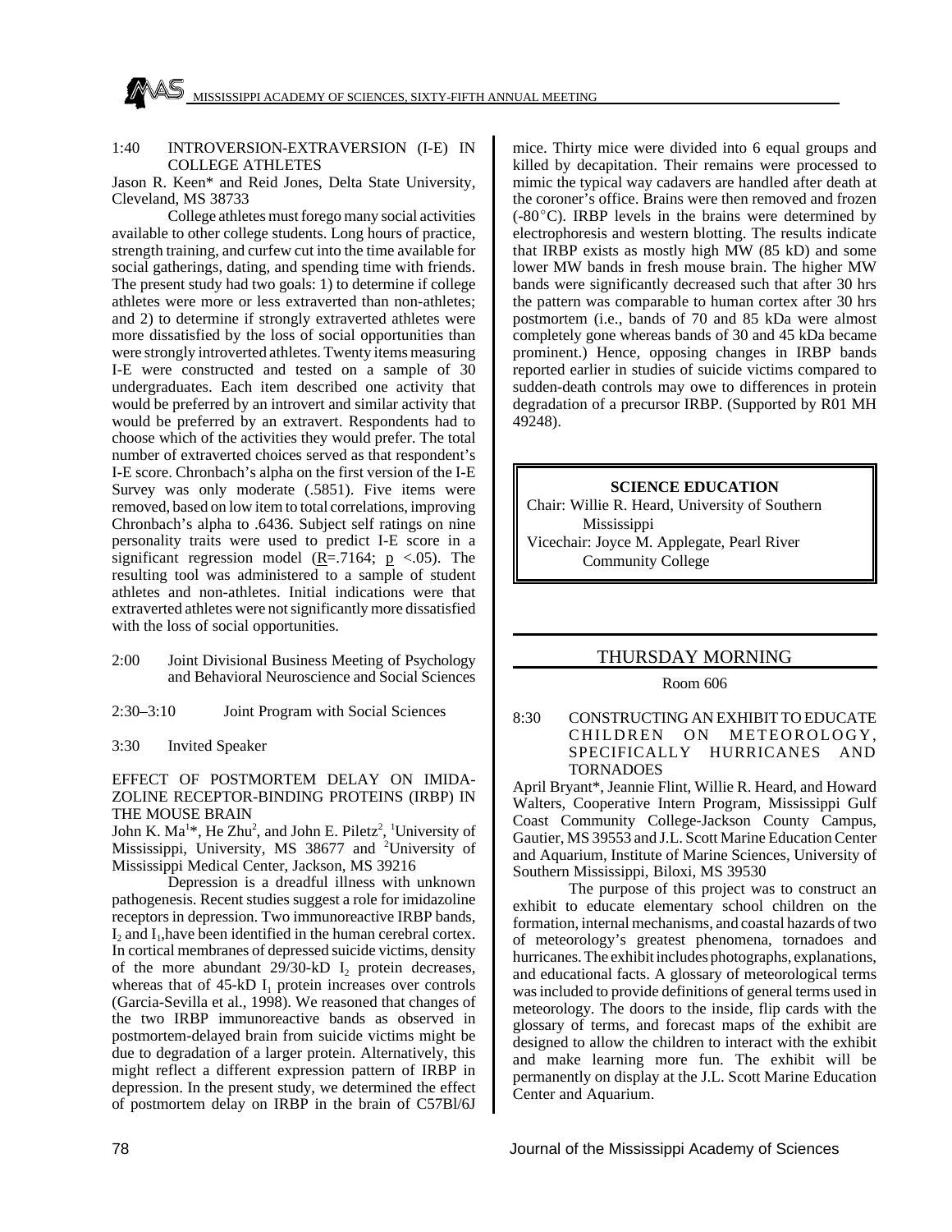1:40 INTROVERSION-EXTRAVERSION (I-E) IN COLLEGE ATHLETES

Jason R. Keen* and Reid Jones, Delta State University, Cleveland, MS 38733

College athletes must forego many social activities available to other college students. Long hours of practice, strength training, and curfew cut into the time available for social gatherings, dating, and spending time with friends. The present study had two goals: 1) to determine if college athletes were more or less extraverted than non-athletes; and 2) to determine if strongly extraverted athletes were more dissatisfied by the loss of social opportunities than were strongly introverted athletes. Twenty items measuring I-E were constructed and tested on a sample of 30 undergraduates. Each item described one activity that would be preferred by an introvert and similar activity that would be preferred by an extravert. Respondents had to choose which of the activities they would prefer. The total number of extraverted choices served as that respondent's I-E score. Chronbach's alpha on the first version of the I-E Survey was only moderate (.5851). Five items were removed, based on low item to total correlations, improving Chronbach's alpha to .6436. Subject self ratings on nine personality traits were used to predict I-E score in a significant regression model ($\underline{R}$=.7164; $\underline{p}$ <.05). The resulting tool was administered to a sample of student athletes and non-athletes. Initial indications were that extraverted athletes were not significantly more dissatisfied with the loss of social opportunities.

2:00 Joint Divisional Business Meeting of Psychology and Behavioral Neuroscience and Social Sciences

2:30–3:10 Joint Program with Social Sciences

3:30 Invited Speaker

EFFECT OF POSTMORTEM DELAY ON IMIDAZOLINE RECEPTOR-BINDING PROTEINS (IRBP) IN THE MOUSE BRAIN

John K. Ma[1]*, He Zhu[2], and John E. Piletz[2], [1]University of Mississippi, University, MS 38677 and [2]University of Mississippi Medical Center, Jackson, MS 39216

Depression is a dreadful illness with unknown pathogenesis. Recent studies suggest a role for imidazoline receptors in depression. Two immunoreactive IRBP bands, $I_2$ and $I_1$, have been identified in the human cerebral cortex. In cortical membranes of depressed suicide victims, density of the more abundant 29/30-kD $I_2$ protein decreases, whereas that of 45-kD $I_1$ protein increases over controls (Garcia-Sevilla et al., 1998). We reasoned that changes of the two IRBP immunoreactive bands as observed in postmortem-delayed brain from suicide victims might be due to degradation of a larger protein. Alternatively, this might reflect a different expression pattern of IRBP in depression. In the present study, we determined the effect of postmortem delay on IRBP in the brain of C57Bl/6J mice. Thirty mice were divided into 6 equal groups and killed by decapitation. Their remains were processed to mimic the typical way cadavers are handled after death at the coroner's office. Brains were then removed and frozen (-80°C). IRBP levels in the brains were determined by electrophoresis and western blotting. The results indicate that IRBP exists as mostly high MW (85 kD) and some lower MW bands in fresh mouse brain. The higher MW bands were significantly decreased such that after 30 hrs the pattern was comparable to human cortex after 30 hrs postmortem (i.e., bands of 70 and 85 kDa were almost completely gone whereas bands of 30 and 45 kDa became prominent.) Hence, opposing changes in IRBP bands reported earlier in studies of suicide victims compared to sudden-death controls may owe to differences in protein degradation of a precursor IRBP. (Supported by R01 MH 49248).

## SCIENCE EDUCATION

Chair: Willie R. Heard, University of Southern Mississippi

Vicechair: Joyce M. Applegate, Pearl River Community College

## THURSDAY MORNING

Room 606

8:30 CONSTRUCTING AN EXHIBIT TO EDUCATE CHILDREN ON METEOROLOGY, SPECIFICALLY HURRICANES AND TORNADOES

April Bryant*, Jeannie Flint, Willie R. Heard, and Howard Walters, Cooperative Intern Program, Mississippi Gulf Coast Community College-Jackson County Campus, Gautier, MS 39553 and J.L. Scott Marine Education Center and Aquarium, Institute of Marine Sciences, University of Southern Mississippi, Biloxi, MS 39530

The purpose of this project was to construct an exhibit to educate elementary school children on the formation, internal mechanisms, and coastal hazards of two of meteorology's greatest phenomena, tornadoes and hurricanes. The exhibit includes photographs, explanations, and educational facts. A glossary of meteorological terms was included to provide definitions of general terms used in meteorology. The doors to the inside, flip cards with the glossary of terms, and forecast maps of the exhibit are designed to allow the children to interact with the exhibit and make learning more fun. The exhibit will be permanently on display at the J.L. Scott Marine Education Center and Aquarium.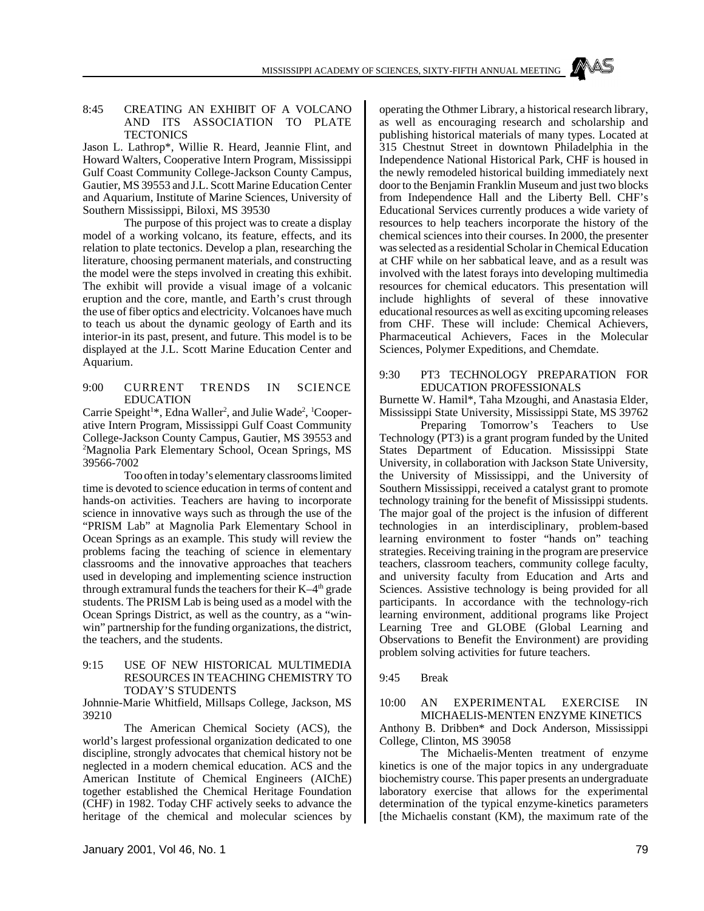8:45 CREATING AN EXHIBIT OF A VOLCANO AND ITS ASSOCIATION TO PLATE TECTONICS

Jason L. Lathrop*, Willie R. Heard, Jeannie Flint, and Howard Walters, Cooperative Intern Program, Mississippi Gulf Coast Community College-Jackson County Campus, Gautier, MS 39553 and J.L. Scott Marine Education Center and Aquarium, Institute of Marine Sciences, University of Southern Mississippi, Biloxi, MS 39530

The purpose of this project was to create a display model of a working volcano, its feature, effects, and its relation to plate tectonics. Develop a plan, researching the literature, choosing permanent materials, and constructing the model were the steps involved in creating this exhibit. The exhibit will provide a visual image of a volcanic eruption and the core, mantle, and Earth's crust through the use of fiber optics and electricity. Volcanoes have much to teach us about the dynamic geology of Earth and its interior-in its past, present, and future. This model is to be displayed at the J.L. Scott Marine Education Center and Aquarium.

9:00 CURRENT TRENDS IN SCIENCE EDUCATION

Carrie Speight[1]*, Edna Waller[2], and Julie Wade[2], [1]Cooperative Intern Program, Mississippi Gulf Coast Community College-Jackson County Campus, Gautier, MS 39553 and [2]Magnolia Park Elementary School, Ocean Springs, MS 39566-7002

Too often in today's elementary classrooms limited time is devoted to science education in terms of content and hands-on activities. Teachers are having to incorporate science in innovative ways such as through the use of the "PRISM Lab" at Magnolia Park Elementary School in Ocean Springs as an example. This study will review the problems facing the teaching of science in elementary classrooms and the innovative approaches that teachers used in developing and implementing science instruction through extramural funds the teachers for their K–4th grade students. The PRISM Lab is being used as a model with the Ocean Springs District, as well as the country, as a "win-win" partnership for the funding organizations, the district, the teachers, and the students.

9:15 USE OF NEW HISTORICAL MULTIMEDIA RESOURCES IN TEACHING CHEMISTRY TO TODAY'S STUDENTS

Johnnie-Marie Whitfield, Millsaps College, Jackson, MS 39210

The American Chemical Society (ACS), the world's largest professional organization dedicated to one discipline, strongly advocates that chemical history not be neglected in a modern chemical education. ACS and the American Institute of Chemical Engineers (AIChE) together established the Chemical Heritage Foundation (CHF) in 1982. Today CHF actively seeks to advance the heritage of the chemical and molecular sciences by operating the Othmer Library, a historical research library, as well as encouraging research and scholarship and publishing historical materials of many types. Located at 315 Chestnut Street in downtown Philadelphia in the Independence National Historical Park, CHF is housed in the newly remodeled historical building immediately next door to the Benjamin Franklin Museum and just two blocks from Independence Hall and the Liberty Bell. CHF's Educational Services currently produces a wide variety of resources to help teachers incorporate the history of the chemical sciences into their courses. In 2000, the presenter was selected as a residential Scholar in Chemical Education at CHF while on her sabbatical leave, and as a result was involved with the latest forays into developing multimedia resources for chemical educators. This presentation will include highlights of several of these innovative educational resources as well as exciting upcoming releases from CHF. These will include: Chemical Achievers, Pharmaceutical Achievers, Faces in the Molecular Sciences, Polymer Expeditions, and Chemdate.

9:30 PT3 TECHNOLOGY PREPARATION FOR EDUCATION PROFESSIONALS

Burnette W. Hamil*, Taha Mzoughi, and Anastasia Elder, Mississippi State University, Mississippi State, MS 39762

Preparing Tomorrow's Teachers to Use Technology (PT3) is a grant program funded by the United States Department of Education. Mississippi State University, in collaboration with Jackson State University, the University of Mississippi, and the University of Southern Mississippi, received a catalyst grant to promote technology training for the benefit of Mississippi students. The major goal of the project is the infusion of different technologies in an interdisciplinary, problem-based learning environment to foster "hands on" teaching strategies. Receiving training in the program are preservice teachers, classroom teachers, community college faculty, and university faculty from Education and Arts and Sciences. Assistive technology is being provided for all participants. In accordance with the technology-rich learning environment, additional programs like Project Learning Tree and GLOBE (Global Learning and Observations to Benefit the Environment) are providing problem solving activities for future teachers.

9:45 Break

10:00 AN EXPERIMENTAL EXERCISE IN MICHAELIS-MENTEN ENZYME KINETICS

Anthony B. Dribben* and Dock Anderson, Mississippi College, Clinton, MS 39058

The Michaelis-Menten treatment of enzyme kinetics is one of the major topics in any undergraduate biochemistry course. This paper presents an undergraduate laboratory exercise that allows for the experimental determination of the typical enzyme-kinetics parameters [the Michaelis constant (KM), the maximum rate of the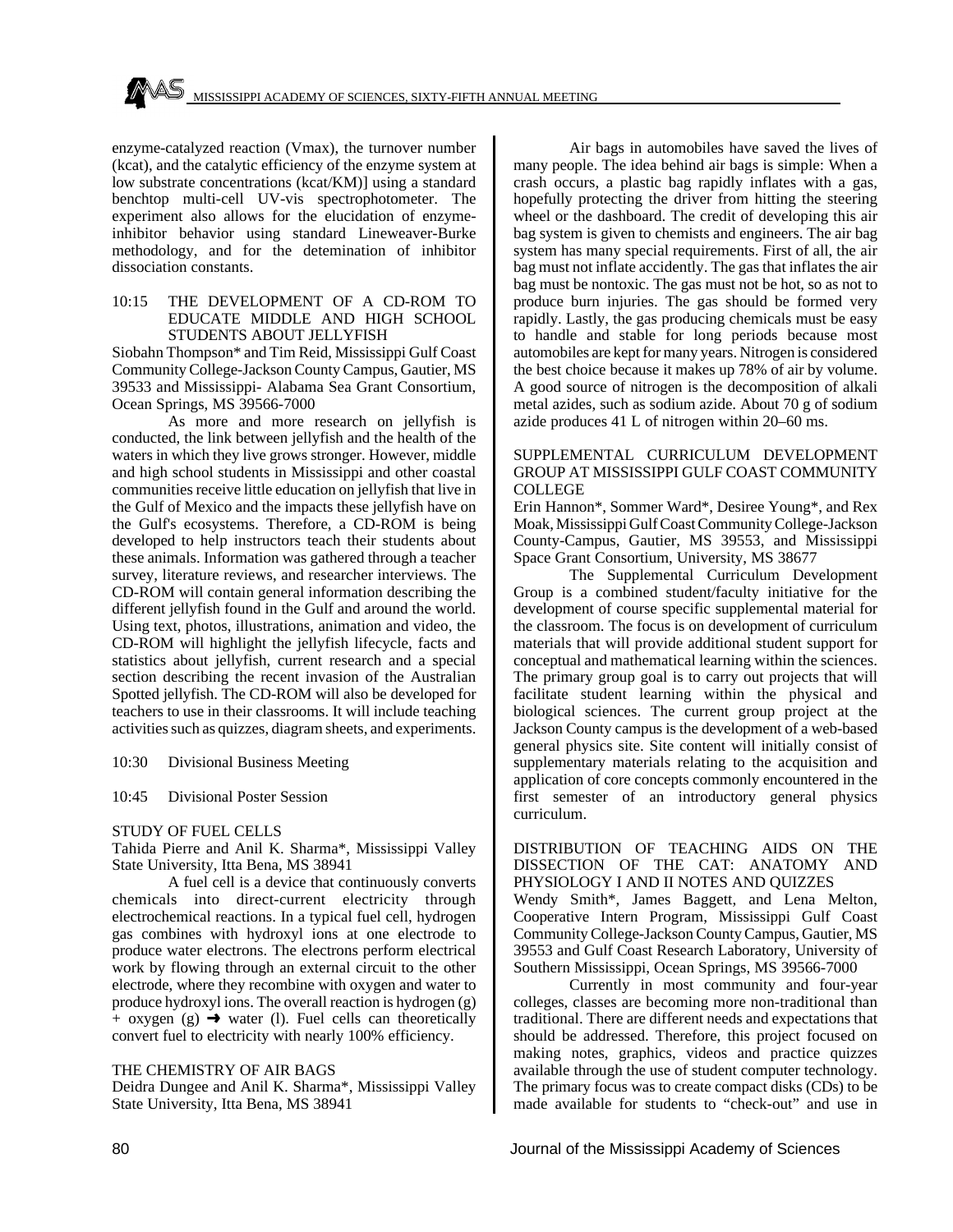enzyme-catalyzed reaction (Vmax), the turnover number (kcat), and the catalytic efficiency of the enzyme system at low substrate concentrations (kcat/KM)] using a standard benchtop multi-cell UV-vis spectrophotometer. The experiment also allows for the elucidation of enzyme-inhibitor behavior using standard Lineweaver-Burke methodology, and for the detemination of inhibitor dissociation constants.

10:15 THE DEVELOPMENT OF A CD-ROM TO EDUCATE MIDDLE AND HIGH SCHOOL STUDENTS ABOUT JELLYFISH

Siobahn Thompson* and Tim Reid, Mississippi Gulf Coast Community College-Jackson County Campus, Gautier, MS 39533 and Mississippi- Alabama Sea Grant Consortium, Ocean Springs, MS 39566-7000

As more and more research on jellyfish is conducted, the link between jellyfish and the health of the waters in which they live grows stronger. However, middle and high school students in Mississippi and other coastal communities receive little education on jellyfish that live in the Gulf of Mexico and the impacts these jellyfish have on the Gulf's ecosystems. Therefore, a CD-ROM is being developed to help instructors teach their students about these animals. Information was gathered through a teacher survey, literature reviews, and researcher interviews. The CD-ROM will contain general information describing the different jellyfish found in the Gulf and around the world. Using text, photos, illustrations, animation and video, the CD-ROM will highlight the jellyfish lifecycle, facts and statistics about jellyfish, current research and a special section describing the recent invasion of the Australian Spotted jellyfish. The CD-ROM will also be developed for teachers to use in their classrooms. It will include teaching activities such as quizzes, diagram sheets, and experiments.

10:30 Divisional Business Meeting

10:45 Divisional Poster Session

STUDY OF FUEL CELLS

Tahida Pierre and Anil K. Sharma*, Mississippi Valley State University, Itta Bena, MS 38941

A fuel cell is a device that continuously converts chemicals into direct-current electricity through electrochemical reactions. In a typical fuel cell, hydrogen gas combines with hydroxyl ions at one electrode to produce water electrons. The electrons perform electrical work by flowing through an external circuit to the other electrode, where they recombine with oxygen and water to produce hydroxyl ions. The overall reaction is hydrogen (g) + oxygen (g) $\rightarrow$ water (l). Fuel cells can theoretically convert fuel to electricity with nearly 100% efficiency.

THE CHEMISTRY OF AIR BAGS

Deidra Dungee and Anil K. Sharma*, Mississippi Valley State University, Itta Bena, MS 38941

Air bags in automobiles have saved the lives of many people. The idea behind air bags is simple: When a crash occurs, a plastic bag rapidly inflates with a gas, hopefully protecting the driver from hitting the steering wheel or the dashboard. The credit of developing this air bag system is given to chemists and engineers. The air bag system has many special requirements. First of all, the air bag must not inflate accidently. The gas that inflates the air bag must be nontoxic. The gas must not be hot, so as not to produce burn injuries. The gas should be formed very rapidly. Lastly, the gas producing chemicals must be easy to handle and stable for long periods because most automobiles are kept for many years. Nitrogen is considered the best choice because it makes up 78% of air by volume. A good source of nitrogen is the decomposition of alkali metal azides, such as sodium azide. About 70 g of sodium azide produces 41 L of nitrogen within 20–60 ms.

SUPPLEMENTAL CURRICULUM DEVELOPMENT GROUP AT MISSISSIPPI GULF COAST COMMUNITY COLLEGE

Erin Hannon*, Sommer Ward*, Desiree Young*, and Rex Moak, Mississippi Gulf Coast Community College-Jackson County-Campus, Gautier, MS 39553, and Mississippi Space Grant Consortium, University, MS 38677

The Supplemental Curriculum Development Group is a combined student/faculty initiative for the development of course specific supplemental material for the classroom. The focus is on development of curriculum materials that will provide additional student support for conceptual and mathematical learning within the sciences. The primary group goal is to carry out projects that will facilitate student learning within the physical and biological sciences. The current group project at the Jackson County campus is the development of a web-based general physics site. Site content will initially consist of supplementary materials relating to the acquisition and application of core concepts commonly encountered in the first semester of an introductory general physics curriculum.

DISTRIBUTION OF TEACHING AIDS ON THE DISSECTION OF THE CAT: ANATOMY AND PHYSIOLOGY I AND II NOTES AND QUIZZES

Wendy Smith*, James Baggett, and Lena Melton, Cooperative Intern Program, Mississippi Gulf Coast Community College-Jackson County Campus, Gautier, MS 39553 and Gulf Coast Research Laboratory, University of Southern Mississippi, Ocean Springs, MS 39566-7000

Currently in most community and four-year colleges, classes are becoming more non-traditional than traditional. There are different needs and expectations that should be addressed. Therefore, this project focused on making notes, graphics, videos and practice quizzes available through the use of student computer technology. The primary focus was to create compact disks (CDs) to be made available for students to "check-out" and use in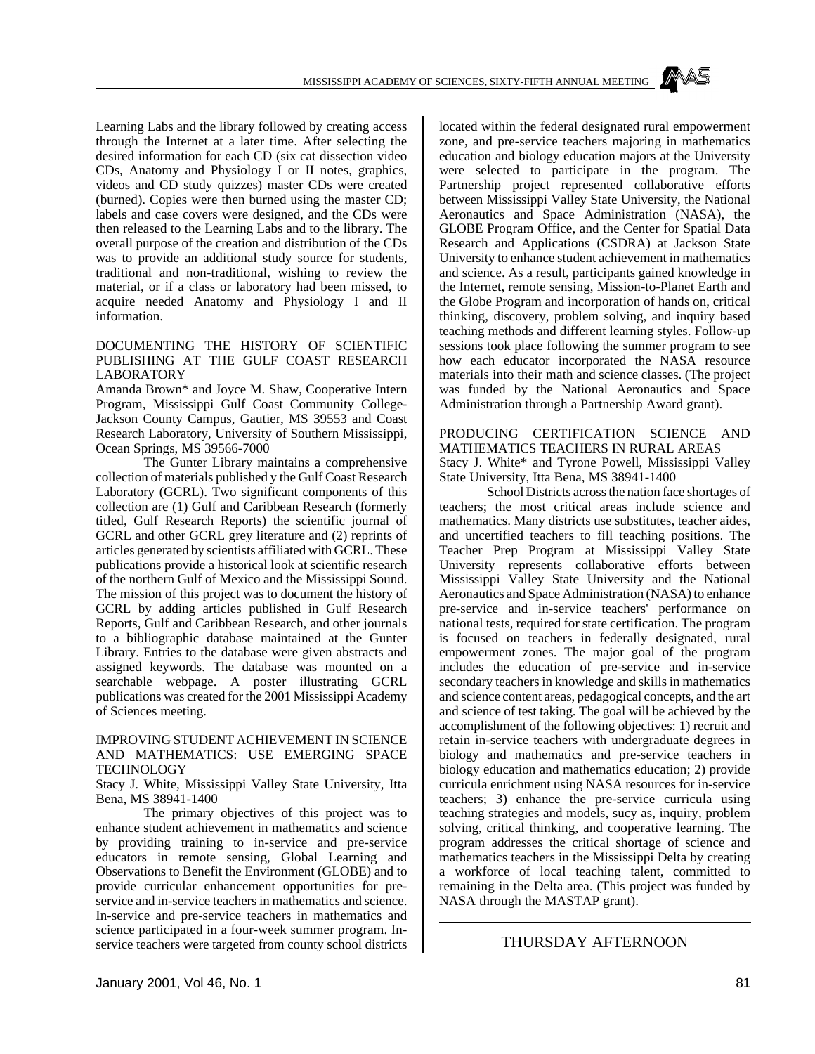Learning Labs and the library followed by creating access through the Internet at a later time. After selecting the desired information for each CD (six cat dissection video CDs, Anatomy and Physiology I or II notes, graphics, videos and CD study quizzes) master CDs were created (burned). Copies were then burned using the master CD; labels and case covers were designed, and the CDs were then released to the Learning Labs and to the library. The overall purpose of the creation and distribution of the CDs was to provide an additional study source for students, traditional and non-traditional, wishing to review the material, or if a class or laboratory had been missed, to acquire needed Anatomy and Physiology I and II information.

DOCUMENTING THE HISTORY OF SCIENTIFIC PUBLISHING AT THE GULF COAST RESEARCH LABORATORY

Amanda Brown* and Joyce M. Shaw, Cooperative Intern Program, Mississippi Gulf Coast Community College-Jackson County Campus, Gautier, MS 39553 and Coast Research Laboratory, University of Southern Mississippi, Ocean Springs, MS 39566-7000

The Gunter Library maintains a comprehensive collection of materials published y the Gulf Coast Research Laboratory (GCRL). Two significant components of this collection are (1) Gulf and Caribbean Research (formerly titled, Gulf Research Reports) the scientific journal of GCRL and other GCRL grey literature and (2) reprints of articles generated by scientists affiliated with GCRL. These publications provide a historical look at scientific research of the northern Gulf of Mexico and the Mississippi Sound. The mission of this project was to document the history of GCRL by adding articles published in Gulf Research Reports, Gulf and Caribbean Research, and other journals to a bibliographic database maintained at the Gunter Library. Entries to the database were given abstracts and assigned keywords. The database was mounted on a searchable webpage. A poster illustrating GCRL publications was created for the 2001 Mississippi Academy of Sciences meeting.

IMPROVING STUDENT ACHIEVEMENT IN SCIENCE AND MATHEMATICS: USE EMERGING SPACE TECHNOLOGY

Stacy J. White, Mississippi Valley State University, Itta Bena, MS 38941-1400

The primary objectives of this project was to enhance student achievement in mathematics and science by providing training to in-service and pre-service educators in remote sensing, Global Learning and Observations to Benefit the Environment (GLOBE) and to provide curricular enhancement opportunities for pre-service and in-service teachers in mathematics and science. In-service and pre-service teachers in mathematics and science participated in a four-week summer program. In-service teachers were targeted from county school districts located within the federal designated rural empowerment zone, and pre-service teachers majoring in mathematics education and biology education majors at the University were selected to participate in the program. The Partnership project represented collaborative efforts between Mississippi Valley State University, the National Aeronautics and Space Administration (NASA), the GLOBE Program Office, and the Center for Spatial Data Research and Applications (CSDRA) at Jackson State University to enhance student achievement in mathematics and science. As a result, participants gained knowledge in the Internet, remote sensing, Mission-to-Planet Earth and the Globe Program and incorporation of hands on, critical thinking, discovery, problem solving, and inquiry based teaching methods and different learning styles. Follow-up sessions took place following the summer program to see how each educator incorporated the NASA resource materials into their math and science classes. (The project was funded by the National Aeronautics and Space Administration through a Partnership Award grant).

PRODUCING CERTIFICATION SCIENCE AND MATHEMATICS TEACHERS IN RURAL AREAS

Stacy J. White* and Tyrone Powell, Mississippi Valley State University, Itta Bena, MS 38941-1400

School Districts across the nation face shortages of teachers; the most critical areas include science and mathematics. Many districts use substitutes, teacher aides, and uncertified teachers to fill teaching positions. The Teacher Prep Program at Mississippi Valley State University represents collaborative efforts between Mississippi Valley State University and the National Aeronautics and Space Administration (NASA) to enhance pre-service and in-service teachers' performance on national tests, required for state certification. The program is focused on teachers in federally designated, rural empowerment zones. The major goal of the program includes the education of pre-service and in-service secondary teachers in knowledge and skills in mathematics and science content areas, pedagogical concepts, and the art and science of test taking. The goal will be achieved by the accomplishment of the following objectives: 1) recruit and retain in-service teachers with undergraduate degrees in biology and mathematics and pre-service teachers in biology education and mathematics education; 2) provide curricula enrichment using NASA resources for in-service teachers; 3) enhance the pre-service curricula using teaching strategies and models, sucy as, inquiry, problem solving, critical thinking, and cooperative learning. The program addresses the critical shortage of science and mathematics teachers in the Mississippi Delta by creating a workforce of local teaching talent, committed to remaining in the Delta area. (This project was funded by NASA through the MASTAP grant).

## THURSDAY AFTERNOON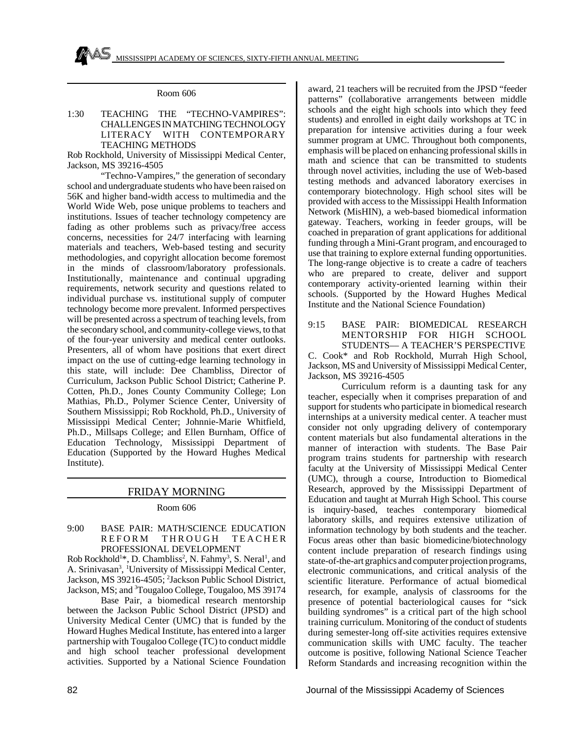Room 606

1:30 TEACHING THE "TECHNO-VAMPIRES": CHALLENGES IN MATCHING TECHNOLOGY LITERACY WITH CONTEMPORARY TEACHING METHODS

Rob Rockhold, University of Mississippi Medical Center, Jackson, MS 39216-4505

"Techno-Vampires," the generation of secondary school and undergraduate students who have been raised on 56K and higher band-width access to multimedia and the World Wide Web, pose unique problems to teachers and institutions. Issues of teacher technology competency are fading as other problems such as privacy/free access concerns, necessities for 24/7 interfacing with learning materials and teachers, Web-based testing and security methodologies, and copyright allocation become foremost in the minds of classroom/laboratory professionals. Institutionally, maintenance and continual upgrading requirements, network security and questions related to individual purchase vs. institutional supply of computer technology become more prevalent. Informed perspectives will be presented across a spectrum of teaching levels, from the secondary school, and community-college views, to that of the four-year university and medical center outlooks. Presenters, all of whom have positions that exert direct impact on the use of cutting-edge learning technology in this state, will include: Dee Chambliss, Director of Curriculum, Jackson Public School District; Catherine P. Cotten, Ph.D., Jones County Community College; Lon Mathias, Ph.D., Polymer Science Center, University of Southern Mississippi; Rob Rockhold, Ph.D., University of Mississippi Medical Center; Johnnie-Marie Whitfield, Ph.D., Millsaps College; and Ellen Burnham, Office of Education Technology, Mississippi Department of Education (Supported by the Howard Hughes Medical Institute).

## FRIDAY MORNING

Room 606

9:00 BASE PAIR: MATH/SCIENCE EDUCATION REFORM THROUGH TEACHER PROFESSIONAL DEVELOPMENT

Rob Rockhold[1]*, D. Chambliss[2], N. Fahmy[3], S. Neral[1], and A. Srinivasan[3], [1]University of Mississippi Medical Center, Jackson, MS 39216-4505; [2]Jackson Public School District, Jackson, MS; and [3]Tougaloo College, Tougaloo, MS 39174

Base Pair, a biomedical research mentorship between the Jackson Public School District (JPSD) and University Medical Center (UMC) that is funded by the Howard Hughes Medical Institute, has entered into a larger partnership with Tougaloo College (TC) to conduct middle and high school teacher professional development activities. Supported by a National Science Foundation award, 21 teachers will be recruited from the JPSD "feeder patterns" (collaborative arrangements between middle schools and the eight high schools into which they feed students) and enrolled in eight daily workshops at TC in preparation for intensive activities during a four week summer program at UMC. Throughout both components, emphasis will be placed on enhancing professional skills in math and science that can be transmitted to students through novel activities, including the use of Web-based testing methods and advanced laboratory exercises in contemporary biotechnology. High school sites will be provided with access to the Mississippi Health Information Network (MisHIN), a web-based biomedical information gateway. Teachers, working in feeder groups, will be coached in preparation of grant applications for additional funding through a Mini-Grant program, and encouraged to use that training to explore external funding opportunities. The long-range objective is to create a cadre of teachers who are prepared to create, deliver and support contemporary activity-oriented learning within their schools. (Supported by the Howard Hughes Medical Institute and the National Science Foundation)

9:15 BASE PAIR: BIOMEDICAL RESEARCH MENTORSHIP FOR HIGH SCHOOL STUDENTS— A TEACHER'S PERSPECTIVE

C. Cook* and Rob Rockhold, Murrah High School, Jackson, MS and University of Mississippi Medical Center, Jackson, MS 39216-4505

Curriculum reform is a daunting task for any teacher, especially when it comprises preparation of and support for students who participate in biomedical research internships at a university medical center. A teacher must consider not only upgrading delivery of contemporary content materials but also fundamental alterations in the manner of interaction with students. The Base Pair program trains students for partnership with research faculty at the University of Mississippi Medical Center (UMC), through a course, Introduction to Biomedical Research, approved by the Mississippi Department of Education and taught at Murrah High School. This course is inquiry-based, teaches contemporary biomedical laboratory skills, and requires extensive utilization of information technology by both students and the teacher. Focus areas other than basic biomedicine/biotechnology content include preparation of research findings using state-of-the-art graphics and computer projection programs, electronic communications, and critical analysis of the scientific literature. Performance of actual biomedical research, for example, analysis of classrooms for the presence of potential bacteriological causes for "sick building syndromes" is a critical part of the high school training curriculum. Monitoring of the conduct of students during semester-long off-site activities requires extensive communication skills with UMC faculty. The teacher outcome is positive, following National Science Teacher Reform Standards and increasing recognition within the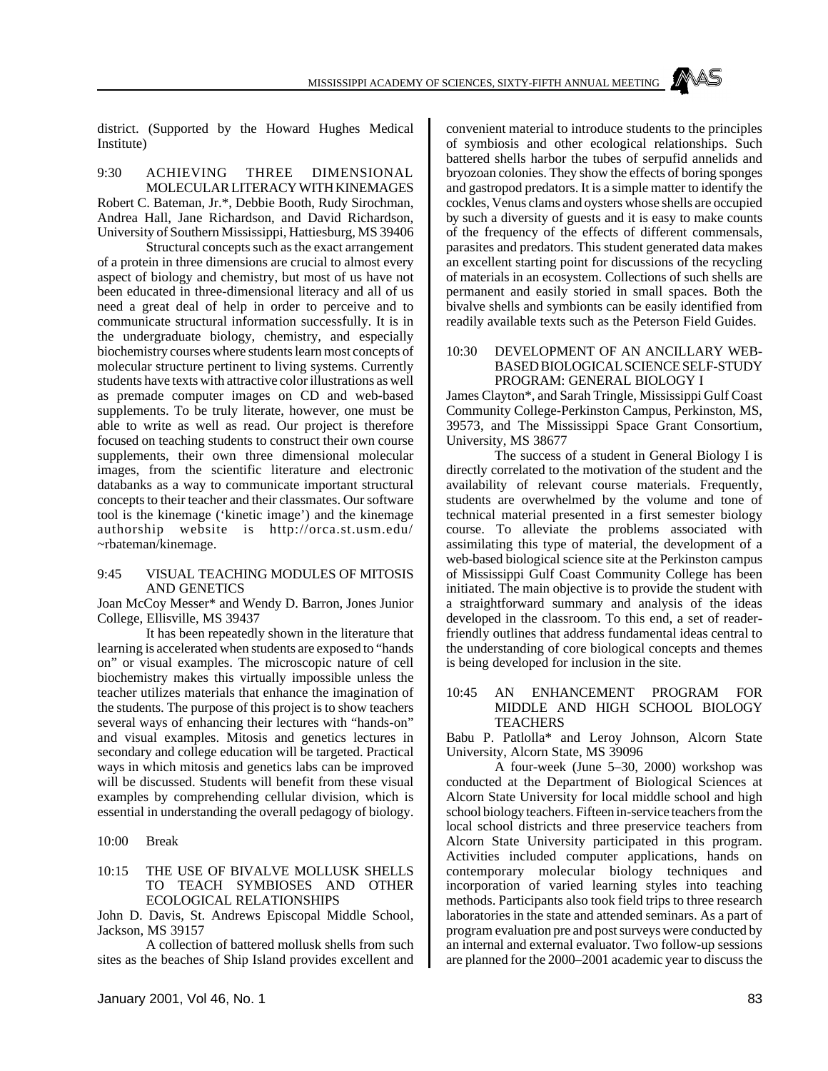district. (Supported by the Howard Hughes Medical Institute)

9:30 ACHIEVING THREE DIMENSIONAL MOLECULAR LITERACY WITH KINEMAGES

Robert C. Bateman, Jr.*, Debbie Booth, Rudy Sirochman, Andrea Hall, Jane Richardson, and David Richardson, University of Southern Mississippi, Hattiesburg, MS 39406

Structural concepts such as the exact arrangement of a protein in three dimensions are crucial to almost every aspect of biology and chemistry, but most of us have not been educated in three-dimensional literacy and all of us need a great deal of help in order to perceive and to communicate structural information successfully. It is in the undergraduate biology, chemistry, and especially biochemistry courses where students learn most concepts of molecular structure pertinent to living systems. Currently students have texts with attractive color illustrations as well as premade computer images on CD and web-based supplements. To be truly literate, however, one must be able to write as well as read. Our project is therefore focused on teaching students to construct their own course supplements, their own three dimensional molecular images, from the scientific literature and electronic databanks as a way to communicate important structural concepts to their teacher and their classmates. Our software tool is the kinemage ('kinetic image') and the kinemage authorship website is http://orca.st.usm.edu/~rbateman/kinemage.

9:45 VISUAL TEACHING MODULES OF MITOSIS AND GENETICS

Joan McCoy Messer* and Wendy D. Barron, Jones Junior College, Ellisville, MS 39437

It has been repeatedly shown in the literature that learning is accelerated when students are exposed to "hands on" or visual examples. The microscopic nature of cell biochemistry makes this virtually impossible unless the teacher utilizes materials that enhance the imagination of the students. The purpose of this project is to show teachers several ways of enhancing their lectures with "hands-on" and visual examples. Mitosis and genetics lectures in secondary and college education will be targeted. Practical ways in which mitosis and genetics labs can be improved will be discussed. Students will benefit from these visual examples by comprehending cellular division, which is essential in understanding the overall pedagogy of biology.

10:00 Break

10:15 THE USE OF BIVALVE MOLLUSK SHELLS TO TEACH SYMBIOSES AND OTHER ECOLOGICAL RELATIONSHIPS

John D. Davis, St. Andrews Episcopal Middle School, Jackson, MS 39157

A collection of battered mollusk shells from such sites as the beaches of Ship Island provides excellent and convenient material to introduce students to the principles of symbiosis and other ecological relationships. Such battered shells harbor the tubes of serpufid annelids and bryozoan colonies. They show the effects of boring sponges and gastropod predators. It is a simple matter to identify the cockles, Venus clams and oysters whose shells are occupied by such a diversity of guests and it is easy to make counts of the frequency of the effects of different commensals, parasites and predators. This student generated data makes an excellent starting point for discussions of the recycling of materials in an ecosystem. Collections of such shells are permanent and easily storied in small spaces. Both the bivalve shells and symbionts can be easily identified from readily available texts such as the Peterson Field Guides.

10:30 DEVELOPMENT OF AN ANCILLARY WEB-BASED BIOLOGICAL SCIENCE SELF-STUDY PROGRAM: GENERAL BIOLOGY I

James Clayton*, and Sarah Tringle, Mississippi Gulf Coast Community College-Perkinston Campus, Perkinston, MS, 39573, and The Mississippi Space Grant Consortium, University, MS 38677

The success of a student in General Biology I is directly correlated to the motivation of the student and the availability of relevant course materials. Frequently, students are overwhelmed by the volume and tone of technical material presented in a first semester biology course. To alleviate the problems associated with assimilating this type of material, the development of a web-based biological science site at the Perkinston campus of Mississippi Gulf Coast Community College has been initiated. The main objective is to provide the student with a straightforward summary and analysis of the ideas developed in the classroom. To this end, a set of reader-friendly outlines that address fundamental ideas central to the understanding of core biological concepts and themes is being developed for inclusion in the site.

10:45 AN ENHANCEMENT PROGRAM FOR MIDDLE AND HIGH SCHOOL BIOLOGY TEACHERS

Babu P. Patlolla* and Leroy Johnson, Alcorn State University, Alcorn State, MS 39096

A four-week (June 5–30, 2000) workshop was conducted at the Department of Biological Sciences at Alcorn State University for local middle school and high school biology teachers. Fifteen in-service teachers from the local school districts and three preservice teachers from Alcorn State University participated in this program. Activities included computer applications, hands on contemporary molecular biology techniques and incorporation of varied learning styles into teaching methods. Participants also took field trips to three research laboratories in the state and attended seminars. As a part of program evaluation pre and post surveys were conducted by an internal and external evaluator. Two follow-up sessions are planned for the 2000–2001 academic year to discuss the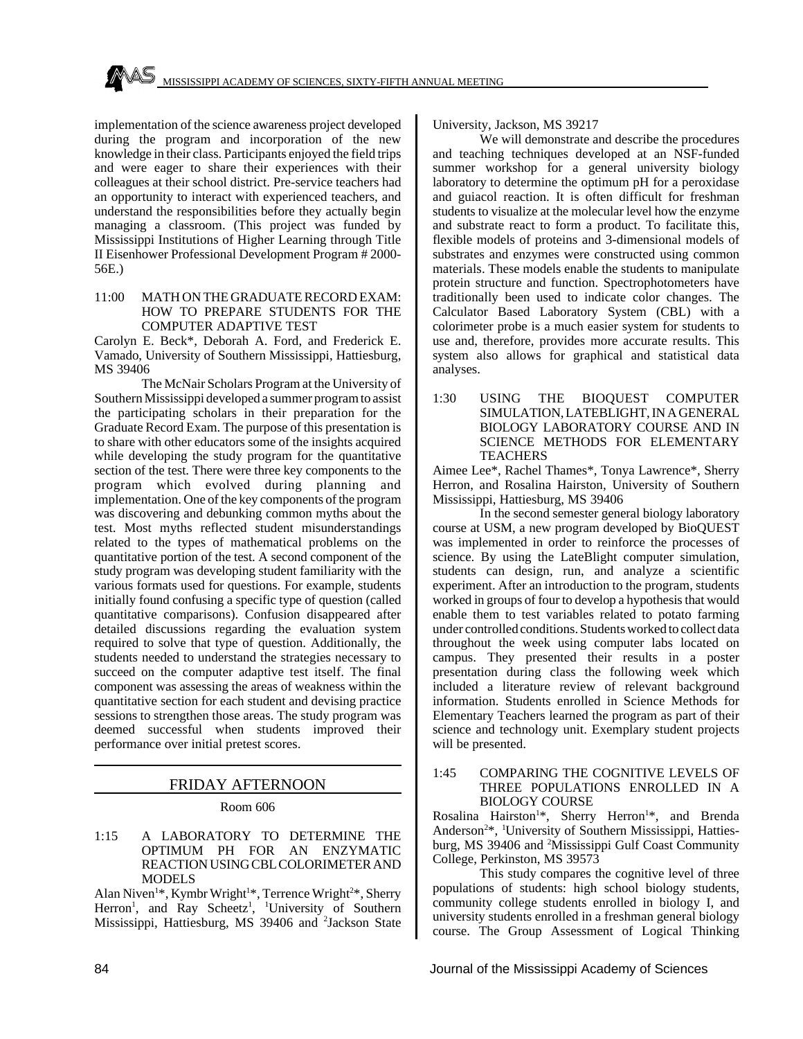implementation of the science awareness project developed during the program and incorporation of the new knowledge in their class. Participants enjoyed the field trips and were eager to share their experiences with their colleagues at their school district. Pre-service teachers had an opportunity to interact with experienced teachers, and understand the responsibilities before they actually begin managing a classroom. (This project was funded by Mississippi Institutions of Higher Learning through Title II Eisenhower Professional Development Program # 2000-56E.)

11:00 MATH ON THE GRADUATE RECORD EXAM: HOW TO PREPARE STUDENTS FOR THE COMPUTER ADAPTIVE TEST

Carolyn E. Beck*, Deborah A. Ford, and Frederick E. Vamado, University of Southern Mississippi, Hattiesburg, MS 39406

The McNair Scholars Program at the University of Southern Mississippi developed a summer program to assist the participating scholars in their preparation for the Graduate Record Exam. The purpose of this presentation is to share with other educators some of the insights acquired while developing the study program for the quantitative section of the test. There were three key components to the program which evolved during planning and implementation. One of the key components of the program was discovering and debunking common myths about the test. Most myths reflected student misunderstandings related to the types of mathematical problems on the quantitative portion of the test. A second component of the study program was developing student familiarity with the various formats used for questions. For example, students initially found confusing a specific type of question (called quantitative comparisons). Confusion disappeared after detailed discussions regarding the evaluation system required to solve that type of question. Additionally, the students needed to understand the strategies necessary to succeed on the computer adaptive test itself. The final component was assessing the areas of weakness within the quantitative section for each student and devising practice sessions to strengthen those areas. The study program was deemed successful when students improved their performance over initial pretest scores.

## FRIDAY AFTERNOON

Room 606

1:15 A LABORATORY TO DETERMINE THE OPTIMUM PH FOR AN ENZYMATIC REACTION USING CBL COLORIMETER AND MODELS

Alan Niven[1]*, Kymbr Wright[1]*, Terrence Wright[2]*, Sherry Herron[1], and Ray Scheetz[1], [1]University of Southern Mississippi, Hattiesburg, MS 39406 and [2]Jackson State University, Jackson, MS 39217

We will demonstrate and describe the procedures and teaching techniques developed at an NSF-funded summer workshop for a general university biology laboratory to determine the optimum pH for a peroxidase and guiacol reaction. It is often difficult for freshman students to visualize at the molecular level how the enzyme and substrate react to form a product. To facilitate this, flexible models of proteins and 3-dimensional models of substrates and enzymes were constructed using common materials. These models enable the students to manipulate protein structure and function. Spectrophotometers have traditionally been used to indicate color changes. The Calculator Based Laboratory System (CBL) with a colorimeter probe is a much easier system for students to use and, therefore, provides more accurate results. This system also allows for graphical and statistical data analyses.

1:30 USING THE BIOQUEST COMPUTER SIMULATION, LATEBLIGHT, IN A GENERAL BIOLOGY LABORATORY COURSE AND IN SCIENCE METHODS FOR ELEMENTARY TEACHERS

Aimee Lee*, Rachel Thames*, Tonya Lawrence*, Sherry Herron, and Rosalina Hairston, University of Southern Mississippi, Hattiesburg, MS 39406

In the second semester general biology laboratory course at USM, a new program developed by BioQUEST was implemented in order to reinforce the processes of science. By using the LateBlight computer simulation, students can design, run, and analyze a scientific experiment. After an introduction to the program, students worked in groups of four to develop a hypothesis that would enable them to test variables related to potato farming under controlled conditions. Students worked to collect data throughout the week using computer labs located on campus. They presented their results in a poster presentation during class the following week which included a literature review of relevant background information. Students enrolled in Science Methods for Elementary Teachers learned the program as part of their science and technology unit. Exemplary student projects will be presented.

1:45 COMPARING THE COGNITIVE LEVELS OF THREE POPULATIONS ENROLLED IN A BIOLOGY COURSE

Rosalina Hairston[1]*, Sherry Herron[1]*, and Brenda Anderson[2]*, [1]University of Southern Mississippi, Hattiesburg, MS 39406 and [2]Mississippi Gulf Coast Community College, Perkinston, MS 39573

This study compares the cognitive level of three populations of students: high school biology students, community college students enrolled in biology I, and university students enrolled in a freshman general biology course. The Group Assessment of Logical Thinking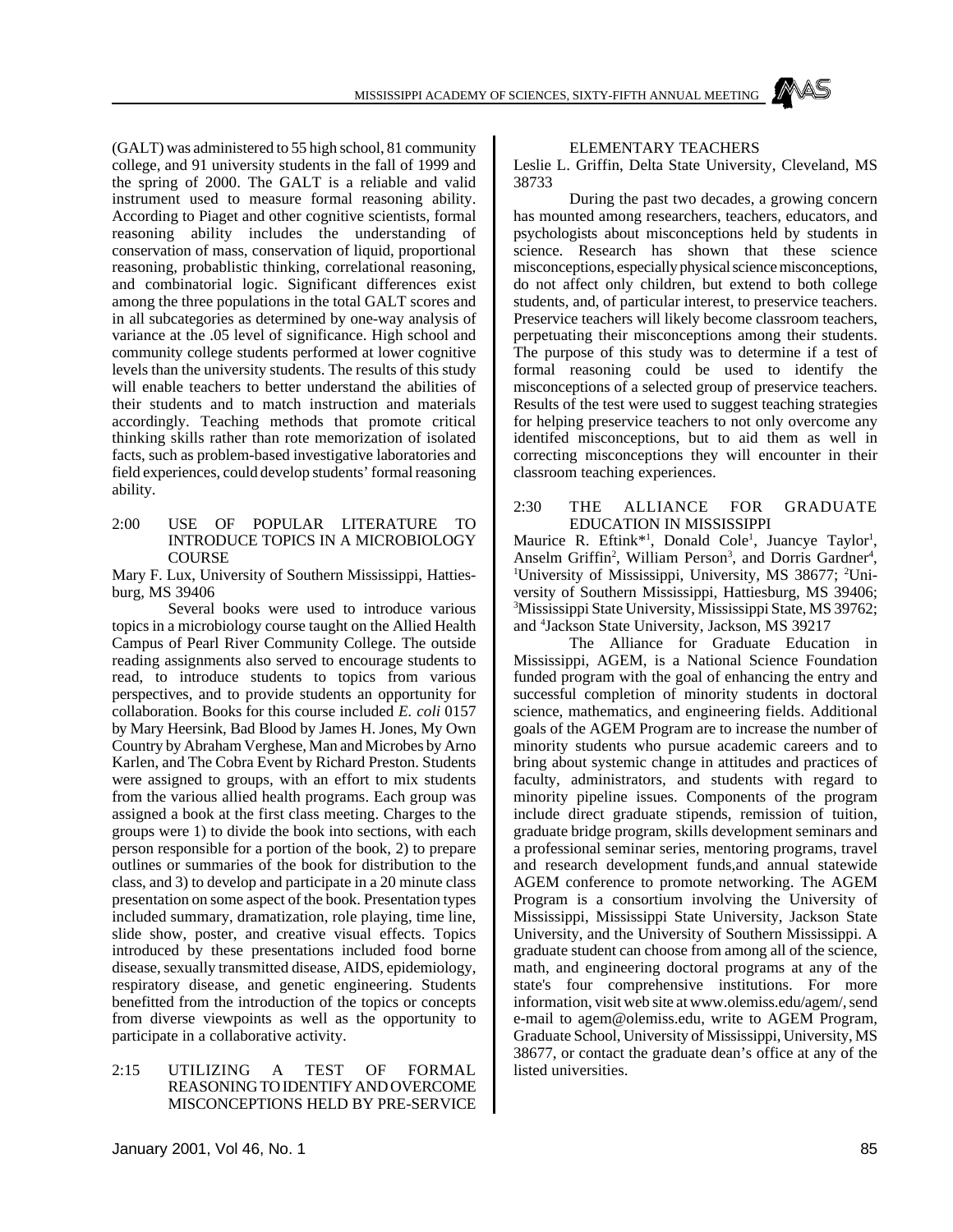(GALT) was administered to 55 high school, 81 community college, and 91 university students in the fall of 1999 and the spring of 2000. The GALT is a reliable and valid instrument used to measure formal reasoning ability. According to Piaget and other cognitive scientists, formal reasoning ability includes the understanding of conservation of mass, conservation of liquid, proportional reasoning, probablistic thinking, correlational reasoning, and combinatorial logic. Significant differences exist among the three populations in the total GALT scores and in all subcategories as determined by one-way analysis of variance at the .05 level of significance. High school and community college students performed at lower cognitive levels than the university students. The results of this study will enable teachers to better understand the abilities of their students and to match instruction and materials accordingly. Teaching methods that promote critical thinking skills rather than rote memorization of isolated facts, such as problem-based investigative laboratories and field experiences, could develop students' formal reasoning ability.

### 2:00 USE OF POPULAR LITERATURE TO INTRODUCE TOPICS IN A MICROBIOLOGY COURSE

Mary F. Lux, University of Southern Mississippi, Hattiesburg, MS 39406

Several books were used to introduce various topics in a microbiology course taught on the Allied Health Campus of Pearl River Community College. The outside reading assignments also served to encourage students to read, to introduce students to topics from various perspectives, and to provide students an opportunity for collaboration. Books for this course included *E. coli* 0157 by Mary Heersink, Bad Blood by James H. Jones, My Own Country by Abraham Verghese, Man and Microbes by Arno Karlen, and The Cobra Event by Richard Preston. Students were assigned to groups, with an effort to mix students from the various allied health programs. Each group was assigned a book at the first class meeting. Charges to the groups were 1) to divide the book into sections, with each person responsible for a portion of the book, 2) to prepare outlines or summaries of the book for distribution to the class, and 3) to develop and participate in a 20 minute class presentation on some aspect of the book. Presentation types included summary, dramatization, role playing, time line, slide show, poster, and creative visual effects. Topics introduced by these presentations included food borne disease, sexually transmitted disease, AIDS, epidemiology, respiratory disease, and genetic engineering. Students benefitted from the introduction of the topics or concepts from diverse viewpoints as well as the opportunity to participate in a collaborative activity.

### 2:15 UTILIZING A TEST OF FORMAL REASONING TO IDENTIFY AND OVERCOME MISCONCEPTIONS HELD BY PRE-SERVICE ELEMENTARY TEACHERS

Leslie L. Griffin, Delta State University, Cleveland, MS 38733

During the past two decades, a growing concern has mounted among researchers, teachers, educators, and psychologists about misconceptions held by students in science. Research has shown that these science misconceptions, especially physical science misconceptions, do not affect only children, but extend to both college students, and, of particular interest, to preservice teachers. Preservice teachers will likely become classroom teachers, perpetuating their misconceptions among their students. The purpose of this study was to determine if a test of formal reasoning could be used to identify the misconceptions of a selected group of preservice teachers. Results of the test were used to suggest teaching strategies for helping preservice teachers to not only overcome any identifed misconceptions, but to aid them as well in correcting misconceptions they will encounter in their classroom teaching experiences.

### 2:30 THE ALLIANCE FOR GRADUATE EDUCATION IN MISSISSIPPI

Maurice R. Eftink*[1], Donald Cole[1], Juancye Taylor[1], Anselm Griffin[2], William Person[3], and Dorris Gardner[4], [1]University of Mississippi, University, MS 38677; [2]University of Southern Mississippi, Hattiesburg, MS 39406; [3]Mississippi State University, Mississippi State, MS 39762; and [4]Jackson State University, Jackson, MS 39217

The Alliance for Graduate Education in Mississippi, AGEM, is a National Science Foundation funded program with the goal of enhancing the entry and successful completion of minority students in doctoral science, mathematics, and engineering fields. Additional goals of the AGEM Program are to increase the number of minority students who pursue academic careers and to bring about systemic change in attitudes and practices of faculty, administrators, and students with regard to minority pipeline issues. Components of the program include direct graduate stipends, remission of tuition, graduate bridge program, skills development seminars and a professional seminar series, mentoring programs, travel and research development funds,and annual statewide AGEM conference to promote networking. The AGEM Program is a consortium involving the University of Mississippi, Mississippi State University, Jackson State University, and the University of Southern Mississippi. A graduate student can choose from among all of the science, math, and engineering doctoral programs at any of the state's four comprehensive institutions. For more information, visit web site at www.olemiss.edu/agem/, send e-mail to agem@olemiss.edu, write to AGEM Program, Graduate School, University of Mississippi, University, MS 38677, or contact the graduate dean's office at any of the listed universities.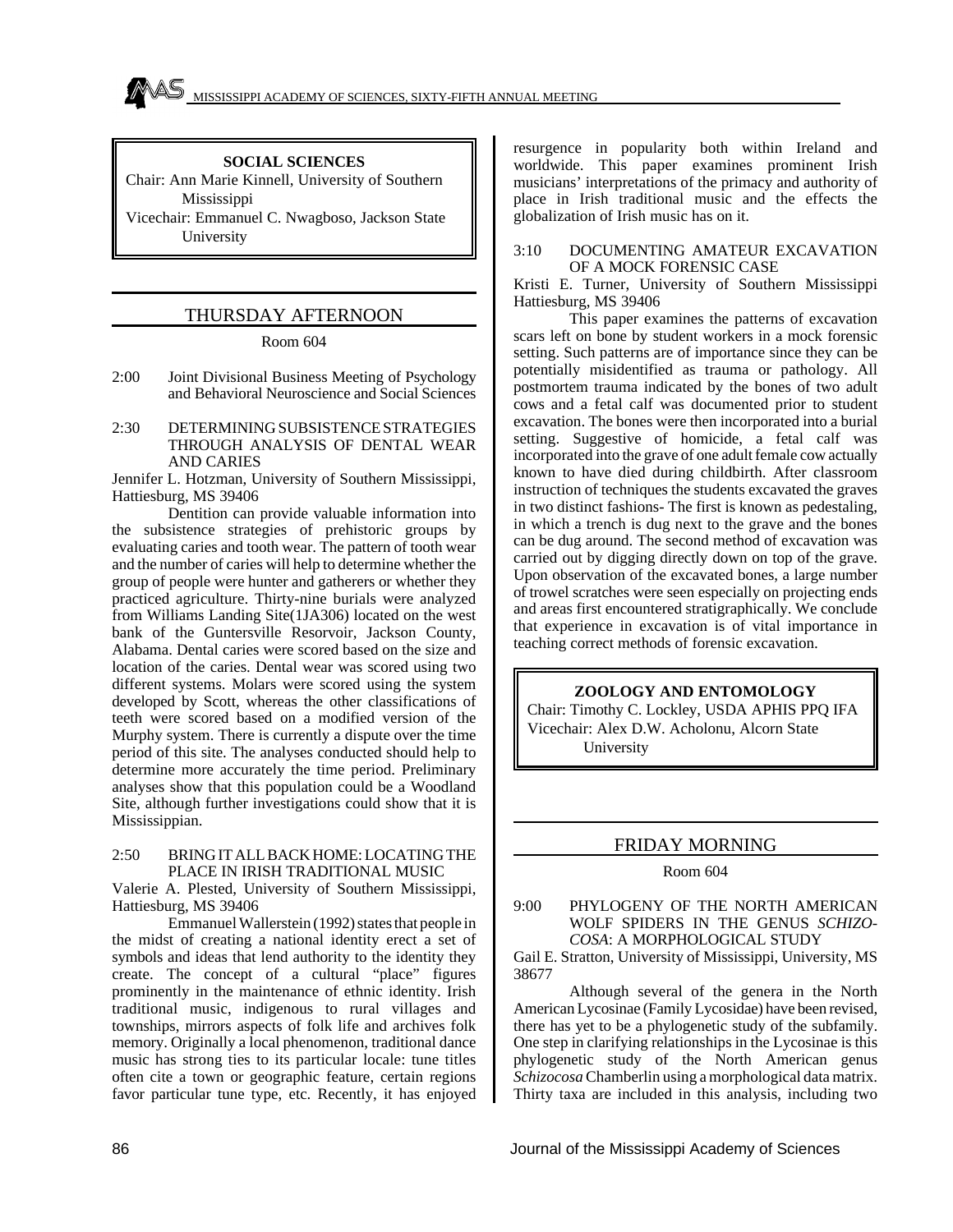## SOCIAL SCIENCES

Chair: Ann Marie Kinnell, University of Southern Mississippi

Vicechair: Emmanuel C. Nwagboso, Jackson State University

### THURSDAY AFTERNOON

Room 604

2:00 Joint Divisional Business Meeting of Psychology and Behavioral Neuroscience and Social Sciences

2:30 DETERMINING SUBSISTENCE STRATEGIES THROUGH ANALYSIS OF DENTAL WEAR AND CARIES

Jennifer L. Hotzman, University of Southern Mississippi, Hattiesburg, MS 39406

Dentition can provide valuable information into the subsistence strategies of prehistoric groups by evaluating caries and tooth wear. The pattern of tooth wear and the number of caries will help to determine whether the group of people were hunter and gatherers or whether they practiced agriculture. Thirty-nine burials were analyzed from Williams Landing Site(1JA306) located on the west bank of the Guntersville Resorvoir, Jackson County, Alabama. Dental caries were scored based on the size and location of the caries. Dental wear was scored using two different systems. Molars were scored using the system developed by Scott, whereas the other classifications of teeth were scored based on a modified version of the Murphy system. There is currently a dispute over the time period of this site. The analyses conducted should help to determine more accurately the time period. Preliminary analyses show that this population could be a Woodland Site, although further investigations could show that it is Mississippian.

2:50 BRING IT ALL BACK HOME: LOCATING THE PLACE IN IRISH TRADITIONAL MUSIC

Valerie A. Plested, University of Southern Mississippi, Hattiesburg, MS 39406

Emmanuel Wallerstein (1992) states that people in the midst of creating a national identity erect a set of symbols and ideas that lend authority to the identity they create. The concept of a cultural "place" figures prominently in the maintenance of ethnic identity. Irish traditional music, indigenous to rural villages and townships, mirrors aspects of folk life and archives folk memory. Originally a local phenomenon, traditional dance music has strong ties to its particular locale: tune titles often cite a town or geographic feature, certain regions favor particular tune type, etc. Recently, it has enjoyed resurgence in popularity both within Ireland and worldwide. This paper examines prominent Irish musicians' interpretations of the primacy and authority of place in Irish traditional music and the effects the globalization of Irish music has on it.

3:10 DOCUMENTING AMATEUR EXCAVATION OF A MOCK FORENSIC CASE

Kristi E. Turner, University of Southern Mississippi Hattiesburg, MS 39406

This paper examines the patterns of excavation scars left on bone by student workers in a mock forensic setting. Such patterns are of importance since they can be potentially misidentified as trauma or pathology. All postmortem trauma indicated by the bones of two adult cows and a fetal calf was documented prior to student excavation. The bones were then incorporated into a burial setting. Suggestive of homicide, a fetal calf was incorporated into the grave of one adult female cow actually known to have died during childbirth. After classroom instruction of techniques the students excavated the graves in two distinct fashions- The first is known as pedestaling, in which a trench is dug next to the grave and the bones can be dug around. The second method of excavation was carried out by digging directly down on top of the grave. Upon observation of the excavated bones, a large number of trowel scratches were seen especially on projecting ends and areas first encountered stratigraphically. We conclude that experience in excavation is of vital importance in teaching correct methods of forensic excavation.

## ZOOLOGY AND ENTOMOLOGY

Chair: Timothy C. Lockley, USDA APHIS PPQ IFA

Vicechair: Alex D.W. Acholonu, Alcorn State University

### FRIDAY MORNING

Room 604

9:00 PHYLOGENY OF THE NORTH AMERICAN WOLF SPIDERS IN THE GENUS *SCHIZOCOSA*: A MORPHOLOGICAL STUDY

Gail E. Stratton, University of Mississippi, University, MS 38677

Although several of the genera in the North American Lycosinae (Family Lycosidae) have been revised, there has yet to be a phylogenetic study of the subfamily. One step in clarifying relationships in the Lycosinae is this phylogenetic study of the North American genus *Schizocosa* Chamberlin using a morphological data matrix. Thirty taxa are included in this analysis, including two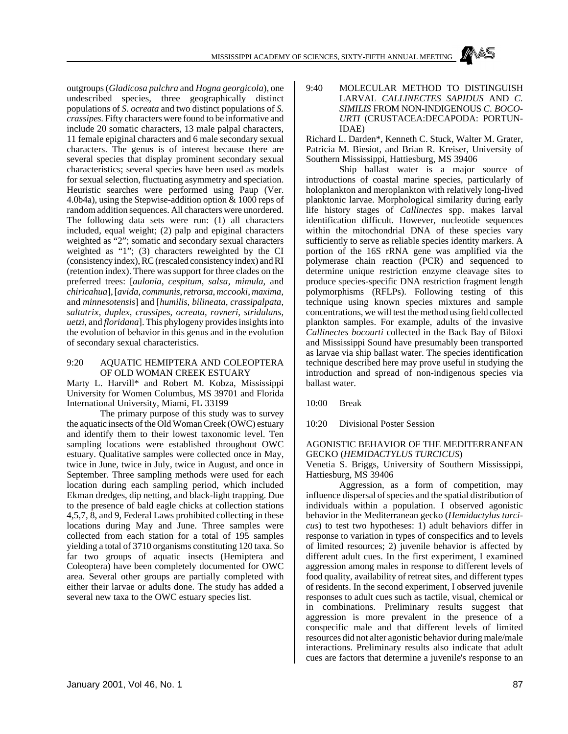outgroups (*Gladicosa pulchra* and *Hogna georgicola*), one undescribed species, three geographically distinct populations of *S. ocreata* and two distinct populations of *S. crassipes.* Fifty characters were found to be informative and include 20 somatic characters, 13 male palpal characters, 11 female epiginal characters and 6 male secondary sexual characters. The genus is of interest because there are several species that display prominent secondary sexual characteristics; several species have been used as models for sexual selection, fluctuating asymmetry and speciation. Heuristic searches were performed using Paup (Ver. 4.0b4a), using the Stepwise-addition option & 1000 reps of random addition sequences. All characters were unordered. The following data sets were run: (1) all characters included, equal weight; (2) palp and epiginal characters weighted as "2"; somatic and secondary sexual characters weighted as "1"; (3) characters reweighted by the CI (consistency index), RC (rescaled consistency index) and RI (retention index). There was support for three clades on the preferred trees: [*aulonia*, *cespitum*, *salsa*, *mimula*, and *chiricahua*], [*avida*, *communis*, *retrorsa*, *mccooki*, *maxima*, and *minnesotensis*] and [*humilis*, *bilineata*, *crassipalpata*, *saltatrix*, *duplex*, *crassipes*, *ocreata*, *rovneri*, *stridulans*, *uetzi*, and *floridana*]. This phylogeny provides insights into the evolution of behavior in this genus and in the evolution of secondary sexual characteristics.

9:20 AQUATIC HEMIPTERA AND COLEOPTERA OF OLD WOMAN CREEK ESTUARY

Marty L. Harvill* and Robert M. Kobza, Mississippi University for Women Columbus, MS 39701 and Florida International University, Miami, FL 33199

The primary purpose of this study was to survey the aquatic insects of the Old Woman Creek (OWC) estuary and identify them to their lowest taxonomic level. Ten sampling locations were established throughout OWC estuary. Qualitative samples were collected once in May, twice in June, twice in July, twice in August, and once in September. Three sampling methods were used for each location during each sampling period, which included Ekman dredges, dip netting, and black-light trapping. Due to the presence of bald eagle chicks at collection stations 4,5,7, 8, and 9, Federal Laws prohibited collecting in these locations during May and June. Three samples were collected from each station for a total of 195 samples yielding a total of 3710 organisms constituting 120 taxa. So far two groups of aquatic insects (Hemiptera and Coleoptera) have been completely documented for OWC area. Several other groups are partially completed with either their larvae or adults done. The study has added a several new taxa to the OWC estuary species list.

9:40 MOLECULAR METHOD TO DISTINGUISH LARVAL *CALLINECTES SAPIDUS* AND *C. SIMILIS* FROM NON-INDIGENOUS *C. BOCOURTI* (CRUSTACEA:DECAPODA: PORTUNIDAE)

Richard L. Darden*, Kenneth C. Stuck, Walter M. Grater, Patricia M. Biesiot, and Brian R. Kreiser, University of Southern Mississippi, Hattiesburg, MS 39406

Ship ballast water is a major source of introductions of coastal marine species, particularly of holoplankton and meroplankton with relatively long-lived planktonic larvae. Morphological similarity during early life history stages of *Callinectes* spp. makes larval identification difficult. However, nucleotide sequences within the mitochondrial DNA of these species vary sufficiently to serve as reliable species identity markers. A portion of the 16S rRNA gene was amplified via the polymerase chain reaction (PCR) and sequenced to determine unique restriction enzyme cleavage sites to produce species-specific DNA restriction fragment length polymorphisms (RFLPs). Following testing of this technique using known species mixtures and sample concentrations, we will test the method using field collected plankton samples. For example, adults of the invasive *Callinectes bocourti* collected in the Back Bay of Biloxi and Mississippi Sound have presumably been transported as larvae via ship ballast water. The species identification technique described here may prove useful in studying the introduction and spread of non-indigenous species via ballast water.

10:00 Break

10:20 Divisional Poster Session

AGONISTIC BEHAVIOR OF THE MEDITERRANEAN GECKO (*HEMIDACTYLUS TURCICUS*)

Venetia S. Briggs, University of Southern Mississippi, Hattiesburg, MS 39406

Aggression, as a form of competition, may influence dispersal of species and the spatial distribution of individuals within a population. I observed agonistic behavior in the Mediterranean gecko (*Hemidactylus turcicus*) to test two hypotheses: 1) adult behaviors differ in response to variation in types of conspecifics and to levels of limited resources; 2) juvenile behavior is affected by different adult cues. In the first experiment, I examined aggression among males in response to different levels of food quality, availability of retreat sites, and different types of residents. In the second experiment, I observed juvenile responses to adult cues such as tactile, visual, chemical or in combinations. Preliminary results suggest that aggression is more prevalent in the presence of a conspecific male and that different levels of limited resources did not alter agonistic behavior during male/male interactions. Preliminary results also indicate that adult cues are factors that determine a juvenile's response to an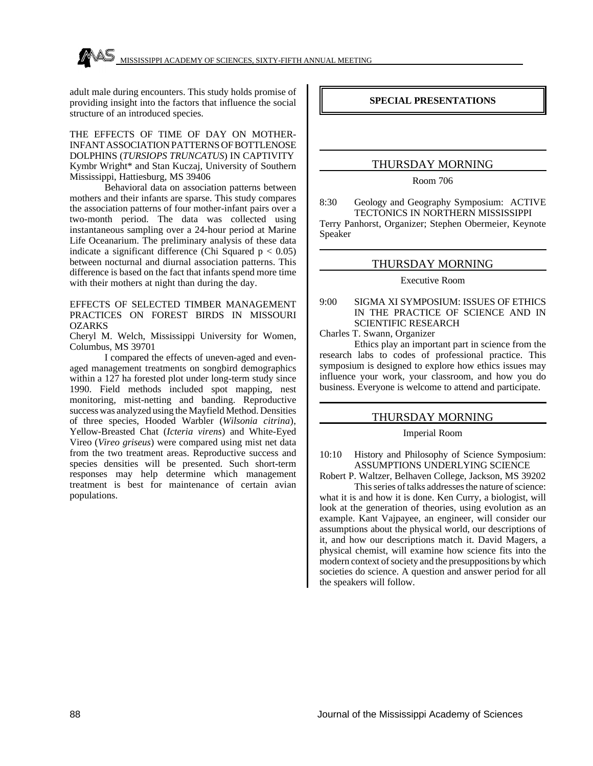adult male during encounters. This study holds promise of providing insight into the factors that influence the social structure of an introduced species.

THE EFFECTS OF TIME OF DAY ON MOTHER-INFANT ASSOCIATION PATTERNS OF BOTTLENOSE DOLPHINS (*TURSIOPS TRUNCATUS*) IN CAPTIVITY
Kymbr Wright* and Stan Kuczaj, University of Southern Mississippi, Hattiesburg, MS 39406

Behavioral data on association patterns between mothers and their infants are sparse. This study compares the association patterns of four mother-infant pairs over a two-month period. The data was collected using instantaneous sampling over a 24-hour period at Marine Life Oceanarium. The preliminary analysis of these data indicate a significant difference (Chi Squared $p < 0.05$) between nocturnal and diurnal association patterns. This difference is based on the fact that infants spend more time with their mothers at night than during the day.

EFFECTS OF SELECTED TIMBER MANAGEMENT PRACTICES ON FOREST BIRDS IN MISSOURI OZARKS
Cheryl M. Welch, Mississippi University for Women, Columbus, MS 39701

I compared the effects of uneven-aged and even-aged management treatments on songbird demographics within a 127 ha forested plot under long-term study since 1990. Field methods included spot mapping, nest monitoring, mist-netting and banding. Reproductive success was analyzed using the Mayfield Method. Densities of three species, Hooded Warbler (*Wilsonia citrina*), Yellow-Breasted Chat (*Icteria virens*) and White-Eyed Vireo (*Vireo griseus*) were compared using mist net data from the two treatment areas. Reproductive success and species densities will be presented. Such short-term responses may help determine which management treatment is best for maintenance of certain avian populations.

## SPECIAL PRESENTATIONS

### THURSDAY MORNING

Room 706

8:30 Geology and Geography Symposium: ACTIVE TECTONICS IN NORTHERN MISSISSIPPI
Terry Panhorst, Organizer; Stephen Obermeier, Keynote Speaker

### THURSDAY MORNING

Executive Room

9:00 SIGMA XI SYMPOSIUM: ISSUES OF ETHICS IN THE PRACTICE OF SCIENCE AND IN SCIENTIFIC RESEARCH
Charles T. Swann, Organizer

Ethics play an important part in science from the research labs to codes of professional practice. This symposium is designed to explore how ethics issues may influence your work, your classroom, and how you do business. Everyone is welcome to attend and participate.

### THURSDAY MORNING

Imperial Room

10:10 History and Philosophy of Science Symposium: ASSUMPTIONS UNDERLYING SCIENCE
Robert P. Waltzer, Belhaven College, Jackson, MS 39202

This series of talks addresses the nature of science: what it is and how it is done. Ken Curry, a biologist, will look at the generation of theories, using evolution as an example. Kant Vajpayee, an engineer, will consider our assumptions about the physical world, our descriptions of it, and how our descriptions match it. David Magers, a physical chemist, will examine how science fits into the modern context of society and the presuppositions by which societies do science. A question and answer period for all the speakers will follow.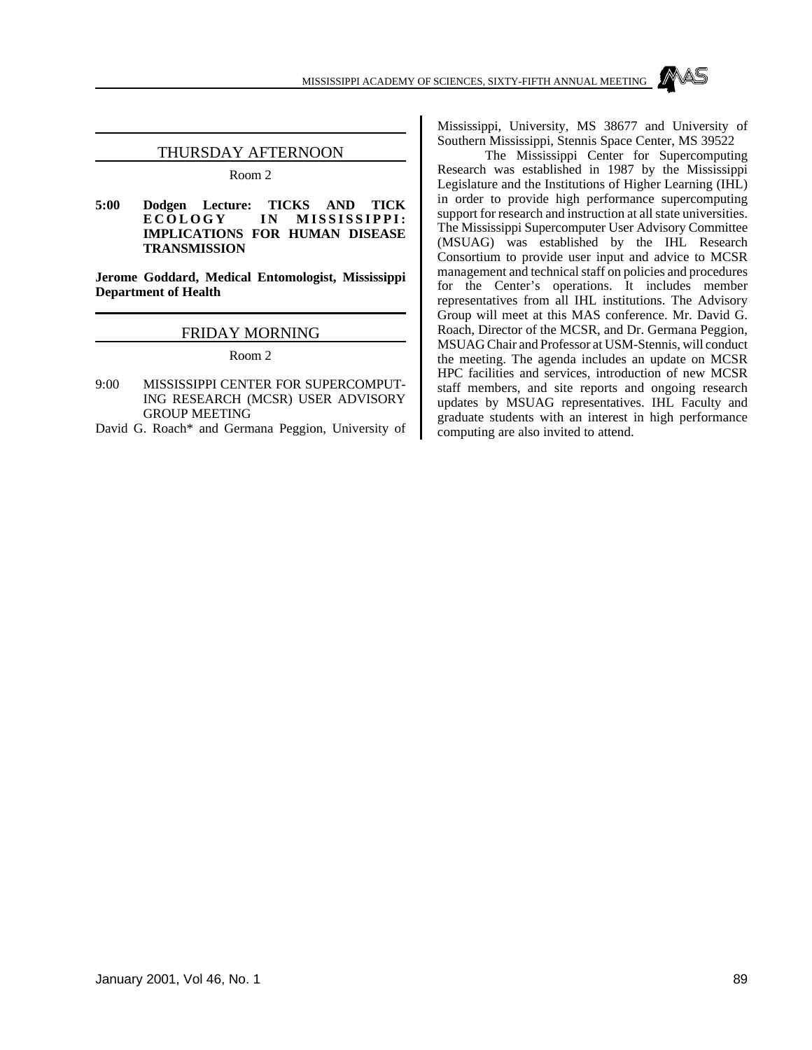## THURSDAY AFTERNOON

Room 2

**5:00 Dodgen Lecture: TICKS AND TICK ECOLOGY IN MISSISSIPPI: IMPLICATIONS FOR HUMAN DISEASE TRANSMISSION**

**Jerome Goddard, Medical Entomologist, Mississippi Department of Health**

## FRIDAY MORNING

Room 2

9:00 MISSISSIPPI CENTER FOR SUPERCOMPUTING RESEARCH (MCSR) USER ADVISORY GROUP MEETING

David G. Roach* and Germana Peggion, University of Mississippi, University, MS 38677 and University of Southern Mississippi, Stennis Space Center, MS 39522

The Mississippi Center for Supercomputing Research was established in 1987 by the Mississippi Legislature and the Institutions of Higher Learning (IHL) in order to provide high performance supercomputing support for research and instruction at all state universities. The Mississippi Supercomputer User Advisory Committee (MSUAG) was established by the IHL Research Consortium to provide user input and advice to MCSR management and technical staff on policies and procedures for the Center's operations. It includes member representatives from all IHL institutions. The Advisory Group will meet at this MAS conference. Mr. David G. Roach, Director of the MCSR, and Dr. Germana Peggion, MSUAG Chair and Professor at USM-Stennis, will conduct the meeting. The agenda includes an update on MCSR HPC facilities and services, introduction of new MCSR staff members, and site reports and ongoing research updates by MSUAG representatives. IHL Faculty and graduate students with an interest in high performance computing are also invited to attend.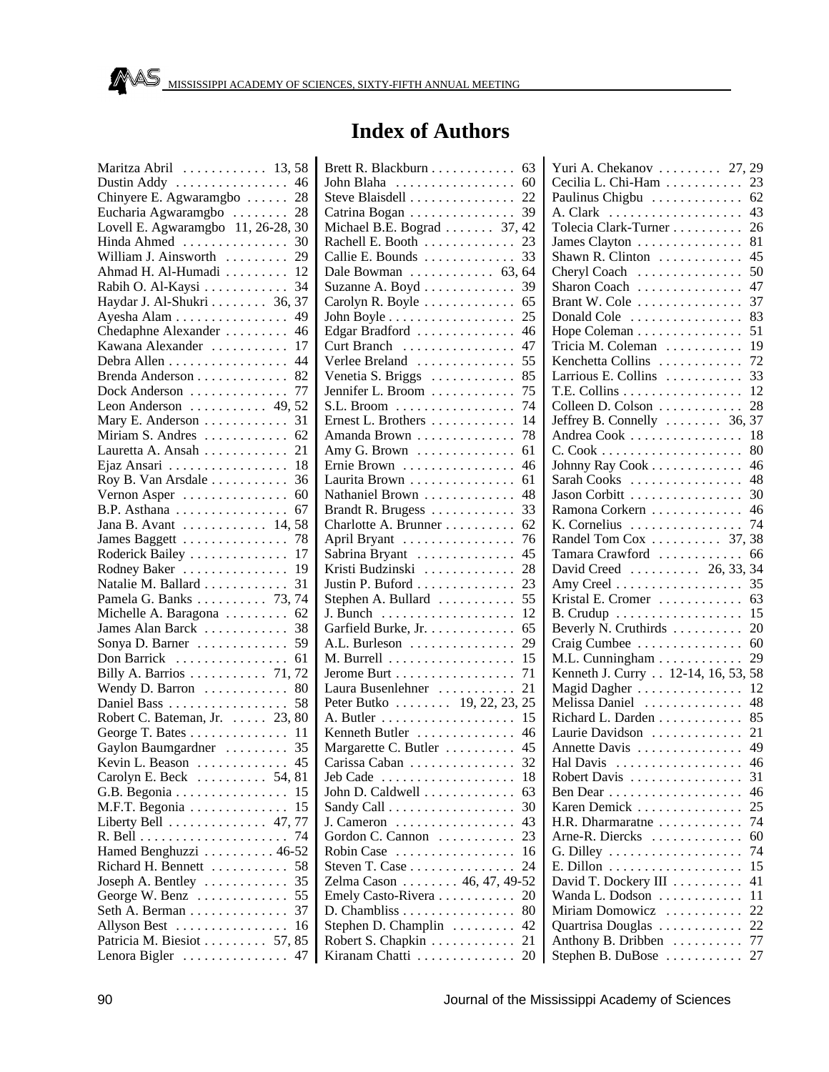# Index of Authors

Maritza Abril . . . . . . . . . . . . 13, 58
Dustin Addy . . . . . . . . . . . . . . . 46
Chinyere E. Agwaramgbo . . . . . . 28
Eucharia Agwaramgbo . . . . . . . . 28
Lovell E. Agwaramgbo 11, 26-28, 30
Hinda Ahmed . . . . . . . . . . . . . . 30
William J. Ainsworth . . . . . . . . . 29
Ahmad H. Al-Humadi . . . . . . . . . 12
Rabih O. Al-Kaysi . . . . . . . . . . . 34
Haydar J. Al-Shukri . . . . . . . . 36, 37
Ayesha Alam . . . . . . . . . . . . . . . 49
Chedaphne Alexander . . . . . . . . . 46
Kawana Alexander . . . . . . . . . . . 17
Debra Allen . . . . . . . . . . . . . . . . 44
Brenda Anderson . . . . . . . . . . . . 82
Dock Anderson . . . . . . . . . . . . . 77
Leon Anderson . . . . . . . . . . . 49, 52
Mary E. Anderson . . . . . . . . . . . 31
Miriam S. Andres . . . . . . . . . . . 62
Lauretta A. Ansah . . . . . . . . . . . 21
Ejaz Ansari . . . . . . . . . . . . . . . . 18
Roy B. Van Arsdale . . . . . . . . . . 36
Vernon Asper . . . . . . . . . . . . . . 60
B.P. Asthana . . . . . . . . . . . . . . . 67
Jana B. Avant . . . . . . . . . . . 14, 58
James Baggett . . . . . . . . . . . . . . 78
Roderick Bailey . . . . . . . . . . . . . 17
Rodney Baker . . . . . . . . . . . . . . 19
Natalie M. Ballard . . . . . . . . . . . 31
Pamela G. Banks . . . . . . . . . . 73, 74
Michelle A. Baragona . . . . . . . . . 62
James Alan Barck . . . . . . . . . . . 38
Sonya D. Barner . . . . . . . . . . . . 59
Don Barrick . . . . . . . . . . . . . . . 61
Billy A. Barrios . . . . . . . . . . . 71, 72
Wendy D. Barron . . . . . . . . . . . 80
Daniel Bass . . . . . . . . . . . . . . . . 58
Robert C. Bateman, Jr. . . . . . 23, 80
George T. Bates . . . . . . . . . . . . . 11
Gaylon Baumgardner . . . . . . . . . 35
Kevin L. Beason . . . . . . . . . . . . 45
Carolyn E. Beck . . . . . . . . . . 54, 81
G.B. Begonia . . . . . . . . . . . . . . . 15
M.F.T. Begonia . . . . . . . . . . . . . 15
Liberty Bell . . . . . . . . . . . . . 47, 77
R. Bell . . . . . . . . . . . . . . . . . . . . 74
Hamed Benghuzzi . . . . . . . . . . 46-52
Richard H. Bennett . . . . . . . . . . 58
Joseph A. Bentley . . . . . . . . . . . 35
George W. Benz . . . . . . . . . . . . 55
Seth A. Berman . . . . . . . . . . . . . 37
Allyson Best . . . . . . . . . . . . . . . 16
Patricia M. Biesiot . . . . . . . . . 57, 85
Lenora Bigler . . . . . . . . . . . . . . 47
Brett R. Blackburn . . . . . . . . . . . 63
John Blaha . . . . . . . . . . . . . . . . 60
Steve Blaisdell . . . . . . . . . . . . . . 22
Catrina Bogan . . . . . . . . . . . . . . 39
Michael B.E. Bograd . . . . . . . 37, 42
Rachell E. Booth . . . . . . . . . . . . 23
Callie E. Bounds . . . . . . . . . . . . 33
Dale Bowman . . . . . . . . . . . . 63, 64
Suzanne A. Boyd . . . . . . . . . . . . 39
Carolyn R. Boyle . . . . . . . . . . . . 65
John Boyle . . . . . . . . . . . . . . . . . 25
Edgar Bradford . . . . . . . . . . . . . 46
Curt Branch . . . . . . . . . . . . . . . 47
Verlee Breland . . . . . . . . . . . . . 55
Venetia S. Briggs . . . . . . . . . . . 85
Jennifer L. Broom . . . . . . . . . . . 75
S.L. Broom . . . . . . . . . . . . . . . . 74
Ernest L. Brothers . . . . . . . . . . . 14
Amanda Brown . . . . . . . . . . . . . 78
Amy G. Brown . . . . . . . . . . . . . 61
Ernie Brown . . . . . . . . . . . . . . . 46
Laurita Brown . . . . . . . . . . . . . . 61
Nathaniel Brown . . . . . . . . . . . . 48
Brandt R. Brugess . . . . . . . . . . . 33
Charlotte A. Brunner . . . . . . . . . 62
April Bryant . . . . . . . . . . . . . . . 76
Sabrina Bryant . . . . . . . . . . . . . 45
Kristi Budzinski . . . . . . . . . . . . 28
Justin P. Buford . . . . . . . . . . . . . 23
Stephen A. Bullard . . . . . . . . . . 55
J. Bunch . . . . . . . . . . . . . . . . . . 12
Garfield Burke, Jr. . . . . . . . . . . . 65
A.L. Burleson . . . . . . . . . . . . . . 29
M. Burrell . . . . . . . . . . . . . . . . . 15
Jerome Burt . . . . . . . . . . . . . . . . 71
Laura Busenlehner . . . . . . . . . . . 21
Peter Butko . . . . . . . . 19, 22, 23, 25
A. Butler . . . . . . . . . . . . . . . . . . 15
Kenneth Butler . . . . . . . . . . . . . 46
Margarette C. Butler . . . . . . . . . 45
Carissa Caban . . . . . . . . . . . . . . 32
Jeb Cade . . . . . . . . . . . . . . . . . . 18
John D. Caldwell . . . . . . . . . . . . 63
Sandy Call . . . . . . . . . . . . . . . . . 30
J. Cameron . . . . . . . . . . . . . . . . 43
Gordon C. Cannon . . . . . . . . . . . 23
Robin Case . . . . . . . . . . . . . . . . 16
Steven T. Case . . . . . . . . . . . . . . 24
Zelma Cason . . . . . . . . 46, 47, 49-52
Emely Casto-Rivera . . . . . . . . . . 20
D. Chambliss . . . . . . . . . . . . . . . 80
Stephen D. Champlin . . . . . . . . . 42
Robert S. Chapkin . . . . . . . . . . . 21
Kiranam Chatti . . . . . . . . . . . . . 20
Yuri A. Chekanov . . . . . . . . . 27, 29
Cecilia L. Chi-Ham . . . . . . . . . . 23
Paulinus Chigbu . . . . . . . . . . . . 62
A. Clark . . . . . . . . . . . . . . . . . . 43
Tolecia Clark-Turner . . . . . . . . . 26
James Clayton . . . . . . . . . . . . . . 81
Shawn R. Clinton . . . . . . . . . . . 45
Cheryl Coach . . . . . . . . . . . . . . 50
Sharon Coach . . . . . . . . . . . . . . 47
Brant W. Cole . . . . . . . . . . . . . . 37
Donald Cole . . . . . . . . . . . . . . . 83
Hope Coleman . . . . . . . . . . . . . . 51
Tricia M. Coleman . . . . . . . . . . . 19
Kenchetta Collins . . . . . . . . . . . 72
Larrious E. Collins . . . . . . . . . . . 33
T.E. Collins . . . . . . . . . . . . . . . . 12
Colleen D. Colson . . . . . . . . . . . 28
Jeffrey B. Connelly . . . . . . . . 36, 37
Andrea Cook . . . . . . . . . . . . . . . 18
C. Cook . . . . . . . . . . . . . . . . . . . 80
Johnny Ray Cook . . . . . . . . . . . . 46
Sarah Cooks . . . . . . . . . . . . . . . 48
Jason Corbitt . . . . . . . . . . . . . . . 30
Ramona Corkern . . . . . . . . . . . . 46
K. Cornelius . . . . . . . . . . . . . . . 74
Randel Tom Cox . . . . . . . . . . 37, 38
Tamara Crawford . . . . . . . . . . . 66
David Creed . . . . . . . . . . 26, 33, 34
Amy Creel . . . . . . . . . . . . . . . . . 35
Kristal E. Cromer . . . . . . . . . . . 63
B. Crudup . . . . . . . . . . . . . . . . . 15
Beverly N. Cruthirds . . . . . . . . . 20
Craig Cumbee . . . . . . . . . . . . . . 60
M.L. Cunningham . . . . . . . . . . . 29
Kenneth J. Curry . . 12-14, 16, 53, 58
Magid Dagher . . . . . . . . . . . . . . 12
Melissa Daniel . . . . . . . . . . . . . 48
Richard L. Darden . . . . . . . . . . . 85
Laurie Davidson . . . . . . . . . . . . 21
Annette Davis . . . . . . . . . . . . . . 49
Hal Davis . . . . . . . . . . . . . . . . . 46
Robert Davis . . . . . . . . . . . . . . . 31
Ben Dear . . . . . . . . . . . . . . . . . . 46
Karen Demick . . . . . . . . . . . . . . 25
H.R. Dharmaratne . . . . . . . . . . . 74
Arne-R. Diercks . . . . . . . . . . . . 60
G. Dilley . . . . . . . . . . . . . . . . . . 74
E. Dillon . . . . . . . . . . . . . . . . . . 15
David T. Dockery III . . . . . . . . . 41
Wanda L. Dodson . . . . . . . . . . . 11
Miriam Domowicz . . . . . . . . . . . 22
Quartrisa Douglas . . . . . . . . . . . 22
Anthony B. Dribben . . . . . . . . . 77
Stephen B. DuBose . . . . . . . . . . 27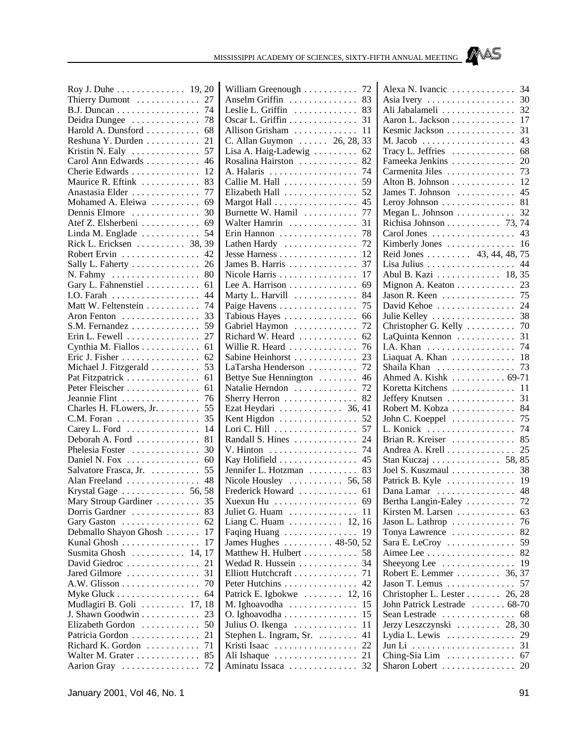Roy J. Duhe . . . . . . . . . . . . . . 19, 20
Thierry Dumont . . . . . . . . . . . . . 27
B.J. Duncan . . . . . . . . . . . . . . . . 74
Deidra Dungee . . . . . . . . . . . . . . 78
Harold A. Dunsford . . . . . . . . . . . 68
Reshuna Y. Durden . . . . . . . . . . . 21
Kristin N. Ealy . . . . . . . . . . . . . . 57
Carol Ann Edwards . . . . . . . . . . . 46
Cherie Edwards . . . . . . . . . . . . . . 12
Maurice R. Eftink . . . . . . . . . . . . 83
Anastasia Elder . . . . . . . . . . . . . . 77
Mohamed A. Eleiwa . . . . . . . . . . 69
Dennis Elmore . . . . . . . . . . . . . . 30
Atef Z. Elsherbeni . . . . . . . . . . . 69
Linda M. Englade . . . . . . . . . . . . 54
Rick L. Ericksen . . . . . . . . . . 38, 39
Robert Ervin . . . . . . . . . . . . . . . . 42
Sally L. Faherty . . . . . . . . . . . . . . 26
N. Fahmy . . . . . . . . . . . . . . . . . . 80
Gary L. Fahnenstiel . . . . . . . . . . . 61
I.O. Farah . . . . . . . . . . . . . . . . . . 44
Matt W. Feltenstein . . . . . . . . . . . 74
Aron Fenton . . . . . . . . . . . . . . . . 33
S.M. Fernandez . . . . . . . . . . . . . . 59
Erin L. Fewell . . . . . . . . . . . . . . . 27
Cynthia M. Fiallos . . . . . . . . . . . . 61
Eric J. Fisher . . . . . . . . . . . . . . . . 62
Michael J. Fitzgerald . . . . . . . . . . 53
Pat Fitzpatrick . . . . . . . . . . . . . . . 61
Peter Fleischer . . . . . . . . . . . . . . . 61
Jeannie Flint . . . . . . . . . . . . . . . . 76
Charles H. FLowers, Jr. . . . . . . . . 55
C.M. Foran . . . . . . . . . . . . . . . . . 35
Carey L. Ford . . . . . . . . . . . . . . . 14
Deborah A. Ford . . . . . . . . . . . . . 81
Phelesia Foster . . . . . . . . . . . . . . 30
Daniel N. Fox . . . . . . . . . . . . . . . 60
Salvatore Frasca, Jr. . . . . . . . . . . 55
Alan Freeland . . . . . . . . . . . . . . . 48
Krystal Gage . . . . . . . . . . . . . 56, 58
Mary Stroup Gardiner . . . . . . . . . 35
Dorris Gardner . . . . . . . . . . . . . . 83
Gary Gaston . . . . . . . . . . . . . . . . 62
Debmallo Shayon Ghosh . . . . . . . 17
Kunal Ghosh . . . . . . . . . . . . . . . . 17
Susmita Ghosh . . . . . . . . . . . 14, 17
David Giedroc . . . . . . . . . . . . . . . 21
Jared Gilmore . . . . . . . . . . . . . . . 31
A.W. Glisson . . . . . . . . . . . . . . . . 70
Myke Gluck . . . . . . . . . . . . . . . . . 64
Mudlagiri B. Goli . . . . . . . . . 17, 18
J. Shawn Goodwin . . . . . . . . . . . . 23
Elizabeth Gordon . . . . . . . . . . . . 50
Patricia Gordon . . . . . . . . . . . . . . 21
Richard K. Gordon . . . . . . . . . . . 71
Walter M. Grater . . . . . . . . . . . . . 85
Aarion Gray . . . . . . . . . . . . . . . . 72
William Greenough . . . . . . . . . . . 72
Anselm Griffin . . . . . . . . . . . . . . 83
Leslie L. Griffin . . . . . . . . . . . . . 83
Oscar L. Griffin . . . . . . . . . . . . . . 31
Allison Grisham . . . . . . . . . . . . . 11
C. Allan Guymon . . . . . . 26, 28, 33
Lisa A. Haig-Ladewig . . . . . . . . . 62
Rosalina Hairston . . . . . . . . . . . . 82
A. Halaris . . . . . . . . . . . . . . . . . . 74
Callie M. Hall . . . . . . . . . . . . . . . 59
Elizabeth Hall . . . . . . . . . . . . . . . 52
Margot Hall . . . . . . . . . . . . . . . . . 45
Burnette W. Hamil . . . . . . . . . . . 77
Walter Hamrin . . . . . . . . . . . . . . 31
Erin Hannon . . . . . . . . . . . . . . . . 78
Lathen Hardy . . . . . . . . . . . . . . . 72
Jesse Harness . . . . . . . . . . . . . . . . 12
James B. Harris . . . . . . . . . . . . . . 37
Nicole Harris . . . . . . . . . . . . . . . . 17
Lee A. Harrison . . . . . . . . . . . . . . 69
Marty L. Harvill . . . . . . . . . . . . . 84
Paige Havens . . . . . . . . . . . . . . . . 75
Tabious Hayes . . . . . . . . . . . . . . . 66
Gabriel Haymon . . . . . . . . . . . . . 72
Richard W. Heard . . . . . . . . . . . . 62
Willie R. Heard . . . . . . . . . . . . . . 76
Sabine Heinhorst . . . . . . . . . . . . . 23
LaTarsha Henderson . . . . . . . . . . 72
Bettye Sue Hennington . . . . . . . . 46
Natalie Herndon . . . . . . . . . . . . . 72
Sherry Herron . . . . . . . . . . . . . . . 82
Ezat Heydari . . . . . . . . . . . . . 36, 41
Kent Higdon . . . . . . . . . . . . . . . . 52
Lori C. Hill . . . . . . . . . . . . . . . . . 57
Randall S. Hines . . . . . . . . . . . . . 24
V. Hinton . . . . . . . . . . . . . . . . . . 74
Kay Holifield . . . . . . . . . . . . . . . . 45
Jennifer L. Hotzman . . . . . . . . . . 83
Nicole Housley . . . . . . . . . . . 56, 58
Frederick Howard . . . . . . . . . . . . 61
Xuexun Hu . . . . . . . . . . . . . . . . . 69
Juliet G. Huam . . . . . . . . . . . . . . 11
Liang C. Huam . . . . . . . . . . . 12, 16
Faqing Huang . . . . . . . . . . . . . . . 19
James Hughes . . . . . . . . . . 48-50, 52
Matthew H. Hulbert . . . . . . . . . . . 58
Wedad R. Hussein . . . . . . . . . . . . 34
Elliott Hutchcraft . . . . . . . . . . . . . 71
Peter Hutchins . . . . . . . . . . . . . . . 42
Patrick E. Igbokwe . . . . . . . . 12, 16
M. Ighoavodha . . . . . . . . . . . . . . 15
O. Ighoavodha . . . . . . . . . . . . . . . 15
Julius O. Ikenga . . . . . . . . . . . . . 11
Stephen L. Ingram, Sr. . . . . . . . . 41
Kristi Isaac . . . . . . . . . . . . . . . . . 22
Ali Ishaque . . . . . . . . . . . . . . . . . 21
Aminatu Issaca . . . . . . . . . . . . . . 32
Alexa N. Ivancic . . . . . . . . . . . . . 34
Asia Ivery . . . . . . . . . . . . . . . . . . 30
Ali Jabalameli . . . . . . . . . . . . . . . 32
Aaron L. Jackson . . . . . . . . . . . . . 17
Kesmic Jackson . . . . . . . . . . . . . . 31
M. Jacob . . . . . . . . . . . . . . . . . . . 43
Tracy L. Jeffries . . . . . . . . . . . . . 68
Fameeka Jenkins . . . . . . . . . . . . . 20
Carmenita Jiles . . . . . . . . . . . . . . 73
Alton B. Johnson . . . . . . . . . . . . . 12
James T. Johnson . . . . . . . . . . . . 45
Leroy Johnson . . . . . . . . . . . . . . . 81
Megan L. Johnson . . . . . . . . . . . . 32
Richisa Johnson . . . . . . . . . . . 73, 74
Carol Jones . . . . . . . . . . . . . . . . . 43
Kimberly Jones . . . . . . . . . . . . . . 16
Reid Jones . . . . . . . . . 43, 44, 48, 75
Lisa Julius . . . . . . . . . . . . . . . . . . 44
Abul B. Kazi . . . . . . . . . . . . . 18, 35
Mignon A. Keaton . . . . . . . . . . . . 23
Jason R. Keen . . . . . . . . . . . . . . . 75
David Kehoe . . . . . . . . . . . . . . . . 24
Julie Kelley . . . . . . . . . . . . . . . . . 38
Christopher G. Kelly . . . . . . . . . . 70
LaQuinta Kennon . . . . . . . . . . . . 31
I.A. Khan . . . . . . . . . . . . . . . . . . 74
Liaquat A. Khan . . . . . . . . . . . . . 18
Shaila Khan . . . . . . . . . . . . . . . . 73
Ahmed A. Kishk . . . . . . . . . . . 69-71
Koretta Kitchens . . . . . . . . . . . . . 11
Jeffery Knutsen . . . . . . . . . . . . . . 31
Robert M. Kobza . . . . . . . . . . . . . 84
John C. Koeppel . . . . . . . . . . . . . 75
L. Konick . . . . . . . . . . . . . . . . . . 74
Brian R. Kreiser . . . . . . . . . . . . . 85
Andrea A. Krell . . . . . . . . . . . . . . 25
Stan Kuczaj . . . . . . . . . . . . . . 58, 85
Joel S. Kuszmaul . . . . . . . . . . . . . 38
Patrick B. Kyle . . . . . . . . . . . . . . 19
Dana Lamar . . . . . . . . . . . . . . . . 48
Bertha Langin-Ealey . . . . . . . . . . 72
Kirsten M. Larsen . . . . . . . . . . . . 63
Jason L. Lathrop . . . . . . . . . . . . . 76
Tonya Lawrence . . . . . . . . . . . . . 82
Sara E. LeCroy . . . . . . . . . . . . . . 59
Aimee Lee . . . . . . . . . . . . . . . . . . 82
Sheeyong Lee . . . . . . . . . . . . . . . 19
Robert E. Lemmer . . . . . . . . . 36, 37
Jason T. Lemus . . . . . . . . . . . . . . 57
Christopher L. Lester . . . . . . . 26, 28
John Patrick Lestrade . . . . . . . 68-70
Sean Lestrade . . . . . . . . . . . . . . . 68
Jerzy Leszczynski . . . . . . . . . 28, 30
Lydia L. Lewis . . . . . . . . . . . . . . 29
Jun Li . . . . . . . . . . . . . . . . . . . . . 31
Ching-Sia Lim . . . . . . . . . . . . . . 67
Sharon Lobert . . . . . . . . . . . . . . . 20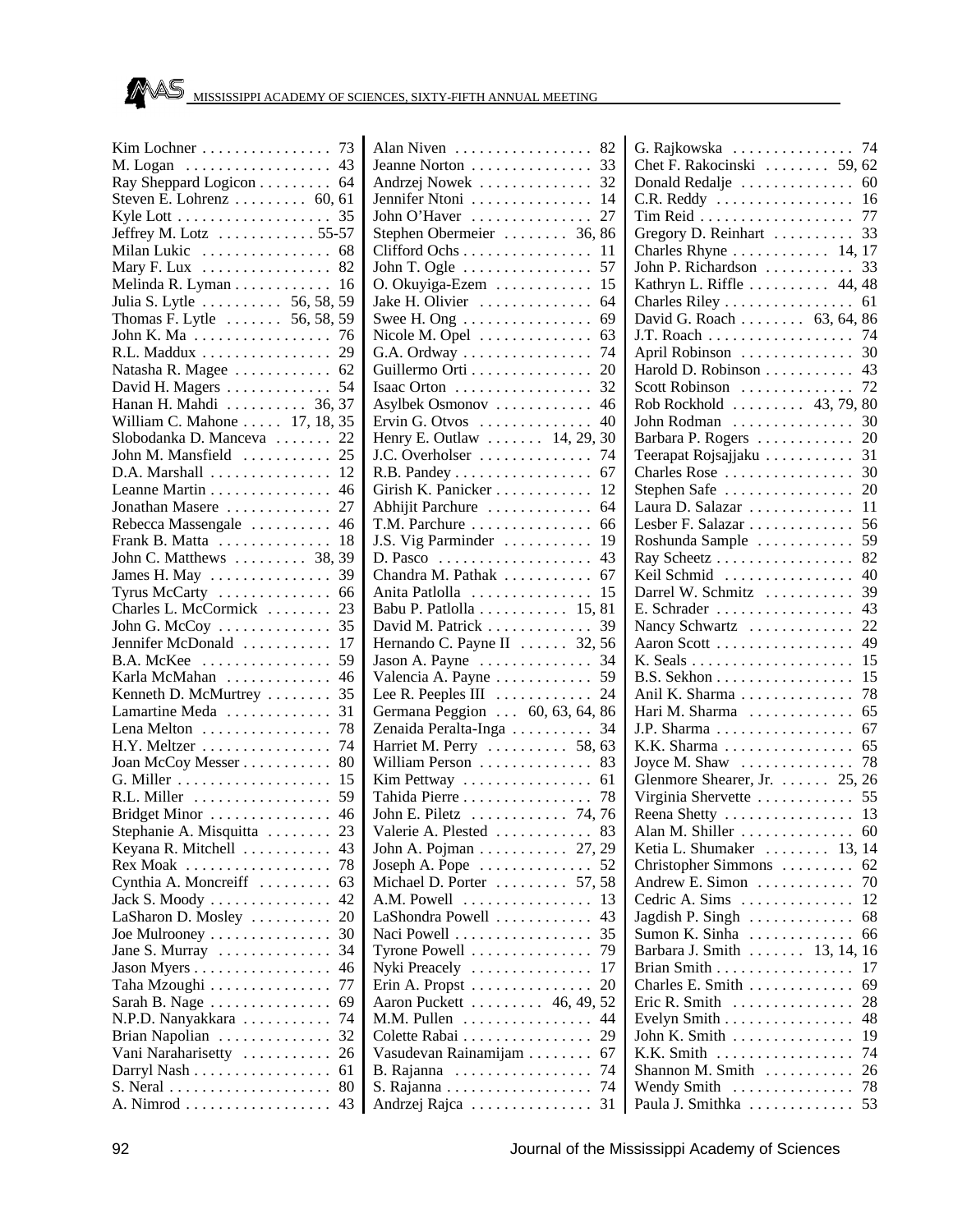Kim Lochner . . . . . . . . . . . . . . . . 73
M. Logan . . . . . . . . . . . . . . . . . 43
Ray Sheppard Logicon . . . . . . . . . 64
Steven E. Lohrenz . . . . . . . . . 60, 61
Kyle Lott . . . . . . . . . . . . . . . . . . . 35
Jeffrey M. Lotz . . . . . . . . . . . . 55-57
Milan Lukic . . . . . . . . . . . . . . . . 68
Mary F. Lux . . . . . . . . . . . . . . . . 82
Melinda R. Lyman . . . . . . . . . . . . 16
Julia S. Lytle . . . . . . . . . . 56, 58, 59
Thomas F. Lytle . . . . . . . 56, 58, 59
John K. Ma . . . . . . . . . . . . . . . . . 76
R.L. Maddux . . . . . . . . . . . . . . . . 29
Natasha R. Magee . . . . . . . . . . . . 62
David H. Magers . . . . . . . . . . . . . 54
Hanan H. Mahdi . . . . . . . . . . 36, 37
William C. Mahone . . . . . 17, 18, 35
Slobodanka D. Manceva . . . . . . . 22
John M. Mansfield . . . . . . . . . . . 25
D.A. Marshall . . . . . . . . . . . . . . . 12
Leanne Martin . . . . . . . . . . . . . . . 46
Jonathan Masere . . . . . . . . . . . . . 27
Rebecca Massengale . . . . . . . . . . 46
Frank B. Matta . . . . . . . . . . . . . . 18
John C. Matthews . . . . . . . . . 38, 39
James H. May . . . . . . . . . . . . . . . 39
Tyrus McCarty . . . . . . . . . . . . . . 66
Charles L. McCormick . . . . . . . . 23
John G. McCoy . . . . . . . . . . . . . . 35
Jennifer McDonald . . . . . . . . . . . 17
B.A. McKee . . . . . . . . . . . . . . . . 59
Karla McMahan . . . . . . . . . . . . . 46
Kenneth D. McMurtrey . . . . . . . . 35
Lamartine Meda . . . . . . . . . . . . . 31
Lena Melton . . . . . . . . . . . . . . . . 78
H.Y. Meltzer . . . . . . . . . . . . . . . . 74
Joan McCoy Messer . . . . . . . . . . . 80
G. Miller . . . . . . . . . . . . . . . . . . . 15
R.L. Miller . . . . . . . . . . . . . . . . . 59
Bridget Minor . . . . . . . . . . . . . . . 46
Stephanie A. Misquitta . . . . . . . . 23
Keyana R. Mitchell . . . . . . . . . . . 43
Rex Moak . . . . . . . . . . . . . . . . . . 78
Cynthia A. Moncreiff . . . . . . . . . 63
Jack S. Moody . . . . . . . . . . . . . . . 42
LaSharon D. Mosley . . . . . . . . . . 20
Joe Mulrooney . . . . . . . . . . . . . . . 30
Jane S. Murray . . . . . . . . . . . . . . 34
Jason Myers . . . . . . . . . . . . . . . . . 46
Taha Mzoughi . . . . . . . . . . . . . . . 77
Sarah B. Nage . . . . . . . . . . . . . . . 69
N.P.D. Nanyakkara . . . . . . . . . . . 74
Brian Napolian . . . . . . . . . . . . . . 32
Vani Naraharisetty . . . . . . . . . . . 26
Darryl Nash . . . . . . . . . . . . . . . . . 61
S. Neral . . . . . . . . . . . . . . . . . . . . 80
A. Nimrod . . . . . . . . . . . . . . . . . . 43
Alan Niven . . . . . . . . . . . . . . . . . 82
Jeanne Norton . . . . . . . . . . . . . . . 33
Andrzej Nowek . . . . . . . . . . . . . . 32
Jennifer Ntoni . . . . . . . . . . . . . . . 14
John O'Haver . . . . . . . . . . . . . . . 27
Stephen Obermeier . . . . . . . . 36, 86
Clifford Ochs . . . . . . . . . . . . . . . . 11
John T. Ogle . . . . . . . . . . . . . . . . 57
O. Okuyiga-Ezem . . . . . . . . . . . . 15
Jake H. Olivier . . . . . . . . . . . . . . 64
Swee H. Ong . . . . . . . . . . . . . . . . 69
Nicole M. Opel . . . . . . . . . . . . . . 63
G.A. Ordway . . . . . . . . . . . . . . . . 74
Guillermo Orti . . . . . . . . . . . . . . . 20
Isaac Orton . . . . . . . . . . . . . . . . . 32
Asylbek Osmonov . . . . . . . . . . . . 46
Ervin G. Otvos . . . . . . . . . . . . . . 40
Henry E. Outlaw . . . . . . . 14, 29, 30
J.C. Overholser . . . . . . . . . . . . . . 74
R.B. Pandey . . . . . . . . . . . . . . . . . 67
Girish K. Panicker . . . . . . . . . . . . 12
Abhijit Parchure . . . . . . . . . . . . . 64
T.M. Parchure . . . . . . . . . . . . . . . 66
J.S. Vig Parminder . . . . . . . . . . . 19
D. Pasco . . . . . . . . . . . . . . . . . . . 43
Chandra M. Pathak . . . . . . . . . . . 67
Anita Patlolla . . . . . . . . . . . . . . . 15
Babu P. Patlolla . . . . . . . . . . . 15, 81
David M. Patrick . . . . . . . . . . . . . 39
Hernando C. Payne II . . . . . . 32, 56
Jason A. Payne . . . . . . . . . . . . . . 34
Valencia A. Payne . . . . . . . . . . . . 59
Lee R. Peeples III . . . . . . . . . . . . 24
Germana Peggion . . . 60, 63, 64, 86
Zenaida Peralta-Inga . . . . . . . . . . 34
Harriet M. Perry . . . . . . . . . . 58, 63
William Person . . . . . . . . . . . . . . 83
Kim Pettway . . . . . . . . . . . . . . . . 61
Tahida Pierre . . . . . . . . . . . . . . . . 78
John E. Piletz . . . . . . . . . . . . 74, 76
Valerie A. Plested . . . . . . . . . . . . 83
John A. Pojman . . . . . . . . . . . 27, 29
Joseph A. Pope . . . . . . . . . . . . . . 52
Michael D. Porter . . . . . . . . . 57, 58
A.M. Powell . . . . . . . . . . . . . . . . 13
LaShondra Powell . . . . . . . . . . . . 43
Naci Powell . . . . . . . . . . . . . . . . . 35
Tyrone Powell . . . . . . . . . . . . . . . 79
Nyki Preacely . . . . . . . . . . . . . . . 17
Erin A. Propst . . . . . . . . . . . . . . . 20
Aaron Puckett . . . . . . . . . 46, 49, 52
M.M. Pullen . . . . . . . . . . . . . . . . 44
Colette Rabai . . . . . . . . . . . . . . . . 29
Vasudevan Rainamijam . . . . . . . . 67
B. Rajanna . . . . . . . . . . . . . . . . . 74
S. Rajanna . . . . . . . . . . . . . . . . . . 74
Andrzej Rajca . . . . . . . . . . . . . . . 31
G. Rajkowska . . . . . . . . . . . . . . . 74
Chet F. Rakocinski . . . . . . . . 59, 62
Donald Redalje . . . . . . . . . . . . . . 60
C.R. Reddy . . . . . . . . . . . . . . . . . 16
Tim Reid . . . . . . . . . . . . . . . . . . . 77
Gregory D. Reinhart . . . . . . . . . . 33
Charles Rhyne . . . . . . . . . . . . 14, 17
John P. Richardson . . . . . . . . . . . 33
Kathryn L. Riffle . . . . . . . . . . 44, 48
Charles Riley . . . . . . . . . . . . . . . . 61
David G. Roach . . . . . . . . 63, 64, 86
J.T. Roach . . . . . . . . . . . . . . . . . . 74
April Robinson . . . . . . . . . . . . . . 30
Harold D. Robinson . . . . . . . . . . . 43
Scott Robinson . . . . . . . . . . . . . . 72
Rob Rockhold . . . . . . . . . 43, 79, 80
John Rodman . . . . . . . . . . . . . . . 30
Barbara P. Rogers . . . . . . . . . . . . 20
Teerapat Rojsajjaku . . . . . . . . . . . 31
Charles Rose . . . . . . . . . . . . . . . . 30
Stephen Safe . . . . . . . . . . . . . . . . 20
Laura D. Salazar . . . . . . . . . . . . . 11
Lesber F. Salazar . . . . . . . . . . . . . 56
Roshunda Sample . . . . . . . . . . . . 59
Ray Scheetz . . . . . . . . . . . . . . . . . 82
Keil Schmid . . . . . . . . . . . . . . . . 40
Darrel W. Schmitz . . . . . . . . . . . 39
E. Schrader . . . . . . . . . . . . . . . . . 43
Nancy Schwartz . . . . . . . . . . . . . 22
Aaron Scott . . . . . . . . . . . . . . . . . 49
K. Seals . . . . . . . . . . . . . . . . . . . . 15
B.S. Sekhon . . . . . . . . . . . . . . . . . 15
Anil K. Sharma . . . . . . . . . . . . . . 78
Hari M. Sharma . . . . . . . . . . . . . 65
J.P. Sharma . . . . . . . . . . . . . . . . . 67
K.K. Sharma . . . . . . . . . . . . . . . . 65
Joyce M. Shaw . . . . . . . . . . . . . . 78
Glenmore Shearer, Jr. . . . . . . 25, 26
Virginia Shervette . . . . . . . . . . . . 55
Reena Shetty . . . . . . . . . . . . . . . . 13
Alan M. Shiller . . . . . . . . . . . . . . 60
Ketia L. Shumaker . . . . . . . . 13, 14
Christopher Simmons . . . . . . . . . 62
Andrew E. Simon . . . . . . . . . . . . 70
Cedric A. Sims . . . . . . . . . . . . . . 12
Jagdish P. Singh . . . . . . . . . . . . . 68
Sumon K. Sinha . . . . . . . . . . . . . 66
Barbara J. Smith . . . . . . . 13, 14, 16
Brian Smith . . . . . . . . . . . . . . . . . 17
Charles E. Smith . . . . . . . . . . . . . 69
Eric R. Smith . . . . . . . . . . . . . . . 28
Evelyn Smith . . . . . . . . . . . . . . . . 48
John K. Smith . . . . . . . . . . . . . . . 19
K.K. Smith . . . . . . . . . . . . . . . . . 74
Shannon M. Smith . . . . . . . . . . . 26
Wendy Smith . . . . . . . . . . . . . . . 78
Paula J. Smithka . . . . . . . . . . . . . 53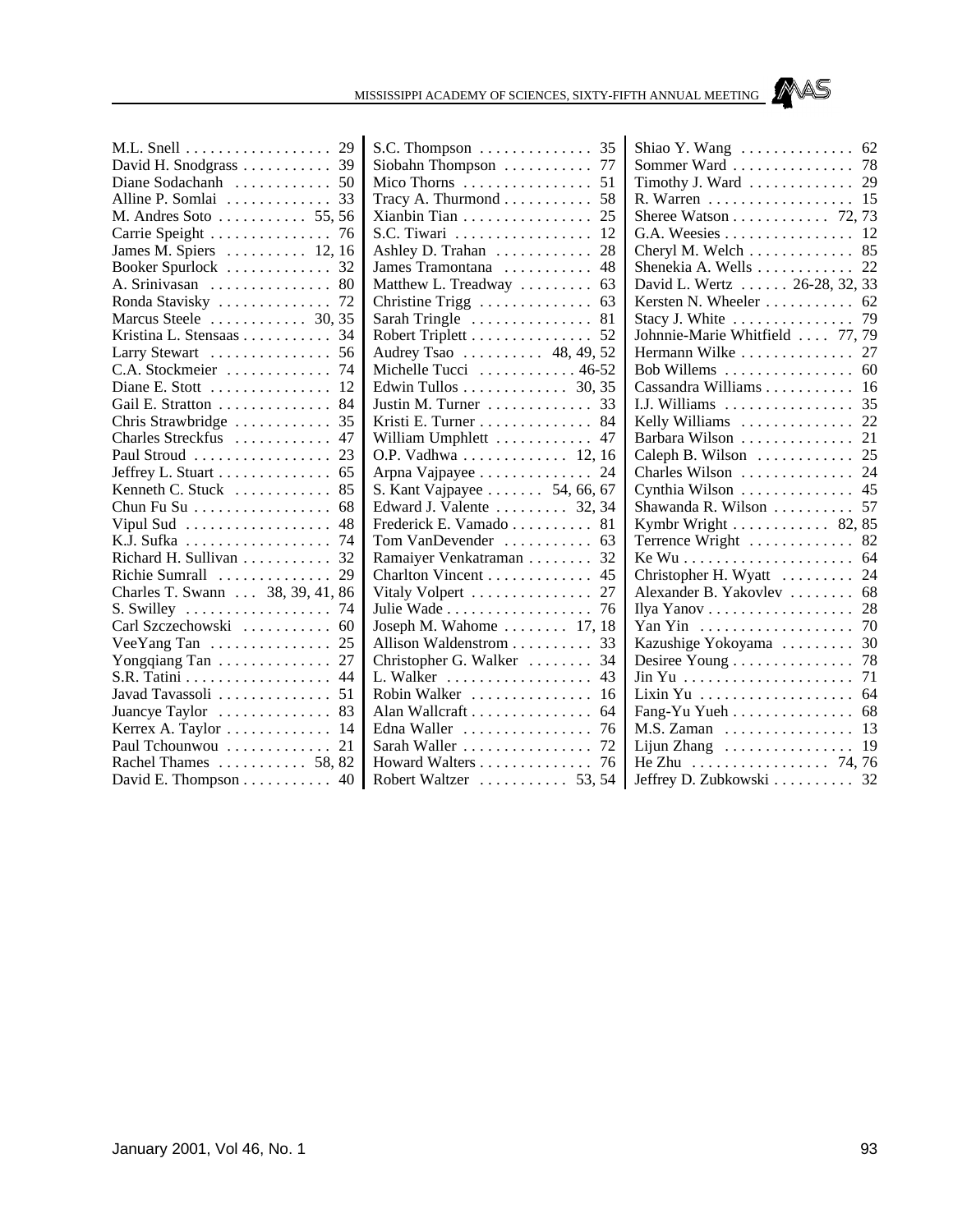M.L. Snell . . . . . . . . . . . . . . . . . 29
David H. Snodgrass . . . . . . . . . . . 39
Diane Sodachanh . . . . . . . . . . . . 50
Alline P. Somlai . . . . . . . . . . . . . 33
M. Andres Soto . . . . . . . . . . . 55, 56
Carrie Speight . . . . . . . . . . . . . . . 76
James M. Spiers . . . . . . . . . . 12, 16
Booker Spurlock . . . . . . . . . . . . . 32
A. Srinivasan . . . . . . . . . . . . . . . 80
Ronda Stavisky . . . . . . . . . . . . . . 72
Marcus Steele . . . . . . . . . . . . 30, 35
Kristina L. Stensaas . . . . . . . . . . . 34
Larry Stewart . . . . . . . . . . . . . . . 56
C.A. Stockmeier . . . . . . . . . . . . . 74
Diane E. Stott . . . . . . . . . . . . . . . 12
Gail E. Stratton . . . . . . . . . . . . . . 84
Chris Strawbridge . . . . . . . . . . . . 35
Charles Streckfus . . . . . . . . . . . . 47
Paul Stroud . . . . . . . . . . . . . . . . . 23
Jeffrey L. Stuart . . . . . . . . . . . . . . 65
Kenneth C. Stuck . . . . . . . . . . . . 85
Chun Fu Su . . . . . . . . . . . . . . . . . 68
Vipul Sud . . . . . . . . . . . . . . . . . . 48
K.J. Sufka . . . . . . . . . . . . . . . . . . 74
Richard H. Sullivan . . . . . . . . . . . 32
Richie Sumrall . . . . . . . . . . . . . . 29
Charles T. Swann . . . 38, 39, 41, 86
S. Swilley . . . . . . . . . . . . . . . . . . 74
Carl Szczechowski . . . . . . . . . . . 60
VeeYang Tan . . . . . . . . . . . . . . . 25
Yongqiang Tan . . . . . . . . . . . . . . 27
S.R. Tatini . . . . . . . . . . . . . . . . . . 44
Javad Tavassoli . . . . . . . . . . . . . . 51
Juancye Taylor . . . . . . . . . . . . . . 83
Kerrex A. Taylor . . . . . . . . . . . . . 14
Paul Tchounwou . . . . . . . . . . . . . 21
Rachel Thames . . . . . . . . . . . 58, 82
David E. Thompson . . . . . . . . . . . 40
S.C. Thompson . . . . . . . . . . . . . . 35
Siobahn Thompson . . . . . . . . . . . 77
Mico Thorns . . . . . . . . . . . . . . . . 51
Tracy A. Thurmond . . . . . . . . . . . 58
Xianbin Tian . . . . . . . . . . . . . . . . 25
S.C. Tiwari . . . . . . . . . . . . . . . . . 12
Ashley D. Trahan . . . . . . . . . . . . 28
James Tramontana . . . . . . . . . . . 48
Matthew L. Treadway . . . . . . . . . 63
Christine Trigg . . . . . . . . . . . . . . 63
Sarah Tringle . . . . . . . . . . . . . . . 81
Robert Triplett . . . . . . . . . . . . . . . 52
Audrey Tsao . . . . . . . . . . 48, 49, 52
Michelle Tucci . . . . . . . . . . . . 46-52
Edwin Tullos . . . . . . . . . . . . . 30, 35
Justin M. Turner . . . . . . . . . . . . . 33
Kristi E. Turner . . . . . . . . . . . . . . 84
William Umphlett . . . . . . . . . . . . 47
O.P. Vadhwa . . . . . . . . . . . . . 12, 16
Arpna Vajpayee . . . . . . . . . . . . . . 24
S. Kant Vajpayee . . . . . . . 54, 66, 67
Edward J. Valente . . . . . . . . . 32, 34
Frederick E. Vamado . . . . . . . . . . 81
Tom VanDevender . . . . . . . . . . . 63
Ramaiyer Venkatraman . . . . . . . . 32
Charlton Vincent . . . . . . . . . . . . . 45
Vitaly Volpert . . . . . . . . . . . . . . . 27
Julie Wade . . . . . . . . . . . . . . . . . . 76
Joseph M. Wahome . . . . . . . . 17, 18
Allison Waldenstrom . . . . . . . . . . 33
Christopher G. Walker . . . . . . . . 34
L. Walker . . . . . . . . . . . . . . . . . . 43
Robin Walker . . . . . . . . . . . . . . . 16
Alan Wallcraft . . . . . . . . . . . . . . . 64
Edna Waller . . . . . . . . . . . . . . . . 76
Sarah Waller . . . . . . . . . . . . . . . . 72
Howard Walters . . . . . . . . . . . . . . 76
Robert Waltzer . . . . . . . . . . . 53, 54
Shiao Y. Wang . . . . . . . . . . . . . . 62
Sommer Ward . . . . . . . . . . . . . . . 78
Timothy J. Ward . . . . . . . . . . . . . 29
R. Warren . . . . . . . . . . . . . . . . . . 15
Sheree Watson . . . . . . . . . . . . 72, 73
G.A. Weesies . . . . . . . . . . . . . . . . 12
Cheryl M. Welch . . . . . . . . . . . . . 85
Shenekia A. Wells . . . . . . . . . . . . 22
David L. Wertz . . . . . . 26-28, 32, 33
Kersten N. Wheeler . . . . . . . . . . . 62
Stacy J. White . . . . . . . . . . . . . . . 79
Johnnie-Marie Whitfield . . . . 77, 79
Hermann Wilke . . . . . . . . . . . . . . 27
Bob Willems . . . . . . . . . . . . . . . . 60
Cassandra Williams . . . . . . . . . . . 16
I.J. Williams . . . . . . . . . . . . . . . . 35
Kelly Williams . . . . . . . . . . . . . . 22
Barbara Wilson . . . . . . . . . . . . . . 21
Caleph B. Wilson . . . . . . . . . . . . 25
Charles Wilson . . . . . . . . . . . . . . 24
Cynthia Wilson . . . . . . . . . . . . . . 45
Shawanda R. Wilson . . . . . . . . . . 57
Kymbr Wright . . . . . . . . . . . . 82, 85
Terrence Wright . . . . . . . . . . . . . 82
Ke Wu . . . . . . . . . . . . . . . . . . . . . 64
Christopher H. Wyatt . . . . . . . . . 24
Alexander B. Yakovlev . . . . . . . . 68
Ilya Yanov . . . . . . . . . . . . . . . . . . 28
Yan Yin . . . . . . . . . . . . . . . . . . . 70
Kazushige Yokoyama . . . . . . . . . 30
Desiree Young . . . . . . . . . . . . . . . 78
Jin Yu . . . . . . . . . . . . . . . . . . . . . 71
Lixin Yu . . . . . . . . . . . . . . . . . . . 64
Fang-Yu Yueh . . . . . . . . . . . . . . . 68
M.S. Zaman . . . . . . . . . . . . . . . . 13
Lijun Zhang . . . . . . . . . . . . . . . . 19
He Zhu . . . . . . . . . . . . . . . . . 74, 76
Jeffrey D. Zubkowski . . . . . . . . . . 32